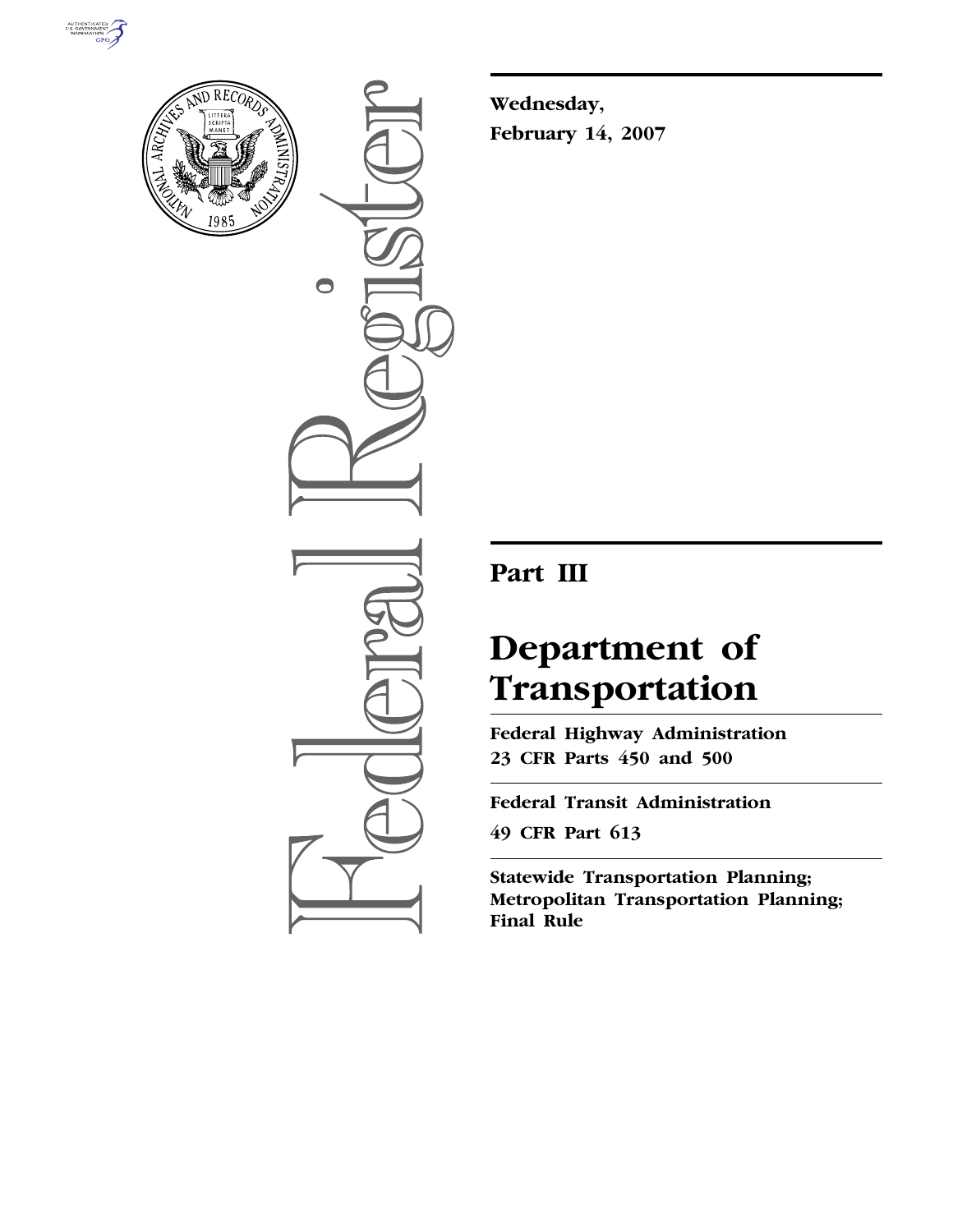**Wednesday,**
**February 14, 2007**

# Part III

# Department of Transportation

**Federal Highway Administration**
**23 CFR Parts 450 and 500**

**Federal Transit Administration**
**49 CFR Part 613**

**Statewide Transportation Planning; Metropolitan Transportation Planning; Final Rule**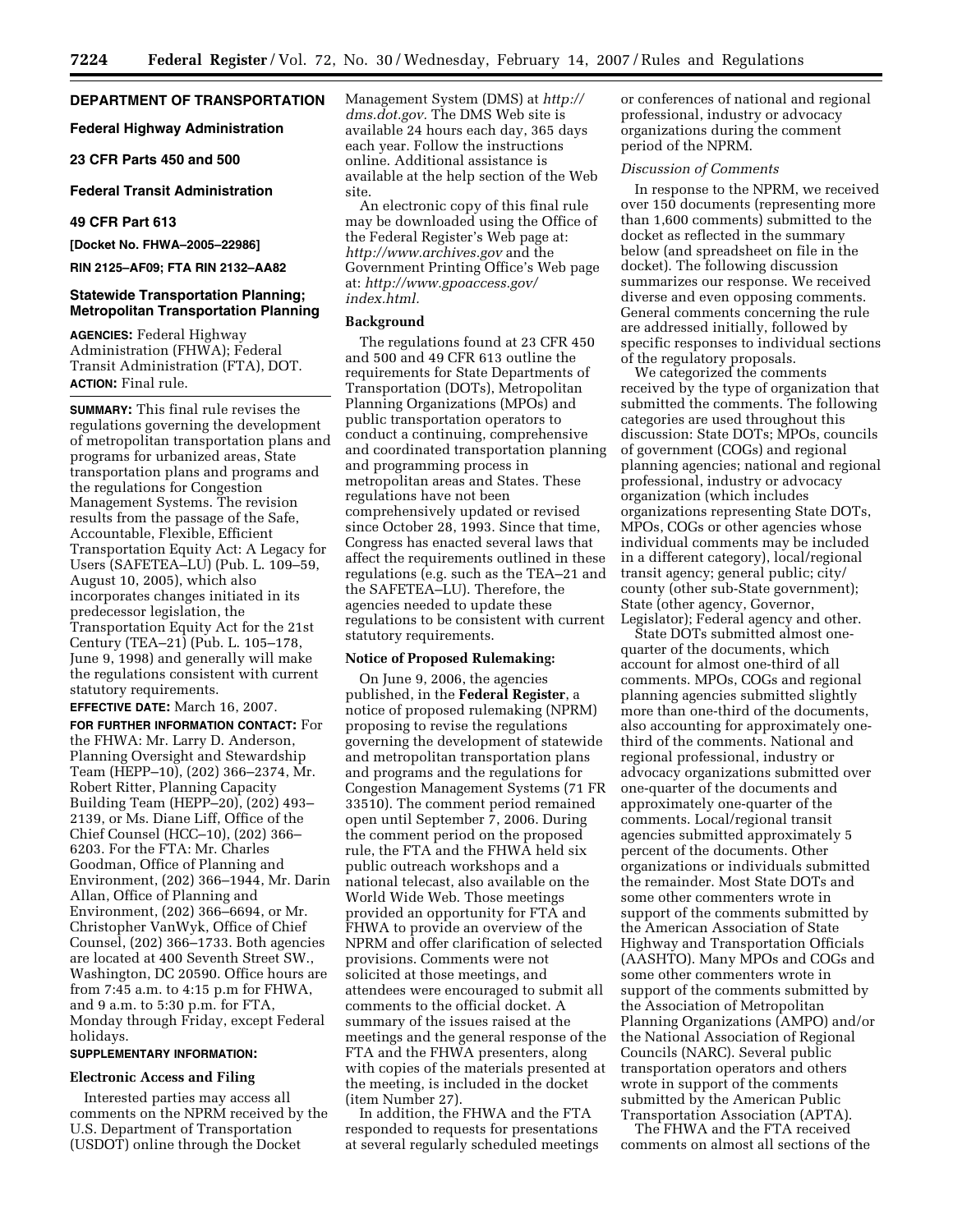**DEPARTMENT OF TRANSPORTATION**

**Federal Highway Administration**

**23 CFR Parts 450 and 500**

**Federal Transit Administration**

**49 CFR Part 613**

**[Docket No. FHWA–2005–22986]**

**RIN 2125–AF09; FTA RIN 2132–AA82**

## Statewide Transportation Planning; Metropolitan Transportation Planning

**AGENCIES:** Federal Highway Administration (FHWA); Federal Transit Administration (FTA), DOT.

**ACTION:** Final rule.

**SUMMARY:** This final rule revises the regulations governing the development of metropolitan transportation plans and programs for urbanized areas, State transportation plans and programs and the regulations for Congestion Management Systems. The revision results from the passage of the Safe, Accountable, Flexible, Efficient Transportation Equity Act: A Legacy for Users (SAFETEA–LU) (Pub. L. 109–59, August 10, 2005), which also incorporates changes initiated in its predecessor legislation, the Transportation Equity Act for the 21st Century (TEA–21) (Pub. L. 105–178, June 9, 1998) and generally will make the regulations consistent with current statutory requirements.

**EFFECTIVE DATE:** March 16, 2007.

**FOR FURTHER INFORMATION CONTACT:** For the FHWA: Mr. Larry D. Anderson, Planning Oversight and Stewardship Team (HEPP–10), (202) 366–2374, Mr. Robert Ritter, Planning Capacity Building Team (HEPP–20), (202) 493–2139, or Ms. Diane Liff, Office of the Chief Counsel (HCC–10), (202) 366–6203. For the FTA: Mr. Charles Goodman, Office of Planning and Environment, (202) 366–1944, Mr. Darin Allan, Office of Planning and Environment, (202) 366–6694, or Mr. Christopher VanWyk, Office of Chief Counsel, (202) 366–1733. Both agencies are located at 400 Seventh Street SW., Washington, DC 20590. Office hours are from 7:45 a.m. to 4:15 p.m for FHWA, and 9 a.m. to 5:30 p.m. for FTA, Monday through Friday, except Federal holidays.

**SUPPLEMENTARY INFORMATION:**

### Electronic Access and Filing

Interested parties may access all comments on the NPRM received by the U.S. Department of Transportation (USDOT) online through the Docket Management System (DMS) at *http://dms.dot.gov.* The DMS Web site is available 24 hours each day, 365 days each year. Follow the instructions online. Additional assistance is available at the help section of the Web site.

An electronic copy of this final rule may be downloaded using the Office of the Federal Register's Web page at: *http://www.archives.gov* and the Government Printing Office's Web page at: *http://www.gpoaccess.gov/index.html.*

### Background

The regulations found at 23 CFR 450 and 500 and 49 CFR 613 outline the requirements for State Departments of Transportation (DOTs), Metropolitan Planning Organizations (MPOs) and public transportation operators to conduct a continuing, comprehensive and coordinated transportation planning and programming process in metropolitan areas and States. These regulations have not been comprehensively updated or revised since October 28, 1993. Since that time, Congress has enacted several laws that affect the requirements outlined in these regulations (e.g. such as the TEA–21 and the SAFETEA–LU). Therefore, the agencies needed to update these regulations to be consistent with current statutory requirements.

### Notice of Proposed Rulemaking:

On June 9, 2006, the agencies published, in the **Federal Register**, a notice of proposed rulemaking (NPRM) proposing to revise the regulations governing the development of statewide and metropolitan transportation plans and programs and the regulations for Congestion Management Systems (71 FR 33510). The comment period remained open until September 7, 2006. During the comment period on the proposed rule, the FTA and the FHWA held six public outreach workshops and a national telecast, also available on the World Wide Web. Those meetings provided an opportunity for FTA and FHWA to provide an overview of the NPRM and offer clarification of selected provisions. Comments were not solicited at those meetings, and attendees were encouraged to submit all comments to the official docket. A summary of the issues raised at the meetings and the general response of the FTA and the FHWA presenters, along with copies of the materials presented at the meeting, is included in the docket (item Number 27).

In addition, the FHWA and the FTA responded to requests for presentations at several regularly scheduled meetings or conferences of national and regional professional, industry or advocacy organizations during the comment period of the NPRM.

*Discussion of Comments*

In response to the NPRM, we received over 150 documents (representing more than 1,600 comments) submitted to the docket as reflected in the summary below (and spreadsheet on file in the docket). The following discussion summarizes our response. We received diverse and even opposing comments. General comments concerning the rule are addressed initially, followed by specific responses to individual sections of the regulatory proposals.

We categorized the comments received by the type of organization that submitted the comments. The following categories are used throughout this discussion: State DOTs; MPOs, councils of government (COGs) and regional planning agencies; national and regional professional, industry or advocacy organization (which includes organizations representing State DOTs, MPOs, COGs or other agencies whose individual comments may be included in a different category), local/regional transit agency; general public; city/county (other sub-State government); State (other agency, Governor, Legislator); Federal agency and other.

State DOTs submitted almost one-quarter of the documents, which account for almost one-third of all comments. MPOs, COGs and regional planning agencies submitted slightly more than one-third of the documents, also accounting for approximately one-third of the comments. National and regional professional, industry or advocacy organizations submitted over one-quarter of the documents and approximately one-quarter of the comments. Local/regional transit agencies submitted approximately 5 percent of the documents. Other organizations or individuals submitted the remainder. Most State DOTs and some other commenters wrote in support of the comments submitted by the American Association of State Highway and Transportation Officials (AASHTO). Many MPOs and COGs and some other commenters wrote in support of the comments submitted by the Association of Metropolitan Planning Organizations (AMPO) and/or the National Association of Regional Councils (NARC). Several public transportation operators and others wrote in support of the comments submitted by the American Public Transportation Association (APTA).

The FHWA and the FTA received comments on almost all sections of the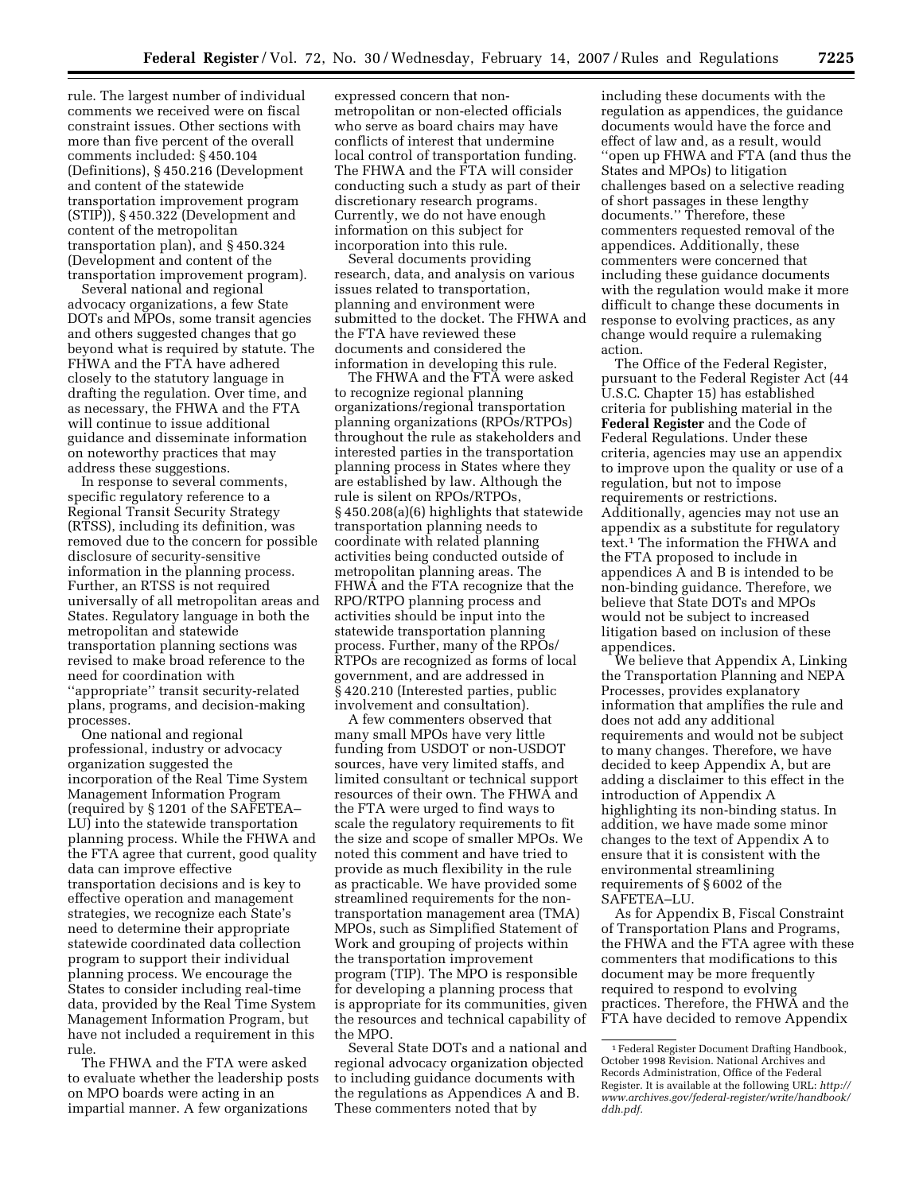rule. The largest number of individual comments we received were on fiscal constraint issues. Other sections with more than five percent of the overall comments included: § 450.104 (Definitions), § 450.216 (Development and content of the statewide transportation improvement program (STIP)), § 450.322 (Development and content of the metropolitan transportation plan), and § 450.324 (Development and content of the transportation improvement program).

Several national and regional advocacy organizations, a few State DOTs and MPOs, some transit agencies and others suggested changes that go beyond what is required by statute. The FHWA and the FTA have adhered closely to the statutory language in drafting the regulation. Over time, and as necessary, the FHWA and the FTA will continue to issue additional guidance and disseminate information on noteworthy practices that may address these suggestions.

In response to several comments, specific regulatory reference to a Regional Transit Security Strategy (RTSS), including its definition, was removed due to the concern for possible disclosure of security-sensitive information in the planning process. Further, an RTSS is not required universally of all metropolitan areas and States. Regulatory language in both the metropolitan and statewide transportation planning sections was revised to make broad reference to the need for coordination with "appropriate" transit security-related plans, programs, and decision-making processes.

One national and regional professional, industry or advocacy organization suggested the incorporation of the Real Time System Management Information Program (required by § 1201 of the SAFETEA–LU) into the statewide transportation planning process. While the FHWA and the FTA agree that current, good quality data can improve effective transportation decisions and is key to effective operation and management strategies, we recognize each State's need to determine their appropriate statewide coordinated data collection program to support their individual planning process. We encourage the States to consider including real-time data, provided by the Real Time System Management Information Program, but have not included a requirement in this rule.

The FHWA and the FTA were asked to evaluate whether the leadership posts on MPO boards were acting in an impartial manner. A few organizations expressed concern that non-metropolitan or non-elected officials who serve as board chairs may have conflicts of interest that undermine local control of transportation funding. The FHWA and the FTA will consider conducting such a study as part of their discretionary research programs. Currently, we do not have enough information on this subject for incorporation into this rule.

Several documents providing research, data, and analysis on various issues related to transportation, planning and environment were submitted to the docket. The FHWA and the FTA have reviewed these documents and considered the information in developing this rule.

The FHWA and the FTA were asked to recognize regional planning organizations/regional transportation planning organizations (RPOs/RTPOs) throughout the rule as stakeholders and interested parties in the transportation planning process in States where they are established by law. Although the rule is silent on RPOs/RTPOs, § 450.208(a)(6) highlights that statewide transportation planning needs to coordinate with related planning activities being conducted outside of metropolitan planning areas. The FHWA and the FTA recognize that the RPO/RTPO planning process and activities should be input into the statewide transportation planning process. Further, many of the RPOs/RTPOs are recognized as forms of local government, and are addressed in § 420.210 (Interested parties, public involvement and consultation).

A few commenters observed that many small MPOs have very little funding from USDOT or non-USDOT sources, have very limited staffs, and limited consultant or technical support resources of their own. The FHWA and the FTA were urged to find ways to scale the regulatory requirements to fit the size and scope of smaller MPOs. We noted this comment and have tried to provide as much flexibility in the rule as practicable. We have provided some streamlined requirements for the non-transportation management area (TMA) MPOs, such as Simplified Statement of Work and grouping of projects within the transportation improvement program (TIP). The MPO is responsible for developing a planning process that is appropriate for its communities, given the resources and technical capability of the MPO.

Several State DOTs and a national and regional advocacy organization objected to including guidance documents with the regulations as Appendices A and B. These commenters noted that by including these documents with the regulation as appendices, the guidance documents would have the force and effect of law and, as a result, would "open up FHWA and FTA (and thus the States and MPOs) to litigation challenges based on a selective reading of short passages in these lengthy documents." Therefore, these commenters requested removal of the appendices. Additionally, these commenters were concerned that including these guidance documents with the regulation would make it more difficult to change these documents in response to evolving practices, as any change would require a rulemaking action.

The Office of the Federal Register, pursuant to the Federal Register Act (44 U.S.C. Chapter 15) has established criteria for publishing material in the **Federal Register** and the Code of Federal Regulations. Under these criteria, agencies may use an appendix to improve upon the quality or use of a regulation, but not to impose requirements or restrictions. Additionally, agencies may not use an appendix as a substitute for regulatory text.[1] The information the FHWA and the FTA proposed to include in appendices A and B is intended to be non-binding guidance. Therefore, we believe that State DOTs and MPOs would not be subject to increased litigation based on inclusion of these appendices.

We believe that Appendix A, Linking the Transportation Planning and NEPA Processes, provides explanatory information that amplifies the rule and does not add any additional requirements and would not be subject to many changes. Therefore, we have decided to keep Appendix A, but are adding a disclaimer to this effect in the introduction of Appendix A highlighting its non-binding status. In addition, we have made some minor changes to the text of Appendix A to ensure that it is consistent with the environmental streamlining requirements of § 6002 of the SAFETEA–LU.

As for Appendix B, Fiscal Constraint of Transportation Plans and Programs, the FHWA and the FTA agree with these commenters that modifications to this document may be more frequently required to respond to evolving practices. Therefore, the FHWA and the FTA have decided to remove Appendix

[1] Federal Register Document Drafting Handbook, October 1998 Revision. National Archives and Records Administration, Office of the Federal Register. It is available at the following URL: *http://www.archives.gov/federal-register/write/handbook/ddh.pdf.*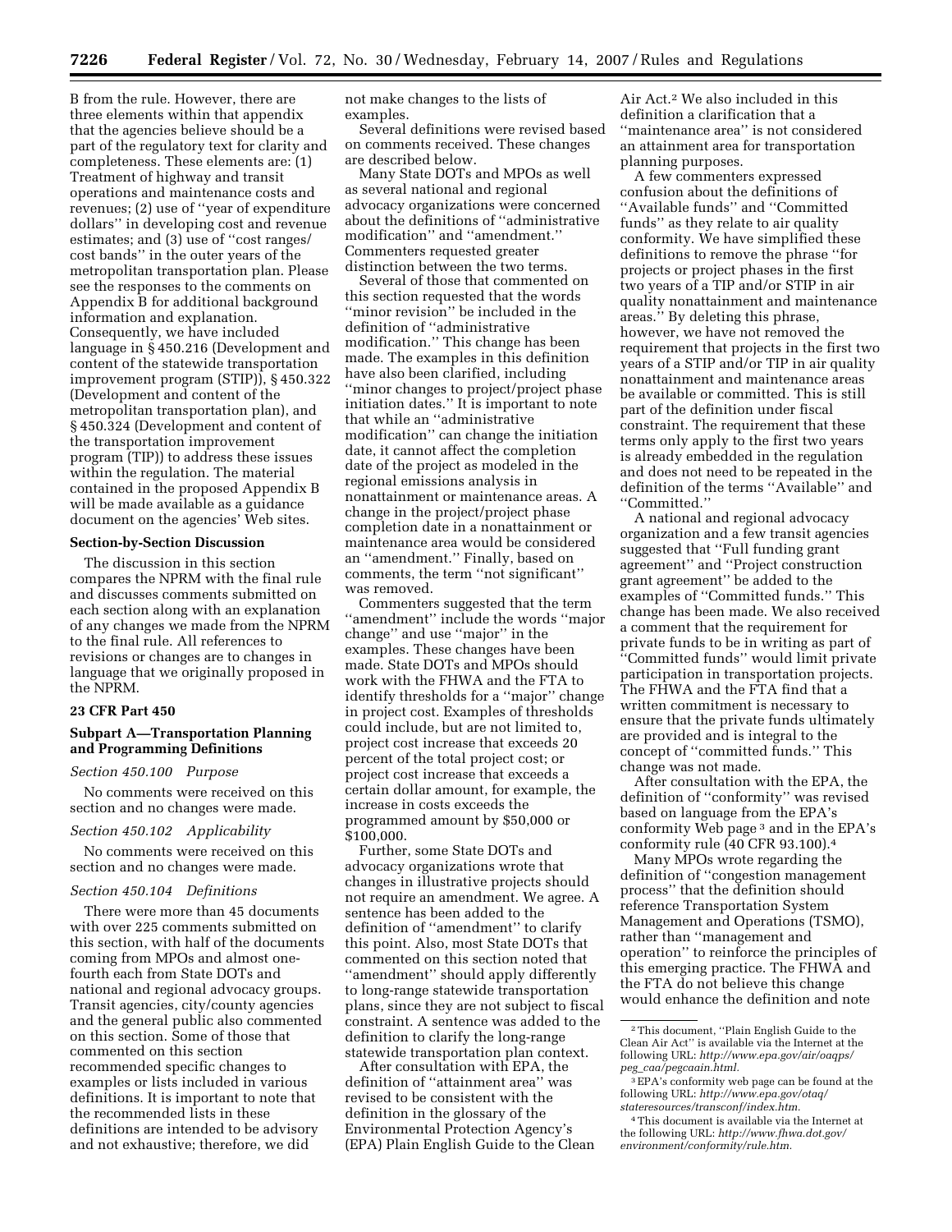B from the rule. However, there are three elements within that appendix that the agencies believe should be a part of the regulatory text for clarity and completeness. These elements are: (1) Treatment of highway and transit operations and maintenance costs and revenues; (2) use of "year of expenditure dollars" in developing cost and revenue estimates; and (3) use of "cost ranges/cost bands" in the outer years of the metropolitan transportation plan. Please see the responses to the comments on Appendix B for additional background information and explanation. Consequently, we have included language in § 450.216 (Development and content of the statewide transportation improvement program (STIP)), § 450.322 (Development and content of the metropolitan transportation plan), and § 450.324 (Development and content of the transportation improvement program (TIP)) to address these issues within the regulation. The material contained in the proposed Appendix B will be made available as a guidance document on the agencies' Web sites.

**Section-by-Section Discussion**

The discussion in this section compares the NPRM with the final rule and discusses comments submitted on each section along with an explanation of any changes we made from the NPRM to the final rule. All references to revisions or changes are to changes in language that we originally proposed in the NPRM.

**23 CFR Part 450**

**Subpart A—Transportation Planning and Programming Definitions**

*Section 450.100 Purpose*

No comments were received on this section and no changes were made.

*Section 450.102 Applicability*

No comments were received on this section and no changes were made.

*Section 450.104 Definitions*

There were more than 45 documents with over 225 comments submitted on this section, with half of the documents coming from MPOs and almost one-fourth each from State DOTs and national and regional advocacy groups. Transit agencies, city/county agencies and the general public also commented on this section. Some of those that commented on this section recommended specific changes to examples or lists included in various definitions. It is important to note that the recommended lists in these definitions are intended to be advisory and not exhaustive; therefore, we did not make changes to the lists of examples.

Several definitions were revised based on comments received. These changes are described below.

Many State DOTs and MPOs as well as several national and regional advocacy organizations were concerned about the definitions of "administrative modification" and "amendment." Commenters requested greater distinction between the two terms.

Several of those that commented on this section requested that the words "minor revision" be included in the definition of "administrative modification." This change has been made. The examples in this definition have also been clarified, including "minor changes to project/project phase initiation dates." It is important to note that while an "administrative modification" can change the initiation date, it cannot affect the completion date of the project as modeled in the regional emissions analysis in nonattainment or maintenance areas. A change in the project/project phase completion date in a nonattainment or maintenance area would be considered an "amendment." Finally, based on comments, the term "not significant" was removed.

Commenters suggested that the term "amendment" include the words "major change" and use "major" in the examples. These changes have been made. State DOTs and MPOs should work with the FHWA and the FTA to identify thresholds for a "major" change in project cost. Examples of thresholds could include, but are not limited to, project cost increase that exceeds 20 percent of the total project cost; or project cost increase that exceeds a certain dollar amount, for example, the increase in costs exceeds the programmed amount by $50,000 or $100,000.

Further, some State DOTs and advocacy organizations wrote that changes in illustrative projects should not require an amendment. We agree. A sentence has been added to the definition of "amendment" to clarify this point. Also, most State DOTs that commented on this section noted that "amendment" should apply differently to long-range statewide transportation plans, since they are not subject to fiscal constraint. A sentence was added to the definition to clarify the long-range statewide transportation plan context.

After consultation with EPA, the definition of "attainment area" was revised to be consistent with the definition in the glossary of the Environmental Protection Agency's (EPA) Plain English Guide to the Clean Air Act.[2] We also included in this definition a clarification that a "maintenance area" is not considered an attainment area for transportation planning purposes.

A few commenters expressed confusion about the definitions of "Available funds" and "Committed funds" as they relate to air quality conformity. We have simplified these definitions to remove the phrase "for projects or project phases in the first two years of a TIP and/or STIP in air quality nonattainment and maintenance areas." By deleting this phrase, however, we have not removed the requirement that projects in the first two years of a STIP and/or TIP in air quality nonattainment and maintenance areas be available or committed. This is still part of the definition under fiscal constraint. The requirement that these terms only apply to the first two years is already embedded in the regulation and does not need to be repeated in the definition of the terms "Available" and "Committed."

A national and regional advocacy organization and a few transit agencies suggested that "Full funding grant agreement" and "Project construction grant agreement" be added to the examples of "Committed funds." This change has been made. We also received a comment that the requirement for private funds to be in writing as part of "Committed funds" would limit private participation in transportation projects. The FHWA and the FTA find that a written commitment is necessary to ensure that the private funds ultimately are provided and is integral to the concept of "committed funds." This change was not made.

After consultation with the EPA, the definition of "conformity" was revised based on language from the EPA's conformity Web page[3] and in the EPA's conformity rule (40 CFR 93.100).[4]

Many MPOs wrote regarding the definition of "congestion management process" that the definition should reference Transportation System Management and Operations (TSMO), rather than "management and operation" to reinforce the principles of this emerging practice. The FHWA and the FTA do not believe this change would enhance the definition and note

---

[2] This document, "Plain English Guide to the Clean Air Act" is available via the Internet at the following URL: *http://www.epa.gov/air/oaqps/peg_caa/pegcaain.html*.

[3] EPA's conformity web page can be found at the following URL: *http://www.epa.gov/otaq/stateresources/transconf/index.htm*.

[4] This document is available via the Internet at the following URL: *http://www.fhwa.dot.gov/environment/conformity/rule.htm*.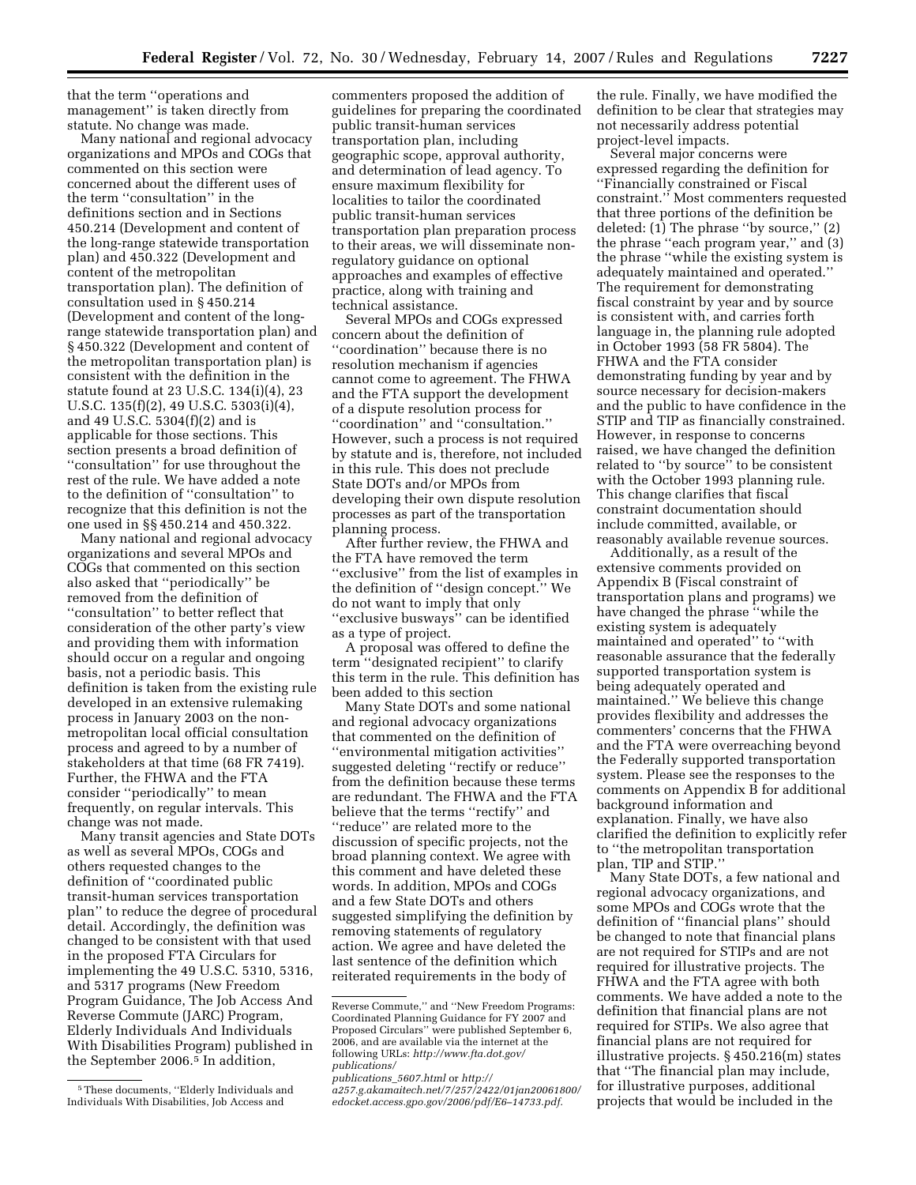that the term ''operations and management'' is taken directly from statute. No change was made.

Many national and regional advocacy organizations and MPOs and COGs that commented on this section were concerned about the different uses of the term ''consultation'' in the definitions section and in Sections 450.214 (Development and content of the long-range statewide transportation plan) and 450.322 (Development and content of the metropolitan transportation plan). The definition of consultation used in § 450.214 (Development and content of the long-range statewide transportation plan) and § 450.322 (Development and content of the metropolitan transportation plan) is consistent with the definition in the statute found at 23 U.S.C. 134(i)(4), 23 U.S.C. 135(f)(2), 49 U.S.C. 5303(i)(4), and 49 U.S.C. 5304(f)(2) and is applicable for those sections. This section presents a broad definition of ''consultation'' for use throughout the rest of the rule. We have added a note to the definition of ''consultation'' to recognize that this definition is not the one used in §§ 450.214 and 450.322.

Many national and regional advocacy organizations and several MPOs and COGs that commented on this section also asked that ''periodically'' be removed from the definition of ''consultation'' to better reflect that consideration of the other party's view and providing them with information should occur on a regular and ongoing basis, not a periodic basis. This definition is taken from the existing rule developed in an extensive rulemaking process in January 2003 on the non-metropolitan local official consultation process and agreed to by a number of stakeholders at that time (68 FR 7419). Further, the FHWA and the FTA consider ''periodically'' to mean frequently, on regular intervals. This change was not made.

Many transit agencies and State DOTs as well as several MPOs, COGs and others requested changes to the definition of ''coordinated public transit-human services transportation plan'' to reduce the degree of procedural detail. Accordingly, the definition was changed to be consistent with that used in the proposed FTA Circulars for implementing the 49 U.S.C. 5310, 5316, and 5317 programs (New Freedom Program Guidance, The Job Access And Reverse Commute (JARC) Program, Elderly Individuals And Individuals With Disabilities Program) published in the September 2006.[5] In addition, commenters proposed the addition of guidelines for preparing the coordinated public transit-human services transportation plan, including geographic scope, approval authority, and determination of lead agency. To ensure maximum flexibility for localities to tailor the coordinated public transit-human services transportation plan preparation process to their areas, we will disseminate non-regulatory guidance on optional approaches and examples of effective practice, along with training and technical assistance.

Several MPOs and COGs expressed concern about the definition of ''coordination'' because there is no resolution mechanism if agencies cannot come to agreement. The FHWA and the FTA support the development of a dispute resolution process for ''coordination'' and ''consultation.'' However, such a process is not required by statute and is, therefore, not included in this rule. This does not preclude State DOTs and/or MPOs from developing their own dispute resolution processes as part of the transportation planning process.

After further review, the FHWA and the FTA have removed the term ''exclusive'' from the list of examples in the definition of ''design concept.'' We do not want to imply that only ''exclusive busways'' can be identified as a type of project.

A proposal was offered to define the term ''designated recipient'' to clarify this term in the rule. This definition has been added to this section

Many State DOTs and some national and regional advocacy organizations that commented on the definition of ''environmental mitigation activities'' suggested deleting ''rectify or reduce'' from the definition because these terms are redundant. The FHWA and the FTA believe that the terms ''rectify'' and ''reduce'' are related more to the discussion of specific projects, not the broad planning context. We agree with this comment and have deleted these words. In addition, MPOs and COGs and a few State DOTs and others suggested simplifying the definition by removing statements of regulatory action. We agree and have deleted the last sentence of the definition which reiterated requirements in the body of the rule. Finally, we have modified the definition to be clear that strategies may not necessarily address potential project-level impacts.

Several major concerns were expressed regarding the definition for ''Financially constrained or Fiscal constraint.'' Most commenters requested that three portions of the definition be deleted: (1) The phrase ''by source,'' (2) the phrase ''each program year,'' and (3) the phrase ''while the existing system is adequately maintained and operated.'' The requirement for demonstrating fiscal constraint by year and by source is consistent with, and carries forth language in, the planning rule adopted in October 1993 (58 FR 5804). The FHWA and the FTA consider demonstrating funding by year and by source necessary for decision-makers and the public to have confidence in the STIP and TIP as financially constrained. However, in response to concerns raised, we have changed the definition related to ''by source'' to be consistent with the October 1993 planning rule. This change clarifies that fiscal constraint documentation should include committed, available, or reasonably available revenue sources.

Additionally, as a result of the extensive comments provided on Appendix B (Fiscal constraint of transportation plans and programs) we have changed the phrase ''while the existing system is adequately maintained and operated'' to ''with reasonable assurance that the federally supported transportation system is being adequately operated and maintained.'' We believe this change provides flexibility and addresses the commenters' concerns that the FHWA and the FTA were overreaching beyond the Federally supported transportation system. Please see the responses to the comments on Appendix B for additional background information and explanation. Finally, we have also clarified the definition to explicitly refer to ''the metropolitan transportation plan, TIP and STIP.''

Many State DOTs, a few national and regional advocacy organizations, and some MPOs and COGs wrote that the definition of ''financial plans'' should be changed to note that financial plans are not required for STIPs and are not required for illustrative projects. The FHWA and the FTA agree with both comments. We have added a note to the definition that financial plans are not required for STIPs. We also agree that financial plans are not required for illustrative projects. § 450.216(m) states that ''The financial plan may include, for illustrative purposes, additional projects that would be included in the

---

[5] These documents, ''Elderly Individuals and Individuals With Disabilities, Job Access and Reverse Commute,'' and ''New Freedom Programs: Coordinated Planning Guidance for FY 2007 and Proposed Circulars'' were published September 6, 2006, and are available via the internet at the following URLs: *http://www.fta.dot.gov/publications/publications_5607.html* or *http://a257.g.akamaitech.net/7/257/2422/01jan20061800/edocket.access.gpo.gov/2006/pdf/E6–14733.pdf.*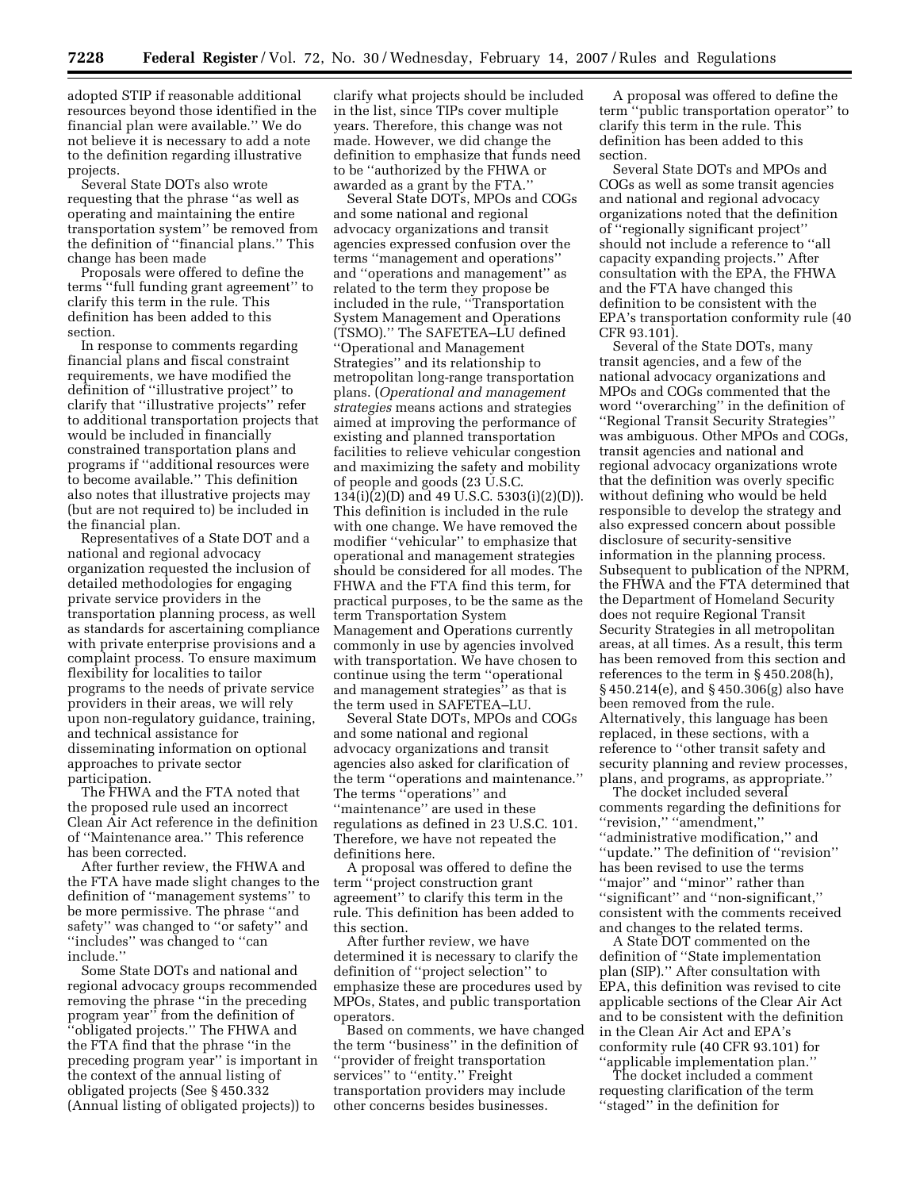adopted STIP if reasonable additional resources beyond those identified in the financial plan were available.'' We do not believe it is necessary to add a note to the definition regarding illustrative projects.

Several State DOTs also wrote requesting that the phrase ''as well as operating and maintaining the entire transportation system'' be removed from the definition of ''financial plans.'' This change has been made

Proposals were offered to define the terms ''full funding grant agreement'' to clarify this term in the rule. This definition has been added to this section.

In response to comments regarding financial plans and fiscal constraint requirements, we have modified the definition of ''illustrative project'' to clarify that ''illustrative projects'' refer to additional transportation projects that would be included in financially constrained transportation plans and programs if ''additional resources were to become available.'' This definition also notes that illustrative projects may (but are not required to) be included in the financial plan.

Representatives of a State DOT and a national and regional advocacy organization requested the inclusion of detailed methodologies for engaging private service providers in the transportation planning process, as well as standards for ascertaining compliance with private enterprise provisions and a complaint process. To ensure maximum flexibility for localities to tailor programs to the needs of private service providers in their areas, we will rely upon non-regulatory guidance, training, and technical assistance for disseminating information on optional approaches to private sector participation.

The FHWA and the FTA noted that the proposed rule used an incorrect Clean Air Act reference in the definition of ''Maintenance area.'' This reference has been corrected.

After further review, the FHWA and the FTA have made slight changes to the definition of ''management systems'' to be more permissive. The phrase ''and safety'' was changed to ''or safety'' and ''includes'' was changed to ''can include.''

Some State DOTs and national and regional advocacy groups recommended removing the phrase ''in the preceding program year'' from the definition of ''obligated projects.'' The FHWA and the FTA find that the phrase ''in the preceding program year'' is important in the context of the annual listing of obligated projects (See § 450.332 (Annual listing of obligated projects)) to clarify what projects should be included in the list, since TIPs cover multiple years. Therefore, this change was not made. However, we did change the definition to emphasize that funds need to be ''authorized by the FHWA or awarded as a grant by the FTA.''

Several State DOTs, MPOs and COGs and some national and regional advocacy organizations and transit agencies expressed confusion over the terms ''management and operations'' and ''operations and management'' as related to the term they propose be included in the rule, ''Transportation System Management and Operations (TSMO).'' The SAFETEA–LU defined ''Operational and Management Strategies'' and its relationship to metropolitan long-range transportation plans. (*Operational and management strategies* means actions and strategies aimed at improving the performance of existing and planned transportation facilities to relieve vehicular congestion and maximizing the safety and mobility of people and goods (23 U.S.C. 134(i)(2)(D) and 49 U.S.C. 5303(i)(2)(D)). This definition is included in the rule with one change. We have removed the modifier ''vehicular'' to emphasize that operational and management strategies should be considered for all modes. The FHWA and the FTA find this term, for practical purposes, to be the same as the term Transportation System Management and Operations currently commonly in use by agencies involved with transportation. We have chosen to continue using the term ''operational and management strategies'' as that is the term used in SAFETEA–LU.

Several State DOTs, MPOs and COGs and some national and regional advocacy organizations and transit agencies also asked for clarification of the term ''operations and maintenance.'' The terms ''operations'' and ''maintenance'' are used in these regulations as defined in 23 U.S.C. 101. Therefore, we have not repeated the definitions here.

A proposal was offered to define the term ''project construction grant agreement'' to clarify this term in the rule. This definition has been added to this section.

After further review, we have determined it is necessary to clarify the definition of ''project selection'' to emphasize these are procedures used by MPOs, States, and public transportation operators.

Based on comments, we have changed the term ''business'' in the definition of ''provider of freight transportation services'' to ''entity.'' Freight transportation providers may include other concerns besides businesses.

A proposal was offered to define the term ''public transportation operator'' to clarify this term in the rule. This definition has been added to this section.

Several State DOTs and MPOs and COGs as well as some transit agencies and national and regional advocacy organizations noted that the definition of ''regionally significant project'' should not include a reference to ''all capacity expanding projects.'' After consultation with the EPA, the FHWA and the FTA have changed this definition to be consistent with the EPA's transportation conformity rule (40 CFR 93.101).

Several of the State DOTs, many transit agencies, and a few of the national advocacy organizations and MPOs and COGs commented that the word ''overarching'' in the definition of ''Regional Transit Security Strategies'' was ambiguous. Other MPOs and COGs, transit agencies and national and regional advocacy organizations wrote that the definition was overly specific without defining who would be held responsible to develop the strategy and also expressed concern about possible disclosure of security-sensitive information in the planning process. Subsequent to publication of the NPRM, the FHWA and the FTA determined that the Department of Homeland Security does not require Regional Transit Security Strategies in all metropolitan areas, at all times. As a result, this term has been removed from this section and references to the term in § 450.208(h), § 450.214(e), and § 450.306(g) also have been removed from the rule. Alternatively, this language has been replaced, in these sections, with a reference to ''other transit safety and security planning and review processes, plans, and programs, as appropriate.''

The docket included several comments regarding the definitions for ''revision,'' ''amendment,'' ''administrative modification,'' and ''update.'' The definition of ''revision'' has been revised to use the terms ''major'' and ''minor'' rather than ''significant'' and ''non-significant,'' consistent with the comments received and changes to the related terms.

A State DOT commented on the definition of ''State implementation plan (SIP).'' After consultation with EPA, this definition was revised to cite applicable sections of the Clear Air Act and to be consistent with the definition in the Clean Air Act and EPA's conformity rule (40 CFR 93.101) for ''applicable implementation plan.''

The docket included a comment requesting clarification of the term ''staged'' in the definition for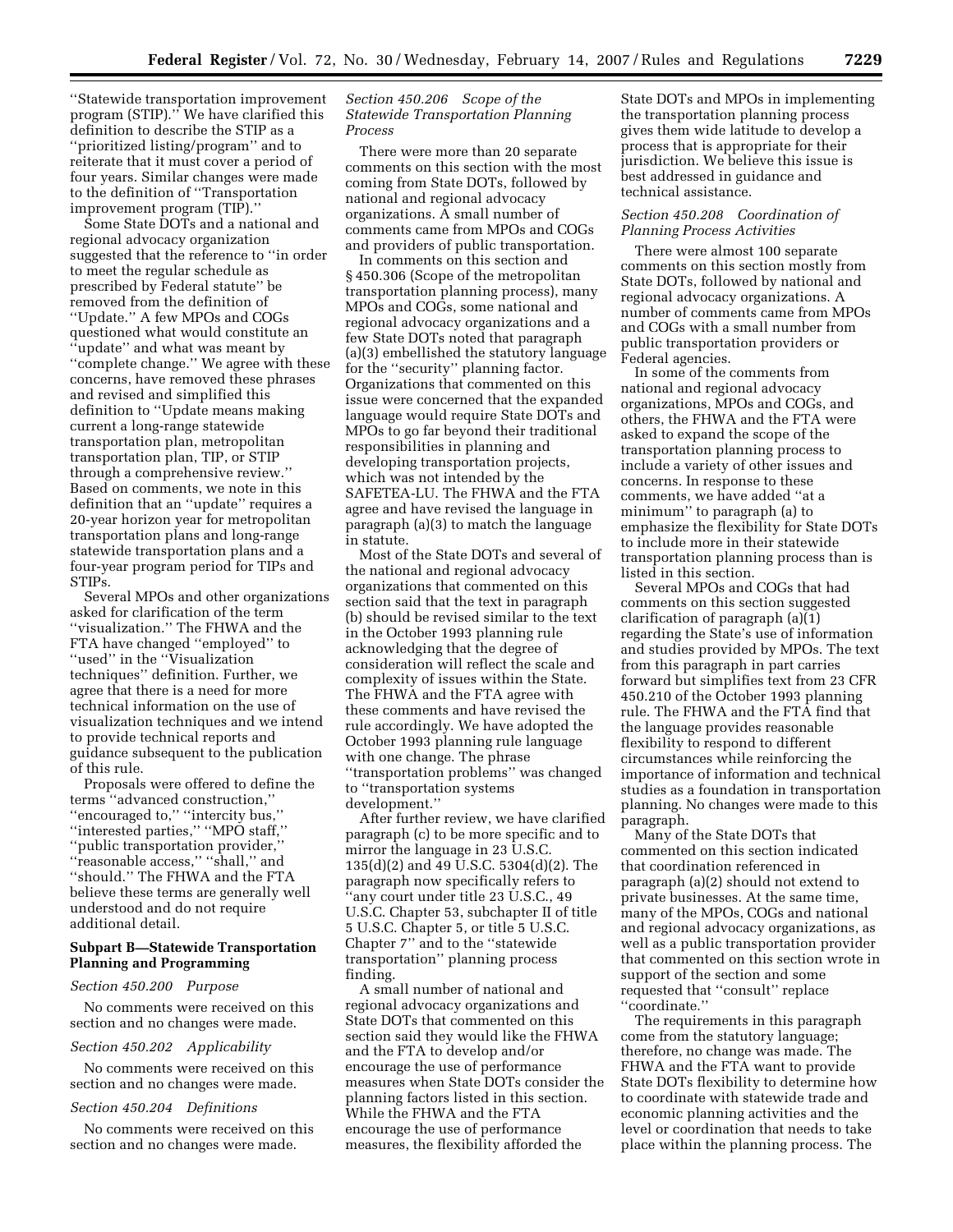''Statewide transportation improvement program (STIP).'' We have clarified this definition to describe the STIP as a ''prioritized listing/program'' and to reiterate that it must cover a period of four years. Similar changes were made to the definition of ''Transportation improvement program (TIP).''

Some State DOTs and a national and regional advocacy organization suggested that the reference to ''in order to meet the regular schedule as prescribed by Federal statute'' be removed from the definition of ''Update.'' A few MPOs and COGs questioned what would constitute an ''update'' and what was meant by ''complete change.'' We agree with these concerns, have removed these phrases and revised and simplified this definition to ''Update means making current a long-range statewide transportation plan, metropolitan transportation plan, TIP, or STIP through a comprehensive review.'' Based on comments, we note in this definition that an ''update'' requires a 20-year horizon year for metropolitan transportation plans and long-range statewide transportation plans and a four-year program period for TIPs and STIPs.

Several MPOs and other organizations asked for clarification of the term ''visualization.'' The FHWA and the FTA have changed ''employed'' to ''used'' in the ''Visualization techniques'' definition. Further, we agree that there is a need for more technical information on the use of visualization techniques and we intend to provide technical reports and guidance subsequent to the publication of this rule.

Proposals were offered to define the terms ''advanced construction,'' ''encouraged to,'' ''intercity bus,'' ''interested parties,'' ''MPO staff,'' ''public transportation provider,'' ''reasonable access,'' ''shall,'' and ''should.'' The FHWA and the FTA believe these terms are generally well understood and do not require additional detail.

## Subpart B—Statewide Transportation Planning and Programming

*Section 450.200 Purpose*

No comments were received on this section and no changes were made.

*Section 450.202 Applicability*

No comments were received on this section and no changes were made.

*Section 450.204 Definitions*

No comments were received on this section and no changes were made.

*Section 450.206 Scope of the Statewide Transportation Planning Process*

There were more than 20 separate comments on this section with the most coming from State DOTs, followed by national and regional advocacy organizations. A small number of comments came from MPOs and COGs and providers of public transportation.

In comments on this section and § 450.306 (Scope of the metropolitan transportation planning process), many MPOs and COGs, some national and regional advocacy organizations and a few State DOTs noted that paragraph (a)(3) embellished the statutory language for the ''security'' planning factor. Organizations that commented on this issue were concerned that the expanded language would require State DOTs and MPOs to go far beyond their traditional responsibilities in planning and developing transportation projects, which was not intended by the SAFETEA-LU. The FHWA and the FTA agree and have revised the language in paragraph (a)(3) to match the language in statute.

Most of the State DOTs and several of the national and regional advocacy organizations that commented on this section said that the text in paragraph (b) should be revised similar to the text in the October 1993 planning rule acknowledging that the degree of consideration will reflect the scale and complexity of issues within the State. The FHWA and the FTA agree with these comments and have revised the rule accordingly. We have adopted the October 1993 planning rule language with one change. The phrase ''transportation problems'' was changed to ''transportation systems development.''

After further review, we have clarified paragraph (c) to be more specific and to mirror the language in 23 U.S.C. 135(d)(2) and 49 U.S.C. 5304(d)(2). The paragraph now specifically refers to ''any court under title 23 U.S.C., 49 U.S.C. Chapter 53, subchapter II of title 5 U.S.C. Chapter 5, or title 5 U.S.C. Chapter 7'' and to the ''statewide transportation'' planning process finding.

A small number of national and regional advocacy organizations and State DOTs that commented on this section said they would like the FHWA and the FTA to develop and/or encourage the use of performance measures when State DOTs consider the planning factors listed in this section. While the FHWA and the FTA encourage the use of performance measures, the flexibility afforded the State DOTs and MPOs in implementing the transportation planning process gives them wide latitude to develop a process that is appropriate for their jurisdiction. We believe this issue is best addressed in guidance and technical assistance.

*Section 450.208 Coordination of Planning Process Activities*

There were almost 100 separate comments on this section mostly from State DOTs, followed by national and regional advocacy organizations. A number of comments came from MPOs and COGs with a small number from public transportation providers or Federal agencies.

In some of the comments from national and regional advocacy organizations, MPOs and COGs, and others, the FHWA and the FTA were asked to expand the scope of the transportation planning process to include a variety of other issues and concerns. In response to these comments, we have added ''at a minimum'' to paragraph (a) to emphasize the flexibility for State DOTs to include more in their statewide transportation planning process than is listed in this section.

Several MPOs and COGs that had comments on this section suggested clarification of paragraph (a)(1) regarding the State's use of information and studies provided by MPOs. The text from this paragraph in part carries forward but simplifies text from 23 CFR 450.210 of the October 1993 planning rule. The FHWA and the FTA find that the language provides reasonable flexibility to respond to different circumstances while reinforcing the importance of information and technical studies as a foundation in transportation planning. No changes were made to this paragraph.

Many of the State DOTs that commented on this section indicated that coordination referenced in paragraph (a)(2) should not extend to private businesses. At the same time, many of the MPOs, COGs and national and regional advocacy organizations, as well as a public transportation provider that commented on this section wrote in support of the section and some requested that ''consult'' replace ''coordinate.''

The requirements in this paragraph come from the statutory language; therefore, no change was made. The FHWA and the FTA want to provide State DOTs flexibility to determine how to coordinate with statewide trade and economic planning activities and the level or coordination that needs to take place within the planning process. The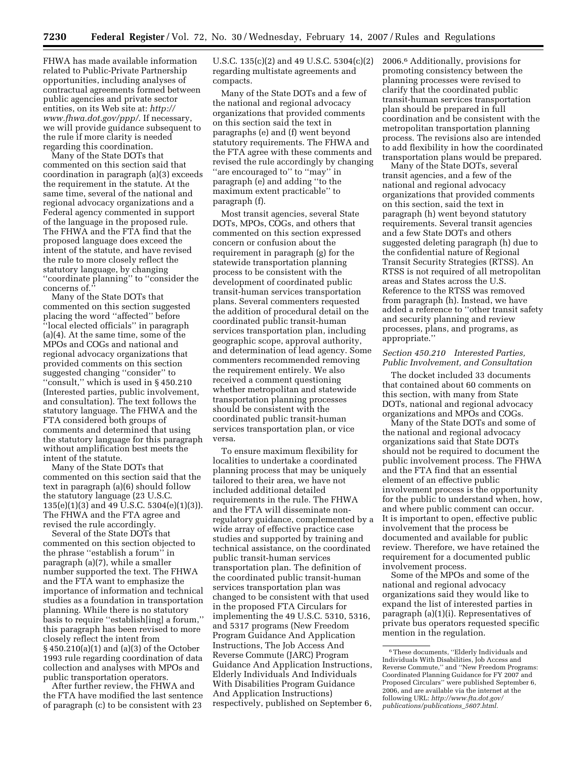FHWA has made available information related to Public-Private Partnership opportunities, including analyses of contractual agreements formed between public agencies and private sector entities, on its Web site at: *http://www.fhwa.dot.gov/ppp/*. If necessary, we will provide guidance subsequent to the rule if more clarity is needed regarding this coordination.

Many of the State DOTs that commented on this section said that coordination in paragraph (a)(3) exceeds the requirement in the statute. At the same time, several of the national and regional advocacy organizations and a Federal agency commented in support of the language in the proposed rule. The FHWA and the FTA find that the proposed language does exceed the intent of the statute, and have revised the rule to more closely reflect the statutory language, by changing ''coordinate planning'' to ''consider the concerns of.''

Many of the State DOTs that commented on this section suggested placing the word ''affected'' before ''local elected officials'' in paragraph (a)(4). At the same time, some of the MPOs and COGs and national and regional advocacy organizations that provided comments on this section suggested changing ''consider'' to ''consult,'' which is used in § 450.210 (Interested parties, public involvement, and consultation). The text follows the statutory language. The FHWA and the FTA considered both groups of comments and determined that using the statutory language for this paragraph without amplification best meets the intent of the statute.

Many of the State DOTs that commented on this section said that the text in paragraph (a)(6) should follow the statutory language (23 U.S.C. 135(e)(1)(3) and 49 U.S.C. 5304(e)(1)(3)). The FHWA and the FTA agree and revised the rule accordingly.

Several of the State DOTs that commented on this section objected to the phrase ''establish a forum'' in paragraph (a)(7), while a smaller number supported the text. The FHWA and the FTA want to emphasize the importance of information and technical studies as a foundation in transportation planning. While there is no statutory basis to require ''establish[ing] a forum,'' this paragraph has been revised to more closely reflect the intent from § 450.210(a)(1) and (a)(3) of the October 1993 rule regarding coordination of data collection and analyses with MPOs and public transportation operators.

After further review, the FHWA and the FTA have modified the last sentence of paragraph (c) to be consistent with 23 U.S.C. 135(c)(2) and 49 U.S.C. 5304(c)(2) regarding multistate agreements and compacts.

Many of the State DOTs and a few of the national and regional advocacy organizations that provided comments on this section said the text in paragraphs (e) and (f) went beyond statutory requirements. The FHWA and the FTA agree with these comments and revised the rule accordingly by changing ''are encouraged to'' to ''may'' in paragraph (e) and adding ''to the maximum extent practicable'' to paragraph (f).

Most transit agencies, several State DOTs, MPOs, COGs, and others that commented on this section expressed concern or confusion about the requirement in paragraph (g) for the statewide transportation planning process to be consistent with the development of coordinated public transit-human services transportation plans. Several commenters requested the addition of procedural detail on the coordinated public transit-human services transportation plan, including geographic scope, approval authority, and determination of lead agency. Some commenters recommended removing the requirement entirely. We also received a comment questioning whether metropolitan and statewide transportation planning processes should be consistent with the coordinated public transit-human services transportation plan, or vice versa.

To ensure maximum flexibility for localities to undertake a coordinated planning process that may be uniquely tailored to their area, we have not included additional detailed requirements in the rule. The FHWA and the FTA will disseminate non-regulatory guidance, complemented by a wide array of effective practice case studies and supported by training and technical assistance, on the coordinated public transit-human services transportation plan. The definition of the coordinated public transit-human services transportation plan was changed to be consistent with that used in the proposed FTA Circulars for implementing the 49 U.S.C. 5310, 5316, and 5317 programs (New Freedom Program Guidance And Application Instructions, The Job Access And Reverse Commute (JARC) Program Guidance And Application Instructions, Elderly Individuals And Individuals With Disabilities Program Guidance And Application Instructions) respectively, published on September 6, 2006.[6] Additionally, provisions for promoting consistency between the planning processes were revised to clarify that the coordinated public transit-human services transportation plan should be prepared in full coordination and be consistent with the metropolitan transportation planning process. The revisions also are intended to add flexibility in how the coordinated transportation plans would be prepared.

Many of the State DOTs, several transit agencies, and a few of the national and regional advocacy organizations that provided comments on this section, said the text in paragraph (h) went beyond statutory requirements. Several transit agencies and a few State DOTs and others suggested deleting paragraph (h) due to the confidential nature of Regional Transit Security Strategies (RTSS). An RTSS is not required of all metropolitan areas and States across the U.S. Reference to the RTSS was removed from paragraph (h). Instead, we have added a reference to ''other transit safety and security planning and review processes, plans, and programs, as appropriate.''

### *Section 450.210 Interested Parties, Public Involvement, and Consultation*

The docket included 33 documents that contained about 60 comments on this section, with many from State DOTs, national and regional advocacy organizations and MPOs and COGs.

Many of the State DOTs and some of the national and regional advocacy organizations said that State DOTs should not be required to document the public involvement process. The FHWA and the FTA find that an essential element of an effective public involvement process is the opportunity for the public to understand when, how, and where public comment can occur. It is important to open, effective public involvement that the process be documented and available for public review. Therefore, we have retained the requirement for a documented public involvement process.

Some of the MPOs and some of the national and regional advocacy organizations said they would like to expand the list of interested parties in paragraph (a)(1)(i). Representatives of private bus operators requested specific mention in the regulation.

---

[6] These documents, ''Elderly Individuals and Individuals With Disabilities, Job Access and Reverse Commute,'' and ''New Freedom Programs: Coordinated Planning Guidance for FY 2007 and Proposed Circulars'' were published September 6, 2006, and are available via the internet at the following URL: *http://www.fta.dot.gov/publications/publications_5607.html.*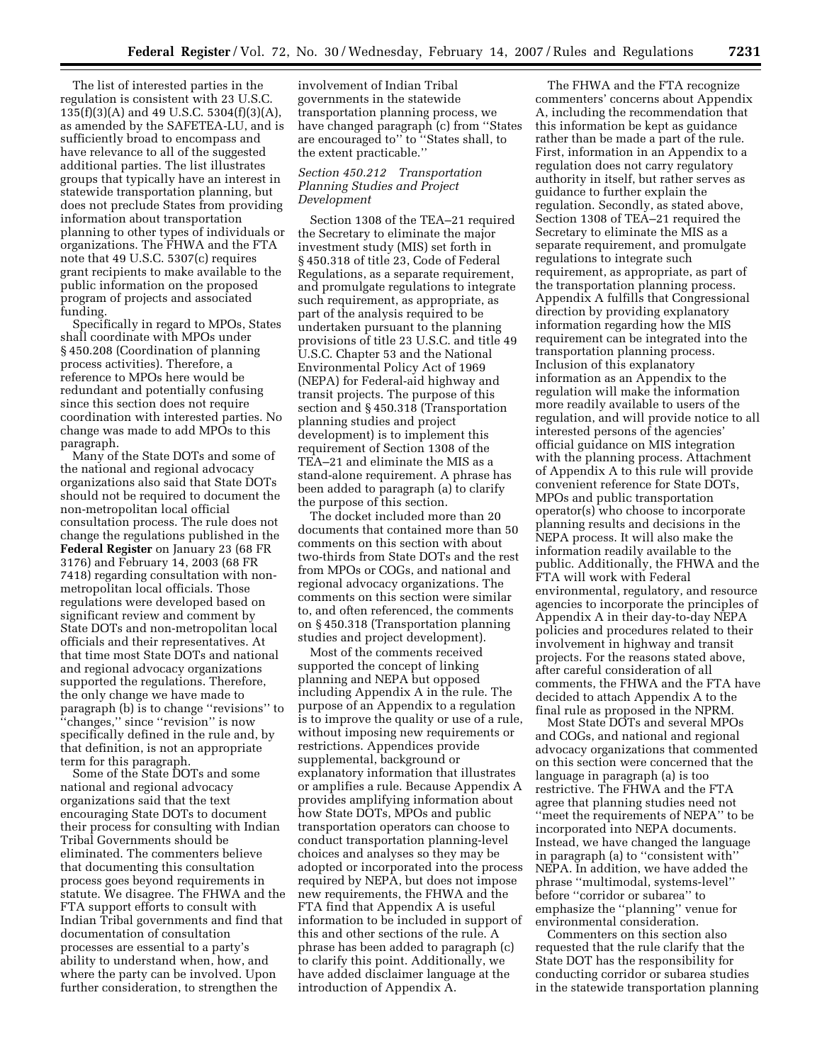The list of interested parties in the regulation is consistent with 23 U.S.C. 135(f)(3)(A) and 49 U.S.C. 5304(f)(3)(A), as amended by the SAFETEA-LU, and is sufficiently broad to encompass and have relevance to all of the suggested additional parties. The list illustrates groups that typically have an interest in statewide transportation planning, but does not preclude States from providing information about transportation planning to other types of individuals or organizations. The FHWA and the FTA note that 49 U.S.C. 5307(c) requires grant recipients to make available to the public information on the proposed program of projects and associated funding.

Specifically in regard to MPOs, States shall coordinate with MPOs under § 450.208 (Coordination of planning process activities). Therefore, a reference to MPOs here would be redundant and potentially confusing since this section does not require coordination with interested parties. No change was made to add MPOs to this paragraph.

Many of the State DOTs and some of the national and regional advocacy organizations also said that State DOTs should not be required to document the non-metropolitan local official consultation process. The rule does not change the regulations published in the **Federal Register** on January 23 (68 FR 3176) and February 14, 2003 (68 FR 7418) regarding consultation with non-metropolitan local officials. Those regulations were developed based on significant review and comment by State DOTs and non-metropolitan local officials and their representatives. At that time most State DOTs and national and regional advocacy organizations supported the regulations. Therefore, the only change we have made to paragraph (b) is to change "revisions" to "changes," since "revision" is now specifically defined in the rule and, by that definition, is not an appropriate term for this paragraph.

Some of the State DOTs and some national and regional advocacy organizations said that the text encouraging State DOTs to document their process for consulting with Indian Tribal Governments should be eliminated. The commenters believe that documenting this consultation process goes beyond requirements in statute. We disagree. The FHWA and the FTA support efforts to consult with Indian Tribal governments and find that documentation of consultation processes are essential to a party's ability to understand when, how, and where the party can be involved. Upon further consideration, to strengthen the involvement of Indian Tribal governments in the statewide transportation planning process, we have changed paragraph (c) from "States are encouraged to" to "States shall, to the extent practicable."

### *Section 450.212 Transportation Planning Studies and Project Development*

Section 1308 of the TEA–21 required the Secretary to eliminate the major investment study (MIS) set forth in § 450.318 of title 23, Code of Federal Regulations, as a separate requirement, and promulgate regulations to integrate such requirement, as appropriate, as part of the analysis required to be undertaken pursuant to the planning provisions of title 23 U.S.C. and title 49 U.S.C. Chapter 53 and the National Environmental Policy Act of 1969 (NEPA) for Federal-aid highway and transit projects. The purpose of this section and § 450.318 (Transportation planning studies and project development) is to implement this requirement of Section 1308 of the TEA–21 and eliminate the MIS as a stand-alone requirement. A phrase has been added to paragraph (a) to clarify the purpose of this section.

The docket included more than 20 documents that contained more than 50 comments on this section with about two-thirds from State DOTs and the rest from MPOs or COGs, and national and regional advocacy organizations. The comments on this section were similar to, and often referenced, the comments on § 450.318 (Transportation planning studies and project development).

Most of the comments received supported the concept of linking planning and NEPA but opposed including Appendix A in the rule. The purpose of an Appendix to a regulation is to improve the quality or use of a rule, without imposing new requirements or restrictions. Appendices provide supplemental, background or explanatory information that illustrates or amplifies a rule. Because Appendix A provides amplifying information about how State DOTs, MPOs and public transportation operators can choose to conduct transportation planning-level choices and analyses so they may be adopted or incorporated into the process required by NEPA, but does not impose new requirements, the FHWA and the FTA find that Appendix A is useful information to be included in support of this and other sections of the rule. A phrase has been added to paragraph (c) to clarify this point. Additionally, we have added disclaimer language at the introduction of Appendix A.

The FHWA and the FTA recognize commenters' concerns about Appendix A, including the recommendation that this information be kept as guidance rather than be made a part of the rule. First, information in an Appendix to a regulation does not carry regulatory authority in itself, but rather serves as guidance to further explain the regulation. Secondly, as stated above, Section 1308 of TEA–21 required the Secretary to eliminate the MIS as a separate requirement, and promulgate regulations to integrate such requirement, as appropriate, as part of the transportation planning process. Appendix A fulfills that Congressional direction by providing explanatory information regarding how the MIS requirement can be integrated into the transportation planning process. Inclusion of this explanatory information as an Appendix to the regulation will make the information more readily available to users of the regulation, and will provide notice to all interested persons of the agencies' official guidance on MIS integration with the planning process. Attachment of Appendix A to this rule will provide convenient reference for State DOTs, MPOs and public transportation operator(s) who choose to incorporate planning results and decisions in the NEPA process. It will also make the information readily available to the public. Additionally, the FHWA and the FTA will work with Federal environmental, regulatory, and resource agencies to incorporate the principles of Appendix A in their day-to-day NEPA policies and procedures related to their involvement in highway and transit projects. For the reasons stated above, after careful consideration of all comments, the FHWA and the FTA have decided to attach Appendix A to the final rule as proposed in the NPRM.

Most State DOTs and several MPOs and COGs, and national and regional advocacy organizations that commented on this section were concerned that the language in paragraph (a) is too restrictive. The FHWA and the FTA agree that planning studies need not "meet the requirements of NEPA" to be incorporated into NEPA documents. Instead, we have changed the language in paragraph (a) to "consistent with" NEPA. In addition, we have added the phrase "multimodal, systems-level" before "corridor or subarea" to emphasize the "planning" venue for environmental consideration.

Commenters on this section also requested that the rule clarify that the State DOT has the responsibility for conducting corridor or subarea studies in the statewide transportation planning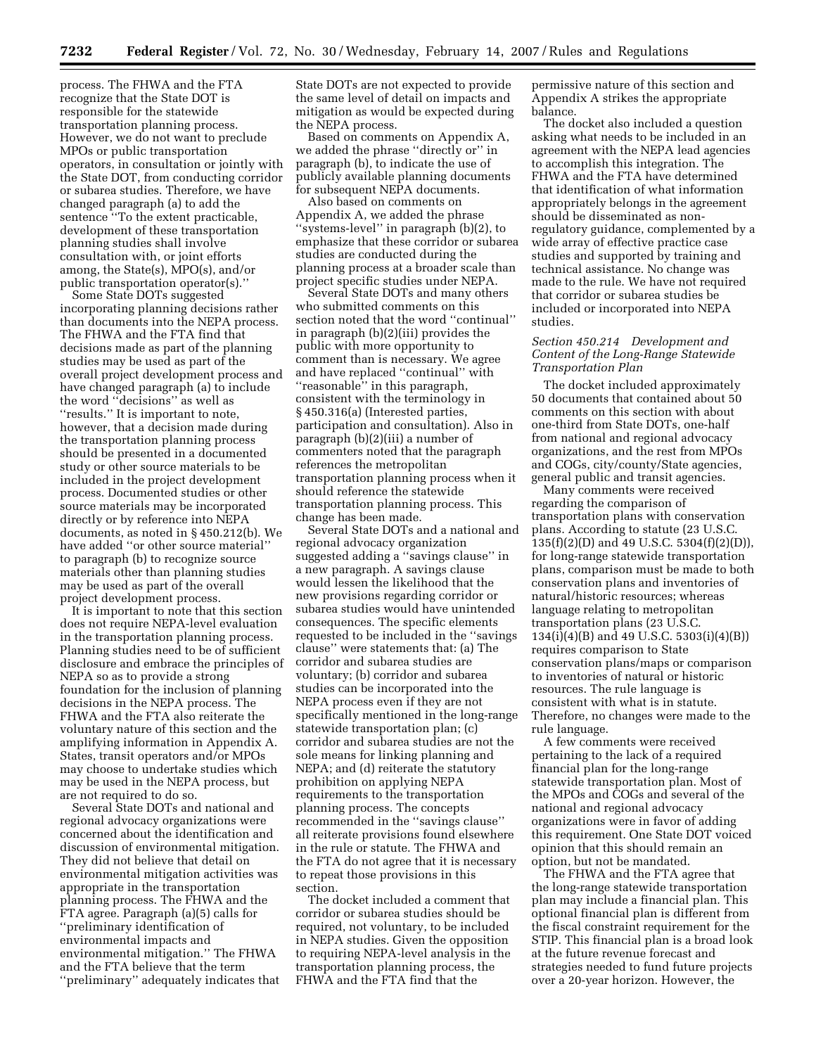process. The FHWA and the FTA recognize that the State DOT is responsible for the statewide transportation planning process. However, we do not want to preclude MPOs or public transportation operators, in consultation or jointly with the State DOT, from conducting corridor or subarea studies. Therefore, we have changed paragraph (a) to add the sentence ''To the extent practicable, development of these transportation planning studies shall involve consultation with, or joint efforts among, the State(s), MPO(s), and/or public transportation operator(s).''

Some State DOTs suggested incorporating planning decisions rather than documents into the NEPA process. The FHWA and the FTA find that decisions made as part of the planning studies may be used as part of the overall project development process and have changed paragraph (a) to include the word ''decisions'' as well as ''results.'' It is important to note, however, that a decision made during the transportation planning process should be presented in a documented study or other source materials to be included in the project development process. Documented studies or other source materials may be incorporated directly or by reference into NEPA documents, as noted in § 450.212(b). We have added ''or other source material'' to paragraph (b) to recognize source materials other than planning studies may be used as part of the overall project development process.

It is important to note that this section does not require NEPA-level evaluation in the transportation planning process. Planning studies need to be of sufficient disclosure and embrace the principles of NEPA so as to provide a strong foundation for the inclusion of planning decisions in the NEPA process. The FHWA and the FTA also reiterate the voluntary nature of this section and the amplifying information in Appendix A. States, transit operators and/or MPOs may choose to undertake studies which may be used in the NEPA process, but are not required to do so.

Several State DOTs and national and regional advocacy organizations were concerned about the identification and discussion of environmental mitigation. They did not believe that detail on environmental mitigation activities was appropriate in the transportation planning process. The FHWA and the FTA agree. Paragraph (a)(5) calls for ''preliminary identification of environmental impacts and environmental mitigation.'' The FHWA and the FTA believe that the term ''preliminary'' adequately indicates that State DOTs are not expected to provide the same level of detail on impacts and mitigation as would be expected during the NEPA process.

Based on comments on Appendix A, we added the phrase ''directly or'' in paragraph (b), to indicate the use of publicly available planning documents for subsequent NEPA documents.

Also based on comments on Appendix A, we added the phrase ''systems-level'' in paragraph (b)(2), to emphasize that these corridor or subarea studies are conducted during the planning process at a broader scale than project specific studies under NEPA.

Several State DOTs and many others who submitted comments on this section noted that the word ''continual'' in paragraph (b)(2)(iii) provides the public with more opportunity to comment than is necessary. We agree and have replaced ''continual'' with ''reasonable'' in this paragraph, consistent with the terminology in § 450.316(a) (Interested parties, participation and consultation). Also in paragraph (b)(2)(iii) a number of commenters noted that the paragraph references the metropolitan transportation planning process when it should reference the statewide transportation planning process. This change has been made.

Several State DOTs and a national and regional advocacy organization suggested adding a ''savings clause'' in a new paragraph. A savings clause would lessen the likelihood that the new provisions regarding corridor or subarea studies would have unintended consequences. The specific elements requested to be included in the ''savings clause'' were statements that: (a) The corridor and subarea studies are voluntary; (b) corridor and subarea studies can be incorporated into the NEPA process even if they are not specifically mentioned in the long-range statewide transportation plan; (c) corridor and subarea studies are not the sole means for linking planning and NEPA; and (d) reiterate the statutory prohibition on applying NEPA requirements to the transportation planning process. The concepts recommended in the ''savings clause'' all reiterate provisions found elsewhere in the rule or statute. The FHWA and the FTA do not agree that it is necessary to repeat those provisions in this section.

The docket included a comment that corridor or subarea studies should be required, not voluntary, to be included in NEPA studies. Given the opposition to requiring NEPA-level analysis in the transportation planning process, the FHWA and the FTA find that the permissive nature of this section and Appendix A strikes the appropriate balance.

The docket also included a question asking what needs to be included in an agreement with the NEPA lead agencies to accomplish this integration. The FHWA and the FTA have determined that identification of what information appropriately belongs in the agreement should be disseminated as non-regulatory guidance, complemented by a wide array of effective practice case studies and supported by training and technical assistance. No change was made to the rule. We have not required that corridor or subarea studies be included or incorporated into NEPA studies.

### *Section 450.214 Development and Content of the Long-Range Statewide Transportation Plan*

The docket included approximately 50 documents that contained about 50 comments on this section with about one-third from State DOTs, one-half from national and regional advocacy organizations, and the rest from MPOs and COGs, city/county/State agencies, general public and transit agencies.

Many comments were received regarding the comparison of transportation plans with conservation plans. According to statute (23 U.S.C. 135(f)(2)(D) and 49 U.S.C. 5304(f)(2)(D)), for long-range statewide transportation plans, comparison must be made to both conservation plans and inventories of natural/historic resources; whereas language relating to metropolitan transportation plans (23 U.S.C. 134(i)(4)(B) and 49 U.S.C. 5303(i)(4)(B)) requires comparison to State conservation plans/maps or comparison to inventories of natural or historic resources. The rule language is consistent with what is in statute. Therefore, no changes were made to the rule language.

A few comments were received pertaining to the lack of a required financial plan for the long-range statewide transportation plan. Most of the MPOs and COGs and several of the national and regional advocacy organizations were in favor of adding this requirement. One State DOT voiced opinion that this should remain an option, but not be mandated.

The FHWA and the FTA agree that the long-range statewide transportation plan may include a financial plan. This optional financial plan is different from the fiscal constraint requirement for the STIP. This financial plan is a broad look at the future revenue forecast and strategies needed to fund future projects over a 20-year horizon. However, the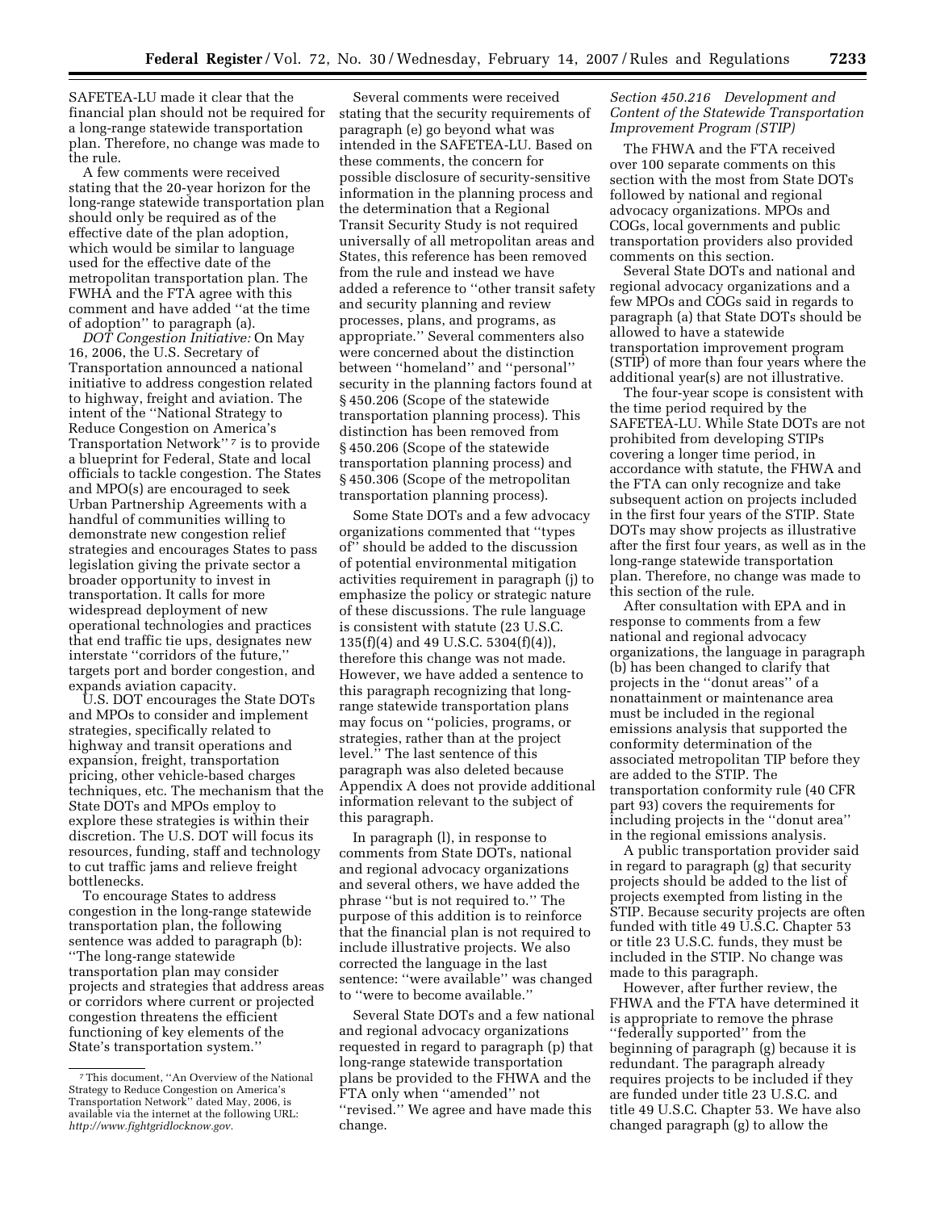SAFETEA-LU made it clear that the financial plan should not be required for a long-range statewide transportation plan. Therefore, no change was made to the rule.

A few comments were received stating that the 20-year horizon for the long-range statewide transportation plan should only be required as of the effective date of the plan adoption, which would be similar to language used for the effective date of the metropolitan transportation plan. The FWHA and the FTA agree with this comment and have added ''at the time of adoption'' to paragraph (a).

*DOT Congestion Initiative:* On May 16, 2006, the U.S. Secretary of Transportation announced a national initiative to address congestion related to highway, freight and aviation. The intent of the ''National Strategy to Reduce Congestion on America's Transportation Network'' [7] is to provide a blueprint for Federal, State and local officials to tackle congestion. The States and MPO(s) are encouraged to seek Urban Partnership Agreements with a handful of communities willing to demonstrate new congestion relief strategies and encourages States to pass legislation giving the private sector a broader opportunity to invest in transportation. It calls for more widespread deployment of new operational technologies and practices that end traffic tie ups, designates new interstate ''corridors of the future,'' targets port and border congestion, and expands aviation capacity.

U.S. DOT encourages the State DOTs and MPOs to consider and implement strategies, specifically related to highway and transit operations and expansion, freight, transportation pricing, other vehicle-based charges techniques, etc. The mechanism that the State DOTs and MPOs employ to explore these strategies is within their discretion. The U.S. DOT will focus its resources, funding, staff and technology to cut traffic jams and relieve freight bottlenecks.

To encourage States to address congestion in the long-range statewide transportation plan, the following sentence was added to paragraph (b): ''The long-range statewide transportation plan may consider projects and strategies that address areas or corridors where current or projected congestion threatens the efficient functioning of key elements of the State's transportation system.''

Several comments were received stating that the security requirements of paragraph (e) go beyond what was intended in the SAFETEA-LU. Based on these comments, the concern for possible disclosure of security-sensitive information in the planning process and the determination that a Regional Transit Security Study is not required universally of all metropolitan areas and States, this reference has been removed from the rule and instead we have added a reference to ''other transit safety and security planning and review processes, plans, and programs, as appropriate.'' Several commenters also were concerned about the distinction between ''homeland'' and ''personal'' security in the planning factors found at § 450.206 (Scope of the statewide transportation planning process). This distinction has been removed from § 450.206 (Scope of the statewide transportation planning process) and § 450.306 (Scope of the metropolitan transportation planning process).

Some State DOTs and a few advocacy organizations commented that ''types of'' should be added to the discussion of potential environmental mitigation activities requirement in paragraph (j) to emphasize the policy or strategic nature of these discussions. The rule language is consistent with statute (23 U.S.C. 135(f)(4) and 49 U.S.C. 5304(f)(4)), therefore this change was not made. However, we have added a sentence to this paragraph recognizing that long-range statewide transportation plans may focus on ''policies, programs, or strategies, rather than at the project level.'' The last sentence of this paragraph was also deleted because Appendix A does not provide additional information relevant to the subject of this paragraph.

In paragraph (l), in response to comments from State DOTs, national and regional advocacy organizations and several others, we have added the phrase ''but is not required to.'' The purpose of this addition is to reinforce that the financial plan is not required to include illustrative projects. We also corrected the language in the last sentence: ''were available'' was changed to ''were to become available.''

Several State DOTs and a few national and regional advocacy organizations requested in regard to paragraph (p) that long-range statewide transportation plans be provided to the FHWA and the FTA only when ''amended'' not ''revised.'' We agree and have made this change.

### *Section 450.216 Development and Content of the Statewide Transportation Improvement Program (STIP)*

The FHWA and the FTA received over 100 separate comments on this section with the most from State DOTs followed by national and regional advocacy organizations. MPOs and COGs, local governments and public transportation providers also provided comments on this section.

Several State DOTs and national and regional advocacy organizations and a few MPOs and COGs said in regards to paragraph (a) that State DOTs should be allowed to have a statewide transportation improvement program (STIP) of more than four years where the additional year(s) are not illustrative.

The four-year scope is consistent with the time period required by the SAFETEA-LU. While State DOTs are not prohibited from developing STIPs covering a longer time period, in accordance with statute, the FHWA and the FTA can only recognize and take subsequent action on projects included in the first four years of the STIP. State DOTs may show projects as illustrative after the first four years, as well as in the long-range statewide transportation plan. Therefore, no change was made to this section of the rule.

After consultation with EPA and in response to comments from a few national and regional advocacy organizations, the language in paragraph (b) has been changed to clarify that projects in the ''donut areas'' of a nonattainment or maintenance area must be included in the regional emissions analysis that supported the conformity determination of the associated metropolitan TIP before they are added to the STIP. The transportation conformity rule (40 CFR part 93) covers the requirements for including projects in the ''donut area'' in the regional emissions analysis.

A public transportation provider said in regard to paragraph (g) that security projects should be added to the list of projects exempted from listing in the STIP. Because security projects are often funded with title 49 U.S.C. Chapter 53 or title 23 U.S.C. funds, they must be included in the STIP. No change was made to this paragraph.

However, after further review, the FHWA and the FTA have determined it is appropriate to remove the phrase ''federally supported'' from the beginning of paragraph (g) because it is redundant. The paragraph already requires projects to be included if they are funded under title 23 U.S.C. and title 49 U.S.C. Chapter 53. We have also changed paragraph (g) to allow the

---

[7] This document, ''An Overview of the National Strategy to Reduce Congestion on America's Transportation Network'' dated May, 2006, is available via the internet at the following URL: *http://www.fightgridlocknow.gov.*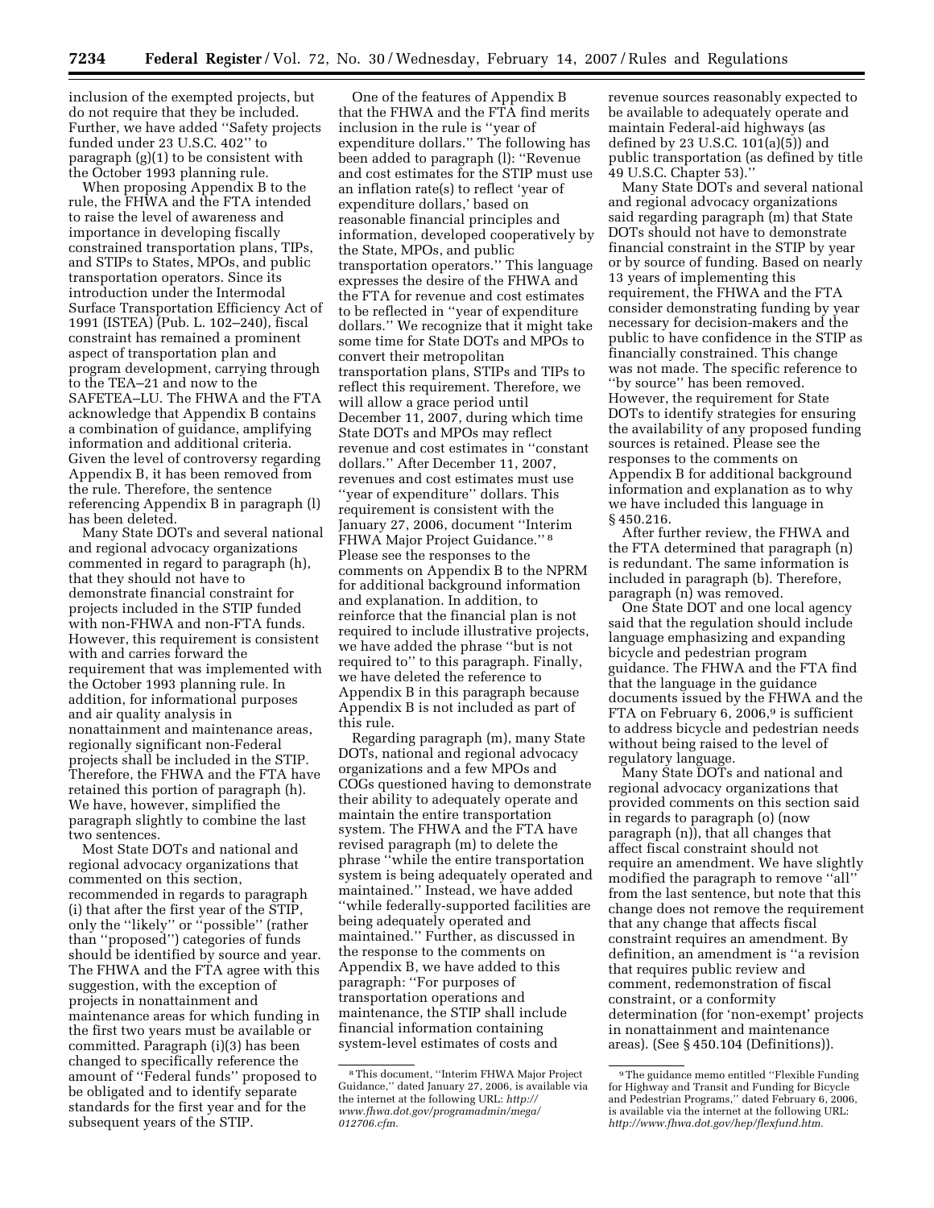inclusion of the exempted projects, but do not require that they be included. Further, we have added ''Safety projects funded under 23 U.S.C. 402'' to paragraph (g)(1) to be consistent with the October 1993 planning rule.

When proposing Appendix B to the rule, the FHWA and the FTA intended to raise the level of awareness and importance in developing fiscally constrained transportation plans, TIPs, and STIPs to States, MPOs, and public transportation operators. Since its introduction under the Intermodal Surface Transportation Efficiency Act of 1991 (ISTEA) (Pub. L. 102–240), fiscal constraint has remained a prominent aspect of transportation plan and program development, carrying through to the TEA–21 and now to the SAFETEA–LU. The FHWA and the FTA acknowledge that Appendix B contains a combination of guidance, amplifying information and additional criteria. Given the level of controversy regarding Appendix B, it has been removed from the rule. Therefore, the sentence referencing Appendix B in paragraph (l) has been deleted.

Many State DOTs and several national and regional advocacy organizations commented in regard to paragraph (h), that they should not have to demonstrate financial constraint for projects included in the STIP funded with non-FHWA and non-FTA funds. However, this requirement is consistent with and carries forward the requirement that was implemented with the October 1993 planning rule. In addition, for informational purposes and air quality analysis in nonattainment and maintenance areas, regionally significant non-Federal projects shall be included in the STIP. Therefore, the FHWA and the FTA have retained this portion of paragraph (h). We have, however, simplified the paragraph slightly to combine the last two sentences.

Most State DOTs and national and regional advocacy organizations that commented on this section, recommended in regards to paragraph (i) that after the first year of the STIP, only the ''likely'' or ''possible'' (rather than ''proposed'') categories of funds should be identified by source and year. The FHWA and the FTA agree with this suggestion, with the exception of projects in nonattainment and maintenance areas for which funding in the first two years must be available or committed. Paragraph (i)(3) has been changed to specifically reference the amount of ''Federal funds'' proposed to be obligated and to identify separate standards for the first year and for the subsequent years of the STIP.

One of the features of Appendix B that the FHWA and the FTA find merits inclusion in the rule is ''year of expenditure dollars.'' The following has been added to paragraph (l): ''Revenue and cost estimates for the STIP must use an inflation rate(s) to reflect 'year of expenditure dollars,' based on reasonable financial principles and information, developed cooperatively by the State, MPOs, and public transportation operators.'' This language expresses the desire of the FHWA and the FTA for revenue and cost estimates to be reflected in ''year of expenditure dollars.'' We recognize that it might take some time for State DOTs and MPOs to convert their metropolitan transportation plans, STIPs and TIPs to reflect this requirement. Therefore, we will allow a grace period until December 11, 2007, during which time State DOTs and MPOs may reflect revenue and cost estimates in ''constant dollars.'' After December 11, 2007, revenues and cost estimates must use ''year of expenditure'' dollars. This requirement is consistent with the January 27, 2006, document ''Interim FHWA Major Project Guidance.'' [8] Please see the responses to the comments on Appendix B to the NPRM for additional background information and explanation. In addition, to reinforce that the financial plan is not required to include illustrative projects, we have added the phrase ''but is not required to'' to this paragraph. Finally, we have deleted the reference to Appendix B in this paragraph because Appendix B is not included as part of this rule.

Regarding paragraph (m), many State DOTs, national and regional advocacy organizations and a few MPOs and COGs questioned having to demonstrate their ability to adequately operate and maintain the entire transportation system. The FHWA and the FTA have revised paragraph (m) to delete the phrase ''while the entire transportation system is being adequately operated and maintained.'' Instead, we have added ''while federally-supported facilities are being adequately operated and maintained.'' Further, as discussed in the response to the comments on Appendix B, we have added to this paragraph: ''For purposes of transportation operations and maintenance, the STIP shall include financial information containing system-level estimates of costs and revenue sources reasonably expected to be available to adequately operate and maintain Federal-aid highways (as defined by 23 U.S.C. 101(a)(5)) and public transportation (as defined by title 49 U.S.C. Chapter 53).''

Many State DOTs and several national and regional advocacy organizations said regarding paragraph (m) that State DOTs should not have to demonstrate financial constraint in the STIP by year or by source of funding. Based on nearly 13 years of implementing this requirement, the FHWA and the FTA consider demonstrating funding by year necessary for decision-makers and the public to have confidence in the STIP as financially constrained. This change was not made. The specific reference to ''by source'' has been removed. However, the requirement for State DOTs to identify strategies for ensuring the availability of any proposed funding sources is retained. Please see the responses to the comments on Appendix B for additional background information and explanation as to why we have included this language in § 450.216.

After further review, the FHWA and the FTA determined that paragraph (n) is redundant. The same information is included in paragraph (b). Therefore, paragraph (n) was removed.

One State DOT and one local agency said that the regulation should include language emphasizing and expanding bicycle and pedestrian program guidance. The FHWA and the FTA find that the language in the guidance documents issued by the FHWA and the FTA on February 6, 2006,[9] is sufficient to address bicycle and pedestrian needs without being raised to the level of regulatory language.

Many State DOTs and national and regional advocacy organizations that provided comments on this section said in regards to paragraph (o) (now paragraph (n)), that all changes that affect fiscal constraint should not require an amendment. We have slightly modified the paragraph to remove ''all'' from the last sentence, but note that this change does not remove the requirement that any change that affects fiscal constraint requires an amendment. By definition, an amendment is ''a revision that requires public review and comment, redemonstration of fiscal constraint, or a conformity determination (for 'non-exempt' projects in nonattainment and maintenance areas). (See § 450.104 (Definitions)).

[8] This document, ''Interim FHWA Major Project Guidance,'' dated January 27, 2006, is available via the internet at the following URL: *http://www.fhwa.dot.gov/programadmin/mega/012706.cfm.*

[9] The guidance memo entitled ''Flexible Funding for Highway and Transit and Funding for Bicycle and Pedestrian Programs,'' dated February 6, 2006, is available via the internet at the following URL: *http://www.fhwa.dot.gov/hep/flexfund.htm.*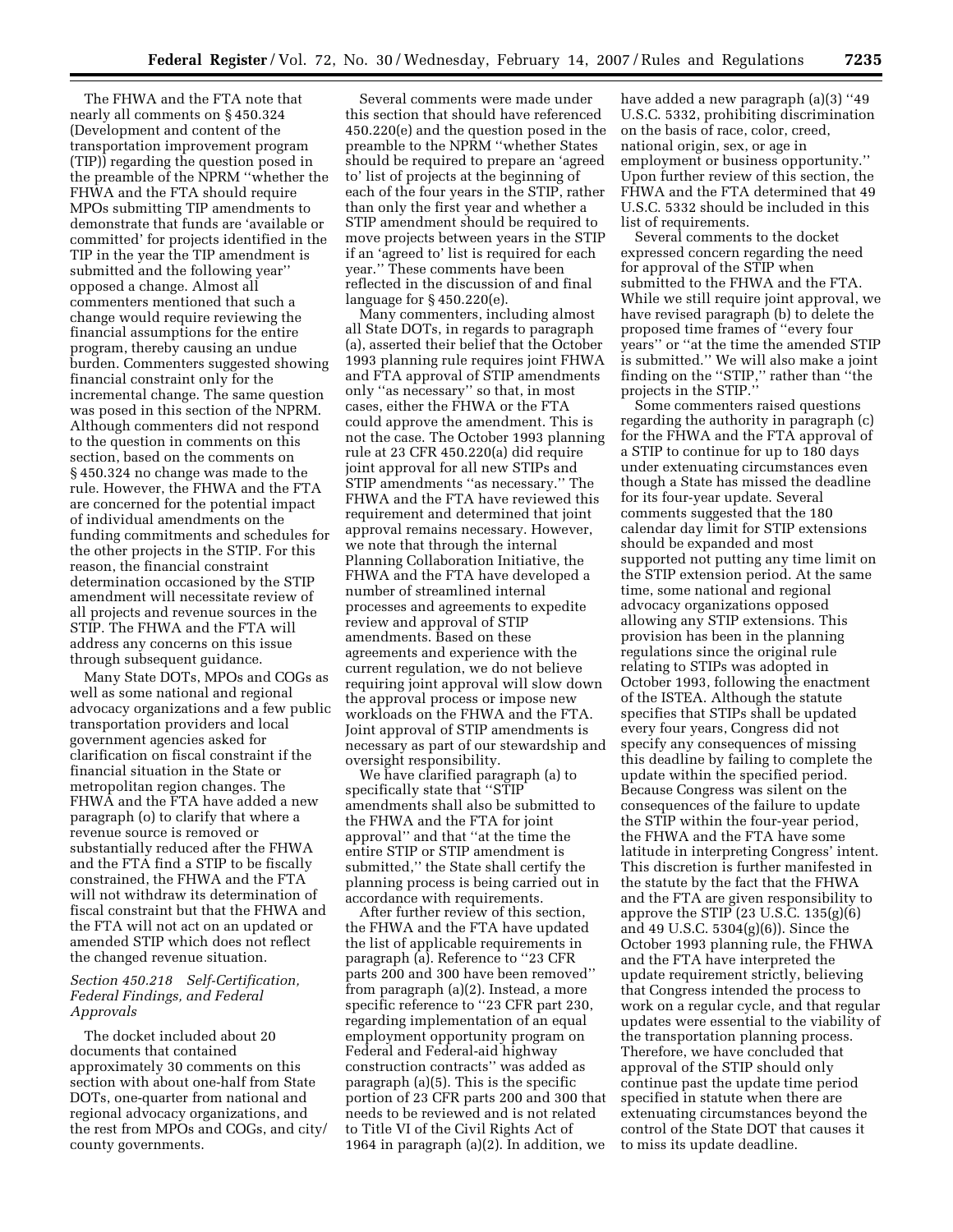The FHWA and the FTA note that nearly all comments on § 450.324 (Development and content of the transportation improvement program (TIP)) regarding the question posed in the preamble of the NPRM ''whether the FHWA and the FTA should require MPOs submitting TIP amendments to demonstrate that funds are 'available or committed' for projects identified in the TIP in the year the TIP amendment is submitted and the following year'' opposed a change. Almost all commenters mentioned that such a change would require reviewing the financial assumptions for the entire program, thereby causing an undue burden. Commenters suggested showing financial constraint only for the incremental change. The same question was posed in this section of the NPRM. Although commenters did not respond to the question in comments on this section, based on the comments on § 450.324 no change was made to the rule. However, the FHWA and the FTA are concerned for the potential impact of individual amendments on the funding commitments and schedules for the other projects in the STIP. For this reason, the financial constraint determination occasioned by the STIP amendment will necessitate review of all projects and revenue sources in the STIP. The FHWA and the FTA will address any concerns on this issue through subsequent guidance.

Many State DOTs, MPOs and COGs as well as some national and regional advocacy organizations and a few public transportation providers and local government agencies asked for clarification on fiscal constraint if the financial situation in the State or metropolitan region changes. The FHWA and the FTA have added a new paragraph (o) to clarify that where a revenue source is removed or substantially reduced after the FHWA and the FTA find a STIP to be fiscally constrained, the FHWA and the FTA will not withdraw its determination of fiscal constraint but that the FHWA and the FTA will not act on an updated or amended STIP which does not reflect the changed revenue situation.

### *Section 450.218 Self-Certification, Federal Findings, and Federal Approvals*

The docket included about 20 documents that contained approximately 30 comments on this section with about one-half from State DOTs, one-quarter from national and regional advocacy organizations, and the rest from MPOs and COGs, and city/county governments.

Several comments were made under this section that should have referenced 450.220(e) and the question posed in the preamble to the NPRM ''whether States should be required to prepare an 'agreed to' list of projects at the beginning of each of the four years in the STIP, rather than only the first year and whether a STIP amendment should be required to move projects between years in the STIP if an 'agreed to' list is required for each year.'' These comments have been reflected in the discussion of and final language for § 450.220(e).

Many commenters, including almost all State DOTs, in regards to paragraph (a), asserted their belief that the October 1993 planning rule requires joint FHWA and FTA approval of STIP amendments only ''as necessary'' so that, in most cases, either the FHWA or the FTA could approve the amendment. This is not the case. The October 1993 planning rule at 23 CFR 450.220(a) did require joint approval for all new STIPs and STIP amendments ''as necessary.'' The FHWA and the FTA have reviewed this requirement and determined that joint approval remains necessary. However, we note that through the internal Planning Collaboration Initiative, the FHWA and the FTA have developed a number of streamlined internal processes and agreements to expedite review and approval of STIP amendments. Based on these agreements and experience with the current regulation, we do not believe requiring joint approval will slow down the approval process or impose new workloads on the FHWA and the FTA. Joint approval of STIP amendments is necessary as part of our stewardship and oversight responsibility.

We have clarified paragraph (a) to specifically state that ''STIP amendments shall also be submitted to the FHWA and the FTA for joint approval'' and that ''at the time the entire STIP or STIP amendment is submitted,'' the State shall certify the planning process is being carried out in accordance with requirements.

After further review of this section, the FHWA and the FTA have updated the list of applicable requirements in paragraph (a). Reference to ''23 CFR parts 200 and 300 have been removed'' from paragraph (a)(2). Instead, a more specific reference to ''23 CFR part 230, regarding implementation of an equal employment opportunity program on Federal and Federal-aid highway construction contracts'' was added as paragraph (a)(5). This is the specific portion of 23 CFR parts 200 and 300 that needs to be reviewed and is not related to Title VI of the Civil Rights Act of 1964 in paragraph (a)(2). In addition, we have added a new paragraph (a)(3) ''49 U.S.C. 5332, prohibiting discrimination on the basis of race, color, creed, national origin, sex, or age in employment or business opportunity.'' Upon further review of this section, the FHWA and the FTA determined that 49 U.S.C. 5332 should be included in this list of requirements.

Several comments to the docket expressed concern regarding the need for approval of the STIP when submitted to the FHWA and the FTA. While we still require joint approval, we have revised paragraph (b) to delete the proposed time frames of ''every four years'' or ''at the time the amended STIP is submitted.'' We will also make a joint finding on the ''STIP,'' rather than ''the projects in the STIP.''

Some commenters raised questions regarding the authority in paragraph (c) for the FHWA and the FTA approval of a STIP to continue for up to 180 days under extenuating circumstances even though a State has missed the deadline for its four-year update. Several comments suggested that the 180 calendar day limit for STIP extensions should be expanded and most supported not putting any time limit on the STIP extension period. At the same time, some national and regional advocacy organizations opposed allowing any STIP extensions. This provision has been in the planning regulations since the original rule relating to STIPs was adopted in October 1993, following the enactment of the ISTEA. Although the statute specifies that STIPs shall be updated every four years, Congress did not specify any consequences of missing this deadline by failing to complete the update within the specified period. Because Congress was silent on the consequences of the failure to update the STIP within the four-year period, the FHWA and the FTA have some latitude in interpreting Congress' intent. This discretion is further manifested in the statute by the fact that the FHWA and the FTA are given responsibility to approve the STIP (23 U.S.C. 135(g)(6) and 49 U.S.C. 5304(g)(6)). Since the October 1993 planning rule, the FHWA and the FTA have interpreted the update requirement strictly, believing that Congress intended the process to work on a regular cycle, and that regular updates were essential to the viability of the transportation planning process. Therefore, we have concluded that approval of the STIP should only continue past the update time period specified in statute when there are extenuating circumstances beyond the control of the State DOT that causes it to miss its update deadline.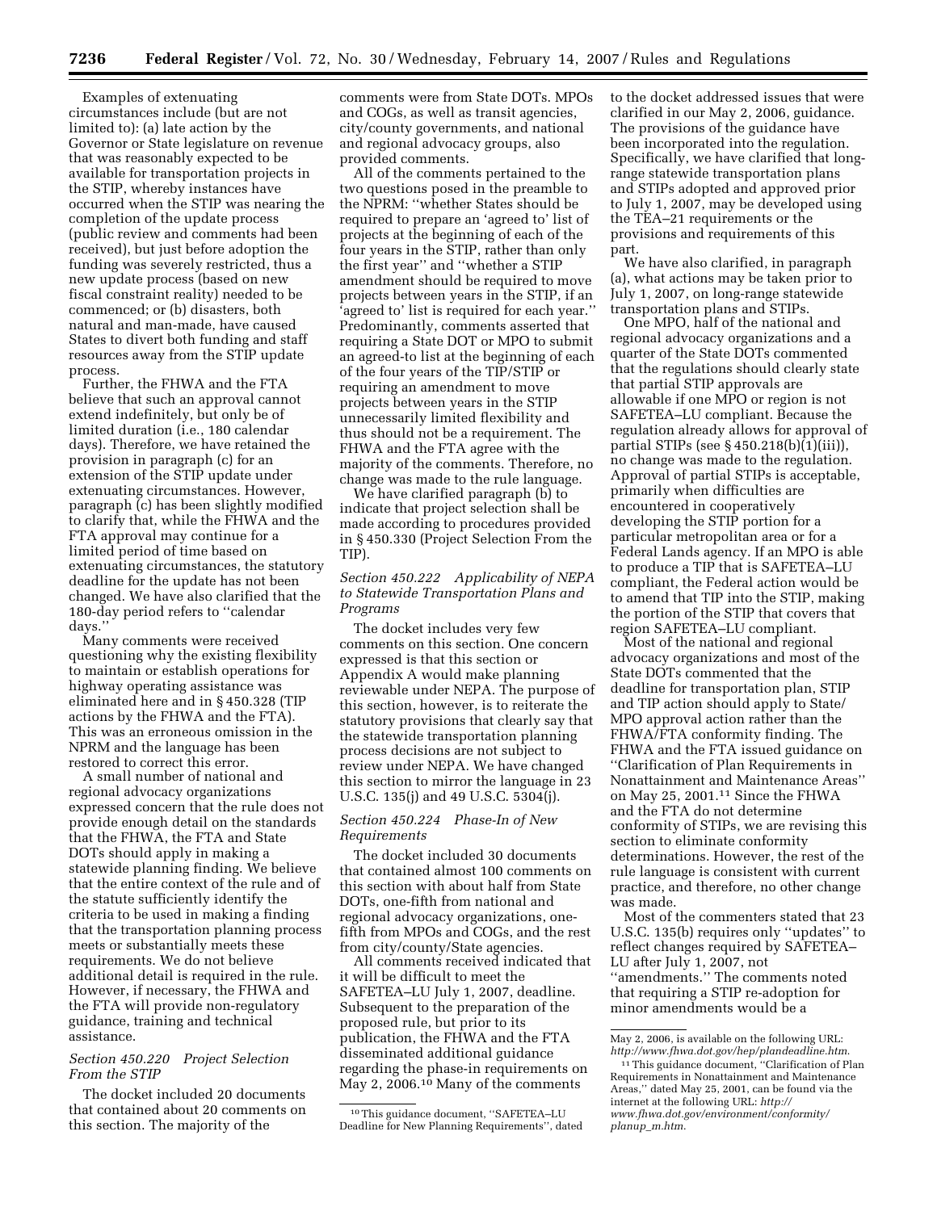Examples of extenuating circumstances include (but are not limited to): (a) late action by the Governor or State legislature on revenue that was reasonably expected to be available for transportation projects in the STIP, whereby instances have occurred when the STIP was nearing the completion of the update process (public review and comments had been received), but just before adoption the funding was severely restricted, thus a new update process (based on new fiscal constraint reality) needed to be commenced; or (b) disasters, both natural and man-made, have caused States to divert both funding and staff resources away from the STIP update process.

Further, the FHWA and the FTA believe that such an approval cannot extend indefinitely, but only be of limited duration (i.e., 180 calendar days). Therefore, we have retained the provision in paragraph (c) for an extension of the STIP update under extenuating circumstances. However, paragraph (c) has been slightly modified to clarify that, while the FHWA and the FTA approval may continue for a limited period of time based on extenuating circumstances, the statutory deadline for the update has not been changed. We have also clarified that the 180-day period refers to ''calendar days.''

Many comments were received questioning why the existing flexibility to maintain or establish operations for highway operating assistance was eliminated here and in § 450.328 (TIP actions by the FHWA and the FTA). This was an erroneous omission in the NPRM and the language has been restored to correct this error.

A small number of national and regional advocacy organizations expressed concern that the rule does not provide enough detail on the standards that the FHWA, the FTA and State DOTs should apply in making a statewide planning finding. We believe that the entire context of the rule and of the statute sufficiently identify the criteria to be used in making a finding that the transportation planning process meets or substantially meets these requirements. We do not believe additional detail is required in the rule. However, if necessary, the FHWA and the FTA will provide non-regulatory guidance, training and technical assistance.

### *Section 450.220 Project Selection From the STIP*

The docket included 20 documents that contained about 20 comments on this section. The majority of the comments were from State DOTs. MPOs and COGs, as well as transit agencies, city/county governments, and national and regional advocacy groups, also provided comments.

All of the comments pertained to the two questions posed in the preamble to the NPRM: ''whether States should be required to prepare an 'agreed to' list of projects at the beginning of each of the four years in the STIP, rather than only the first year'' and ''whether a STIP amendment should be required to move projects between years in the STIP, if an 'agreed to' list is required for each year.'' Predominantly, comments asserted that requiring a State DOT or MPO to submit an agreed-to list at the beginning of each of the four years of the TIP/STIP or requiring an amendment to move projects between years in the STIP unnecessarily limited flexibility and thus should not be a requirement. The FHWA and the FTA agree with the majority of the comments. Therefore, no change was made to the rule language.

We have clarified paragraph (b) to indicate that project selection shall be made according to procedures provided in § 450.330 (Project Selection From the TIP).

### *Section 450.222 Applicability of NEPA to Statewide Transportation Plans and Programs*

The docket includes very few comments on this section. One concern expressed is that this section or Appendix A would make planning reviewable under NEPA. The purpose of this section, however, is to reiterate the statutory provisions that clearly say that the statewide transportation planning process decisions are not subject to review under NEPA. We have changed this section to mirror the language in 23 U.S.C. 135(j) and 49 U.S.C. 5304(j).

### *Section 450.224 Phase-In of New Requirements*

The docket included 30 documents that contained almost 100 comments on this section with about half from State DOTs, one-fifth from national and regional advocacy organizations, one-fifth from MPOs and COGs, and the rest from city/county/State agencies.

All comments received indicated that it will be difficult to meet the SAFETEA–LU July 1, 2007, deadline. Subsequent to the preparation of the proposed rule, but prior to its publication, the FHWA and the FTA disseminated additional guidance regarding the phase-in requirements on May 2, 2006.[10] Many of the comments to the docket addressed issues that were clarified in our May 2, 2006, guidance. The provisions of the guidance have been incorporated into the regulation. Specifically, we have clarified that long-range statewide transportation plans and STIPs adopted and approved prior to July 1, 2007, may be developed using the TEA–21 requirements or the provisions and requirements of this part.

We have also clarified, in paragraph (a), what actions may be taken prior to July 1, 2007, on long-range statewide transportation plans and STIPs.

One MPO, half of the national and regional advocacy organizations and a quarter of the State DOTs commented that the regulations should clearly state that partial STIP approvals are allowable if one MPO or region is not SAFETEA–LU compliant. Because the regulation already allows for approval of partial STIPs (see § 450.218(b)(1)(iii)), no change was made to the regulation. Approval of partial STIPs is acceptable, primarily when difficulties are encountered in cooperatively developing the STIP portion for a particular metropolitan area or for a Federal Lands agency. If an MPO is able to produce a TIP that is SAFETEA–LU compliant, the Federal action would be to amend that TIP into the STIP, making the portion of the STIP that covers that region SAFETEA–LU compliant.

Most of the national and regional advocacy organizations and most of the State DOTs commented that the deadline for transportation plan, STIP and TIP action should apply to State/MPO approval action rather than the FHWA/FTA conformity finding. The FHWA and the FTA issued guidance on ''Clarification of Plan Requirements in Nonattainment and Maintenance Areas'' on May 25, 2001.[11] Since the FHWA and the FTA do not determine conformity of STIPs, we are revising this section to eliminate conformity determinations. However, the rest of the rule language is consistent with current practice, and therefore, no other change was made.

Most of the commenters stated that 23 U.S.C. 135(b) requires only ''updates'' to reflect changes required by SAFETEA–LU after July 1, 2007, not ''amendments.'' The comments noted that requiring a STIP re-adoption for minor amendments would be a

---

[10] This guidance document, ''SAFETEA–LU Deadline for New Planning Requirements'', dated May 2, 2006, is available on the following URL: *http://www.fhwa.dot.gov/hep/plandeadline.htm.*

[11] This guidance document, ''Clarification of Plan Requirements in Nonattainment and Maintenance Areas,'' dated May 25, 2001, can be found via the internet at the following URL: *http://www.fhwa.dot.gov/environment/conformity/planup_m.htm.*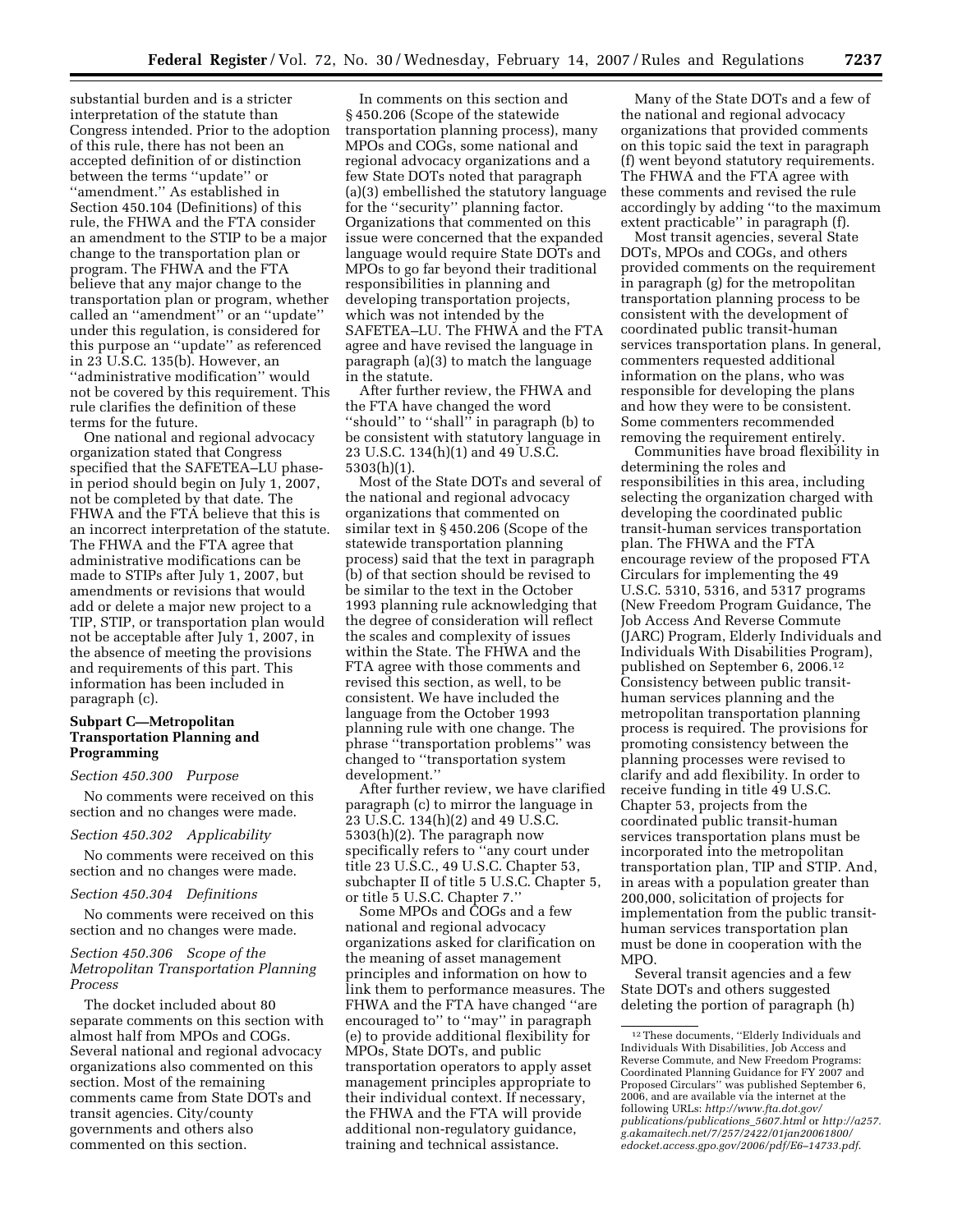substantial burden and is a stricter interpretation of the statute than Congress intended. Prior to the adoption of this rule, there has not been an accepted definition of or distinction between the terms ''update'' or ''amendment.'' As established in Section 450.104 (Definitions) of this rule, the FHWA and the FTA consider an amendment to the STIP to be a major change to the transportation plan or program. The FHWA and the FTA believe that any major change to the transportation plan or program, whether called an ''amendment'' or an ''update'' under this regulation, is considered for this purpose an ''update'' as referenced in 23 U.S.C. 135(b). However, an ''administrative modification'' would not be covered by this requirement. This rule clarifies the definition of these terms for the future.

One national and regional advocacy organization stated that Congress specified that the SAFETEA–LU phase-in period should begin on July 1, 2007, not be completed by that date. The FHWA and the FTA believe that this is an incorrect interpretation of the statute. The FHWA and the FTA agree that administrative modifications can be made to STIPs after July 1, 2007, but amendments or revisions that would add or delete a major new project to a TIP, STIP, or transportation plan would not be acceptable after July 1, 2007, in the absence of meeting the provisions and requirements of this part. This information has been included in paragraph (c).

## Subpart C—Metropolitan Transportation Planning and Programming

*Section 450.300 Purpose*

No comments were received on this section and no changes were made.

*Section 450.302 Applicability*

No comments were received on this section and no changes were made.

*Section 450.304 Definitions*

No comments were received on this section and no changes were made.

*Section 450.306 Scope of the Metropolitan Transportation Planning Process*

The docket included about 80 separate comments on this section with almost half from MPOs and COGs. Several national and regional advocacy organizations also commented on this section. Most of the remaining comments came from State DOTs and transit agencies. City/county governments and others also commented on this section.

In comments on this section and § 450.206 (Scope of the statewide transportation planning process), many MPOs and COGs, some national and regional advocacy organizations and a few State DOTs noted that paragraph (a)(3) embellished the statutory language for the ''security'' planning factor. Organizations that commented on this issue were concerned that the expanded language would require State DOTs and MPOs to go far beyond their traditional responsibilities in planning and developing transportation projects, which was not intended by the SAFETEA–LU. The FHWA and the FTA agree and have revised the language in paragraph (a)(3) to match the language in the statute.

After further review, the FHWA and the FTA have changed the word ''should'' to ''shall'' in paragraph (b) to be consistent with statutory language in 23 U.S.C. 134(h)(1) and 49 U.S.C. 5303(h)(1).

Most of the State DOTs and several of the national and regional advocacy organizations that commented on similar text in § 450.206 (Scope of the statewide transportation planning process) said that the text in paragraph (b) of that section should be revised to be similar to the text in the October 1993 planning rule acknowledging that the degree of consideration will reflect the scales and complexity of issues within the State. The FHWA and the FTA agree with those comments and revised this section, as well, to be consistent. We have included the language from the October 1993 planning rule with one change. The phrase ''transportation problems'' was changed to ''transportation system development.''

After further review, we have clarified paragraph (c) to mirror the language in 23 U.S.C. 134(h)(2) and 49 U.S.C. 5303(h)(2). The paragraph now specifically refers to ''any court under title 23 U.S.C., 49 U.S.C. Chapter 53, subchapter II of title 5 U.S.C. Chapter 5, or title 5 U.S.C. Chapter 7.''

Some MPOs and COGs and a few national and regional advocacy organizations asked for clarification on the meaning of asset management principles and information on how to link them to performance measures. The FHWA and the FTA have changed ''are encouraged to'' to ''may'' in paragraph (e) to provide additional flexibility for MPOs, State DOTs, and public transportation operators to apply asset management principles appropriate to their individual context. If necessary, the FHWA and the FTA will provide additional non-regulatory guidance, training and technical assistance.

Many of the State DOTs and a few of the national and regional advocacy organizations that provided comments on this topic said the text in paragraph (f) went beyond statutory requirements. The FHWA and the FTA agree with these comments and revised the rule accordingly by adding ''to the maximum extent practicable'' in paragraph (f).

Most transit agencies, several State DOTs, MPOs and COGs, and others provided comments on the requirement in paragraph (g) for the metropolitan transportation planning process to be consistent with the development of coordinated public transit-human services transportation plans. In general, commenters requested additional information on the plans, who was responsible for developing the plans and how they were to be consistent. Some commenters recommended removing the requirement entirely.

Communities have broad flexibility in determining the roles and responsibilities in this area, including selecting the organization charged with developing the coordinated public transit-human services transportation plan. The FHWA and the FTA encourage review of the proposed FTA Circulars for implementing the 49 U.S.C. 5310, 5316, and 5317 programs (New Freedom Program Guidance, The Job Access And Reverse Commute (JARC) Program, Elderly Individuals and Individuals With Disabilities Program), published on September 6, 2006.[12] Consistency between public transit-human services planning and the metropolitan transportation planning process is required. The provisions for promoting consistency between the planning processes were revised to clarify and add flexibility. In order to receive funding in title 49 U.S.C. Chapter 53, projects from the coordinated public transit-human services transportation plans must be incorporated into the metropolitan transportation plan, TIP and STIP. And, in areas with a population greater than 200,000, solicitation of projects for implementation from the public transit-human services transportation plan must be done in cooperation with the MPO.

Several transit agencies and a few State DOTs and others suggested deleting the portion of paragraph (h)

[12] These documents, ''Elderly Individuals and Individuals With Disabilities, Job Access and Reverse Commute, and New Freedom Programs: Coordinated Planning Guidance for FY 2007 and Proposed Circulars'' was published September 6, 2006, and are available via the internet at the following URLs: *http://www.fta.dot.gov/publications/publications_5607.html* or *http://a257.g.akamaitech.net/7/257/2422/01jan20061800/edocket.access.gpo.gov/2006/pdf/E6–14733.pdf.*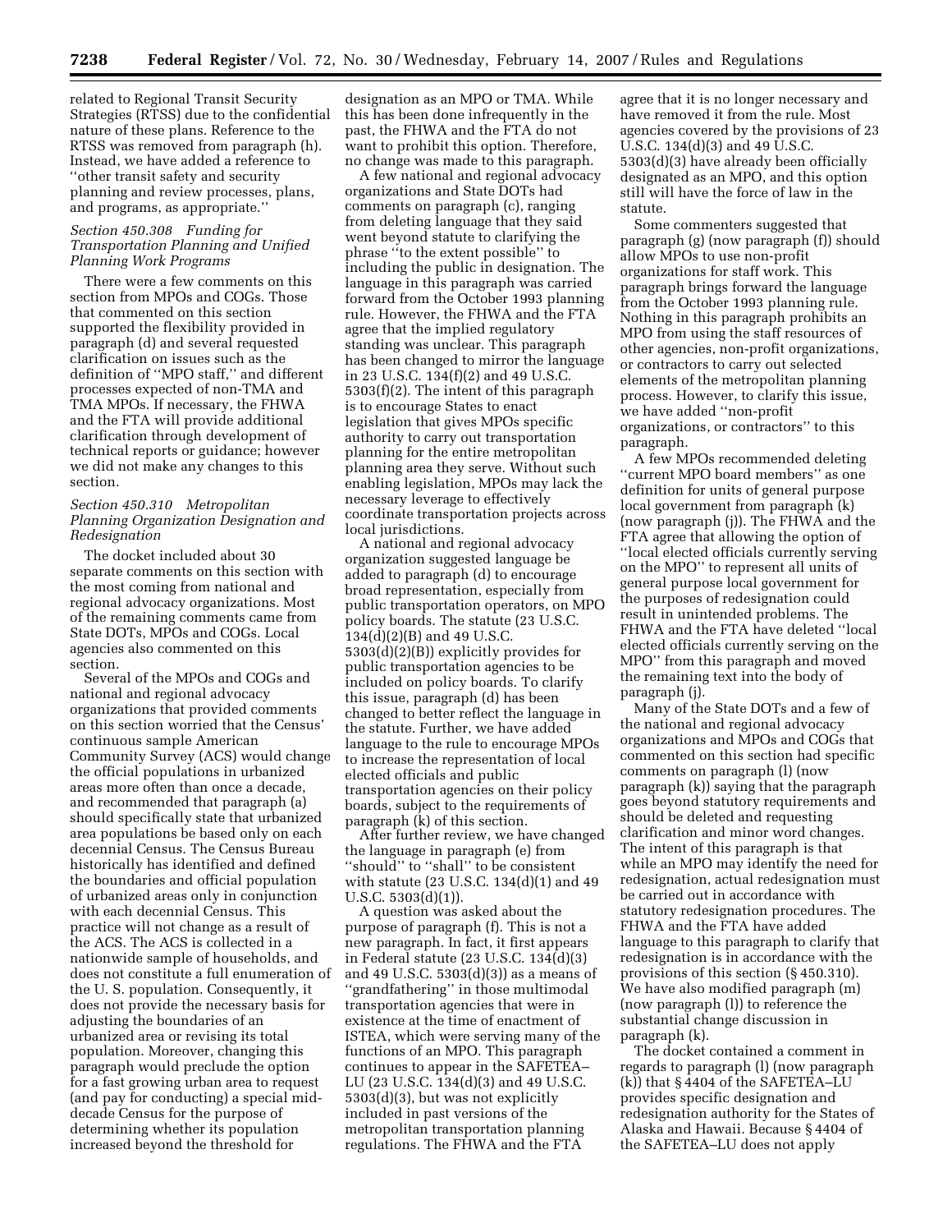related to Regional Transit Security Strategies (RTSS) due to the confidential nature of these plans. Reference to the RTSS was removed from paragraph (h). Instead, we have added a reference to ''other transit safety and security planning and review processes, plans, and programs, as appropriate.''

### *Section 450.308 Funding for Transportation Planning and Unified Planning Work Programs*

There were a few comments on this section from MPOs and COGs. Those that commented on this section supported the flexibility provided in paragraph (d) and several requested clarification on issues such as the definition of ''MPO staff,'' and different processes expected of non-TMA and TMA MPOs. If necessary, the FHWA and the FTA will provide additional clarification through development of technical reports or guidance; however we did not make any changes to this section.

### *Section 450.310 Metropolitan Planning Organization Designation and Redesignation*

The docket included about 30 separate comments on this section with the most coming from national and regional advocacy organizations. Most of the remaining comments came from State DOTs, MPOs and COGs. Local agencies also commented on this section.

Several of the MPOs and COGs and national and regional advocacy organizations that provided comments on this section worried that the Census' continuous sample American Community Survey (ACS) would change the official populations in urbanized areas more often than once a decade, and recommended that paragraph (a) should specifically state that urbanized area populations be based only on each decennial Census. The Census Bureau historically has identified and defined the boundaries and official population of urbanized areas only in conjunction with each decennial Census. This practice will not change as a result of the ACS. The ACS is collected in a nationwide sample of households, and does not constitute a full enumeration of the U. S. population. Consequently, it does not provide the necessary basis for adjusting the boundaries of an urbanized area or revising its total population. Moreover, changing this paragraph would preclude the option for a fast growing urban area to request (and pay for conducting) a special mid-decade Census for the purpose of determining whether its population increased beyond the threshold for designation as an MPO or TMA. While this has been done infrequently in the past, the FHWA and the FTA do not want to prohibit this option. Therefore, no change was made to this paragraph.

A few national and regional advocacy organizations and State DOTs had comments on paragraph (c), ranging from deleting language that they said went beyond statute to clarifying the phrase ''to the extent possible'' to including the public in designation. The language in this paragraph was carried forward from the October 1993 planning rule. However, the FHWA and the FTA agree that the implied regulatory standing was unclear. This paragraph has been changed to mirror the language in 23 U.S.C. 134(f)(2) and 49 U.S.C. 5303(f)(2). The intent of this paragraph is to encourage States to enact legislation that gives MPOs specific authority to carry out transportation planning for the entire metropolitan planning area they serve. Without such enabling legislation, MPOs may lack the necessary leverage to effectively coordinate transportation projects across local jurisdictions.

A national and regional advocacy organization suggested language be added to paragraph (d) to encourage broad representation, especially from public transportation operators, on MPO policy boards. The statute (23 U.S.C. 134(d)(2)(B) and 49 U.S.C. 5303(d)(2)(B)) explicitly provides for public transportation agencies to be included on policy boards. To clarify this issue, paragraph (d) has been changed to better reflect the language in the statute. Further, we have added language to the rule to encourage MPOs to increase the representation of local elected officials and public transportation agencies on their policy boards, subject to the requirements of paragraph (k) of this section.

After further review, we have changed the language in paragraph (e) from ''should'' to ''shall'' to be consistent with statute (23 U.S.C. 134(d)(1) and 49 U.S.C. 5303(d)(1)).

A question was asked about the purpose of paragraph (f). This is not a new paragraph. In fact, it first appears in Federal statute (23 U.S.C. 134(d)(3) and 49 U.S.C. 5303(d)(3)) as a means of ''grandfathering'' in those multimodal transportation agencies that were in existence at the time of enactment of ISTEA, which were serving many of the functions of an MPO. This paragraph continues to appear in the SAFETEA–LU (23 U.S.C. 134(d)(3) and 49 U.S.C. 5303(d)(3), but was not explicitly included in past versions of the metropolitan transportation planning regulations. The FHWA and the FTA agree that it is no longer necessary and have removed it from the rule. Most agencies covered by the provisions of 23 U.S.C. 134(d)(3) and 49 U.S.C. 5303(d)(3) have already been officially designated as an MPO, and this option still will have the force of law in the statute.

Some commenters suggested that paragraph (g) (now paragraph (f)) should allow MPOs to use non-profit organizations for staff work. This paragraph brings forward the language from the October 1993 planning rule. Nothing in this paragraph prohibits an MPO from using the staff resources of other agencies, non-profit organizations, or contractors to carry out selected elements of the metropolitan planning process. However, to clarify this issue, we have added ''non-profit organizations, or contractors'' to this paragraph.

A few MPOs recommended deleting ''current MPO board members'' as one definition for units of general purpose local government from paragraph (k) (now paragraph (j)). The FHWA and the FTA agree that allowing the option of ''local elected officials currently serving on the MPO'' to represent all units of general purpose local government for the purposes of redesignation could result in unintended problems. The FHWA and the FTA have deleted ''local elected officials currently serving on the MPO'' from this paragraph and moved the remaining text into the body of paragraph (j).

Many of the State DOTs and a few of the national and regional advocacy organizations and MPOs and COGs that commented on this section had specific comments on paragraph (l) (now paragraph (k)) saying that the paragraph goes beyond statutory requirements and should be deleted and requesting clarification and minor word changes. The intent of this paragraph is that while an MPO may identify the need for redesignation, actual redesignation must be carried out in accordance with statutory redesignation procedures. The FHWA and the FTA have added language to this paragraph to clarify that redesignation is in accordance with the provisions of this section (§ 450.310). We have also modified paragraph (m) (now paragraph (l)) to reference the substantial change discussion in paragraph (k).

The docket contained a comment in regards to paragraph (l) (now paragraph (k)) that § 4404 of the SAFETEA–LU provides specific designation and redesignation authority for the States of Alaska and Hawaii. Because § 4404 of the SAFETEA–LU does not apply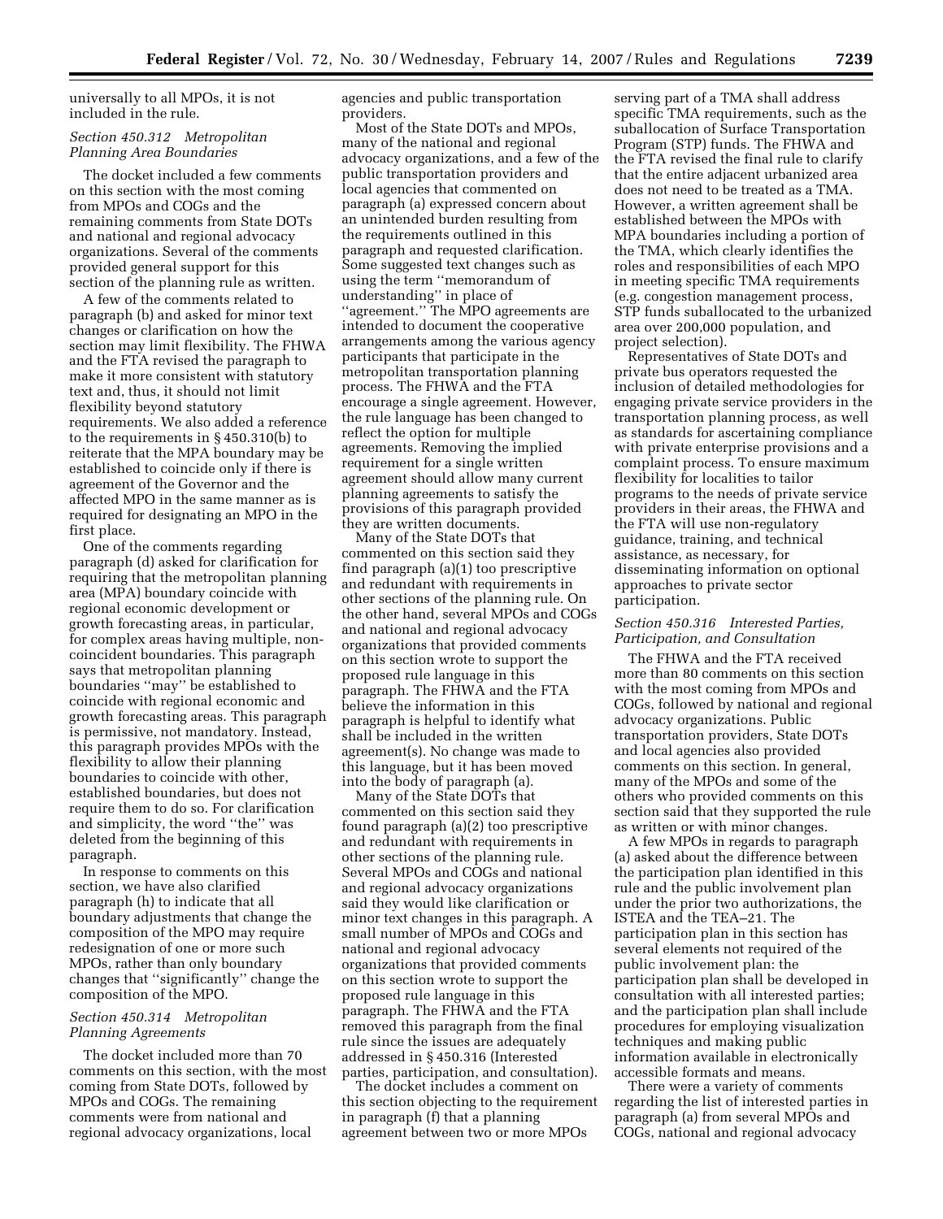universally to all MPOs, it is not included in the rule.

*Section 450.312 Metropolitan Planning Area Boundaries*

The docket included a few comments on this section with the most coming from MPOs and COGs and the remaining comments from State DOTs and national and regional advocacy organizations. Several of the comments provided general support for this section of the planning rule as written.

A few of the comments related to paragraph (b) and asked for minor text changes or clarification on how the section may limit flexibility. The FHWA and the FTA revised the paragraph to make it more consistent with statutory text and, thus, it should not limit flexibility beyond statutory requirements. We also added a reference to the requirements in § 450.310(b) to reiterate that the MPA boundary may be established to coincide only if there is agreement of the Governor and the affected MPO in the same manner as is required for designating an MPO in the first place.

One of the comments regarding paragraph (d) asked for clarification for requiring that the metropolitan planning area (MPA) boundary coincide with regional economic development or growth forecasting areas, in particular, for complex areas having multiple, non-coincident boundaries. This paragraph says that metropolitan planning boundaries "may" be established to coincide with regional economic and growth forecasting areas. This paragraph is permissive, not mandatory. Instead, this paragraph provides MPOs with the flexibility to allow their planning boundaries to coincide with other, established boundaries, but does not require them to do so. For clarification and simplicity, the word "the" was deleted from the beginning of this paragraph.

In response to comments on this section, we have also clarified paragraph (h) to indicate that all boundary adjustments that change the composition of the MPO may require redesignation of one or more such MPOs, rather than only boundary changes that "significantly" change the composition of the MPO.

*Section 450.314 Metropolitan Planning Agreements*

The docket included more than 70 comments on this section, with the most coming from State DOTs, followed by MPOs and COGs. The remaining comments were from national and regional advocacy organizations, local agencies and public transportation providers.

Most of the State DOTs and MPOs, many of the national and regional advocacy organizations, and a few of the public transportation providers and local agencies that commented on paragraph (a) expressed concern about an unintended burden resulting from the requirements outlined in this paragraph and requested clarification. Some suggested text changes such as using the term "memorandum of understanding" in place of "agreement." The MPO agreements are intended to document the cooperative arrangements among the various agency participants that participate in the metropolitan transportation planning process. The FHWA and the FTA encourage a single agreement. However, the rule language has been changed to reflect the option for multiple agreements. Removing the implied requirement for a single written agreement should allow many current planning agreements to satisfy the provisions of this paragraph provided they are written documents.

Many of the State DOTs that commented on this section said they find paragraph (a)(1) too prescriptive and redundant with requirements in other sections of the planning rule. On the other hand, several MPOs and COGs and national and regional advocacy organizations that provided comments on this section wrote to support the proposed rule language in this paragraph. The FHWA and the FTA believe the information in this paragraph is helpful to identify what shall be included in the written agreement(s). No change was made to this language, but it has been moved into the body of paragraph (a).

Many of the State DOTs that commented on this section said they found paragraph (a)(2) too prescriptive and redundant with requirements in other sections of the planning rule. Several MPOs and COGs and national and regional advocacy organizations said they would like clarification or minor text changes in this paragraph. A small number of MPOs and COGs and national and regional advocacy organizations that provided comments on this section wrote to support the proposed rule language in this paragraph. The FHWA and the FTA removed this paragraph from the final rule since the issues are adequately addressed in § 450.316 (Interested parties, participation, and consultation).

The docket includes a comment on this section objecting to the requirement in paragraph (f) that a planning agreement between two or more MPOs serving part of a TMA shall address specific TMA requirements, such as the suballocation of Surface Transportation Program (STP) funds. The FHWA and the FTA revised the final rule to clarify that the entire adjacent urbanized area does not need to be treated as a TMA. However, a written agreement shall be established between the MPOs with MPA boundaries including a portion of the TMA, which clearly identifies the roles and responsibilities of each MPO in meeting specific TMA requirements (e.g. congestion management process, STP funds suballocated to the urbanized area over 200,000 population, and project selection).

Representatives of State DOTs and private bus operators requested the inclusion of detailed methodologies for engaging private service providers in the transportation planning process, as well as standards for ascertaining compliance with private enterprise provisions and a complaint process. To ensure maximum flexibility for localities to tailor programs to the needs of private service providers in their areas, the FHWA and the FTA will use non-regulatory guidance, training, and technical assistance, as necessary, for disseminating information on optional approaches to private sector participation.

*Section 450.316 Interested Parties, Participation, and Consultation*

The FHWA and the FTA received more than 80 comments on this section with the most coming from MPOs and COGs, followed by national and regional advocacy organizations. Public transportation providers, State DOTs and local agencies also provided comments on this section. In general, many of the MPOs and some of the others who provided comments on this section said that they supported the rule as written or with minor changes.

A few MPOs in regards to paragraph (a) asked about the difference between the participation plan identified in this rule and the public involvement plan under the prior two authorizations, the ISTEA and the TEA–21. The participation plan in this section has several elements not required of the public involvement plan: the participation plan shall be developed in consultation with all interested parties; and the participation plan shall include procedures for employing visualization techniques and making public information available in electronically accessible formats and means.

There were a variety of comments regarding the list of interested parties in paragraph (a) from several MPOs and COGs, national and regional advocacy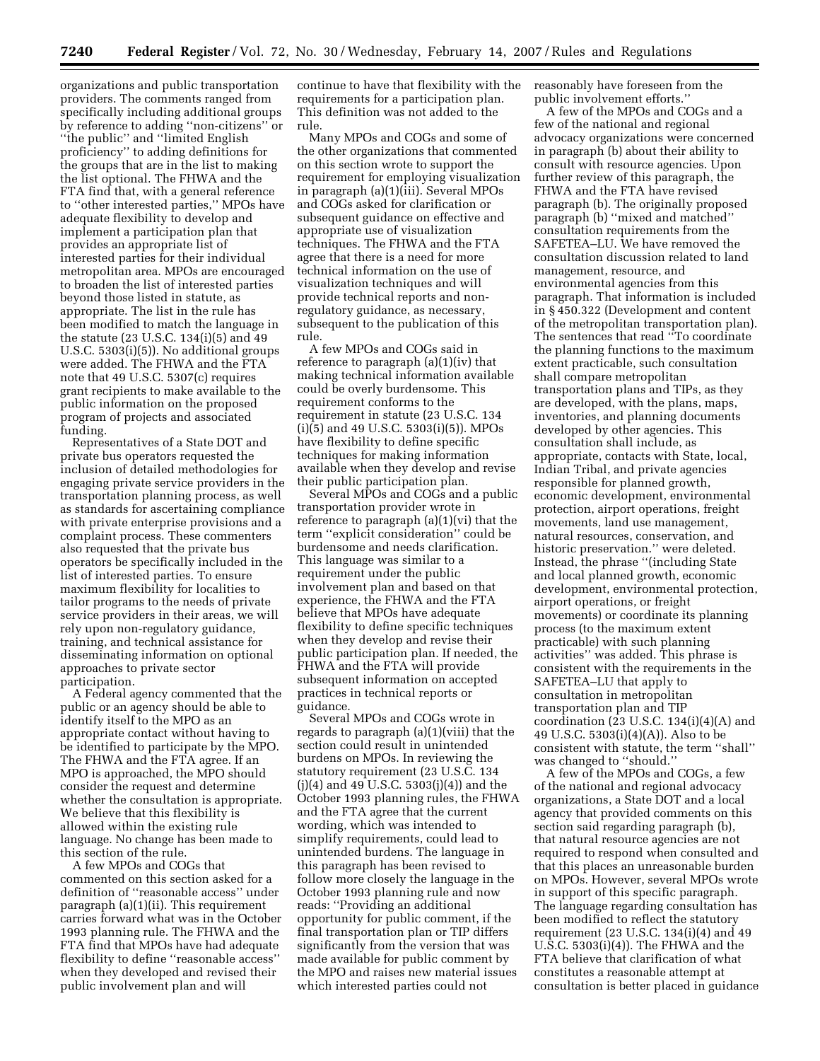organizations and public transportation providers. The comments ranged from specifically including additional groups by reference to adding ''non-citizens'' or ''the public'' and ''limited English proficiency'' to adding definitions for the groups that are in the list to making the list optional. The FHWA and the FTA find that, with a general reference to ''other interested parties,'' MPOs have adequate flexibility to develop and implement a participation plan that provides an appropriate list of interested parties for their individual metropolitan area. MPOs are encouraged to broaden the list of interested parties beyond those listed in statute, as appropriate. The list in the rule has been modified to match the language in the statute (23 U.S.C. 134(i)(5) and 49 U.S.C. 5303(i)(5)). No additional groups were added. The FHWA and the FTA note that 49 U.S.C. 5307(c) requires grant recipients to make available to the public information on the proposed program of projects and associated funding.

Representatives of a State DOT and private bus operators requested the inclusion of detailed methodologies for engaging private service providers in the transportation planning process, as well as standards for ascertaining compliance with private enterprise provisions and a complaint process. These commenters also requested that the private bus operators be specifically included in the list of interested parties. To ensure maximum flexibility for localities to tailor programs to the needs of private service providers in their areas, we will rely upon non-regulatory guidance, training, and technical assistance for disseminating information on optional approaches to private sector participation.

A Federal agency commented that the public or an agency should be able to identify itself to the MPO as an appropriate contact without having to be identified to participate by the MPO. The FHWA and the FTA agree. If an MPO is approached, the MPO should consider the request and determine whether the consultation is appropriate. We believe that this flexibility is allowed within the existing rule language. No change has been made to this section of the rule.

A few MPOs and COGs that commented on this section asked for a definition of ''reasonable access'' under paragraph (a)(1)(ii). This requirement carries forward what was in the October 1993 planning rule. The FHWA and the FTA find that MPOs have had adequate flexibility to define ''reasonable access'' when they developed and revised their public involvement plan and will continue to have that flexibility with the requirements for a participation plan. This definition was not added to the rule.

Many MPOs and COGs and some of the other organizations that commented on this section wrote to support the requirement for employing visualization in paragraph (a)(1)(iii). Several MPOs and COGs asked for clarification or subsequent guidance on effective and appropriate use of visualization techniques. The FHWA and the FTA agree that there is a need for more technical information on the use of visualization techniques and will provide technical reports and non-regulatory guidance, as necessary, subsequent to the publication of this rule.

A few MPOs and COGs said in reference to paragraph (a)(1)(iv) that making technical information available could be overly burdensome. This requirement conforms to the requirement in statute (23 U.S.C. 134 (i)(5) and 49 U.S.C. 5303(i)(5)). MPOs have flexibility to define specific techniques for making information available when they develop and revise their public participation plan.

Several MPOs and COGs and a public transportation provider wrote in reference to paragraph (a)(1)(vi) that the term ''explicit consideration'' could be burdensome and needs clarification. This language was similar to a requirement under the public involvement plan and based on that experience, the FHWA and the FTA believe that MPOs have adequate flexibility to define specific techniques when they develop and revise their public participation plan. If needed, the FHWA and the FTA will provide subsequent information on accepted practices in technical reports or guidance.

Several MPOs and COGs wrote in regards to paragraph (a)(1)(viii) that the section could result in unintended burdens on MPOs. In reviewing the statutory requirement (23 U.S.C. 134 (j)(4) and 49 U.S.C. 5303(j)(4)) and the October 1993 planning rules, the FHWA and the FTA agree that the current wording, which was intended to simplify requirements, could lead to unintended burdens. The language in this paragraph has been revised to follow more closely the language in the October 1993 planning rule and now reads: ''Providing an additional opportunity for public comment, if the final transportation plan or TIP differs significantly from the version that was made available for public comment by the MPO and raises new material issues which interested parties could not reasonably have foreseen from the public involvement efforts.''

A few of the MPOs and COGs and a few of the national and regional advocacy organizations were concerned in paragraph (b) about their ability to consult with resource agencies. Upon further review of this paragraph, the FHWA and the FTA have revised paragraph (b). The originally proposed paragraph (b) ''mixed and matched'' consultation requirements from the SAFETEA–LU. We have removed the consultation discussion related to land management, resource, and environmental agencies from this paragraph. That information is included in § 450.322 (Development and content of the metropolitan transportation plan). The sentences that read ''To coordinate the planning functions to the maximum extent practicable, such consultation shall compare metropolitan transportation plans and TIPs, as they are developed, with the plans, maps, inventories, and planning documents developed by other agencies. This consultation shall include, as appropriate, contacts with State, local, Indian Tribal, and private agencies responsible for planned growth, economic development, environmental protection, airport operations, freight movements, land use management, natural resources, conservation, and historic preservation.'' were deleted. Instead, the phrase ''(including State and local planned growth, economic development, environmental protection, airport operations, or freight movements) or coordinate its planning process (to the maximum extent practicable) with such planning activities'' was added. This phrase is consistent with the requirements in the SAFETEA–LU that apply to consultation in metropolitan transportation plan and TIP coordination (23 U.S.C. 134(i)(4)(A) and 49 U.S.C. 5303(i)(4)(A)). Also to be consistent with statute, the term ''shall'' was changed to ''should.''

A few of the MPOs and COGs, a few of the national and regional advocacy organizations, a State DOT and a local agency that provided comments on this section said regarding paragraph (b), that natural resource agencies are not required to respond when consulted and that this places an unreasonable burden on MPOs. However, several MPOs wrote in support of this specific paragraph. The language regarding consultation has been modified to reflect the statutory requirement (23 U.S.C. 134(i)(4) and 49 U.S.C. 5303(i)(4)). The FHWA and the FTA believe that clarification of what constitutes a reasonable attempt at consultation is better placed in guidance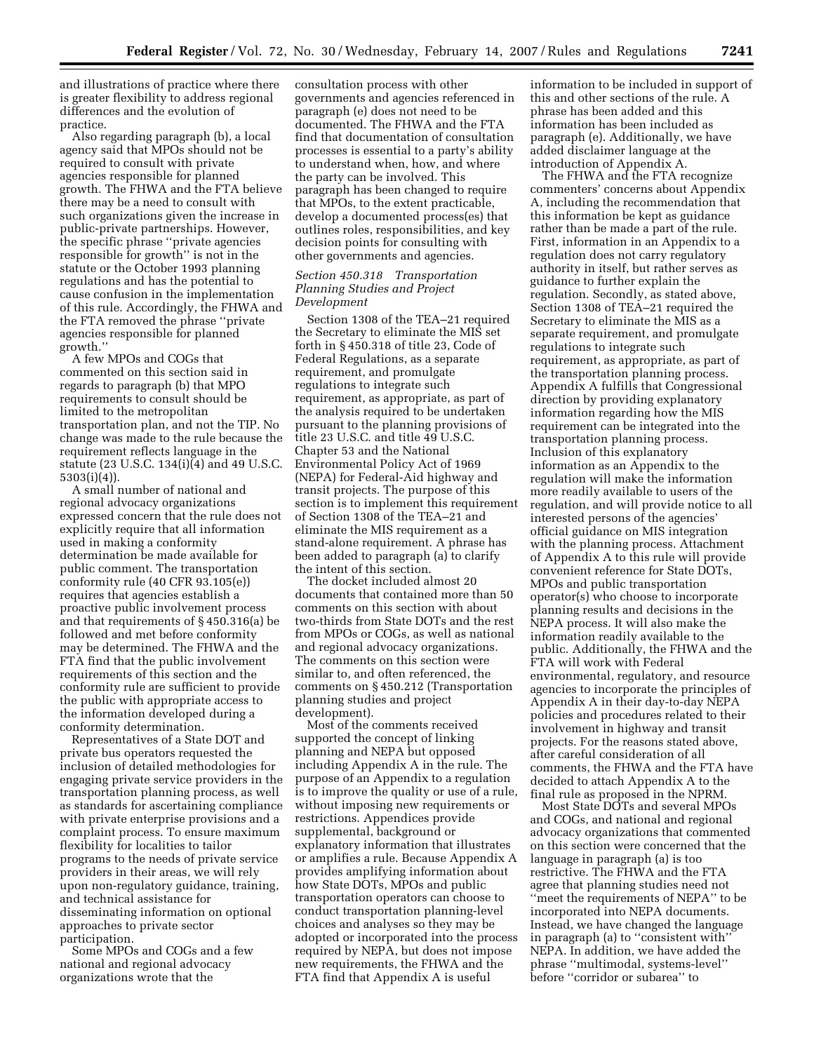and illustrations of practice where there is greater flexibility to address regional differences and the evolution of practice.

Also regarding paragraph (b), a local agency said that MPOs should not be required to consult with private agencies responsible for planned growth. The FHWA and the FTA believe there may be a need to consult with such organizations given the increase in public-private partnerships. However, the specific phrase ''private agencies responsible for growth'' is not in the statute or the October 1993 planning regulations and has the potential to cause confusion in the implementation of this rule. Accordingly, the FHWA and the FTA removed the phrase ''private agencies responsible for planned growth.''

A few MPOs and COGs that commented on this section said in regards to paragraph (b) that MPO requirements to consult should be limited to the metropolitan transportation plan, and not the TIP. No change was made to the rule because the requirement reflects language in the statute (23 U.S.C. 134(i)(4) and 49 U.S.C. 5303(i)(4)).

A small number of national and regional advocacy organizations expressed concern that the rule does not explicitly require that all information used in making a conformity determination be made available for public comment. The transportation conformity rule (40 CFR 93.105(e)) requires that agencies establish a proactive public involvement process and that requirements of § 450.316(a) be followed and met before conformity may be determined. The FHWA and the FTA find that the public involvement requirements of this section and the conformity rule are sufficient to provide the public with appropriate access to the information developed during a conformity determination.

Representatives of a State DOT and private bus operators requested the inclusion of detailed methodologies for engaging private service providers in the transportation planning process, as well as standards for ascertaining compliance with private enterprise provisions and a complaint process. To ensure maximum flexibility for localities to tailor programs to the needs of private service providers in their areas, we will rely upon non-regulatory guidance, training, and technical assistance for disseminating information on optional approaches to private sector participation.

Some MPOs and COGs and a few national and regional advocacy organizations wrote that the consultation process with other governments and agencies referenced in paragraph (e) does not need to be documented. The FHWA and the FTA find that documentation of consultation processes is essential to a party's ability to understand when, how, and where the party can be involved. This paragraph has been changed to require that MPOs, to the extent practicable, develop a documented process(es) that outlines roles, responsibilities, and key decision points for consulting with other governments and agencies.

*Section 450.318 Transportation Planning Studies and Project Development*

Section 1308 of the TEA–21 required the Secretary to eliminate the MIS set forth in § 450.318 of title 23, Code of Federal Regulations, as a separate requirement, and promulgate regulations to integrate such requirement, as appropriate, as part of the analysis required to be undertaken pursuant to the planning provisions of title 23 U.S.C. and title 49 U.S.C. Chapter 53 and the National Environmental Policy Act of 1969 (NEPA) for Federal-Aid highway and transit projects. The purpose of this section is to implement this requirement of Section 1308 of the TEA–21 and eliminate the MIS requirement as a stand-alone requirement. A phrase has been added to paragraph (a) to clarify the intent of this section.

The docket included almost 20 documents that contained more than 50 comments on this section with about two-thirds from State DOTs and the rest from MPOs or COGs, as well as national and regional advocacy organizations. The comments on this section were similar to, and often referenced, the comments on § 450.212 (Transportation planning studies and project development).

Most of the comments received supported the concept of linking planning and NEPA but opposed including Appendix A in the rule. The purpose of an Appendix to a regulation is to improve the quality or use of a rule, without imposing new requirements or restrictions. Appendices provide supplemental, background or explanatory information that illustrates or amplifies a rule. Because Appendix A provides amplifying information about how State DOTs, MPOs and public transportation operators can choose to conduct transportation planning-level choices and analyses so they may be adopted or incorporated into the process required by NEPA, but does not impose new requirements, the FHWA and the FTA find that Appendix A is useful information to be included in support of this and other sections of the rule. A phrase has been added and this information has been included as paragraph (e). Additionally, we have added disclaimer language at the introduction of Appendix A.

The FHWA and the FTA recognize commenters' concerns about Appendix A, including the recommendation that this information be kept as guidance rather than be made a part of the rule. First, information in an Appendix to a regulation does not carry regulatory authority in itself, but rather serves as guidance to further explain the regulation. Secondly, as stated above, Section 1308 of TEA–21 required the Secretary to eliminate the MIS as a separate requirement, and promulgate regulations to integrate such requirement, as appropriate, as part of the transportation planning process. Appendix A fulfills that Congressional direction by providing explanatory information regarding how the MIS requirement can be integrated into the transportation planning process. Inclusion of this explanatory information as an Appendix to the regulation will make the information more readily available to users of the regulation, and will provide notice to all interested persons of the agencies' official guidance on MIS integration with the planning process. Attachment of Appendix A to this rule will provide convenient reference for State DOTs, MPOs and public transportation operator(s) who choose to incorporate planning results and decisions in the NEPA process. It will also make the information readily available to the public. Additionally, the FHWA and the FTA will work with Federal environmental, regulatory, and resource agencies to incorporate the principles of Appendix A in their day-to-day NEPA policies and procedures related to their involvement in highway and transit projects. For the reasons stated above, after careful consideration of all comments, the FHWA and the FTA have decided to attach Appendix A to the final rule as proposed in the NPRM.

Most State DOTs and several MPOs and COGs, and national and regional advocacy organizations that commented on this section were concerned that the language in paragraph (a) is too restrictive. The FHWA and the FTA agree that planning studies need not ''meet the requirements of NEPA'' to be incorporated into NEPA documents. Instead, we have changed the language in paragraph (a) to ''consistent with'' NEPA. In addition, we have added the phrase ''multimodal, systems-level'' before ''corridor or subarea'' to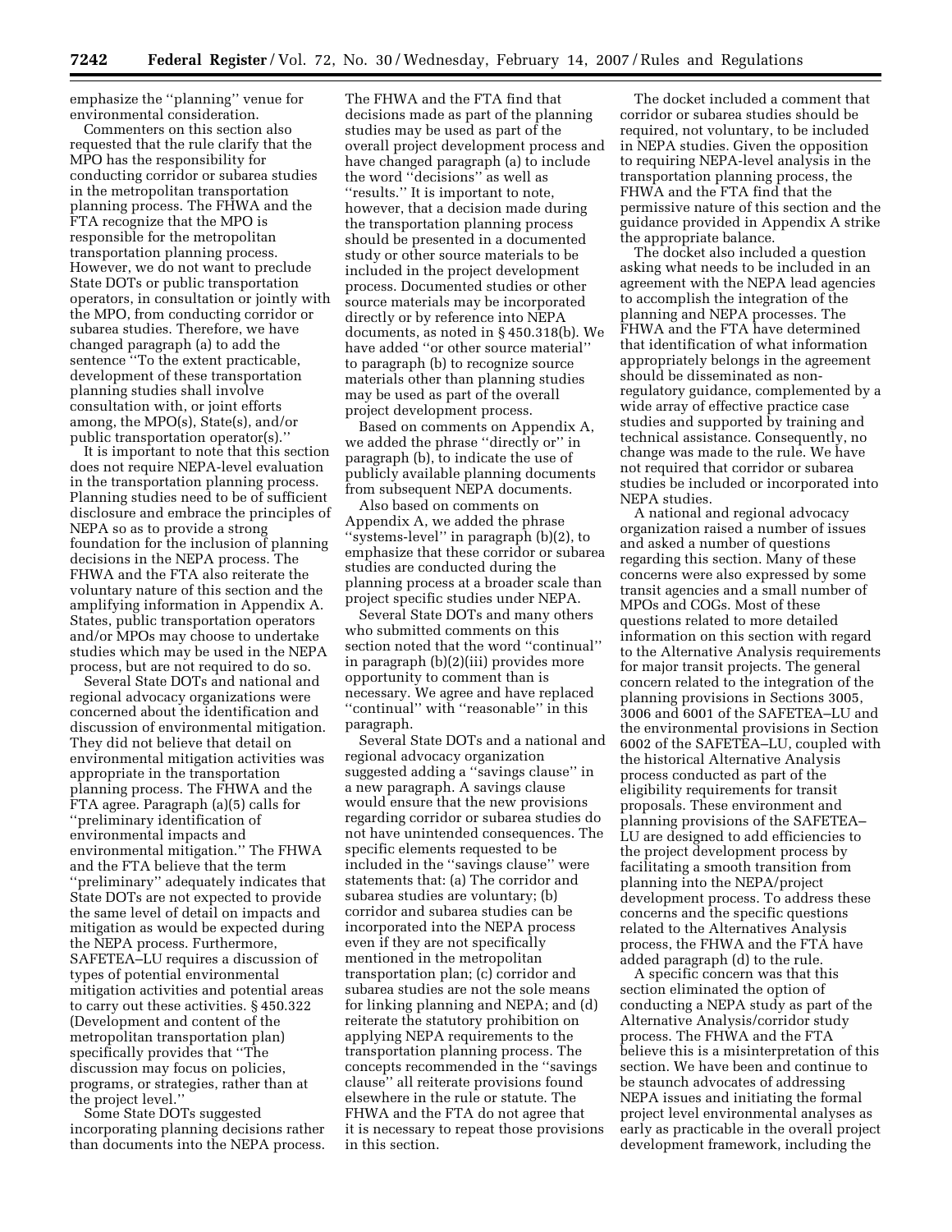emphasize the ''planning'' venue for environmental consideration.

Commenters on this section also requested that the rule clarify that the MPO has the responsibility for conducting corridor or subarea studies in the metropolitan transportation planning process. The FHWA and the FTA recognize that the MPO is responsible for the metropolitan transportation planning process. However, we do not want to preclude State DOTs or public transportation operators, in consultation or jointly with the MPO, from conducting corridor or subarea studies. Therefore, we have changed paragraph (a) to add the sentence ''To the extent practicable, development of these transportation planning studies shall involve consultation with, or joint efforts among, the MPO(s), State(s), and/or public transportation operator(s).''

It is important to note that this section does not require NEPA-level evaluation in the transportation planning process. Planning studies need to be of sufficient disclosure and embrace the principles of NEPA so as to provide a strong foundation for the inclusion of planning decisions in the NEPA process. The FHWA and the FTA also reiterate the voluntary nature of this section and the amplifying information in Appendix A. States, public transportation operators and/or MPOs may choose to undertake studies which may be used in the NEPA process, but are not required to do so.

Several State DOTs and national and regional advocacy organizations were concerned about the identification and discussion of environmental mitigation. They did not believe that detail on environmental mitigation activities was appropriate in the transportation planning process. The FHWA and the FTA agree. Paragraph (a)(5) calls for ''preliminary identification of environmental impacts and environmental mitigation.'' The FHWA and the FTA believe that the term ''preliminary'' adequately indicates that State DOTs are not expected to provide the same level of detail on impacts and mitigation as would be expected during the NEPA process. Furthermore, SAFETEA–LU requires a discussion of types of potential environmental mitigation activities and potential areas to carry out these activities. § 450.322 (Development and content of the metropolitan transportation plan) specifically provides that ''The discussion may focus on policies, programs, or strategies, rather than at the project level.''

Some State DOTs suggested incorporating planning decisions rather than documents into the NEPA process. The FHWA and the FTA find that decisions made as part of the planning studies may be used as part of the overall project development process and have changed paragraph (a) to include the word ''decisions'' as well as ''results.'' It is important to note, however, that a decision made during the transportation planning process should be presented in a documented study or other source materials to be included in the project development process. Documented studies or other source materials may be incorporated directly or by reference into NEPA documents, as noted in § 450.318(b). We have added ''or other source material'' to paragraph (b) to recognize source materials other than planning studies may be used as part of the overall project development process.

Based on comments on Appendix A, we added the phrase ''directly or'' in paragraph (b), to indicate the use of publicly available planning documents from subsequent NEPA documents.

Also based on comments on Appendix A, we added the phrase ''systems-level'' in paragraph (b)(2), to emphasize that these corridor or subarea studies are conducted during the planning process at a broader scale than project specific studies under NEPA.

Several State DOTs and many others who submitted comments on this section noted that the word ''continual'' in paragraph (b)(2)(iii) provides more opportunity to comment than is necessary. We agree and have replaced ''continual'' with ''reasonable'' in this paragraph.

Several State DOTs and a national and regional advocacy organization suggested adding a ''savings clause'' in a new paragraph. A savings clause would ensure that the new provisions regarding corridor or subarea studies do not have unintended consequences. The specific elements requested to be included in the ''savings clause'' were statements that: (a) The corridor and subarea studies are voluntary; (b) corridor and subarea studies can be incorporated into the NEPA process even if they are not specifically mentioned in the metropolitan transportation plan; (c) corridor and subarea studies are not the sole means for linking planning and NEPA; and (d) reiterate the statutory prohibition on applying NEPA requirements to the transportation planning process. The concepts recommended in the ''savings clause'' all reiterate provisions found elsewhere in the rule or statute. The FHWA and the FTA do not agree that it is necessary to repeat those provisions in this section.

The docket included a comment that corridor or subarea studies should be required, not voluntary, to be included in NEPA studies. Given the opposition to requiring NEPA-level analysis in the transportation planning process, the FHWA and the FTA find that the permissive nature of this section and the guidance provided in Appendix A strike the appropriate balance.

The docket also included a question asking what needs to be included in an agreement with the NEPA lead agencies to accomplish the integration of the planning and NEPA processes. The FHWA and the FTA have determined that identification of what information appropriately belongs in the agreement should be disseminated as non-regulatory guidance, complemented by a wide array of effective practice case studies and supported by training and technical assistance. Consequently, no change was made to the rule. We have not required that corridor or subarea studies be included or incorporated into NEPA studies.

A national and regional advocacy organization raised a number of issues and asked a number of questions regarding this section. Many of these concerns were also expressed by some transit agencies and a small number of MPOs and COGs. Most of these questions related to more detailed information on this section with regard to the Alternative Analysis requirements for major transit projects. The general concern related to the integration of the planning provisions in Sections 3005, 3006 and 6001 of the SAFETEA–LU and the environmental provisions in Section 6002 of the SAFETEA–LU, coupled with the historical Alternative Analysis process conducted as part of the eligibility requirements for transit proposals. These environment and planning provisions of the SAFETEA–LU are designed to add efficiencies to the project development process by facilitating a smooth transition from planning into the NEPA/project development process. To address these concerns and the specific questions related to the Alternatives Analysis process, the FHWA and the FTA have added paragraph (d) to the rule.

A specific concern was that this section eliminated the option of conducting a NEPA study as part of the Alternative Analysis/corridor study process. The FHWA and the FTA believe this is a misinterpretation of this section. We have been and continue to be staunch advocates of addressing NEPA issues and initiating the formal project level environmental analyses as early as practicable in the overall project development framework, including the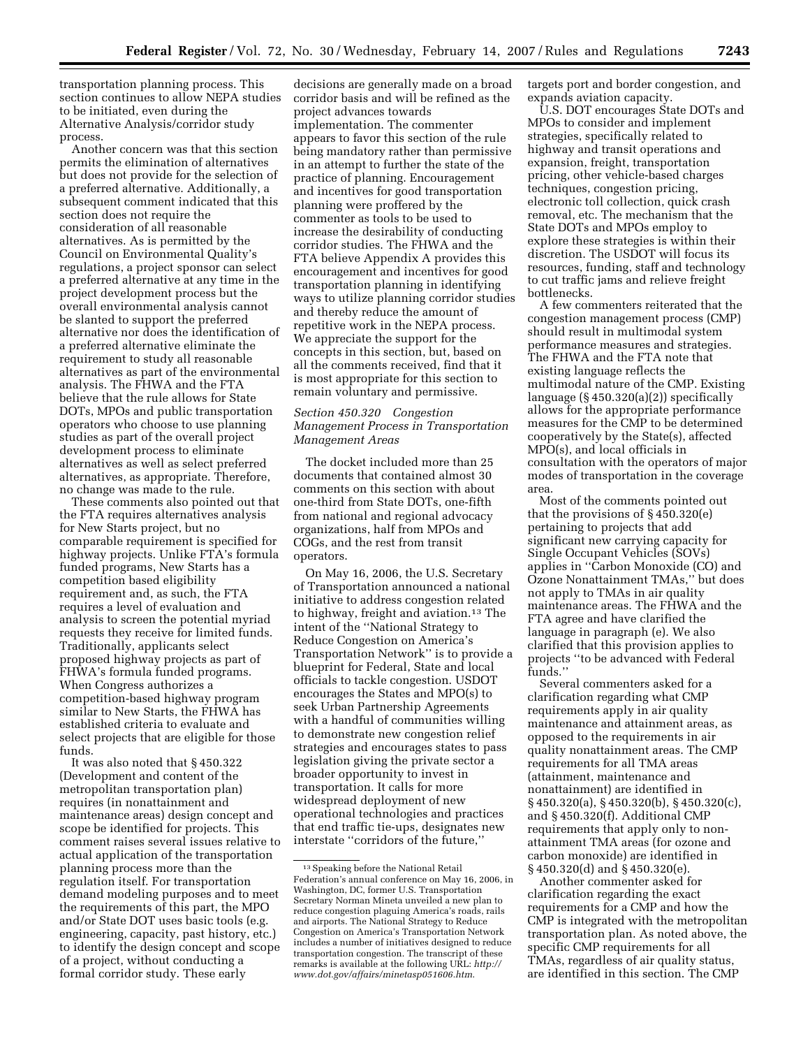transportation planning process. This section continues to allow NEPA studies to be initiated, even during the Alternative Analysis/corridor study process.

Another concern was that this section permits the elimination of alternatives but does not provide for the selection of a preferred alternative. Additionally, a subsequent comment indicated that this section does not require the consideration of all reasonable alternatives. As is permitted by the Council on Environmental Quality's regulations, a project sponsor can select a preferred alternative at any time in the project development process but the overall environmental analysis cannot be slanted to support the preferred alternative nor does the identification of a preferred alternative eliminate the requirement to study all reasonable alternatives as part of the environmental analysis. The FHWA and the FTA believe that the rule allows for State DOTs, MPOs and public transportation operators who choose to use planning studies as part of the overall project development process to eliminate alternatives as well as select preferred alternatives, as appropriate. Therefore, no change was made to the rule.

These comments also pointed out that the FTA requires alternatives analysis for New Starts project, but no comparable requirement is specified for highway projects. Unlike FTA's formula funded programs, New Starts has a competition based eligibility requirement and, as such, the FTA requires a level of evaluation and analysis to screen the potential myriad requests they receive for limited funds. Traditionally, applicants select proposed highway projects as part of FHWA's formula funded programs. When Congress authorizes a competition-based highway program similar to New Starts, the FHWA has established criteria to evaluate and select projects that are eligible for those funds.

It was also noted that § 450.322 (Development and content of the metropolitan transportation plan) requires (in nonattainment and maintenance areas) design concept and scope be identified for projects. This comment raises several issues relative to actual application of the transportation planning process more than the regulation itself. For transportation demand modeling purposes and to meet the requirements of this part, the MPO and/or State DOT uses basic tools (e.g. engineering, capacity, past history, etc.) to identify the design concept and scope of a project, without conducting a formal corridor study. These early decisions are generally made on a broad corridor basis and will be refined as the project advances towards implementation. The commenter appears to favor this section of the rule being mandatory rather than permissive in an attempt to further the state of the practice of planning. Encouragement and incentives for good transportation planning were proffered by the commenter as tools to be used to increase the desirability of conducting corridor studies. The FHWA and the FTA believe Appendix A provides this encouragement and incentives for good transportation planning in identifying ways to utilize planning corridor studies and thereby reduce the amount of repetitive work in the NEPA process. We appreciate the support for the concepts in this section, but, based on all the comments received, find that it is most appropriate for this section to remain voluntary and permissive.

### *Section 450.320 Congestion Management Process in Transportation Management Areas*

The docket included more than 25 documents that contained almost 30 comments on this section with about one-third from State DOTs, one-fifth from national and regional advocacy organizations, half from MPOs and COGs, and the rest from transit operators.

On May 16, 2006, the U.S. Secretary of Transportation announced a national initiative to address congestion related to highway, freight and aviation.[13] The intent of the ''National Strategy to Reduce Congestion on America's Transportation Network'' is to provide a blueprint for Federal, State and local officials to tackle congestion. USDOT encourages the States and MPO(s) to seek Urban Partnership Agreements with a handful of communities willing to demonstrate new congestion relief strategies and encourages states to pass legislation giving the private sector a broader opportunity to invest in transportation. It calls for more widespread deployment of new operational technologies and practices that end traffic tie-ups, designates new interstate ''corridors of the future,'' targets port and border congestion, and expands aviation capacity.

U.S. DOT encourages State DOTs and MPOs to consider and implement strategies, specifically related to highway and transit operations and expansion, freight, transportation pricing, other vehicle-based charges techniques, congestion pricing, electronic toll collection, quick crash removal, etc. The mechanism that the State DOTs and MPOs employ to explore these strategies is within their discretion. The USDOT will focus its resources, funding, staff and technology to cut traffic jams and relieve freight bottlenecks.

A few commenters reiterated that the congestion management process (CMP) should result in multimodal system performance measures and strategies. The FHWA and the FTA note that existing language reflects the multimodal nature of the CMP. Existing language (§ 450.320(a)(2)) specifically allows for the appropriate performance measures for the CMP to be determined cooperatively by the State(s), affected MPO(s), and local officials in consultation with the operators of major modes of transportation in the coverage area.

Most of the comments pointed out that the provisions of § 450.320(e) pertaining to projects that add significant new carrying capacity for Single Occupant Vehicles (SOVs) applies in ''Carbon Monoxide (CO) and Ozone Nonattainment TMAs,'' but does not apply to TMAs in air quality maintenance areas. The FHWA and the FTA agree and have clarified the language in paragraph (e). We also clarified that this provision applies to projects ''to be advanced with Federal funds.''

Several commenters asked for a clarification regarding what CMP requirements apply in air quality maintenance and attainment areas, as opposed to the requirements in air quality nonattainment areas. The CMP requirements for all TMA areas (attainment, maintenance and nonattainment) are identified in § 450.320(a), § 450.320(b), § 450.320(c), and § 450.320(f). Additional CMP requirements that apply only to non-attainment TMA areas (for ozone and carbon monoxide) are identified in § 450.320(d) and § 450.320(e).

Another commenter asked for clarification regarding the exact requirements for a CMP and how the CMP is integrated with the metropolitan transportation plan. As noted above, the specific CMP requirements for all TMAs, regardless of air quality status, are identified in this section. The CMP

---

[13] Speaking before the National Retail Federation's annual conference on May 16, 2006, in Washington, DC, former U.S. Transportation Secretary Norman Mineta unveiled a new plan to reduce congestion plaguing America's roads, rails and airports. The National Strategy to Reduce Congestion on America's Transportation Network includes a number of initiatives designed to reduce transportation congestion. The transcript of these remarks is available at the following URL: *http://www.dot.gov/affairs/minetasp051606.htm.*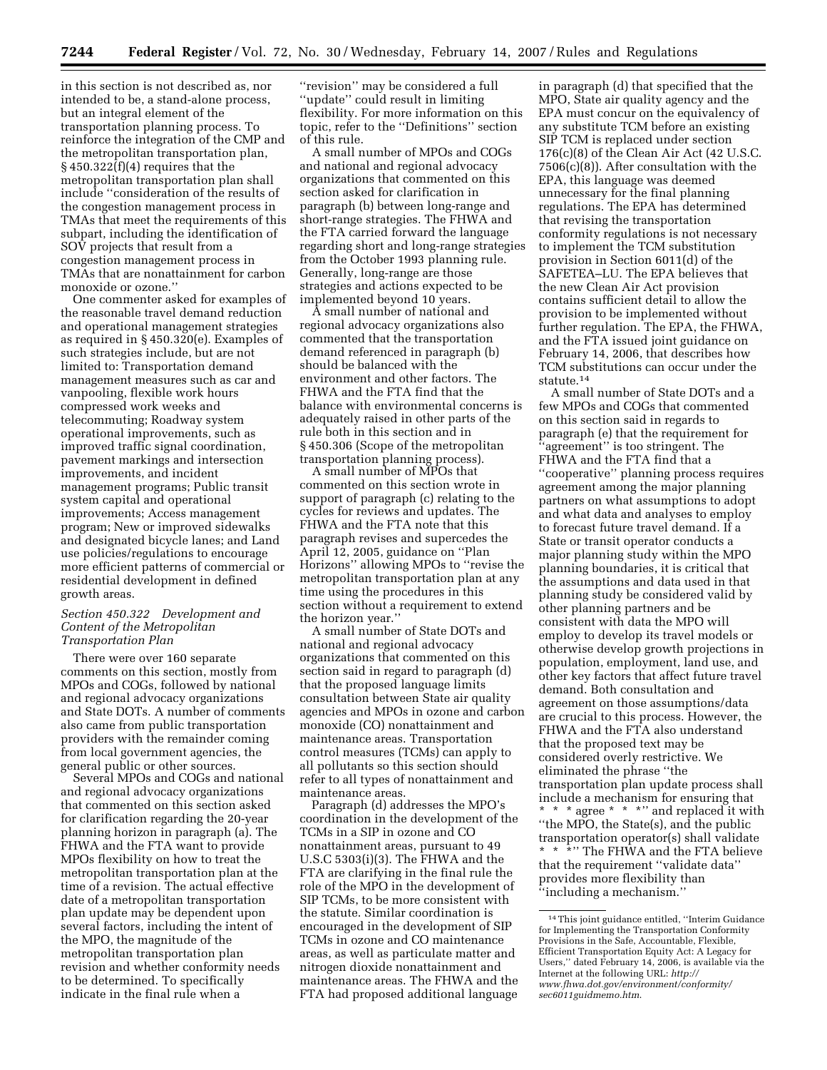in this section is not described as, nor intended to be, a stand-alone process, but an integral element of the transportation planning process. To reinforce the integration of the CMP and the metropolitan transportation plan, § 450.322(f)(4) requires that the metropolitan transportation plan shall include ''consideration of the results of the congestion management process in TMAs that meet the requirements of this subpart, including the identification of SOV projects that result from a congestion management process in TMAs that are nonattainment for carbon monoxide or ozone.''

One commenter asked for examples of the reasonable travel demand reduction and operational management strategies as required in § 450.320(e). Examples of such strategies include, but are not limited to: Transportation demand management measures such as car and vanpooling, flexible work hours compressed work weeks and telecommuting; Roadway system operational improvements, such as improved traffic signal coordination, pavement markings and intersection improvements, and incident management programs; Public transit system capital and operational improvements; Access management program; New or improved sidewalks and designated bicycle lanes; and Land use policies/regulations to encourage more efficient patterns of commercial or residential development in defined growth areas.

### *Section 450.322 Development and Content of the Metropolitan Transportation Plan*

There were over 160 separate comments on this section, mostly from MPOs and COGs, followed by national and regional advocacy organizations and State DOTs. A number of comments also came from public transportation providers with the remainder coming from local government agencies, the general public or other sources.

Several MPOs and COGs and national and regional advocacy organizations that commented on this section asked for clarification regarding the 20-year planning horizon in paragraph (a). The FHWA and the FTA want to provide MPOs flexibility on how to treat the metropolitan transportation plan at the time of a revision. The actual effective date of a metropolitan transportation plan update may be dependent upon several factors, including the intent of the MPO, the magnitude of the metropolitan transportation plan revision and whether conformity needs to be determined. To specifically indicate in the final rule when a ''revision'' may be considered a full ''update'' could result in limiting flexibility. For more information on this topic, refer to the ''Definitions'' section of this rule.

A small number of MPOs and COGs and national and regional advocacy organizations that commented on this section asked for clarification in paragraph (b) between long-range and short-range strategies. The FHWA and the FTA carried forward the language regarding short and long-range strategies from the October 1993 planning rule. Generally, long-range are those strategies and actions expected to be implemented beyond 10 years.

A small number of national and regional advocacy organizations also commented that the transportation demand referenced in paragraph (b) should be balanced with the environment and other factors. The FHWA and the FTA find that the balance with environmental concerns is adequately raised in other parts of the rule both in this section and in § 450.306 (Scope of the metropolitan transportation planning process).

A small number of MPOs that commented on this section wrote in support of paragraph (c) relating to the cycles for reviews and updates. The FHWA and the FTA note that this paragraph revises and supercedes the April 12, 2005, guidance on ''Plan Horizons'' allowing MPOs to ''revise the metropolitan transportation plan at any time using the procedures in this section without a requirement to extend the horizon year.''

A small number of State DOTs and national and regional advocacy organizations that commented on this section said in regard to paragraph (d) that the proposed language limits consultation between State air quality agencies and MPOs in ozone and carbon monoxide (CO) nonattainment and maintenance areas. Transportation control measures (TCMs) can apply to all pollutants so this section should refer to all types of nonattainment and maintenance areas.

Paragraph (d) addresses the MPO's coordination in the development of the TCMs in a SIP in ozone and CO nonattainment areas, pursuant to 49 U.S.C 5303(i)(3). The FHWA and the FTA are clarifying in the final rule the role of the MPO in the development of SIP TCMs, to be more consistent with the statute. Similar coordination is encouraged in the development of SIP TCMs in ozone and CO maintenance areas, as well as particulate matter and nitrogen dioxide nonattainment and maintenance areas. The FHWA and the FTA had proposed additional language in paragraph (d) that specified that the MPO, State air quality agency and the EPA must concur on the equivalency of any substitute TCM before an existing SIP TCM is replaced under section 176(c)(8) of the Clean Air Act (42 U.S.C. 7506(c)(8)). After consultation with the EPA, this language was deemed unnecessary for the final planning regulations. The EPA has determined that revising the transportation conformity regulations is not necessary to implement the TCM substitution provision in Section 6011(d) of the SAFETEA–LU. The EPA believes that the new Clean Air Act provision contains sufficient detail to allow the provision to be implemented without further regulation. The EPA, the FHWA, and the FTA issued joint guidance on February 14, 2006, that describes how TCM substitutions can occur under the statute.[14]

A small number of State DOTs and a few MPOs and COGs that commented on this section said in regards to paragraph (e) that the requirement for ''agreement'' is too stringent. The FHWA and the FTA find that a ''cooperative'' planning process requires agreement among the major planning partners on what assumptions to adopt and what data and analyses to employ to forecast future travel demand. If a State or transit operator conducts a major planning study within the MPO planning boundaries, it is critical that the assumptions and data used in that planning study be considered valid by other planning partners and be consistent with data the MPO will employ to develop its travel models or otherwise develop growth projections in population, employment, land use, and other key factors that affect future travel demand. Both consultation and agreement on those assumptions/data are crucial to this process. However, the FHWA and the FTA also understand that the proposed text may be considered overly restrictive. We eliminated the phrase ''the transportation plan update process shall include a mechanism for ensuring that * * * agree * * *'' and replaced it with ''the MPO, the State(s), and the public transportation operator(s) shall validate * * *'' The FHWA and the FTA believe that the requirement ''validate data'' provides more flexibility than ''including a mechanism.''

[14] This joint guidance entitled, ''Interim Guidance for Implementing the Transportation Conformity Provisions in the Safe, Accountable, Flexible, Efficient Transportation Equity Act: A Legacy for Users,'' dated February 14, 2006, is available via the Internet at the following URL: *http://www.fhwa.dot.gov/environment/conformity/sec6011guidmemo.htm.*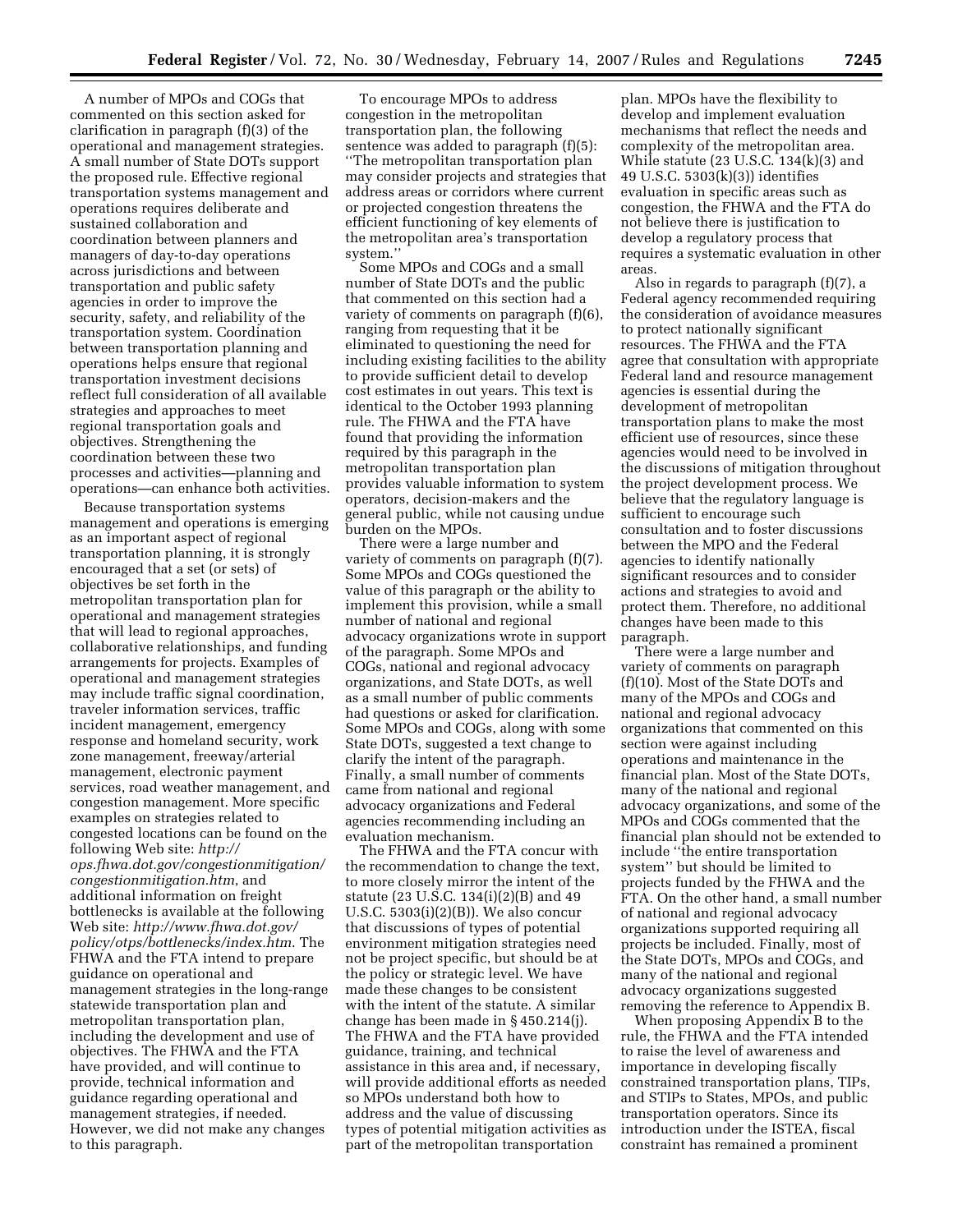A number of MPOs and COGs that commented on this section asked for clarification in paragraph (f)(3) of the operational and management strategies. A small number of State DOTs support the proposed rule. Effective regional transportation systems management and operations requires deliberate and sustained collaboration and coordination between planners and managers of day-to-day operations across jurisdictions and between transportation and public safety agencies in order to improve the security, safety, and reliability of the transportation system. Coordination between transportation planning and operations helps ensure that regional transportation investment decisions reflect full consideration of all available strategies and approaches to meet regional transportation goals and objectives. Strengthening the coordination between these two processes and activities—planning and operations—can enhance both activities.

Because transportation systems management and operations is emerging as an important aspect of regional transportation planning, it is strongly encouraged that a set (or sets) of objectives be set forth in the metropolitan transportation plan for operational and management strategies that will lead to regional approaches, collaborative relationships, and funding arrangements for projects. Examples of operational and management strategies may include traffic signal coordination, traveler information services, traffic incident management, emergency response and homeland security, work zone management, freeway/arterial management, electronic payment services, road weather management, and congestion management. More specific examples on strategies related to congested locations can be found on the following Web site: *http://ops.fhwa.dot.gov/congestionmitigation/congestionmitigation.htm*, and additional information on freight bottlenecks is available at the following Web site: *http://www.fhwa.dot.gov/policy/otps/bottlenecks/index.htm*. The FHWA and the FTA intend to prepare guidance on operational and management strategies in the long-range statewide transportation plan and metropolitan transportation plan, including the development and use of objectives. The FHWA and the FTA have provided, and will continue to provide, technical information and guidance regarding operational and management strategies, if needed. However, we did not make any changes to this paragraph.

To encourage MPOs to address congestion in the metropolitan transportation plan, the following sentence was added to paragraph (f)(5): ''The metropolitan transportation plan may consider projects and strategies that address areas or corridors where current or projected congestion threatens the efficient functioning of key elements of the metropolitan area's transportation system.''

Some MPOs and COGs and a small number of State DOTs and the public that commented on this section had a variety of comments on paragraph (f)(6), ranging from requesting that it be eliminated to questioning the need for including existing facilities to the ability to provide sufficient detail to develop cost estimates in out years. This text is identical to the October 1993 planning rule. The FHWA and the FTA have found that providing the information required by this paragraph in the metropolitan transportation plan provides valuable information to system operators, decision-makers and the general public, while not causing undue burden on the MPOs.

There were a large number and variety of comments on paragraph (f)(7). Some MPOs and COGs questioned the value of this paragraph or the ability to implement this provision, while a small number of national and regional advocacy organizations wrote in support of the paragraph. Some MPOs and COGs, national and regional advocacy organizations, and State DOTs, as well as a small number of public comments had questions or asked for clarification. Some MPOs and COGs, along with some State DOTs, suggested a text change to clarify the intent of the paragraph. Finally, a small number of comments came from national and regional advocacy organizations and Federal agencies recommending including an evaluation mechanism.

The FHWA and the FTA concur with the recommendation to change the text, to more closely mirror the intent of the statute (23 U.S.C. 134(i)(2)(B) and 49 U.S.C. 5303(i)(2)(B)). We also concur that discussions of types of potential environment mitigation strategies need not be project specific, but should be at the policy or strategic level. We have made these changes to be consistent with the intent of the statute. A similar change has been made in § 450.214(j). The FHWA and the FTA have provided guidance, training, and technical assistance in this area and, if necessary, will provide additional efforts as needed so MPOs understand both how to address and the value of discussing types of potential mitigation activities as part of the metropolitan transportation plan. MPOs have the flexibility to develop and implement evaluation mechanisms that reflect the needs and complexity of the metropolitan area. While statute (23 U.S.C. 134(k)(3) and 49 U.S.C. 5303(k)(3)) identifies evaluation in specific areas such as congestion, the FHWA and the FTA do not believe there is justification to develop a regulatory process that requires a systematic evaluation in other areas.

Also in regards to paragraph (f)(7), a Federal agency recommended requiring the consideration of avoidance measures to protect nationally significant resources. The FHWA and the FTA agree that consultation with appropriate Federal land and resource management agencies is essential during the development of metropolitan transportation plans to make the most efficient use of resources, since these agencies would need to be involved in the discussions of mitigation throughout the project development process. We believe that the regulatory language is sufficient to encourage such consultation and to foster discussions between the MPO and the Federal agencies to identify nationally significant resources and to consider actions and strategies to avoid and protect them. Therefore, no additional changes have been made to this paragraph.

There were a large number and variety of comments on paragraph (f)(10). Most of the State DOTs and many of the MPOs and COGs and national and regional advocacy organizations that commented on this section were against including operations and maintenance in the financial plan. Most of the State DOTs, many of the national and regional advocacy organizations, and some of the MPOs and COGs commented that the financial plan should not be extended to include ''the entire transportation system'' but should be limited to projects funded by the FHWA and the FTA. On the other hand, a small number of national and regional advocacy organizations supported requiring all projects be included. Finally, most of the State DOTs, MPOs and COGs, and many of the national and regional advocacy organizations suggested removing the reference to Appendix B.

When proposing Appendix B to the rule, the FHWA and the FTA intended to raise the level of awareness and importance in developing fiscally constrained transportation plans, TIPs, and STIPs to States, MPOs, and public transportation operators. Since its introduction under the ISTEA, fiscal constraint has remained a prominent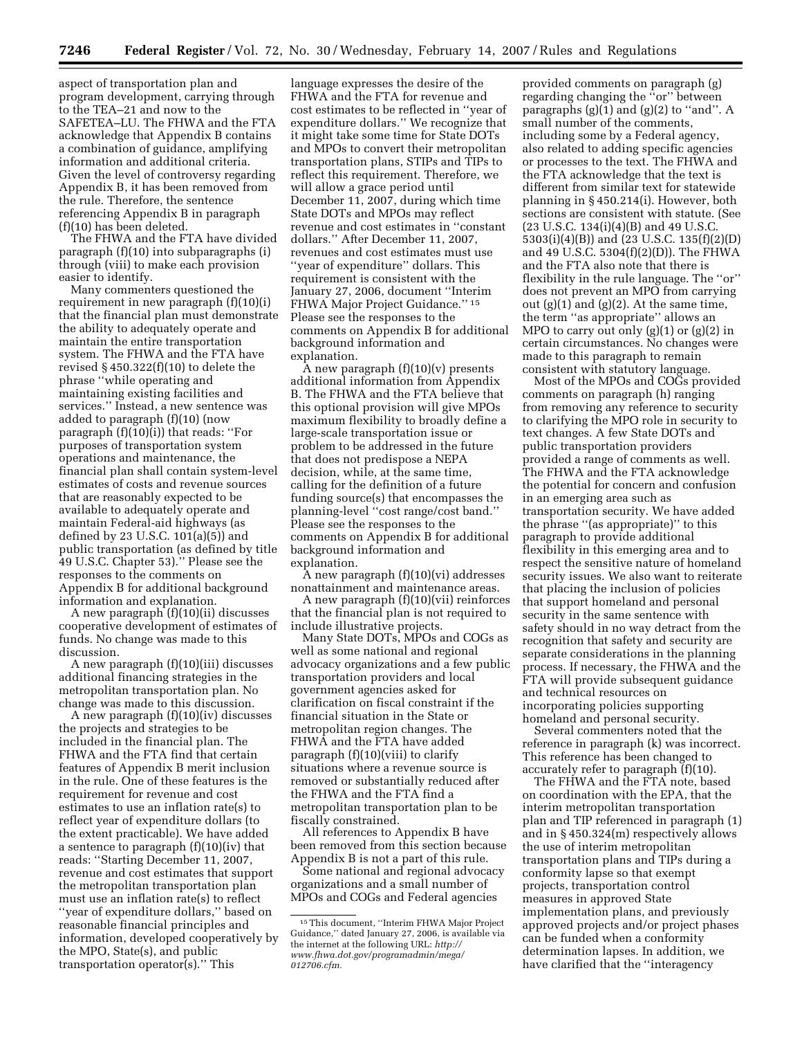aspect of transportation plan and program development, carrying through to the TEA–21 and now to the SAFETEA–LU. The FHWA and the FTA acknowledge that Appendix B contains a combination of guidance, amplifying information and additional criteria. Given the level of controversy regarding Appendix B, it has been removed from the rule. Therefore, the sentence referencing Appendix B in paragraph (f)(10) has been deleted.

The FHWA and the FTA have divided paragraph (f)(10) into subparagraphs (i) through (viii) to make each provision easier to identify.

Many commenters questioned the requirement in new paragraph (f)(10)(i) that the financial plan must demonstrate the ability to adequately operate and maintain the entire transportation system. The FHWA and the FTA have revised § 450.322(f)(10) to delete the phrase ''while operating and maintaining existing facilities and services.'' Instead, a new sentence was added to paragraph (f)(10) (now paragraph (f)(10)(i)) that reads: ''For purposes of transportation system operations and maintenance, the financial plan shall contain system-level estimates of costs and revenue sources that are reasonably expected to be available to adequately operate and maintain Federal-aid highways (as defined by 23 U.S.C. 101(a)(5)) and public transportation (as defined by title 49 U.S.C. Chapter 53).'' Please see the responses to the comments on Appendix B for additional background information and explanation.

A new paragraph (f)(10)(ii) discusses cooperative development of estimates of funds. No change was made to this discussion.

A new paragraph (f)(10)(iii) discusses additional financing strategies in the metropolitan transportation plan. No change was made to this discussion.

A new paragraph (f)(10)(iv) discusses the projects and strategies to be included in the financial plan. The FHWA and the FTA find that certain features of Appendix B merit inclusion in the rule. One of these features is the requirement for revenue and cost estimates to use an inflation rate(s) to reflect year of expenditure dollars (to the extent practicable). We have added a sentence to paragraph (f)(10)(iv) that reads: ''Starting December 11, 2007, revenue and cost estimates that support the metropolitan transportation plan must use an inflation rate(s) to reflect ''year of expenditure dollars,'' based on reasonable financial principles and information, developed cooperatively by the MPO, State(s), and public transportation operator(s).'' This language expresses the desire of the FHWA and the FTA for revenue and cost estimates to be reflected in ''year of expenditure dollars.'' We recognize that it might take some time for State DOTs and MPOs to convert their metropolitan transportation plans, STIPs and TIPs to reflect this requirement. Therefore, we will allow a grace period until December 11, 2007, during which time State DOTs and MPOs may reflect revenue and cost estimates in ''constant dollars.'' After December 11, 2007, revenues and cost estimates must use ''year of expenditure'' dollars. This requirement is consistent with the January 27, 2006, document ''Interim FHWA Major Project Guidance.''[15] Please see the responses to the comments on Appendix B for additional background information and explanation.

A new paragraph (f)(10)(v) presents additional information from Appendix B. The FHWA and the FTA believe that this optional provision will give MPOs maximum flexibility to broadly define a large-scale transportation issue or problem to be addressed in the future that does not predispose a NEPA decision, while, at the same time, calling for the definition of a future funding source(s) that encompasses the planning-level ''cost range/cost band.'' Please see the responses to the comments on Appendix B for additional background information and explanation.

A new paragraph (f)(10)(vi) addresses nonattainment and maintenance areas.

A new paragraph (f)(10)(vii) reinforces that the financial plan is not required to include illustrative projects.

Many State DOTs, MPOs and COGs as well as some national and regional advocacy organizations and a few public transportation providers and local government agencies asked for clarification on fiscal constraint if the financial situation in the State or metropolitan region changes. The FHWA and the FTA have added paragraph (f)(10)(viii) to clarify situations where a revenue source is removed or substantially reduced after the FHWA and the FTA find a metropolitan transportation plan to be fiscally constrained.

All references to Appendix B have been removed from this section because Appendix B is not a part of this rule.

Some national and regional advocacy organizations and a small number of MPOs and COGs and Federal agencies provided comments on paragraph (g) regarding changing the ''or'' between paragraphs (g)(1) and (g)(2) to ''and''. A small number of the comments, including some by a Federal agency, also related to adding specific agencies or processes to the text. The FHWA and the FTA acknowledge that the text is different from similar text for statewide planning in § 450.214(i). However, both sections are consistent with statute. (See 23 U.S.C. 134(i)(4)(B) and 49 U.S.C. 5303(i)(4)(B)) and (23 U.S.C. 135(f)(2)(D) and 49 U.S.C. 5304(f)(2)(D)). The FHWA and the FTA also note that there is flexibility in the rule language. The ''or'' does not prevent an MPO from carrying out (g)(1) and (g)(2). At the same time, the term ''as appropriate'' allows an MPO to carry out only (g)(1) or (g)(2) in certain circumstances. No changes were made to this paragraph to remain consistent with statutory language.

Most of the MPOs and COGs provided comments on paragraph (h) ranging from removing any reference to security to clarifying the MPO role in security to text changes. A few State DOTs and public transportation providers provided a range of comments as well. The FHWA and the FTA acknowledge the potential for concern and confusion in an emerging area such as transportation security. We have added the phrase ''(as appropriate)'' to this paragraph to provide additional flexibility in this emerging area and to respect the sensitive nature of homeland security issues. We also want to reiterate that placing the inclusion of policies that support homeland and personal security in the same sentence with safety should in no way detract from the recognition that safety and security are separate considerations in the planning process. If necessary, the FHWA and the FTA will provide subsequent guidance and technical resources on incorporating policies supporting homeland and personal security.

Several commenters noted that the reference in paragraph (k) was incorrect. This reference has been changed to accurately refer to paragraph (f)(10).

The FHWA and the FTA note, based on coordination with the EPA, that the interim metropolitan transportation plan and TIP referenced in paragraph (1) and in § 450.324(m) respectively allows the use of interim metropolitan transportation plans and TIPs during a conformity lapse so that exempt projects, transportation control measures in approved State implementation plans, and previously approved projects and/or project phases can be funded when a conformity determination lapses. In addition, we have clarified that the ''interagency

[15] This document, ''Interim FHWA Major Project Guidance,'' dated January 27, 2006, is available via the internet at the following URL: *http://www.fhwa.dot.gov/programadmin/mega/012706.cfm.*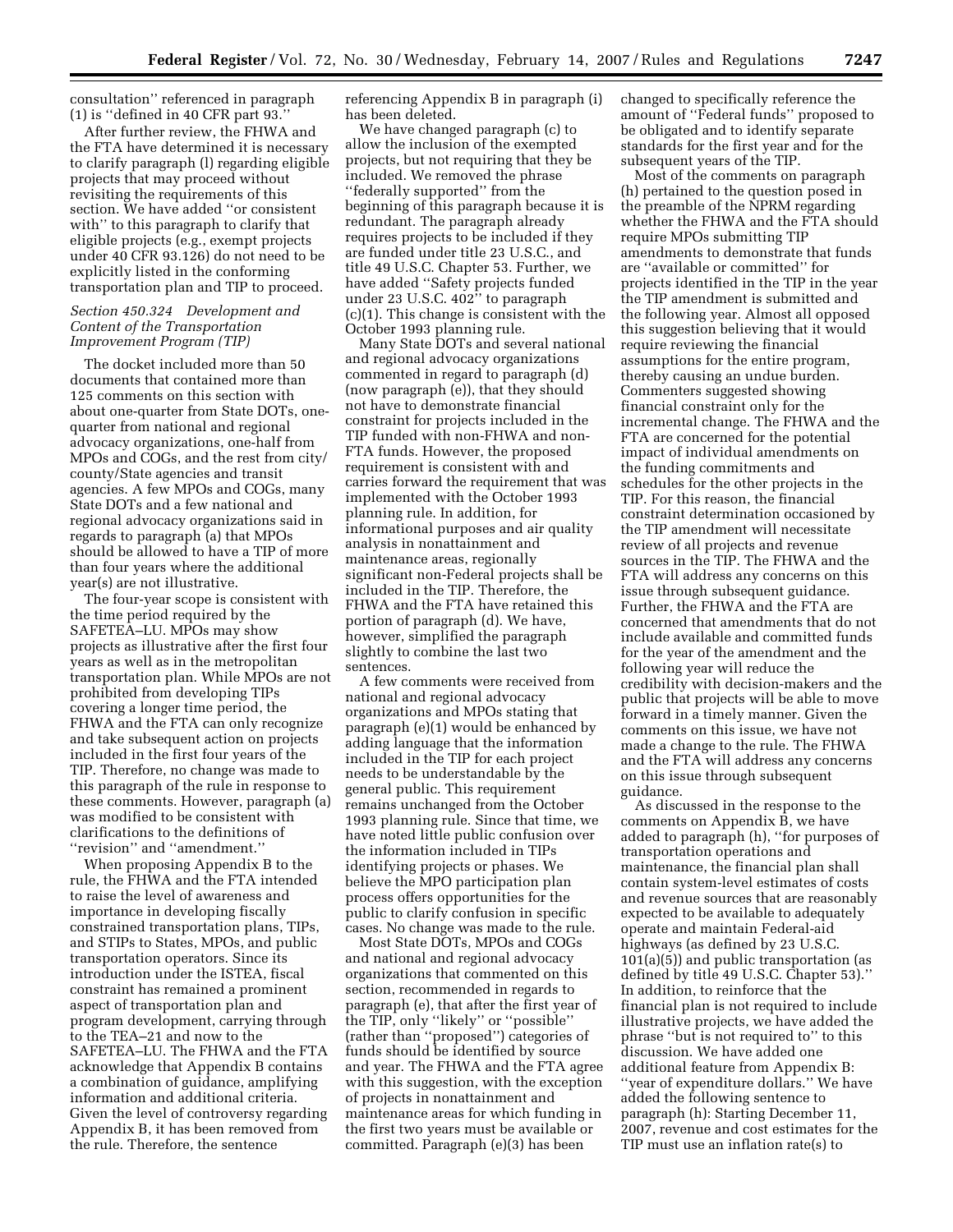consultation'' referenced in paragraph (1) is ''defined in 40 CFR part 93.''

After further review, the FHWA and the FTA have determined it is necessary to clarify paragraph (l) regarding eligible projects that may proceed without revisiting the requirements of this section. We have added ''or consistent with'' to this paragraph to clarify that eligible projects (e.g., exempt projects under 40 CFR 93.126) do not need to be explicitly listed in the conforming transportation plan and TIP to proceed.

### *Section 450.324 Development and Content of the Transportation Improvement Program (TIP)*

The docket included more than 50 documents that contained more than 125 comments on this section with about one-quarter from State DOTs, one-quarter from national and regional advocacy organizations, one-half from MPOs and COGs, and the rest from city/county/State agencies and transit agencies. A few MPOs and COGs, many State DOTs and a few national and regional advocacy organizations said in regards to paragraph (a) that MPOs should be allowed to have a TIP of more than four years where the additional year(s) are not illustrative.

The four-year scope is consistent with the time period required by the SAFETEA–LU. MPOs may show projects as illustrative after the first four years as well as in the metropolitan transportation plan. While MPOs are not prohibited from developing TIPs covering a longer time period, the FHWA and the FTA can only recognize and take subsequent action on projects included in the first four years of the TIP. Therefore, no change was made to this paragraph of the rule in response to these comments. However, paragraph (a) was modified to be consistent with clarifications to the definitions of ''revision'' and ''amendment.''

When proposing Appendix B to the rule, the FHWA and the FTA intended to raise the level of awareness and importance in developing fiscally constrained transportation plans, TIPs, and STIPs to States, MPOs, and public transportation operators. Since its introduction under the ISTEA, fiscal constraint has remained a prominent aspect of transportation plan and program development, carrying through to the TEA–21 and now to the SAFETEA–LU. The FHWA and the FTA acknowledge that Appendix B contains a combination of guidance, amplifying information and additional criteria. Given the level of controversy regarding Appendix B, it has been removed from the rule. Therefore, the sentence referencing Appendix B in paragraph (i) has been deleted.

We have changed paragraph (c) to allow the inclusion of the exempted projects, but not requiring that they be included. We removed the phrase ''federally supported'' from the beginning of this paragraph because it is redundant. The paragraph already requires projects to be included if they are funded under title 23 U.S.C., and title 49 U.S.C. Chapter 53. Further, we have added ''Safety projects funded under 23 U.S.C. 402'' to paragraph (c)(1). This change is consistent with the October 1993 planning rule.

Many State DOTs and several national and regional advocacy organizations commented in regard to paragraph (d) (now paragraph (e)), that they should not have to demonstrate financial constraint for projects included in the TIP funded with non-FHWA and non-FTA funds. However, the proposed requirement is consistent with and carries forward the requirement that was implemented with the October 1993 planning rule. In addition, for informational purposes and air quality analysis in nonattainment and maintenance areas, regionally significant non-Federal projects shall be included in the TIP. Therefore, the FHWA and the FTA have retained this portion of paragraph (d). We have, however, simplified the paragraph slightly to combine the last two sentences.

A few comments were received from national and regional advocacy organizations and MPOs stating that paragraph (e)(1) would be enhanced by adding language that the information included in the TIP for each project needs to be understandable by the general public. This requirement remains unchanged from the October 1993 planning rule. Since that time, we have noted little public confusion over the information included in TIPs identifying projects or phases. We believe the MPO participation plan process offers opportunities for the public to clarify confusion in specific cases. No change was made to the rule.

Most State DOTs, MPOs and COGs and national and regional advocacy organizations that commented on this section, recommended in regards to paragraph (e), that after the first year of the TIP, only ''likely'' or ''possible'' (rather than ''proposed'') categories of funds should be identified by source and year. The FHWA and the FTA agree with this suggestion, with the exception of projects in nonattainment and maintenance areas for which funding in the first two years must be available or committed. Paragraph (e)(3) has been changed to specifically reference the amount of ''Federal funds'' proposed to be obligated and to identify separate standards for the first year and for the subsequent years of the TIP.

Most of the comments on paragraph (h) pertained to the question posed in the preamble of the NPRM regarding whether the FHWA and the FTA should require MPOs submitting TIP amendments to demonstrate that funds are ''available or committed'' for projects identified in the TIP in the year the TIP amendment is submitted and the following year. Almost all opposed this suggestion believing that it would require reviewing the financial assumptions for the entire program, thereby causing an undue burden. Commenters suggested showing financial constraint only for the incremental change. The FHWA and the FTA are concerned for the potential impact of individual amendments on the funding commitments and schedules for the other projects in the TIP. For this reason, the financial constraint determination occasioned by the TIP amendment will necessitate review of all projects and revenue sources in the TIP. The FHWA and the FTA will address any concerns on this issue through subsequent guidance. Further, the FHWA and the FTA are concerned that amendments that do not include available and committed funds for the year of the amendment and the following year will reduce the credibility with decision-makers and the public that projects will be able to move forward in a timely manner. Given the comments on this issue, we have not made a change to the rule. The FHWA and the FTA will address any concerns on this issue through subsequent guidance.

As discussed in the response to the comments on Appendix B, we have added to paragraph (h), ''for purposes of transportation operations and maintenance, the financial plan shall contain system-level estimates of costs and revenue sources that are reasonably expected to be available to adequately operate and maintain Federal-aid highways (as defined by 23 U.S.C. 101(a)(5)) and public transportation (as defined by title 49 U.S.C. Chapter 53).'' In addition, to reinforce that the financial plan is not required to include illustrative projects, we have added the phrase ''but is not required to'' to this discussion. We have added one additional feature from Appendix B: ''year of expenditure dollars.'' We have added the following sentence to paragraph (h): Starting December 11, 2007, revenue and cost estimates for the TIP must use an inflation rate(s) to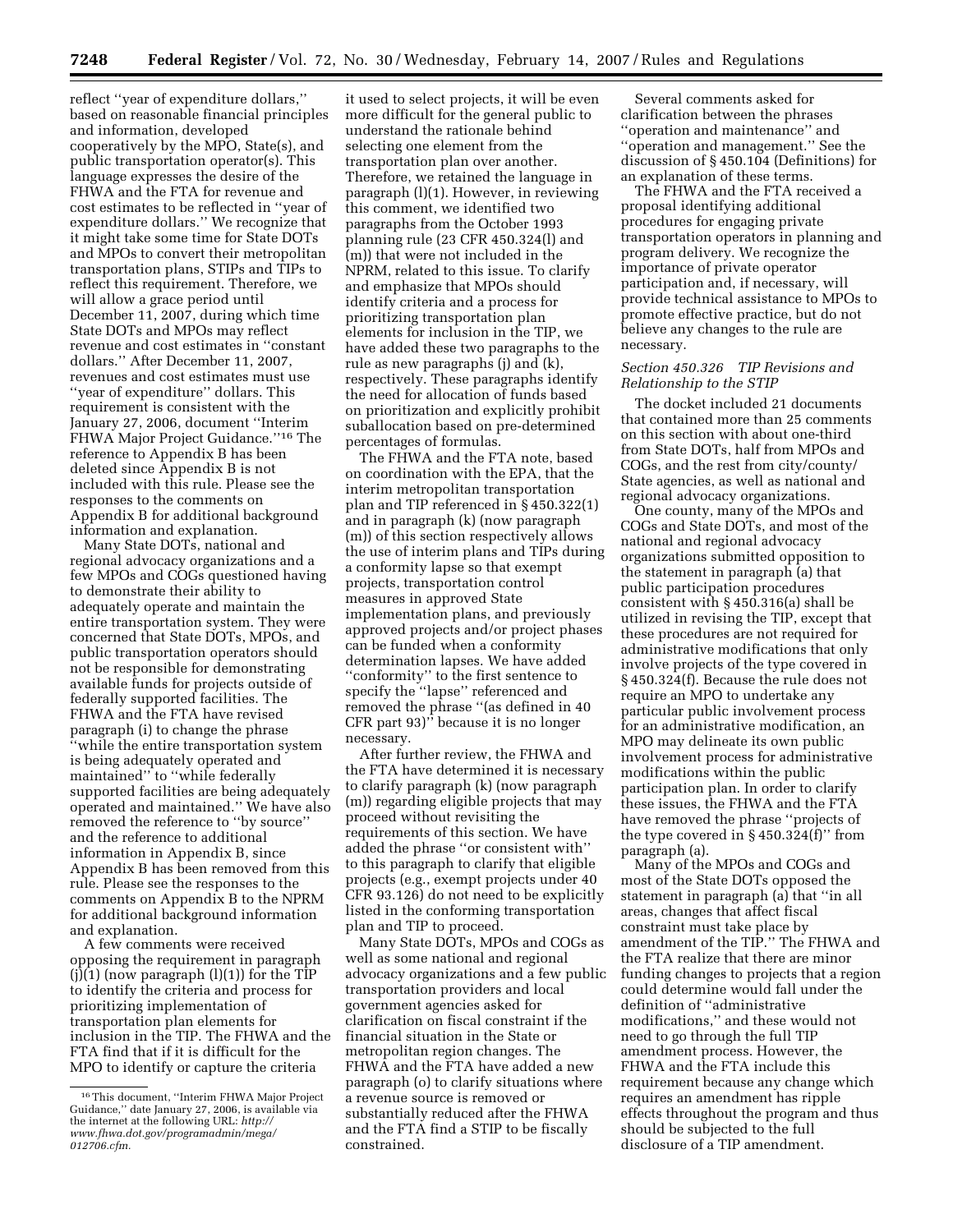reflect ''year of expenditure dollars,'' based on reasonable financial principles and information, developed cooperatively by the MPO, State(s), and public transportation operator(s). This language expresses the desire of the FHWA and the FTA for revenue and cost estimates to be reflected in ''year of expenditure dollars.'' We recognize that it might take some time for State DOTs and MPOs to convert their metropolitan transportation plans, STIPs and TIPs to reflect this requirement. Therefore, we will allow a grace period until December 11, 2007, during which time State DOTs and MPOs may reflect revenue and cost estimates in ''constant dollars.'' After December 11, 2007, revenues and cost estimates must use ''year of expenditure'' dollars. This requirement is consistent with the January 27, 2006, document ''Interim FHWA Major Project Guidance.''[16] The reference to Appendix B has been deleted since Appendix B is not included with this rule. Please see the responses to the comments on Appendix B for additional background information and explanation.

Many State DOTs, national and regional advocacy organizations and a few MPOs and COGs questioned having to demonstrate their ability to adequately operate and maintain the entire transportation system. They were concerned that State DOTs, MPOs, and public transportation operators should not be responsible for demonstrating available funds for projects outside of federally supported facilities. The FHWA and the FTA have revised paragraph (i) to change the phrase ''while the entire transportation system is being adequately operated and maintained'' to ''while federally supported facilities are being adequately operated and maintained.'' We have also removed the reference to ''by source'' and the reference to additional information in Appendix B, since Appendix B has been removed from this rule. Please see the responses to the comments on Appendix B to the NPRM for additional background information and explanation.

A few comments were received opposing the requirement in paragraph (j)(1) (now paragraph (l)(1)) for the TIP to identify the criteria and process for prioritizing implementation of transportation plan elements for inclusion in the TIP. The FHWA and the FTA find that if it is difficult for the MPO to identify or capture the criteria it used to select projects, it will be even more difficult for the general public to understand the rationale behind selecting one element from the transportation plan over another. Therefore, we retained the language in paragraph (l)(1). However, in reviewing this comment, we identified two paragraphs from the October 1993 planning rule (23 CFR 450.324(l) and (m)) that were not included in the NPRM, related to this issue. To clarify and emphasize that MPOs should identify criteria and a process for prioritizing transportation plan elements for inclusion in the TIP, we have added these two paragraphs to the rule as new paragraphs (j) and (k), respectively. These paragraphs identify the need for allocation of funds based on prioritization and explicitly prohibit suballocation based on pre-determined percentages of formulas.

The FHWA and the FTA note, based on coordination with the EPA, that the interim metropolitan transportation plan and TIP referenced in § 450.322(1) and in paragraph (k) (now paragraph (m)) of this section respectively allows the use of interim plans and TIPs during a conformity lapse so that exempt projects, transportation control measures in approved State implementation plans, and previously approved projects and/or project phases can be funded when a conformity determination lapses. We have added ''conformity'' to the first sentence to specify the ''lapse'' referenced and removed the phrase ''(as defined in 40 CFR part 93)'' because it is no longer necessary.

After further review, the FHWA and the FTA have determined it is necessary to clarify paragraph (k) (now paragraph (m)) regarding eligible projects that may proceed without revisiting the requirements of this section. We have added the phrase ''or consistent with'' to this paragraph to clarify that eligible projects (e.g., exempt projects under 40 CFR 93.126) do not need to be explicitly listed in the conforming transportation plan and TIP to proceed.

Many State DOTs, MPOs and COGs as well as some national and regional advocacy organizations and a few public transportation providers and local government agencies asked for clarification on fiscal constraint if the financial situation in the State or metropolitan region changes. The FHWA and the FTA have added a new paragraph (o) to clarify situations where a revenue source is removed or substantially reduced after the FHWA and the FTA find a STIP to be fiscally constrained.

Several comments asked for clarification between the phrases ''operation and maintenance'' and ''operation and management.'' See the discussion of § 450.104 (Definitions) for an explanation of these terms.

The FHWA and the FTA received a proposal identifying additional procedures for engaging private transportation operators in planning and program delivery. We recognize the importance of private operator participation and, if necessary, will provide technical assistance to MPOs to promote effective practice, but do not believe any changes to the rule are necessary.

### *Section 450.326 TIP Revisions and Relationship to the STIP*

The docket included 21 documents that contained more than 25 comments on this section with about one-third from State DOTs, half from MPOs and COGs, and the rest from city/county/State agencies, as well as national and regional advocacy organizations.

One county, many of the MPOs and COGs and State DOTs, and most of the national and regional advocacy organizations submitted opposition to the statement in paragraph (a) that public participation procedures consistent with § 450.316(a) shall be utilized in revising the TIP, except that these procedures are not required for administrative modifications that only involve projects of the type covered in § 450.324(f). Because the rule does not require an MPO to undertake any particular public involvement process for an administrative modification, an MPO may delineate its own public involvement process for administrative modifications within the public participation plan. In order to clarify these issues, the FHWA and the FTA have removed the phrase ''projects of the type covered in § 450.324(f)'' from paragraph (a).

Many of the MPOs and COGs and most of the State DOTs opposed the statement in paragraph (a) that ''in all areas, changes that affect fiscal constraint must take place by amendment of the TIP.'' The FHWA and the FTA realize that there are minor funding changes to projects that a region could determine would fall under the definition of ''administrative modifications,'' and these would not need to go through the full TIP amendment process. However, the FHWA and the FTA include this requirement because any change which requires an amendment has ripple effects throughout the program and thus should be subjected to the full disclosure of a TIP amendment.

---

[16] This document, ''Interim FHWA Major Project Guidance,'' date January 27, 2006, is available via the internet at the following URL: *http://www.fhwa.dot.gov/programadmin/mega/012706.cfm.*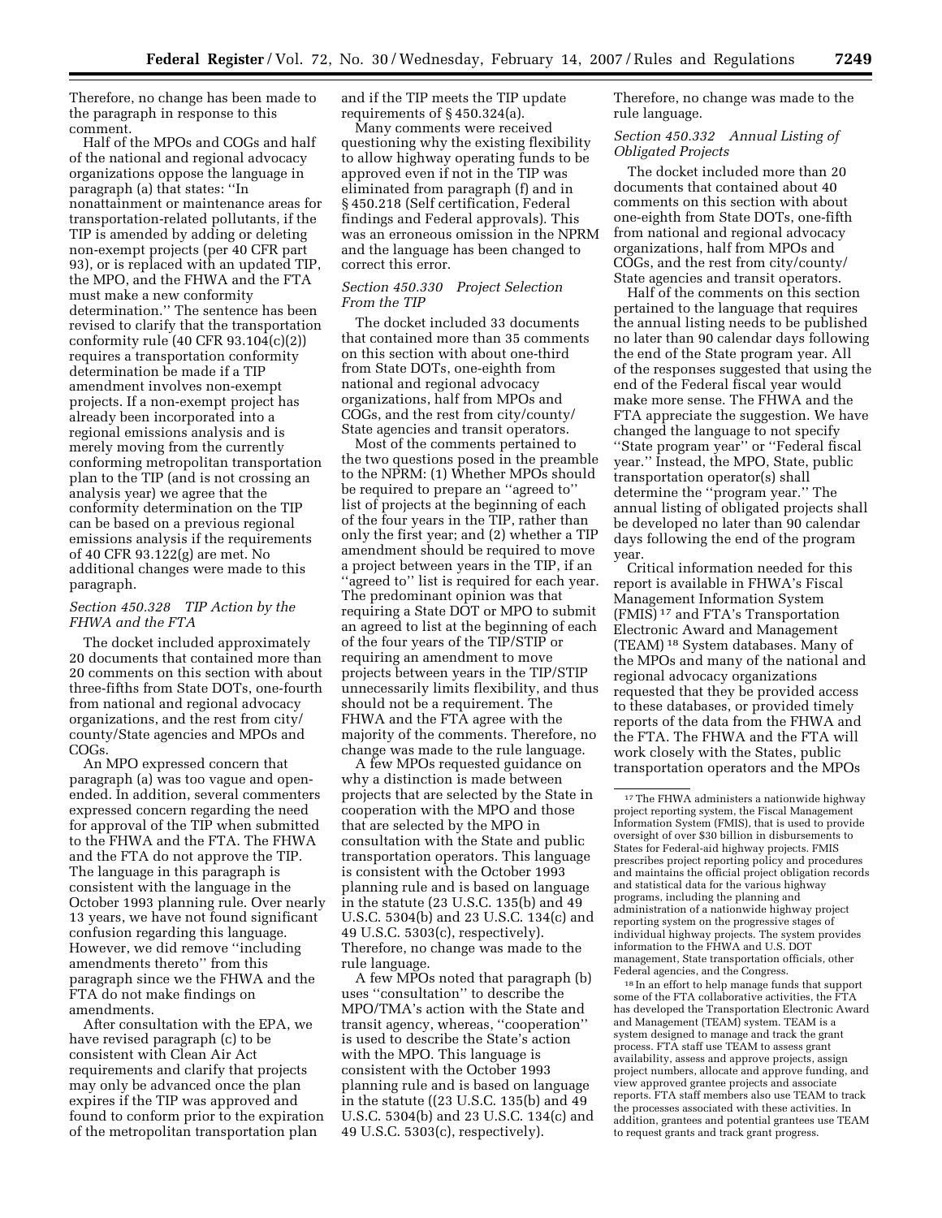Therefore, no change has been made to the paragraph in response to this comment.

Half of the MPOs and COGs and half of the national and regional advocacy organizations oppose the language in paragraph (a) that states: ''In nonattainment or maintenance areas for transportation-related pollutants, if the TIP is amended by adding or deleting non-exempt projects (per 40 CFR part 93), or is replaced with an updated TIP, the MPO, and the FHWA and the FTA must make a new conformity determination.'' The sentence has been revised to clarify that the transportation conformity rule (40 CFR 93.104(c)(2)) requires a transportation conformity determination be made if a TIP amendment involves non-exempt projects. If a non-exempt project has already been incorporated into a regional emissions analysis and is merely moving from the currently conforming metropolitan transportation plan to the TIP (and is not crossing an analysis year) we agree that the conformity determination on the TIP can be based on a previous regional emissions analysis if the requirements of 40 CFR 93.122(g) are met. No additional changes were made to this paragraph.

### *Section 450.328 TIP Action by the FHWA and the FTA*

The docket included approximately 20 documents that contained more than 20 comments on this section with about three-fifths from State DOTs, one-fourth from national and regional advocacy organizations, and the rest from city/county/State agencies and MPOs and COGs.

An MPO expressed concern that paragraph (a) was too vague and open-ended. In addition, several commenters expressed concern regarding the need for approval of the TIP when submitted to the FHWA and the FTA. The FHWA and the FTA do not approve the TIP. The language in this paragraph is consistent with the language in the October 1993 planning rule. Over nearly 13 years, we have not found significant confusion regarding this language. However, we did remove ''including amendments thereto'' from this paragraph since we the FHWA and the FTA do not make findings on amendments.

After consultation with the EPA, we have revised paragraph (c) to be consistent with Clean Air Act requirements and clarify that projects may only be advanced once the plan expires if the TIP was approved and found to conform prior to the expiration of the metropolitan transportation plan and if the TIP meets the TIP update requirements of § 450.324(a).

Many comments were received questioning why the existing flexibility to allow highway operating funds to be approved even if not in the TIP was eliminated from paragraph (f) and in § 450.218 (Self certification, Federal findings and Federal approvals). This was an erroneous omission in the NPRM and the language has been changed to correct this error.

### *Section 450.330 Project Selection From the TIP*

The docket included 33 documents that contained more than 35 comments on this section with about one-third from State DOTs, one-eighth from national and regional advocacy organizations, half from MPOs and COGs, and the rest from city/county/State agencies and transit operators.

Most of the comments pertained to the two questions posed in the preamble to the NPRM: (1) Whether MPOs should be required to prepare an ''agreed to'' list of projects at the beginning of each of the four years in the TIP, rather than only the first year; and (2) whether a TIP amendment should be required to move a project between years in the TIP, if an ''agreed to'' list is required for each year. The predominant opinion was that requiring a State DOT or MPO to submit an agreed to list at the beginning of each of the four years of the TIP/STIP or requiring an amendment to move projects between years in the TIP/STIP unnecessarily limits flexibility, and thus should not be a requirement. The FHWA and the FTA agree with the majority of the comments. Therefore, no change was made to the rule language.

A few MPOs requested guidance on why a distinction is made between projects that are selected by the State in cooperation with the MPO and those that are selected by the MPO in consultation with the State and public transportation operators. This language is consistent with the October 1993 planning rule and is based on language in the statute (23 U.S.C. 135(b) and 49 U.S.C. 5304(b) and 23 U.S.C. 134(c) and 49 U.S.C. 5303(c), respectively). Therefore, no change was made to the rule language.

A few MPOs noted that paragraph (b) uses ''consultation'' to describe the MPO/TMA's action with the State and transit agency, whereas, ''cooperation'' is used to describe the State's action with the MPO. This language is consistent with the October 1993 planning rule and is based on language in the statute ((23 U.S.C. 135(b) and 49 U.S.C. 5304(b) and 23 U.S.C. 134(c) and 49 U.S.C. 5303(c), respectively). Therefore, no change was made to the rule language.

### *Section 450.332 Annual Listing of Obligated Projects*

The docket included more than 20 documents that contained about 40 comments on this section with about one-eighth from State DOTs, one-fifth from national and regional advocacy organizations, half from MPOs and COGs, and the rest from city/county/State agencies and transit operators.

Half of the comments on this section pertained to the language that requires the annual listing needs to be published no later than 90 calendar days following the end of the State program year. All of the responses suggested that using the end of the Federal fiscal year would make more sense. The FHWA and the FTA appreciate the suggestion. We have changed the language to not specify ''State program year'' or ''Federal fiscal year.'' Instead, the MPO, State, public transportation operator(s) shall determine the ''program year.'' The annual listing of obligated projects shall be developed no later than 90 calendar days following the end of the program year.

Critical information needed for this report is available in FHWA's Fiscal Management Information System (FMIS) [17] and FTA's Transportation Electronic Award and Management (TEAM) [18] System databases. Many of the MPOs and many of the national and regional advocacy organizations requested that they be provided access to these databases, or provided timely reports of the data from the FHWA and the FTA. The FHWA and the FTA will work closely with the States, public transportation operators and the MPOs

---

[17] The FHWA administers a nationwide highway project reporting system, the Fiscal Management Information System (FMIS), that is used to provide oversight of over $30 billion in disbursements to States for Federal-aid highway projects. FMIS prescribes project reporting policy and procedures and maintains the official project obligation records and statistical data for the various highway programs, including the planning and administration of a nationwide highway project reporting system on the progressive stages of individual highway projects. The system provides information to the FHWA and U.S. DOT management, State transportation officials, other Federal agencies, and the Congress.

[18] In an effort to help manage funds that support some of the FTA collaborative activities, the FTA has developed the Transportation Electronic Award and Management (TEAM) system. TEAM is a system designed to manage and track the grant process. FTA staff use TEAM to assess grant availability, assess and approve projects, assign project numbers, allocate and approve funding, and view approved grantee projects and associate reports. FTA staff members also use TEAM to track the processes associated with these activities. In addition, grantees and potential grantees use TEAM to request grants and track grant progress.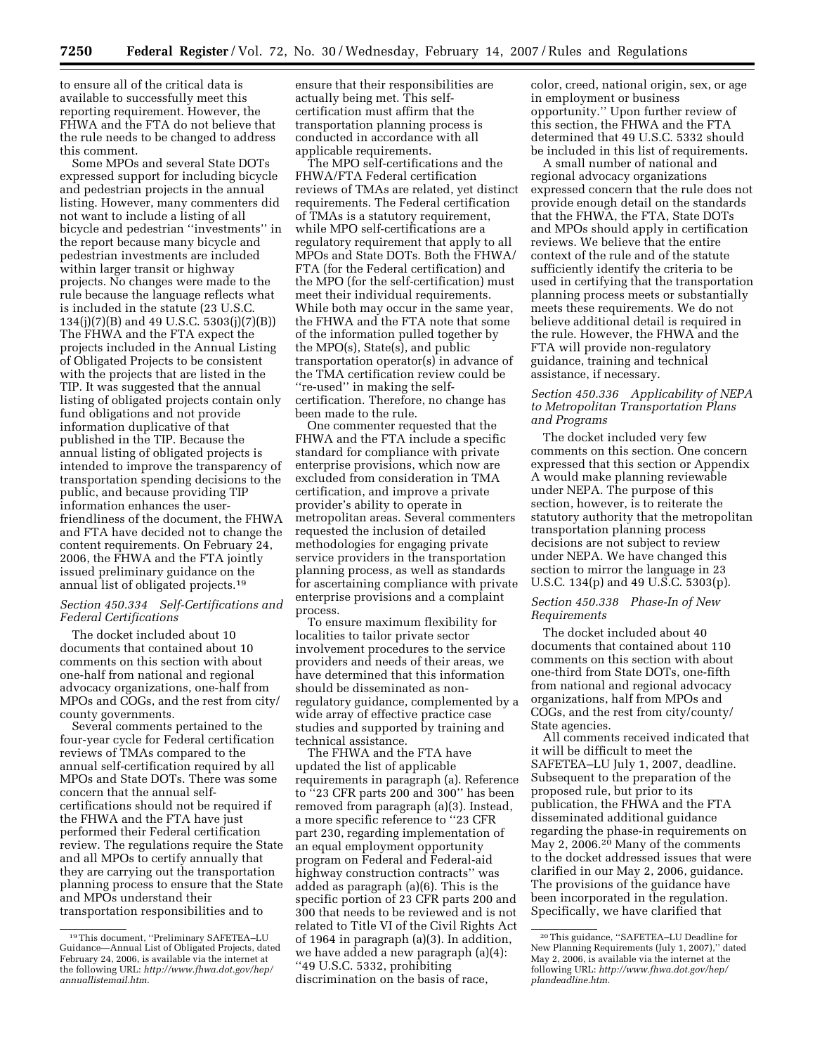to ensure all of the critical data is available to successfully meet this reporting requirement. However, the FHWA and the FTA do not believe that the rule needs to be changed to address this comment.

Some MPOs and several State DOTs expressed support for including bicycle and pedestrian projects in the annual listing. However, many commenters did not want to include a listing of all bicycle and pedestrian "investments" in the report because many bicycle and pedestrian investments are included within larger transit or highway projects. No changes were made to the rule because the language reflects what is included in the statute (23 U.S.C. 134(j)(7)(B) and 49 U.S.C. 5303(j)(7)(B)) The FHWA and the FTA expect the projects included in the Annual Listing of Obligated Projects to be consistent with the projects that are listed in the TIP. It was suggested that the annual listing of obligated projects contain only fund obligations and not provide information duplicative of that published in the TIP. Because the annual listing of obligated projects is intended to improve the transparency of transportation spending decisions to the public, and because providing TIP information enhances the user-friendliness of the document, the FHWA and FTA have decided not to change the content requirements. On February 24, 2006, the FHWA and the FTA jointly issued preliminary guidance on the annual list of obligated projects.[19]

*Section 450.334 Self-Certifications and Federal Certifications*

The docket included about 10 documents that contained about 10 comments on this section with about one-half from national and regional advocacy organizations, one-half from MPOs and COGs, and the rest from city/county governments.

Several comments pertained to the four-year cycle for Federal certification reviews of TMAs compared to the annual self-certification required by all MPOs and State DOTs. There was some concern that the annual self-certifications should not be required if the FHWA and the FTA have just performed their Federal certification review. The regulations require the State and all MPOs to certify annually that they are carrying out the transportation planning process to ensure that the State and MPOs understand their transportation responsibilities and to ensure that their responsibilities are actually being met. This self-certification must affirm that the transportation planning process is conducted in accordance with all applicable requirements.

The MPO self-certifications and the FHWA/FTA Federal certification reviews of TMAs are related, yet distinct requirements. The Federal certification of TMAs is a statutory requirement, while MPO self-certifications are a regulatory requirement that apply to all MPOs and State DOTs. Both the FHWA/FTA (for the Federal certification) and the MPO (for the self-certification) must meet their individual requirements. While both may occur in the same year, the FHWA and the FTA note that some of the information pulled together by the MPO(s), State(s), and public transportation operator(s) in advance of the TMA certification review could be "re-used" in making the self-certification. Therefore, no change has been made to the rule.

One commenter requested that the FHWA and the FTA include a specific standard for compliance with private enterprise provisions, which now are excluded from consideration in TMA certification, and improve a private provider's ability to operate in metropolitan areas. Several commenters requested the inclusion of detailed methodologies for engaging private service providers in the transportation planning process, as well as standards for ascertaining compliance with private enterprise provisions and a complaint process.

To ensure maximum flexibility for localities to tailor private sector involvement procedures to the service providers and needs of their areas, we have determined that this information should be disseminated as non-regulatory guidance, complemented by a wide array of effective practice case studies and supported by training and technical assistance.

The FHWA and the FTA have updated the list of applicable requirements in paragraph (a). Reference to "23 CFR parts 200 and 300" has been removed from paragraph (a)(3). Instead, a more specific reference to "23 CFR part 230, regarding implementation of an equal employment opportunity program on Federal and Federal-aid highway construction contracts" was added as paragraph (a)(6). This is the specific portion of 23 CFR parts 200 and 300 that needs to be reviewed and is not related to Title VI of the Civil Rights Act of 1964 in paragraph (a)(3). In addition, we have added a new paragraph (a)(4): "49 U.S.C. 5332, prohibiting discrimination on the basis of race, color, creed, national origin, sex, or age in employment or business opportunity." Upon further review of this section, the FHWA and the FTA determined that 49 U.S.C. 5332 should be included in this list of requirements.

A small number of national and regional advocacy organizations expressed concern that the rule does not provide enough detail on the standards that the FHWA, the FTA, State DOTs and MPOs should apply in certification reviews. We believe that the entire context of the rule and of the statute sufficiently identify the criteria to be used in certifying that the transportation planning process meets or substantially meets these requirements. We do not believe additional detail is required in the rule. However, the FHWA and the FTA will provide non-regulatory guidance, training and technical assistance, if necessary.

*Section 450.336 Applicability of NEPA to Metropolitan Transportation Plans and Programs*

The docket included very few comments on this section. One concern expressed that this section or Appendix A would make planning reviewable under NEPA. The purpose of this section, however, is to reiterate the statutory authority that the metropolitan transportation planning process decisions are not subject to review under NEPA. We have changed this section to mirror the language in 23 U.S.C. 134(p) and 49 U.S.C. 5303(p).

*Section 450.338 Phase-In of New Requirements*

The docket included about 40 documents that contained about 110 comments on this section with about one-third from State DOTs, one-fifth from national and regional advocacy organizations, half from MPOs and COGs, and the rest from city/county/State agencies.

All comments received indicated that it will be difficult to meet the SAFETEA–LU July 1, 2007, deadline. Subsequent to the preparation of the proposed rule, but prior to its publication, the FHWA and the FTA disseminated additional guidance regarding the phase-in requirements on May 2, 2006.[20] Many of the comments to the docket addressed issues that were clarified in our May 2, 2006, guidance. The provisions of the guidance have been incorporated in the regulation. Specifically, we have clarified that

---

[19] This document, "Preliminary SAFETEA–LU Guidance—Annual List of Obligated Projects, dated February 24, 2006, is available via the internet at the following URL: *http://www.fhwa.dot.gov/hep/annuallistemail.htm.*

[20] This guidance, "SAFETEA–LU Deadline for New Planning Requirements (July 1, 2007)," dated May 2, 2006, is available via the internet at the following URL: *http://www.fhwa.dot.gov/hep/plandeadline.htm.*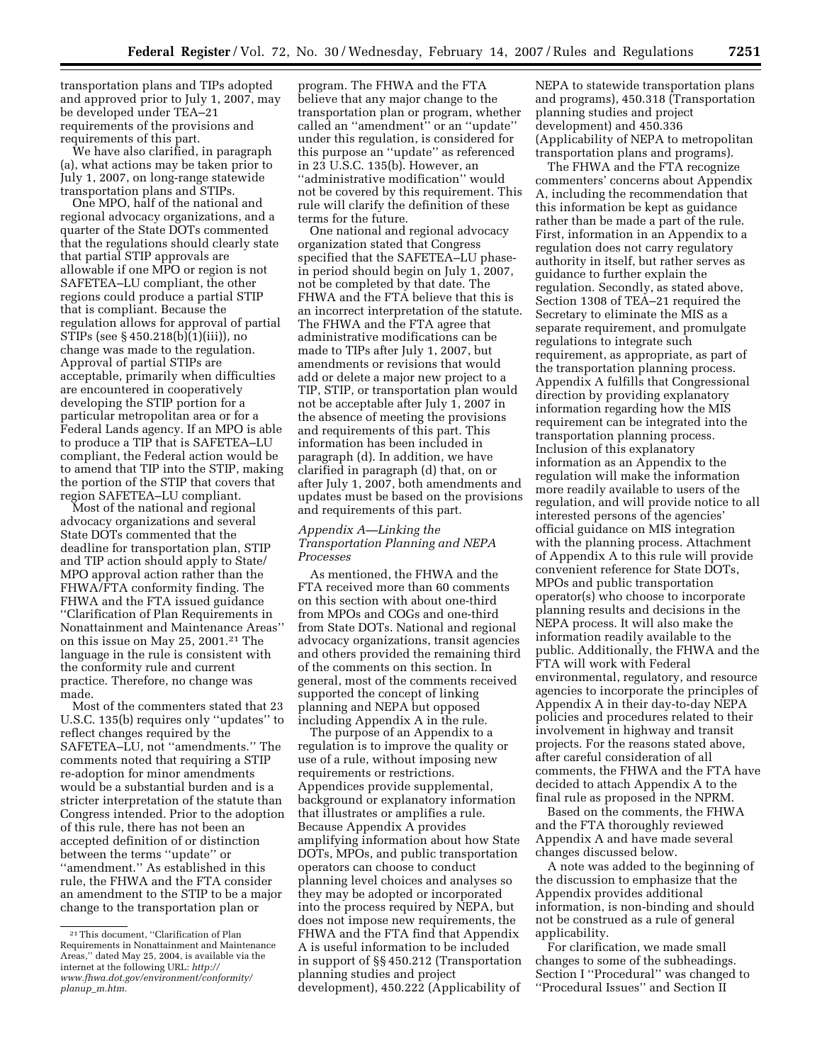transportation plans and TIPs adopted and approved prior to July 1, 2007, may be developed under TEA–21 requirements of the provisions and requirements of this part.

We have also clarified, in paragraph (a), what actions may be taken prior to July 1, 2007, on long-range statewide transportation plans and STIPs.

One MPO, half of the national and regional advocacy organizations, and a quarter of the State DOTs commented that the regulations should clearly state that partial STIP approvals are allowable if one MPO or region is not SAFETEA–LU compliant, the other regions could produce a partial STIP that is compliant. Because the regulation allows for approval of partial STIPs (see § 450.218(b)(1)(iii)), no change was made to the regulation. Approval of partial STIPs are acceptable, primarily when difficulties are encountered in cooperatively developing the STIP portion for a particular metropolitan area or for a Federal Lands agency. If an MPO is able to produce a TIP that is SAFETEA–LU compliant, the Federal action would be to amend that TIP into the STIP, making the portion of the STIP that covers that region SAFETEA–LU compliant.

Most of the national and regional advocacy organizations and several State DOTs commented that the deadline for transportation plan, STIP and TIP action should apply to State/MPO approval action rather than the FHWA/FTA conformity finding. The FHWA and the FTA issued guidance ''Clarification of Plan Requirements in Nonattainment and Maintenance Areas'' on this issue on May 25, 2001.[21] The language in the rule is consistent with the conformity rule and current practice. Therefore, no change was made.

Most of the commenters stated that 23 U.S.C. 135(b) requires only ''updates'' to reflect changes required by the SAFETEA–LU, not ''amendments.'' The comments noted that requiring a STIP re-adoption for minor amendments would be a substantial burden and is a stricter interpretation of the statute than Congress intended. Prior to the adoption of this rule, there has not been an accepted definition of or distinction between the terms ''update'' or ''amendment.'' As established in this rule, the FHWA and the FTA consider an amendment to the STIP to be a major change to the transportation plan or program. The FHWA and the FTA believe that any major change to the transportation plan or program, whether called an ''amendment'' or an ''update'' under this regulation, is considered for this purpose an ''update'' as referenced in 23 U.S.C. 135(b). However, an ''administrative modification'' would not be covered by this requirement. This rule will clarify the definition of these terms for the future.

One national and regional advocacy organization stated that Congress specified that the SAFETEA–LU phase-in period should begin on July 1, 2007, not be completed by that date. The FHWA and the FTA believe that this is an incorrect interpretation of the statute. The FHWA and the FTA agree that administrative modifications can be made to TIPs after July 1, 2007, but amendments or revisions that would add or delete a major new project to a TIP, STIP, or transportation plan would not be acceptable after July 1, 2007 in the absence of meeting the provisions and requirements of this part. This information has been included in paragraph (d). In addition, we have clarified in paragraph (d) that, on or after July 1, 2007, both amendments and updates must be based on the provisions and requirements of this part.

*Appendix A—Linking the Transportation Planning and NEPA Processes*

As mentioned, the FHWA and the FTA received more than 60 comments on this section with about one-third from MPOs and COGs and one-third from State DOTs. National and regional advocacy organizations, transit agencies and others provided the remaining third of the comments on this section. In general, most of the comments received supported the concept of linking planning and NEPA but opposed including Appendix A in the rule.

The purpose of an Appendix to a regulation is to improve the quality or use of a rule, without imposing new requirements or restrictions. Appendices provide supplemental, background or explanatory information that illustrates or amplifies a rule. Because Appendix A provides amplifying information about how State DOTs, MPOs, and public transportation operators can choose to conduct planning level choices and analyses so they may be adopted or incorporated into the process required by NEPA, but does not impose new requirements, the FHWA and the FTA find that Appendix A is useful information to be included in support of §§ 450.212 (Transportation planning studies and project development), 450.222 (Applicability of NEPA to statewide transportation plans and programs), 450.318 (Transportation planning studies and project development) and 450.336 (Applicability of NEPA to metropolitan transportation plans and programs).

The FHWA and the FTA recognize commenters' concerns about Appendix A, including the recommendation that this information be kept as guidance rather than be made a part of the rule. First, information in an Appendix to a regulation does not carry regulatory authority in itself, but rather serves as guidance to further explain the regulation. Secondly, as stated above, Section 1308 of TEA–21 required the Secretary to eliminate the MIS as a separate requirement, and promulgate regulations to integrate such requirement, as appropriate, as part of the transportation planning process. Appendix A fulfills that Congressional direction by providing explanatory information regarding how the MIS requirement can be integrated into the transportation planning process. Inclusion of this explanatory information as an Appendix to the regulation will make the information more readily available to users of the regulation, and will provide notice to all interested persons of the agencies' official guidance on MIS integration with the planning process. Attachment of Appendix A to this rule will provide convenient reference for State DOTs, MPOs and public transportation operator(s) who choose to incorporate planning results and decisions in the NEPA process. It will also make the information readily available to the public. Additionally, the FHWA and the FTA will work with Federal environmental, regulatory, and resource agencies to incorporate the principles of Appendix A in their day-to-day NEPA policies and procedures related to their involvement in highway and transit projects. For the reasons stated above, after careful consideration of all comments, the FHWA and the FTA have decided to attach Appendix A to the final rule as proposed in the NPRM.

Based on the comments, the FHWA and the FTA thoroughly reviewed Appendix A and have made several changes discussed below.

A note was added to the beginning of the discussion to emphasize that the Appendix provides additional information, is non-binding and should not be construed as a rule of general applicability.

For clarification, we made small changes to some of the subheadings. Section I ''Procedural'' was changed to ''Procedural Issues'' and Section II

---

[21] This document, ''Clarification of Plan Requirements in Nonattainment and Maintenance Areas,'' dated May 25, 2004, is available via the internet at the following URL: *http://www.fhwa.dot.gov/environment/conformity/planup_m.htm.*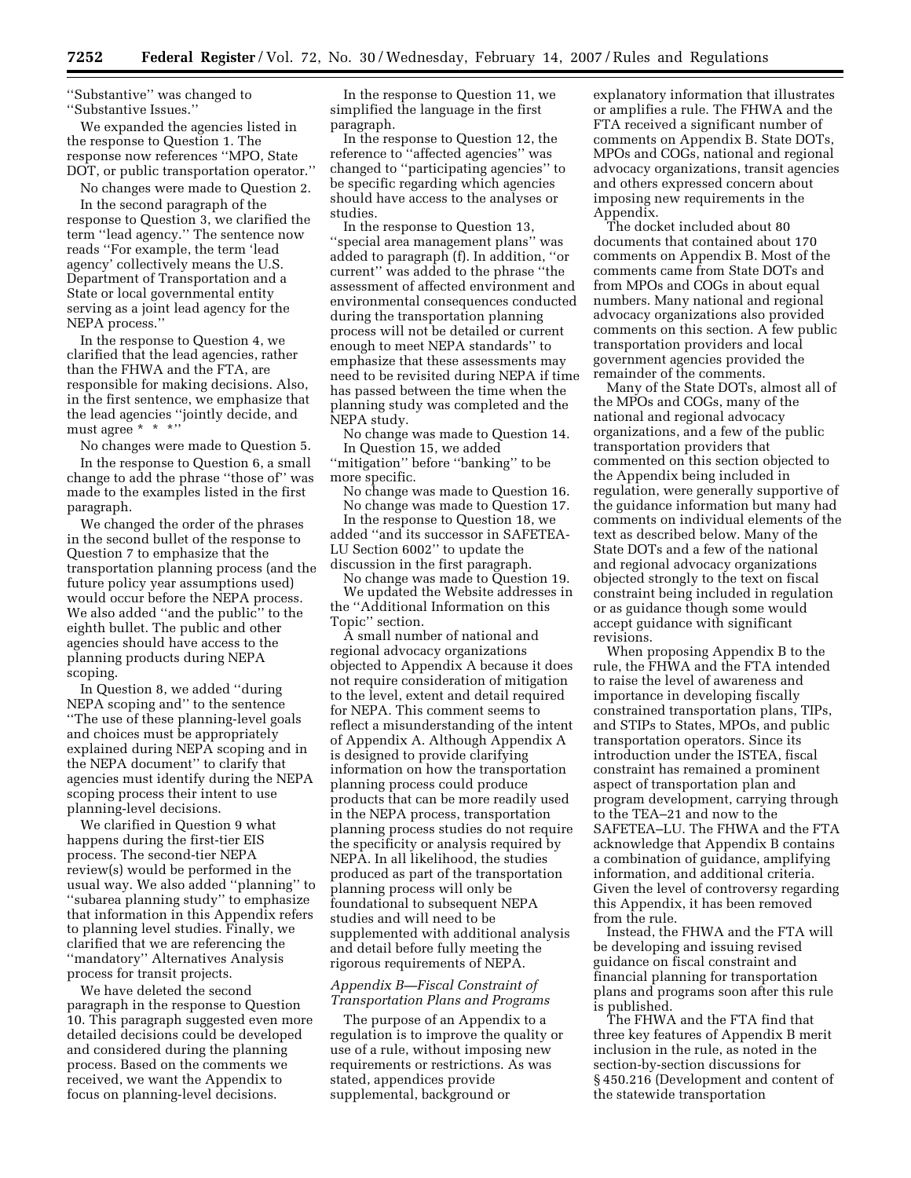''Substantive'' was changed to ''Substantive Issues.''

We expanded the agencies listed in the response to Question 1. The response now references ''MPO, State DOT, or public transportation operator.''

No changes were made to Question 2.

In the second paragraph of the response to Question 3, we clarified the term ''lead agency.'' The sentence now reads ''For example, the term 'lead agency' collectively means the U.S. Department of Transportation and a State or local governmental entity serving as a joint lead agency for the NEPA process.''

In the response to Question 4, we clarified that the lead agencies, rather than the FHWA and the FTA, are responsible for making decisions. Also, in the first sentence, we emphasize that the lead agencies ''jointly decide, and must agree * * *''

No changes were made to Question 5.

In the response to Question 6, a small change to add the phrase ''those of'' was made to the examples listed in the first paragraph.

We changed the order of the phrases in the second bullet of the response to Question 7 to emphasize that the transportation planning process (and the future policy year assumptions used) would occur before the NEPA process. We also added ''and the public'' to the eighth bullet. The public and other agencies should have access to the planning products during NEPA scoping.

In Question 8, we added ''during NEPA scoping and'' to the sentence ''The use of these planning-level goals and choices must be appropriately explained during NEPA scoping and in the NEPA document'' to clarify that agencies must identify during the NEPA scoping process their intent to use planning-level decisions.

We clarified in Question 9 what happens during the first-tier EIS process. The second-tier NEPA review(s) would be performed in the usual way. We also added ''planning'' to ''subarea planning study'' to emphasize that information in this Appendix refers to planning level studies. Finally, we clarified that we are referencing the ''mandatory'' Alternatives Analysis process for transit projects.

We have deleted the second paragraph in the response to Question 10. This paragraph suggested even more detailed decisions could be developed and considered during the planning process. Based on the comments we received, we want the Appendix to focus on planning-level decisions.

In the response to Question 11, we simplified the language in the first paragraph.

In the response to Question 12, the reference to ''affected agencies'' was changed to ''participating agencies'' to be specific regarding which agencies should have access to the analyses or studies.

In the response to Question 13, ''special area management plans'' was added to paragraph (f). In addition, ''or current'' was added to the phrase ''the assessment of affected environment and environmental consequences conducted during the transportation planning process will not be detailed or current enough to meet NEPA standards'' to emphasize that these assessments may need to be revisited during NEPA if time has passed between the time when the planning study was completed and the NEPA study.

No change was made to Question 14.

In Question 15, we added ''mitigation'' before ''banking'' to be more specific.

No change was made to Question 16.

No change was made to Question 17.

In the response to Question 18, we added ''and its successor in SAFETEA-LU Section 6002'' to update the discussion in the first paragraph.

No change was made to Question 19.

We updated the Website addresses in the ''Additional Information on this Topic'' section.

A small number of national and regional advocacy organizations objected to Appendix A because it does not require consideration of mitigation to the level, extent and detail required for NEPA. This comment seems to reflect a misunderstanding of the intent of Appendix A. Although Appendix A is designed to provide clarifying information on how the transportation planning process could produce products that can be more readily used in the NEPA process, transportation planning process studies do not require the specificity or analysis required by NEPA. In all likelihood, the studies produced as part of the transportation planning process will only be foundational to subsequent NEPA studies and will need to be supplemented with additional analysis and detail before fully meeting the rigorous requirements of NEPA.

*Appendix B—Fiscal Constraint of Transportation Plans and Programs*

The purpose of an Appendix to a regulation is to improve the quality or use of a rule, without imposing new requirements or restrictions. As was stated, appendices provide supplemental, background or explanatory information that illustrates or amplifies a rule. The FHWA and the FTA received a significant number of comments on Appendix B. State DOTs, MPOs and COGs, national and regional advocacy organizations, transit agencies and others expressed concern about imposing new requirements in the Appendix.

The docket included about 80 documents that contained about 170 comments on Appendix B. Most of the comments came from State DOTs and from MPOs and COGs in about equal numbers. Many national and regional advocacy organizations also provided comments on this section. A few public transportation providers and local government agencies provided the remainder of the comments.

Many of the State DOTs, almost all of the MPOs and COGs, many of the national and regional advocacy organizations, and a few of the public transportation providers that commented on this section objected to the Appendix being included in regulation, were generally supportive of the guidance information but many had comments on individual elements of the text as described below. Many of the State DOTs and a few of the national and regional advocacy organizations objected strongly to the text on fiscal constraint being included in regulation or as guidance though some would accept guidance with significant revisions.

When proposing Appendix B to the rule, the FHWA and the FTA intended to raise the level of awareness and importance in developing fiscally constrained transportation plans, TIPs, and STIPs to States, MPOs, and public transportation operators. Since its introduction under the ISTEA, fiscal constraint has remained a prominent aspect of transportation plan and program development, carrying through to the TEA–21 and now to the SAFETEA–LU. The FHWA and the FTA acknowledge that Appendix B contains a combination of guidance, amplifying information, and additional criteria. Given the level of controversy regarding this Appendix, it has been removed from the rule.

Instead, the FHWA and the FTA will be developing and issuing revised guidance on fiscal constraint and financial planning for transportation plans and programs soon after this rule is published.

The FHWA and the FTA find that three key features of Appendix B merit inclusion in the rule, as noted in the section-by-section discussions for § 450.216 (Development and content of the statewide transportation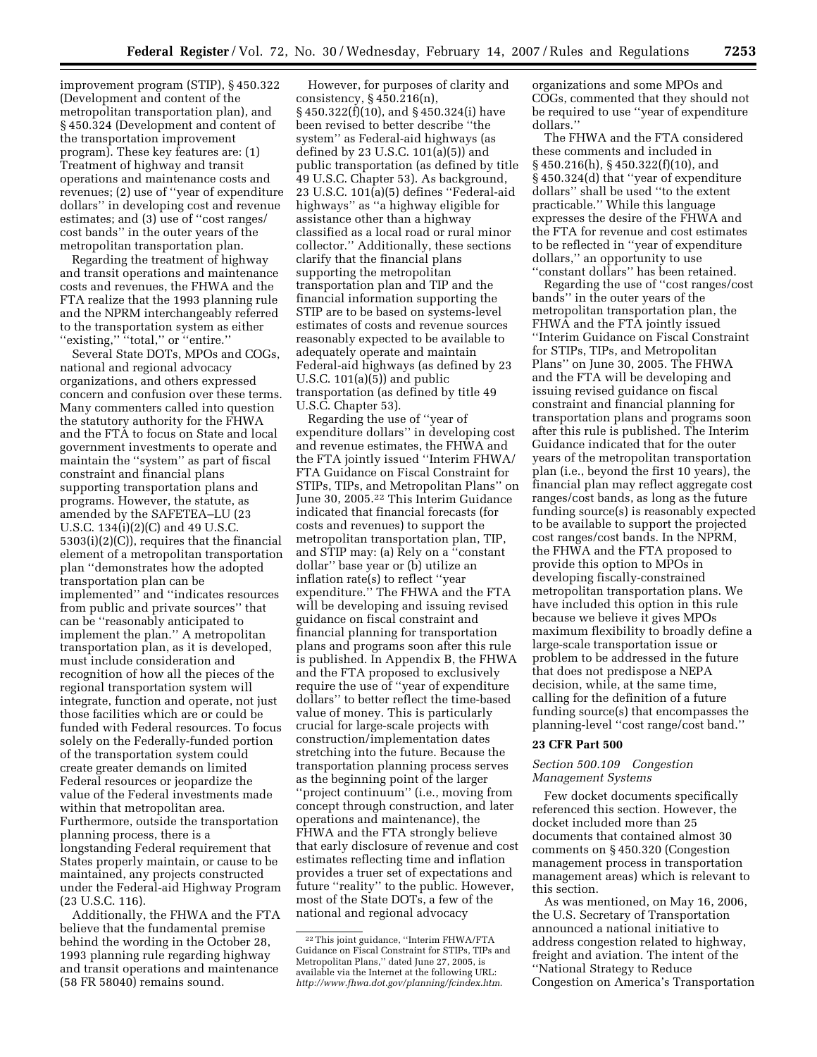improvement program (STIP), § 450.322 (Development and content of the metropolitan transportation plan), and § 450.324 (Development and content of the transportation improvement program). These key features are: (1) Treatment of highway and transit operations and maintenance costs and revenues; (2) use of ''year of expenditure dollars'' in developing cost and revenue estimates; and (3) use of ''cost ranges/cost bands'' in the outer years of the metropolitan transportation plan.

Regarding the treatment of highway and transit operations and maintenance costs and revenues, the FHWA and the FTA realize that the 1993 planning rule and the NPRM interchangeably referred to the transportation system as either ''existing,'' ''total,'' or ''entire.''

Several State DOTs, MPOs and COGs, national and regional advocacy organizations, and others expressed concern and confusion over these terms. Many commenters called into question the statutory authority for the FHWA and the FTA to focus on State and local government investments to operate and maintain the ''system'' as part of fiscal constraint and financial plans supporting transportation plans and programs. However, the statute, as amended by the SAFETEA–LU (23 U.S.C. 134(i)(2)(C) and 49 U.S.C. 5303(i)(2)(C)), requires that the financial element of a metropolitan transportation plan ''demonstrates how the adopted transportation plan can be implemented'' and ''indicates resources from public and private sources'' that can be ''reasonably anticipated to implement the plan.'' A metropolitan transportation plan, as it is developed, must include consideration and recognition of how all the pieces of the regional transportation system will integrate, function and operate, not just those facilities which are or could be funded with Federal resources. To focus solely on the Federally-funded portion of the transportation system could create greater demands on limited Federal resources or jeopardize the value of the Federal investments made within that metropolitan area. Furthermore, outside the transportation planning process, there is a longstanding Federal requirement that States properly maintain, or cause to be maintained, any projects constructed under the Federal-aid Highway Program (23 U.S.C. 116).

Additionally, the FHWA and the FTA believe that the fundamental premise behind the wording in the October 28, 1993 planning rule regarding highway and transit operations and maintenance (58 FR 58040) remains sound.

However, for purposes of clarity and consistency, § 450.216(n), § 450.322(f)(10), and § 450.324(i) have been revised to better describe ''the system'' as Federal-aid highways (as defined by 23 U.S.C. 101(a)(5)) and public transportation (as defined by title 49 U.S.C. Chapter 53). As background, 23 U.S.C. 101(a)(5) defines ''Federal-aid highways'' as ''a highway eligible for assistance other than a highway classified as a local road or rural minor collector.'' Additionally, these sections clarify that the financial plans supporting the metropolitan transportation plan and TIP and the financial information supporting the STIP are to be based on systems-level estimates of costs and revenue sources reasonably expected to be available to adequately operate and maintain Federal-aid highways (as defined by 23 U.S.C. 101(a)(5)) and public transportation (as defined by title 49 U.S.C. Chapter 53).

Regarding the use of ''year of expenditure dollars'' in developing cost and revenue estimates, the FHWA and the FTA jointly issued ''Interim FHWA/FTA Guidance on Fiscal Constraint for STIPs, TIPs, and Metropolitan Plans'' on June 30, 2005.[22] This Interim Guidance indicated that financial forecasts (for costs and revenues) to support the metropolitan transportation plan, TIP, and STIP may: (a) Rely on a ''constant dollar'' base year or (b) utilize an inflation rate(s) to reflect ''year expenditure.'' The FHWA and the FTA will be developing and issuing revised guidance on fiscal constraint and financial planning for transportation plans and programs soon after this rule is published. In Appendix B, the FHWA and the FTA proposed to exclusively require the use of ''year of expenditure dollars'' to better reflect the time-based value of money. This is particularly crucial for large-scale projects with construction/implementation dates stretching into the future. Because the transportation planning process serves as the beginning point of the larger ''project continuum'' (i.e., moving from concept through construction, and later operations and maintenance), the FHWA and the FTA strongly believe that early disclosure of revenue and cost estimates reflecting time and inflation provides a truer set of expectations and future ''reality'' to the public. However, most of the State DOTs, a few of the national and regional advocacy organizations and some MPOs and COGs, commented that they should not be required to use ''year of expenditure dollars.''

The FHWA and the FTA considered these comments and included in § 450.216(h), § 450.322(f)(10), and § 450.324(d) that ''year of expenditure dollars'' shall be used ''to the extent practicable.'' While this language expresses the desire of the FHWA and the FTA for revenue and cost estimates to be reflected in ''year of expenditure dollars,'' an opportunity to use ''constant dollars'' has been retained.

Regarding the use of ''cost ranges/cost bands'' in the outer years of the metropolitan transportation plan, the FHWA and the FTA jointly issued ''Interim Guidance on Fiscal Constraint for STIPs, TIPs, and Metropolitan Plans'' on June 30, 2005. The FHWA and the FTA will be developing and issuing revised guidance on fiscal constraint and financial planning for transportation plans and programs soon after this rule is published. The Interim Guidance indicated that for the outer years of the metropolitan transportation plan (i.e., beyond the first 10 years), the financial plan may reflect aggregate cost ranges/cost bands, as long as the future funding source(s) is reasonably expected to be available to support the projected cost ranges/cost bands. In the NPRM, the FHWA and the FTA proposed to provide this option to MPOs in developing fiscally-constrained metropolitan transportation plans. We have included this option in this rule because we believe it gives MPOs maximum flexibility to broadly define a large-scale transportation issue or problem to be addressed in the future that does not predispose a NEPA decision, while, at the same time, calling for the definition of a future funding source(s) that encompasses the planning-level ''cost range/cost band.''

## 23 CFR Part 500

### *Section 500.109 Congestion Management Systems*

Few docket documents specifically referenced this section. However, the docket included more than 25 documents that contained almost 30 comments on § 450.320 (Congestion management process in transportation management areas) which is relevant to this section.

As was mentioned, on May 16, 2006, the U.S. Secretary of Transportation announced a national initiative to address congestion related to highway, freight and aviation. The intent of the ''National Strategy to Reduce Congestion on America's Transportation

[22] This joint guidance, ''Interim FHWA/FTA Guidance on Fiscal Constraint for STIPs, TIPs and Metropolitan Plans,'' dated June 27, 2005, is available via the Internet at the following URL: *http://www.fhwa.dot.gov/planning/fcindex.htm.*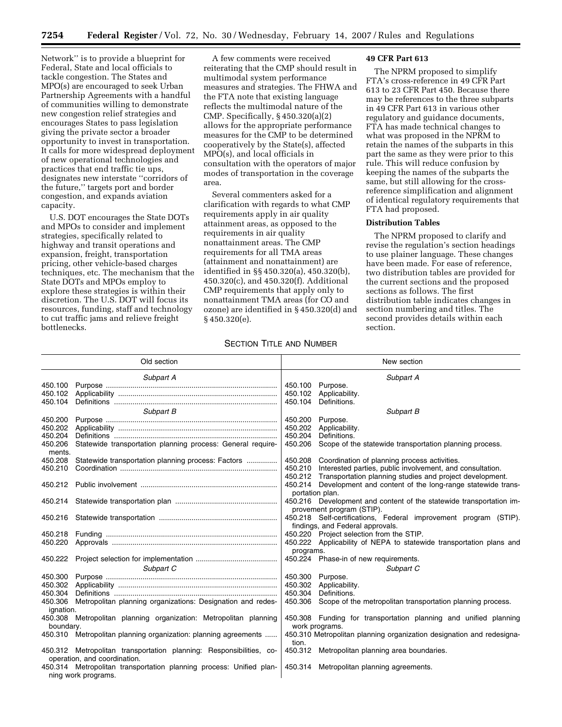Network'' is to provide a blueprint for Federal, State and local officials to tackle congestion. The States and MPO(s) are encouraged to seek Urban Partnership Agreements with a handful of communities willing to demonstrate new congestion relief strategies and encourages States to pass legislation giving the private sector a broader opportunity to invest in transportation. It calls for more widespread deployment of new operational technologies and practices that end traffic tie ups, designates new interstate ''corridors of the future,'' targets port and border congestion, and expands aviation capacity.

U.S. DOT encourages the State DOTs and MPOs to consider and implement strategies, specifically related to highway and transit operations and expansion, freight, transportation pricing, other vehicle-based charges techniques, etc. The mechanism that the State DOTs and MPOs employ to explore these strategies is within their discretion. The U.S. DOT will focus its resources, funding, staff and technology to cut traffic jams and relieve freight bottlenecks.

A few comments were received reiterating that the CMP should result in multimodal system performance measures and strategies. The FHWA and the FTA note that existing language reflects the multimodal nature of the CMP. Specifically, § 450.320(a)(2) allows for the appropriate performance measures for the CMP to be determined cooperatively by the State(s), affected MPO(s), and local officials in consultation with the operators of major modes of transportation in the coverage area.

Several commenters asked for a clarification with regards to what CMP requirements apply in air quality attainment areas, as opposed to the requirements in air quality nonattainment areas. The CMP requirements for all TMA areas (attainment and nonattainment) are identified in §§ 450.320(a), 450.320(b), 450.320(c), and 450.320(f). Additional CMP requirements that apply only to nonattainment TMA areas (for CO and ozone) are identified in § 450.320(d) and § 450.320(e).

**49 CFR Part 613**

The NPRM proposed to simplify FTA's cross-reference in 49 CFR Part 613 to 23 CFR Part 450. Because there may be references to the three subparts in 49 CFR Part 613 in various other regulatory and guidance documents, FTA has made technical changes to what was proposed in the NPRM to retain the names of the subparts in this part the same as they were prior to this rule. This will reduce confusion by keeping the names of the subparts the same, but still allowing for the cross-reference simplification and alignment of identical regulatory requirements that FTA had proposed.

**Distribution Tables**

The NPRM proposed to clarify and revise the regulation's section headings to use plainer language. These changes have been made. For ease of reference, two distribution tables are provided for the current sections and the proposed sections as follows. The first distribution table indicates changes in section numbering and titles. The second provides details within each section.

SECTION TITLE AND NUMBER

| Old section | New section |
|---|---|
| *Subpart A* | *Subpart A* |
| 450.100 Purpose | 450.100 Purpose. |
| 450.102 Applicability | 450.102 Applicability. |
| 450.104 Definitions | 450.104 Definitions. |
| *Subpart B* | *Subpart B* |
| 450.200 Purpose | 450.200 Purpose. |
| 450.202 Applicability | 450.202 Applicability. |
| 450.204 Definitions | 450.204 Definitions. |
| 450.206 Statewide transportation planning process: General requirements. | 450.206 Scope of the statewide transportation planning process. |
| 450.208 Statewide transportation planning process: Factors | 450.208 Coordination of planning process activities. |
| 450.210 Coordination | 450.210 Interested parties, public involvement, and consultation. |
| | 450.212 Transportation planning studies and project development. |
| 450.212 Public involvement | 450.214 Development and content of the long-range statewide transportation plan. |
| 450.214 Statewide transportation plan | 450.216 Development and content of the statewide transportation improvement program (STIP). |
| 450.216 Statewide transportation | 450.218 Self-certifications, Federal improvement program (STIP). findings, and Federal approvals. |
| 450.218 Funding | 450.220 Project selection from the STIP. |
| 450.220 Approvals | 450.222 Applicability of NEPA to statewide transportation plans and programs. |
| 450.222 Project selection for implementation | 450.224 Phase-in of new requirements. |
| *Subpart C* | *Subpart C* |
| 450.300 Purpose | 450.300 Purpose. |
| 450.302 Applicability | 450.302 Applicability. |
| 450.304 Definitions | 450.304 Definitions. |
| 450.306 Metropolitan planning organizations: Designation and redesignation. | 450.306 Scope of the metropolitan transportation planning process. |
| 450.308 Metropolitan planning organization: Metropolitan planning boundary. | 450.308 Funding for transportation planning and unified planning work programs. |
| 450.310 Metropolitan planning organization: planning agreements | 450.310 Metropolitan planning organization designation and redesignation. |
| 450.312 Metropolitan transportation planning: Responsibilities, cooperation, and coordination. | 450.312 Metropolitan planning area boundaries. |
| 450.314 Metropolitan transportation planning process: Unified planning work programs. | 450.314 Metropolitan planning agreements. |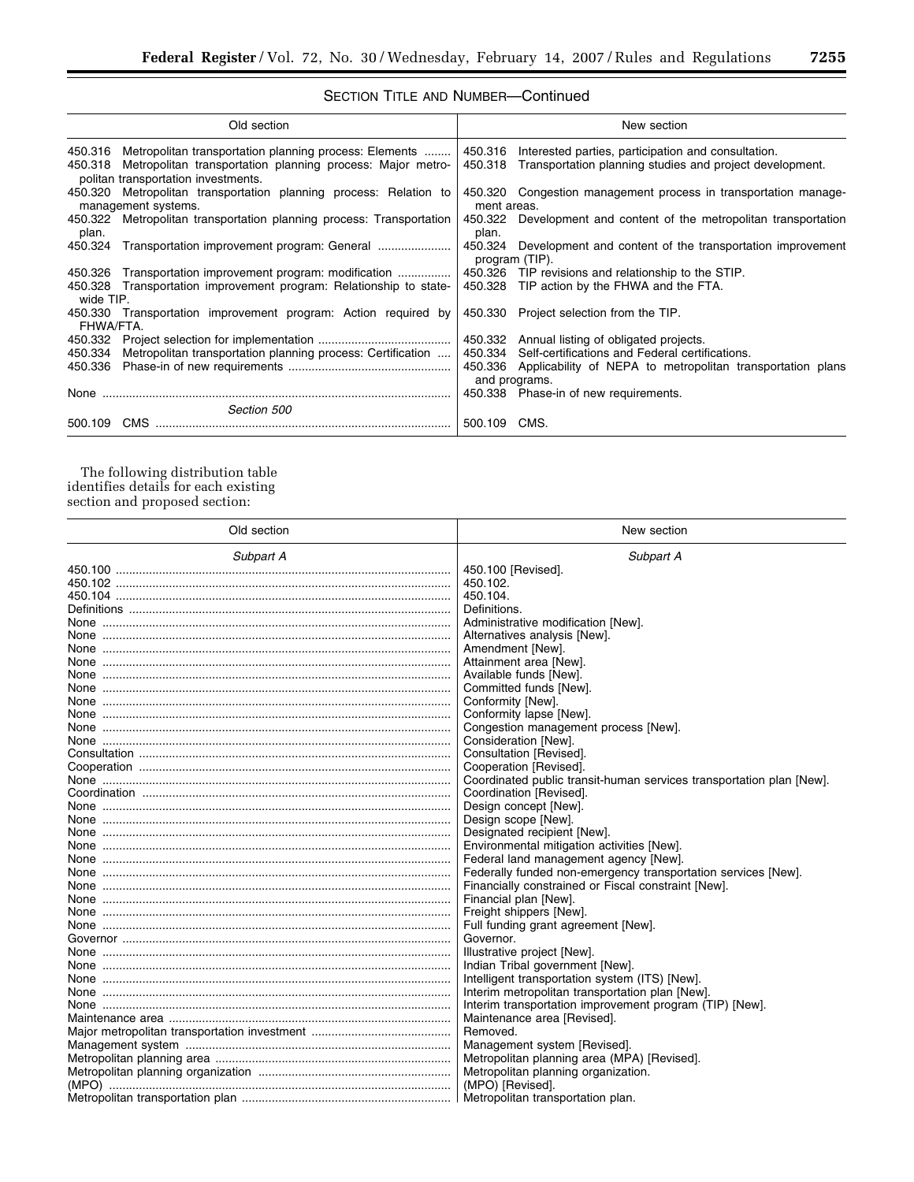SECTION TITLE AND NUMBER—Continued

| Old section | New section |
|---|---|
| 450.316 Metropolitan transportation planning process: Elements | 450.316 Interested parties, participation and consultation. |
| 450.318 Metropolitan transportation planning process: Major metropolitan transportation investments. | 450.318 Transportation planning studies and project development. |
| 450.320 Metropolitan transportation planning process: Relation to management systems. | 450.320 Congestion management process in transportation management areas. |
| 450.322 Metropolitan transportation planning process: Transportation plan. | 450.322 Development and content of the metropolitan transportation plan. |
| 450.324 Transportation improvement program: General | 450.324 Development and content of the transportation improvement program (TIP). |
| 450.326 Transportation improvement program: modification | 450.326 TIP revisions and relationship to the STIP. |
| 450.328 Transportation improvement program: Relationship to statewide TIP. | 450.328 TIP action by the FHWA and the FTA. |
| 450.330 Transportation improvement program: Action required by FHWA/FTA. | 450.330 Project selection from the TIP. |
| 450.332 Project selection for implementation | 450.332 Annual listing of obligated projects. |
| 450.334 Metropolitan transportation planning process: Certification | 450.334 Self-certifications and Federal certifications. |
| 450.336 Phase-in of new requirements | 450.336 Applicability of NEPA to metropolitan transportation plans and programs. |
| None | 450.338 Phase-in of new requirements. |
| *Section 500* | |
| 500.109 CMS | 500.109 CMS. |

The following distribution table identifies details for each existing section and proposed section:

| Old section | New section |
|---|---|
| *Subpart A* | *Subpart A* |
| 450.100 | 450.100 [Revised]. |
| 450.102 | 450.102. |
| 450.104 | 450.104. |
| Definitions | Definitions. |
| None | Administrative modification [New]. |
| None | Alternatives analysis [New]. |
| None | Amendment [New]. |
| None | Attainment area [New]. |
| None | Available funds [New]. |
| None | Committed funds [New]. |
| None | Conformity [New]. |
| None | Conformity lapse [New]. |
| None | Congestion management process [New]. |
| None | Consideration [New]. |
| Consultation | Consultation [Revised]. |
| Cooperation | Cooperation [Revised]. |
| None | Coordinated public transit-human services transportation plan [New]. |
| Coordination | Coordination [Revised]. |
| None | Design concept [New]. |
| None | Design scope [New]. |
| None | Designated recipient [New]. |
| None | Environmental mitigation activities [New]. |
| None | Federal land management agency [New]. |
| None | Federally funded non-emergency transportation services [New]. |
| None | Financially constrained or Fiscal constraint [New]. |
| None | Financial plan [New]. |
| None | Freight shippers [New]. |
| None | Full funding grant agreement [New]. |
| Governor | Governor. |
| None | Illustrative project [New]. |
| None | Indian Tribal government [New]. |
| None | Intelligent transportation system (ITS) [New]. |
| None | Interim metropolitan transportation plan [New]. |
| None | Interim transportation improvement program (TIP) [New]. |
| Maintenance area | Maintenance area [Revised]. |
| Major metropolitan transportation investment | Removed. |
| Management system | Management system [Revised]. |
| Metropolitan planning area | Metropolitan planning area (MPA) [Revised]. |
| Metropolitan planning organization (MPO) | Metropolitan planning organization (MPO) [Revised]. |
| Metropolitan transportation plan | Metropolitan transportation plan. |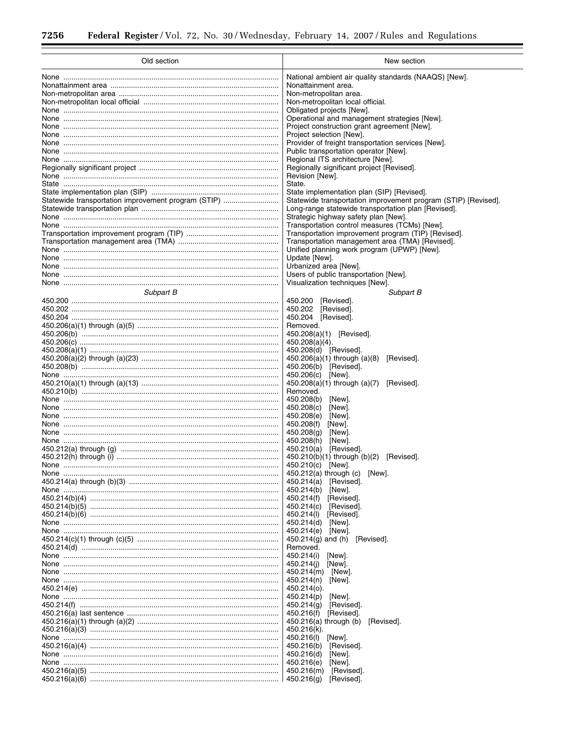| Old section | New section |
|---|---|
| None | National ambient air quality standards (NAAQS) [New]. |
| Nonattainment area | Nonattainment area. |
| Non-metropolitan area | Non-metropolitan area. |
| Non-metropolitan local official | Non-metropolitan local official. |
| None | Obligated projects [New]. |
| None | Operational and management strategies [New]. |
| None | Project construction grant agreement [New]. |
| None | Project selection [New]. |
| None | Provider of freight transportation services [New]. |
| None | Public transportation operator [New]. |
| None | Regional ITS architecture [New]. |
| Regionally significant project | Regionally significant project [Revised]. |
| None | Revision [New]. |
| State | State. |
| State implementation plan (SIP) | State implementation plan (SIP) [Revised]. |
| Statewide transportation improvement program (STIP) | Statewide transportation improvement program (STIP) [Revised]. |
| Statewide transportation plan | Long-range statewide transportation plan [Revised]. |
| None | Strategic highway safety plan [New]. |
| None | Transportation control measures (TCMs) [New]. |
| Transportation improvement program (TIP) | Transportation improvement program (TIP) [Revised]. |
| Transportation management area (TMA) | Transportation management area (TMA) [Revised]. |
| None | Unified planning work program (UPWP) [New]. |
| None | Update [New]. |
| None | Urbanized area [New]. |
| None | Users of public transportation [New]. |
| None | Visualization techniques [New]. |
| *Subpart B* | *Subpart B* |
| 450.200 | 450.200 [Revised]. |
| 450.202 | 450.202 [Revised]. |
| 450.204 | 450.204 [Revised]. |
| 450.206(a)(1) through (a)(5) | Removed. |
| 450.206(b) | 450.208(a)(1) [Revised]. |
| 450.206(c) | 450.208(a)(4). |
| 450.208(a)(1) | 450.208(d) [Revised]. |
| 450.208(a)(2) through (a)(23) | 450.206(a)(1) through (a)(8) [Revised]. |
| 450.208(b) | 450.206(b) [Revised]. |
| None | 450.206(c) [New]. |
| 450.210(a)(1) through (a)(13) | 450.208(a)(1) through (a)(7) [Revised]. |
| 450.210(b) | Removed. |
| None | 450.208(b) [New]. |
| None | 450.208(c) [New]. |
| None | 450.208(e) [New]. |
| None | 450.208(f) [New]. |
| None | 450.208(g) [New]. |
| None | 450.208(h) [New]. |
| 450.212(a) through (g) | 450.210(a) [Revised]. |
| 450.212(h) through (i) | 450.210(b)(1) through (b)(2) [Revised]. |
| None | 450.210(c) [New]. |
| None | 450.212(a) through (c) [New]. |
| 450.214(a) through (b)(3) | 450.214(a) [Revised]. |
| None | 450.214(b) [New]. |
| 450.214(b)(4) | 450.214(f) [Revised]. |
| 450.214(b)(5) | 450.214(c) [Revised]. |
| 450.214(b)(6) | 450.214(l) [Revised]. |
| None | 450.214(d) [New]. |
| None | 450.214(e) [New]. |
| 450.214(c)(1) through (c)(5) | 450.214(g) and (h) [Revised]. |
| 450.214(d) | Removed. |
| None | 450.214(i) [New]. |
| None | 450.214(j) [New]. |
| None | 450.214(m) [New]. |
| None | 450.214(n) [New]. |
| 450.214(e) | 450.214(o). |
| None | 450.214(p) [New]. |
| 450.214(f) | 450.214(g) [Revised]. |
| 450.216(a) last sentence | 450.216(f) [Revised]. |
| 450.216(a)(1) through (a)(2) | 450.216(a) through (b) [Revised]. |
| 450.216(a)(3) | 450.216(k). |
| None | 450.216(l) [New]. |
| 450.216(a)(4) | 450.216(b) [Revised]. |
| None | 450.216(d) [New]. |
| None | 450.216(e) [New]. |
| 450.216(a)(5) | 450.216(m) [Revised]. |
| 450.216(a)(6) | 450.216(g) [Revised]. |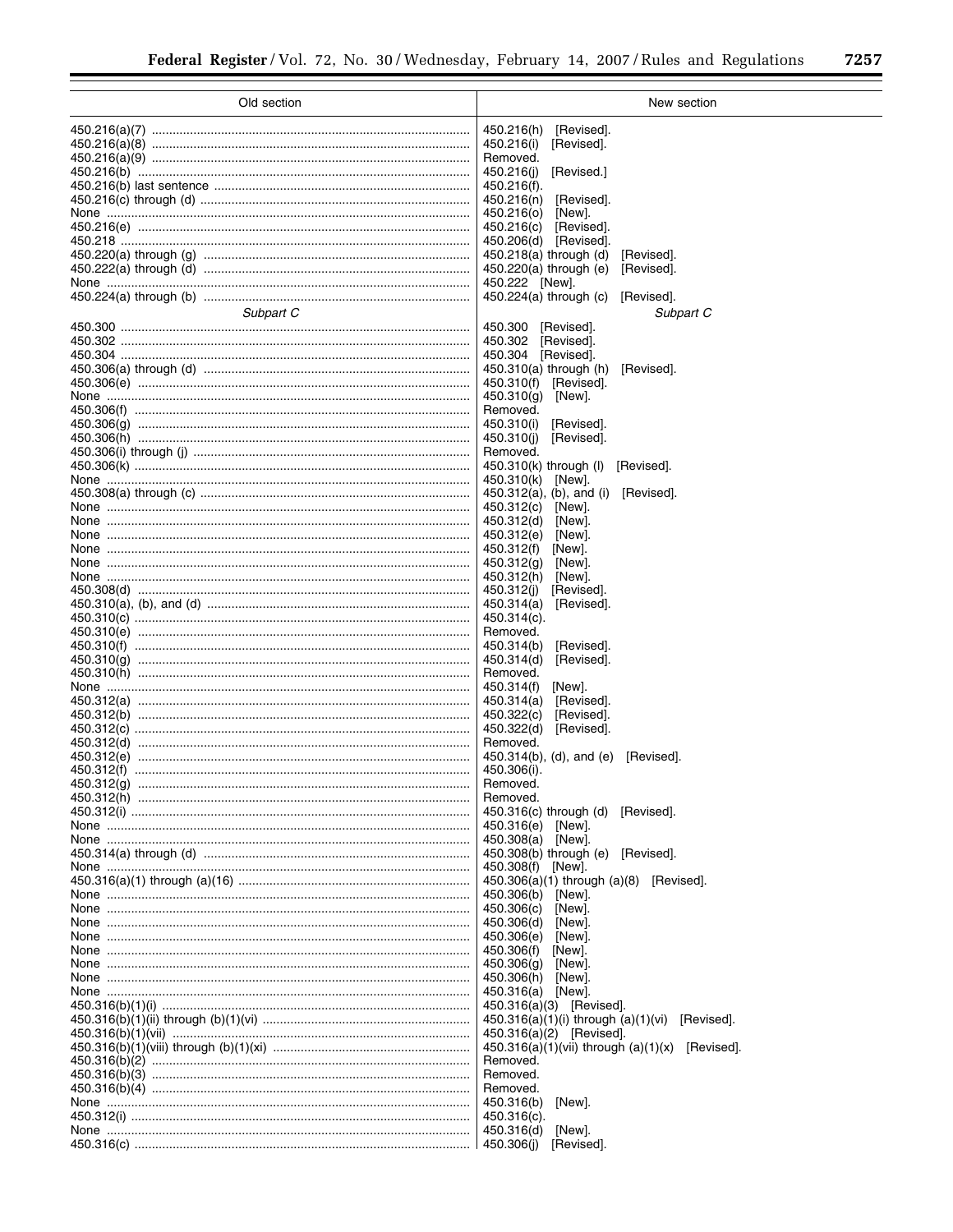| Old section | New section |
|---|---|
| 450.216(a)(7) | 450.216(h) [Revised]. |
| 450.216(a)(8) | 450.216(i) [Revised]. |
| 450.216(a)(9) | Removed. |
| 450.216(b) | 450.216(j) [Revised.] |
| 450.216(b) last sentence | 450.216(f). |
| 450.216(c) through (d) | 450.216(n) [Revised]. |
| None | 450.216(o) [New]. |
| 450.216(e) | 450.216(c) [Revised]. |
| 450.218 | 450.206(d) [Revised]. |
| 450.220(a) through (g) | 450.218(a) through (d) [Revised]. |
| 450.222(a) through (d) | 450.220(a) through (e) [Revised]. |
| None | 450.222 [New]. |
| 450.224(a) through (b) | 450.224(a) through (c) [Revised]. |
| *Subpart C* | *Subpart C* |
| 450.300 | 450.300 [Revised]. |
| 450.302 | 450.302 [Revised]. |
| 450.304 | 450.304 [Revised]. |
| 450.306(a) through (d) | 450.310(a) through (h) [Revised]. |
| 450.306(e) | 450.310(f) [Revised]. |
| None | 450.310(g) [New]. |
| 450.306(f) | Removed. |
| 450.306(g) | 450.310(i) [Revised]. |
| 450.306(h) | 450.310(j) [Revised]. |
| 450.306(i) through (j) | Removed. |
| 450.306(k) | 450.310(k) through (l) [Revised]. |
| None | 450.310(k) [New]. |
| 450.308(a) through (c) | 450.312(a), (b), and (i) [Revised]. |
| None | 450.312(c) [New]. |
| None | 450.312(d) [New]. |
| None | 450.312(e) [New]. |
| None | 450.312(f) [New]. |
| None | 450.312(g) [New]. |
| None | 450.312(h) [New]. |
| 450.308(d) | 450.312(j) [Revised]. |
| 450.310(a), (b), and (d) | 450.314(a) [Revised]. |
| 450.310(c) | 450.314(c). |
| 450.310(e) | Removed. |
| 450.310(f) | 450.314(b) [Revised]. |
| 450.310(g) | 450.314(d) [Revised]. |
| 450.310(h) | Removed. |
| None | 450.314(f) [New]. |
| 450.312(a) | 450.314(a) [Revised]. |
| 450.312(b) | 450.322(c) [Revised]. |
| 450.312(c) | 450.322(d) [Revised]. |
| 450.312(d) | Removed. |
| 450.312(e) | 450.314(b), (d), and (e) [Revised]. |
| 450.312(f) | 450.306(i). |
| 450.312(g) | Removed. |
| 450.312(h) | Removed. |
| 450.312(i) | 450.316(c) through (d) [Revised]. |
| None | 450.316(e) [New]. |
| None | 450.308(a) [New]. |
| 450.314(a) through (d) | 450.308(b) through (e) [Revised]. |
| None | 450.308(f) [New]. |
| 450.316(a)(1) through (a)(16) | 450.306(a)(1) through (a)(8) [Revised]. |
| None | 450.306(b) [New]. |
| None | 450.306(c) [New]. |
| None | 450.306(d) [New]. |
| None | 450.306(e) [New]. |
| None | 450.306(f) [New]. |
| None | 450.306(g) [New]. |
| None | 450.306(h) [New]. |
| None | 450.316(a) [New]. |
| 450.316(b)(1)(i) | 450.316(a)(3) [Revised]. |
| 450.316(b)(1)(ii) through (b)(1)(vi) | 450.316(a)(1)(i) through (a)(1)(vi) [Revised]. |
| 450.316(b)(1)(vii) | 450.316(a)(2) [Revised]. |
| 450.316(b)(1)(viii) through (b)(1)(xi) | 450.316(a)(1)(vii) through (a)(1)(x) [Revised]. |
| 450.316(b)(2) | Removed. |
| 450.316(b)(3) | Removed. |
| 450.316(b)(4) | Removed. |
| None | 450.316(b) [New]. |
| 450.312(i) | 450.316(c). |
| None | 450.316(d) [New]. |
| 450.316(c) | 450.306(j) [Revised]. |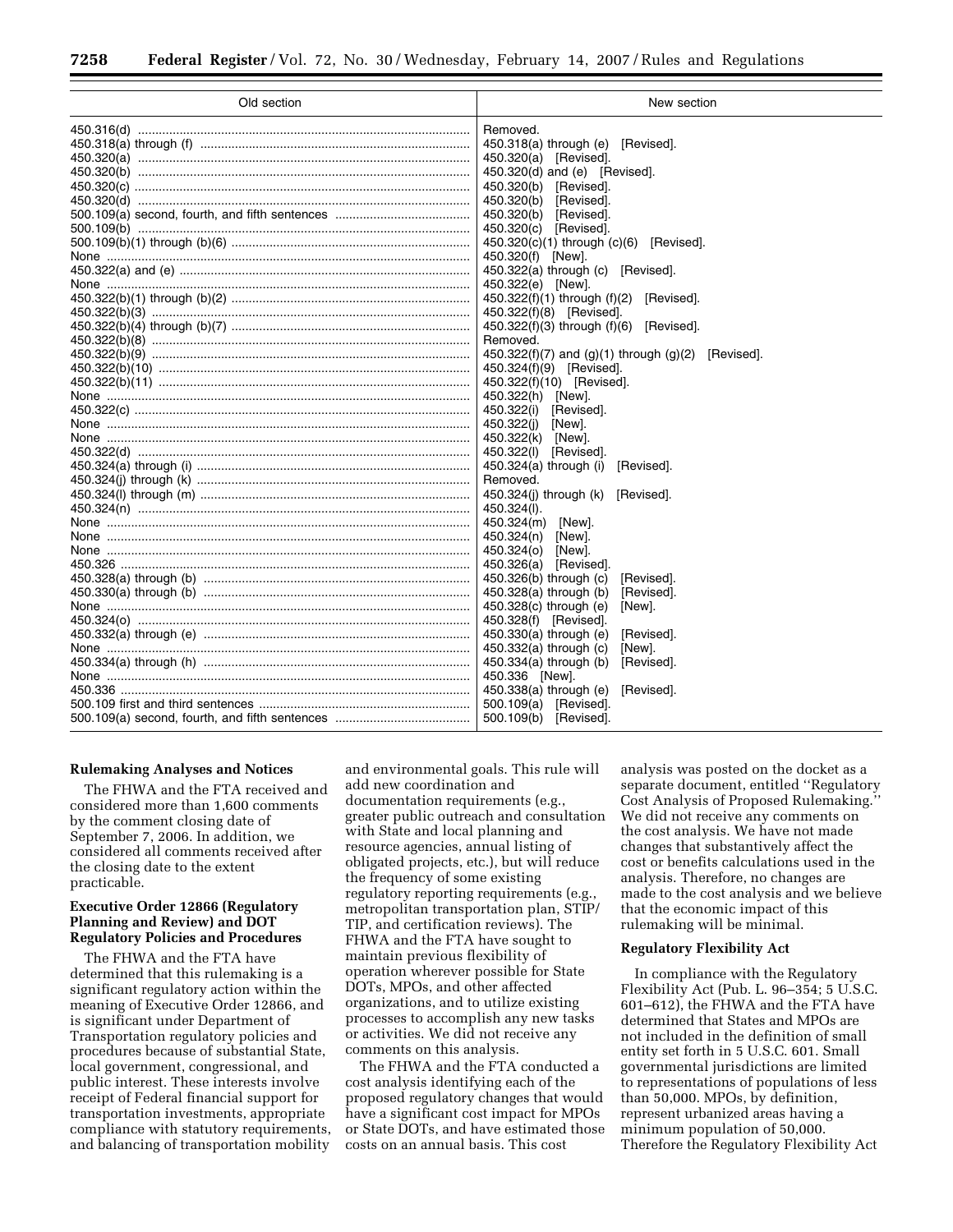| Old section | New section |
| --- | --- |
| 450.316(d) | Removed. |
| 450.318(a) through (f) | 450.318(a) through (e) [Revised]. |
| 450.320(a) | 450.320(a) [Revised]. |
| 450.320(b) | 450.320(d) and (e) [Revised]. |
| 450.320(c) | 450.320(b) [Revised]. |
| 450.320(d) | 450.320(b) [Revised]. |
| 500.109(a) second, fourth, and fifth sentences | 450.320(b) [Revised]. |
| 500.109(b) | 450.320(c) [Revised]. |
| 500.109(b)(1) through (b)(6) | 450.320(c)(1) through (c)(6) [Revised]. |
| None | 450.320(f) [New]. |
| 450.322(a) and (e) | 450.322(a) through (c) [Revised]. |
| None | 450.322(e) [New]. |
| 450.322(b)(1) through (b)(2) | 450.322(f)(1) through (f)(2) [Revised]. |
| 450.322(b)(3) | 450.322(f)(8) [Revised]. |
| 450.322(b)(4) through (b)(7) | 450.322(f)(3) through (f)(6) [Revised]. |
| 450.322(b)(8) | Removed. |
| 450.322(b)(9) | 450.322(f)(7) and (g)(1) through (g)(2) [Revised]. |
| 450.322(b)(10) | 450.324(f)(9) [Revised]. |
| 450.322(b)(11) | 450.322(f)(10) [Revised]. |
| None | 450.322(h) [New]. |
| 450.322(c) | 450.322(i) [Revised]. |
| None | 450.322(j) [New]. |
| None | 450.322(k) [New]. |
| 450.322(d) | 450.322(l) [Revised]. |
| 450.324(a) through (i) | 450.324(a) through (i) [Revised]. |
| 450.324(j) through (k) | Removed. |
| 450.324(l) through (m) | 450.324(j) through (k) [Revised]. |
| 450.324(n) | 450.324(l). |
| None | 450.324(m) [New]. |
| None | 450.324(n) [New]. |
| None | 450.324(o) [New]. |
| 450.326 | 450.326(a) [Revised]. |
| 450.328(a) through (b) | 450.326(b) through (c) [Revised]. |
| 450.330(a) through (b) | 450.328(a) through (b) [Revised]. |
| None | 450.328(c) through (e) [New]. |
| 450.324(o) | 450.328(f) [Revised]. |
| 450.332(a) through (e) | 450.330(a) through (e) [Revised]. |
| None | 450.332(a) through (c) [New]. |
| 450.334(a) through (h) | 450.334(a) through (b) [Revised]. |
| None | 450.336 [New]. |
| 450.336 | 450.338(a) through (e) [Revised]. |
| 500.109 first and third sentences | 500.109(a) [Revised]. |
| 500.109(a) second, fourth, and fifth sentences | 500.109(b) [Revised]. |

## Rulemaking Analyses and Notices

The FHWA and the FTA received and considered more than 1,600 comments by the comment closing date of September 7, 2006. In addition, we considered all comments received after the closing date to the extent practicable.

### Executive Order 12866 (Regulatory Planning and Review) and DOT Regulatory Policies and Procedures

The FHWA and the FTA have determined that this rulemaking is a significant regulatory action within the meaning of Executive Order 12866, and is significant under Department of Transportation regulatory policies and procedures because of substantial State, local government, congressional, and public interest. These interests involve receipt of Federal financial support for transportation investments, appropriate compliance with statutory requirements, and balancing of transportation mobility and environmental goals. This rule will add new coordination and documentation requirements (e.g., greater public outreach and consultation with State and local planning and resource agencies, annual listing of obligated projects, etc.), but will reduce the frequency of some existing regulatory reporting requirements (e.g., metropolitan transportation plan, STIP/TIP, and certification reviews). The FHWA and the FTA have sought to maintain previous flexibility of operation wherever possible for State DOTs, MPOs, and other affected organizations, and to utilize existing processes to accomplish any new tasks or activities. We did not receive any comments on this analysis.

The FHWA and the FTA conducted a cost analysis identifying each of the proposed regulatory changes that would have a significant cost impact for MPOs or State DOTs, and have estimated those costs on an annual basis. This cost analysis was posted on the docket as a separate document, entitled "Regulatory Cost Analysis of Proposed Rulemaking." We did not receive any comments on the cost analysis. We have not made changes that substantively affect the cost or benefits calculations used in the analysis. Therefore, no changes are made to the cost analysis and we believe that the economic impact of this rulemaking will be minimal.

### Regulatory Flexibility Act

In compliance with the Regulatory Flexibility Act (Pub. L. 96–354; 5 U.S.C. 601–612), the FHWA and the FTA have determined that States and MPOs are not included in the definition of small entity set forth in 5 U.S.C. 601. Small governmental jurisdictions are limited to representations of populations of less than 50,000. MPOs, by definition, represent urbanized areas having a minimum population of 50,000. Therefore the Regulatory Flexibility Act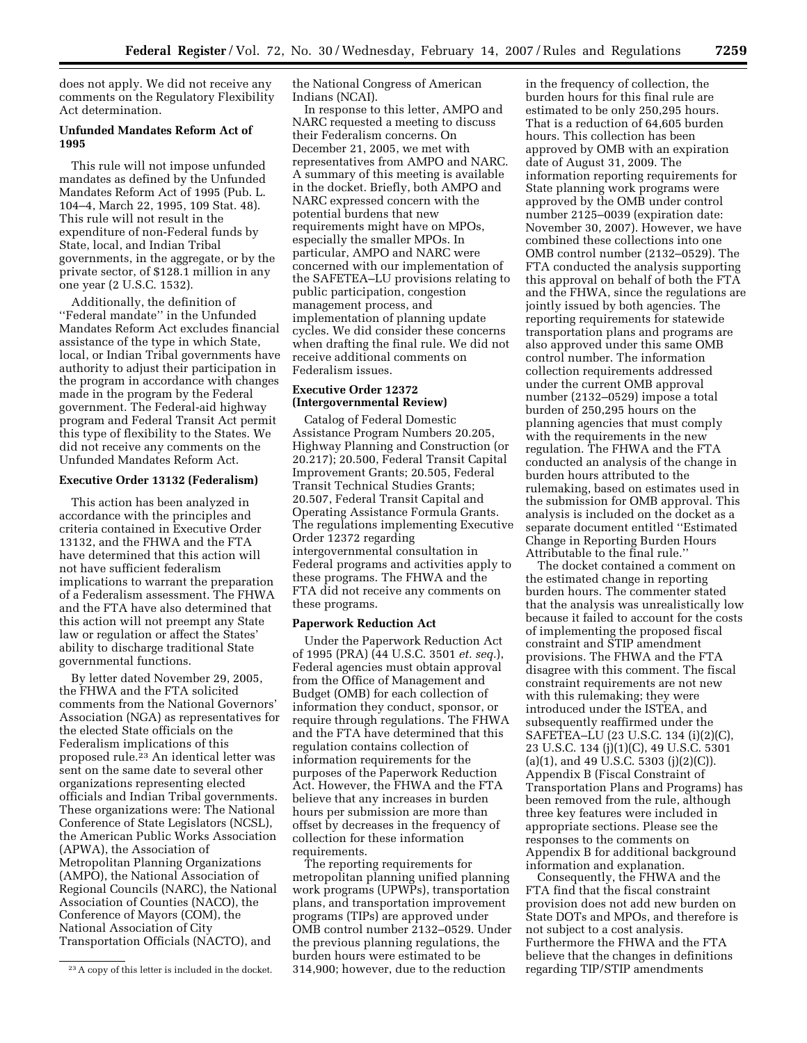does not apply. We did not receive any comments on the Regulatory Flexibility Act determination.

**Unfunded Mandates Reform Act of 1995**

This rule will not impose unfunded mandates as defined by the Unfunded Mandates Reform Act of 1995 (Pub. L. 104–4, March 22, 1995, 109 Stat. 48). This rule will not result in the expenditure of non-Federal funds by State, local, and Indian Tribal governments, in the aggregate, or by the private sector, of $128.1 million in any one year (2 U.S.C. 1532).

Additionally, the definition of ''Federal mandate'' in the Unfunded Mandates Reform Act excludes financial assistance of the type in which State, local, or Indian Tribal governments have authority to adjust their participation in the program in accordance with changes made in the program by the Federal government. The Federal-aid highway program and Federal Transit Act permit this type of flexibility to the States. We did not receive any comments on the Unfunded Mandates Reform Act.

**Executive Order 13132 (Federalism)**

This action has been analyzed in accordance with the principles and criteria contained in Executive Order 13132, and the FHWA and the FTA have determined that this action will not have sufficient federalism implications to warrant the preparation of a Federalism assessment. The FHWA and the FTA have also determined that this action will not preempt any State law or regulation or affect the States' ability to discharge traditional State governmental functions.

By letter dated November 29, 2005, the FHWA and the FTA solicited comments from the National Governors' Association (NGA) as representatives for the elected State officials on the Federalism implications of this proposed rule.[23] An identical letter was sent on the same date to several other organizations representing elected officials and Indian Tribal governments. These organizations were: The National Conference of State Legislators (NCSL), the American Public Works Association (APWA), the Association of Metropolitan Planning Organizations (AMPO), the National Association of Regional Councils (NARC), the National Association of Counties (NACO), the Conference of Mayors (COM), the National Association of City Transportation Officials (NACTO), and the National Congress of American Indians (NCAI).

In response to this letter, AMPO and NARC requested a meeting to discuss their Federalism concerns. On December 21, 2005, we met with representatives from AMPO and NARC. A summary of this meeting is available in the docket. Briefly, both AMPO and NARC expressed concern with the potential burdens that new requirements might have on MPOs, especially the smaller MPOs. In particular, AMPO and NARC were concerned with our implementation of the SAFETEA–LU provisions relating to public participation, congestion management process, and implementation of planning update cycles. We did consider these concerns when drafting the final rule. We did not receive additional comments on Federalism issues.

**Executive Order 12372 (Intergovernmental Review)**

Catalog of Federal Domestic Assistance Program Numbers 20.205, Highway Planning and Construction (or 20.217); 20.500, Federal Transit Capital Improvement Grants; 20.505, Federal Transit Technical Studies Grants; 20.507, Federal Transit Capital and Operating Assistance Formula Grants. The regulations implementing Executive Order 12372 regarding intergovernmental consultation in Federal programs and activities apply to these programs. The FHWA and the FTA did not receive any comments on these programs.

**Paperwork Reduction Act**

Under the Paperwork Reduction Act of 1995 (PRA) (44 U.S.C. 3501 *et. seq.*), Federal agencies must obtain approval from the Office of Management and Budget (OMB) for each collection of information they conduct, sponsor, or require through regulations. The FHWA and the FTA have determined that this regulation contains collection of information requirements for the purposes of the Paperwork Reduction Act. However, the FHWA and the FTA believe that any increases in burden hours per submission are more than offset by decreases in the frequency of collection for these information requirements.

The reporting requirements for metropolitan planning unified planning work programs (UPWPs), transportation plans, and transportation improvement programs (TIPs) are approved under OMB control number 2132–0529. Under the previous planning regulations, the burden hours were estimated to be 314,900; however, due to the reduction in the frequency of collection, the burden hours for this final rule are estimated to be only 250,295 hours. That is a reduction of 64,605 burden hours. This collection has been approved by OMB with an expiration date of August 31, 2009. The information reporting requirements for State planning work programs were approved by the OMB under control number 2125–0039 (expiration date: November 30, 2007). However, we have combined these collections into one OMB control number (2132–0529). The FTA conducted the analysis supporting this approval on behalf of both the FTA and the FHWA, since the regulations are jointly issued by both agencies. The reporting requirements for statewide transportation plans and programs are also approved under this same OMB control number. The information collection requirements addressed under the current OMB approval number (2132–0529) impose a total burden of 250,295 hours on the planning agencies that must comply with the requirements in the new regulation. The FHWA and the FTA conducted an analysis of the change in burden hours attributed to the rulemaking, based on estimates used in the submission for OMB approval. This analysis is included on the docket as a separate document entitled ''Estimated Change in Reporting Burden Hours Attributable to the final rule.''

The docket contained a comment on the estimated change in reporting burden hours. The commenter stated that the analysis was unrealistically low because it failed to account for the costs of implementing the proposed fiscal constraint and STIP amendment provisions. The FHWA and the FTA disagree with this comment. The fiscal constraint requirements are not new with this rulemaking; they were introduced under the ISTEA, and subsequently reaffirmed under the SAFETEA–LU (23 U.S.C. 134 (i)(2)(C), 23 U.S.C. 134 (j)(1)(C), 49 U.S.C. 5301 (a)(1), and 49 U.S.C. 5303 (j)(2)(C)). Appendix B (Fiscal Constraint of Transportation Plans and Programs) has been removed from the rule, although three key features were included in appropriate sections. Please see the responses to the comments on Appendix B for additional background information and explanation.

Consequently, the FHWA and the FTA find that the fiscal constraint provision does not add new burden on State DOTs and MPOs, and therefore is not subject to a cost analysis. Furthermore the FHWA and the FTA believe that the changes in definitions regarding TIP/STIP amendments

[23] A copy of this letter is included in the docket.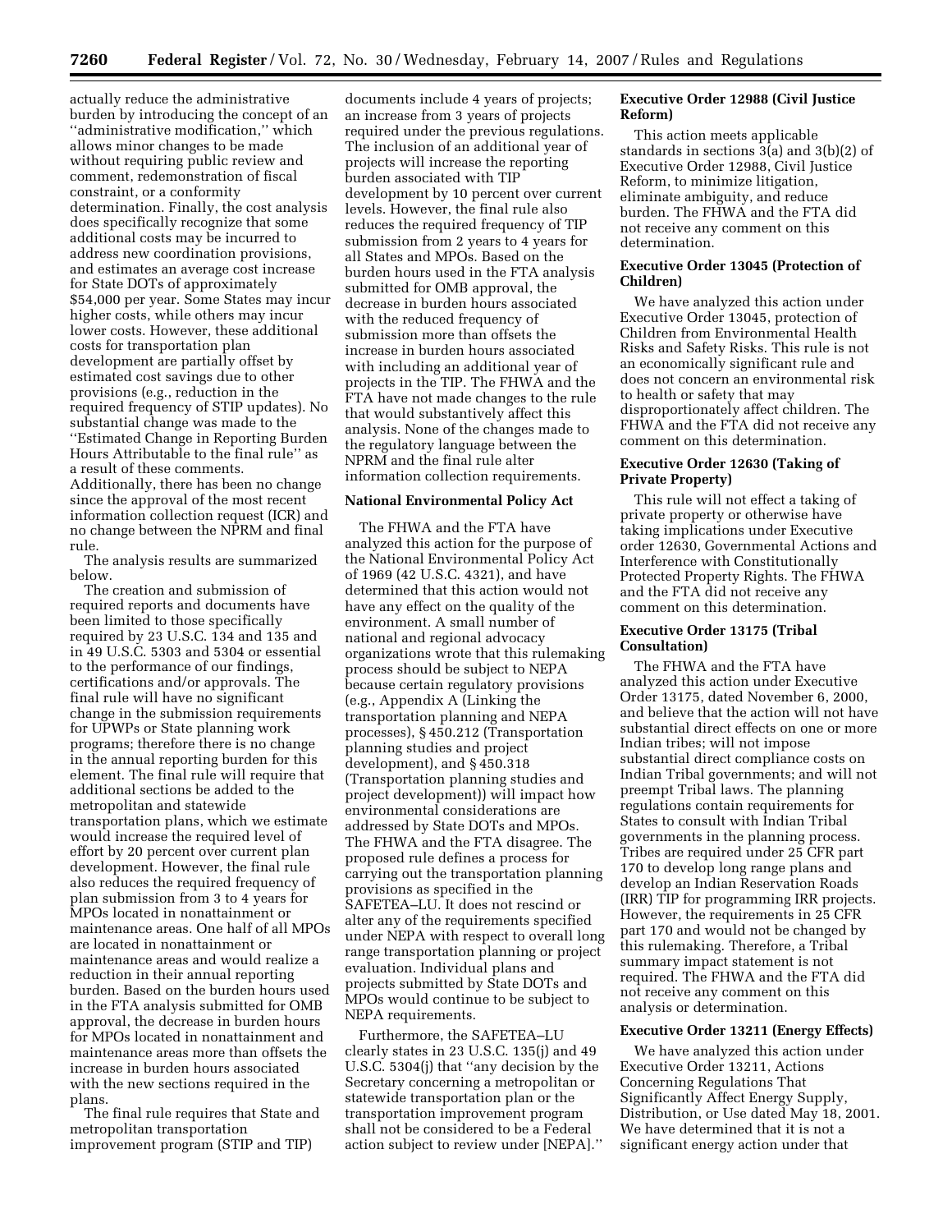actually reduce the administrative burden by introducing the concept of an ''administrative modification,'' which allows minor changes to be made without requiring public review and comment, redemonstration of fiscal constraint, or a conformity determination. Finally, the cost analysis does specifically recognize that some additional costs may be incurred to address new coordination provisions, and estimates an average cost increase for State DOTs of approximately $54,000 per year. Some States may incur higher costs, while others may incur lower costs. However, these additional costs for transportation plan development are partially offset by estimated cost savings due to other provisions (e.g., reduction in the required frequency of STIP updates). No substantial change was made to the ''Estimated Change in Reporting Burden Hours Attributable to the final rule'' as a result of these comments. Additionally, there has been no change since the approval of the most recent information collection request (ICR) and no change between the NPRM and final rule.

The analysis results are summarized below.

The creation and submission of required reports and documents have been limited to those specifically required by 23 U.S.C. 134 and 135 and in 49 U.S.C. 5303 and 5304 or essential to the performance of our findings, certifications and/or approvals. The final rule will have no significant change in the submission requirements for UPWPs or State planning work programs; therefore there is no change in the annual reporting burden for this element. The final rule will require that additional sections be added to the metropolitan and statewide transportation plans, which we estimate would increase the required level of effort by 20 percent over current plan development. However, the final rule also reduces the required frequency of plan submission from 3 to 4 years for MPOs located in nonattainment or maintenance areas. One half of all MPOs are located in nonattainment or maintenance areas and would realize a reduction in their annual reporting burden. Based on the burden hours used in the FTA analysis submitted for OMB approval, the decrease in burden hours for MPOs located in nonattainment and maintenance areas more than offsets the increase in burden hours associated with the new sections required in the plans.

The final rule requires that State and metropolitan transportation improvement program (STIP and TIP) documents include 4 years of projects; an increase from 3 years of projects required under the previous regulations. The inclusion of an additional year of projects will increase the reporting burden associated with TIP development by 10 percent over current levels. However, the final rule also reduces the required frequency of TIP submission from 2 years to 4 years for all States and MPOs. Based on the burden hours used in the FTA analysis submitted for OMB approval, the decrease in burden hours associated with the reduced frequency of submission more than offsets the increase in burden hours associated with including an additional year of projects in the TIP. The FHWA and the FTA have not made changes to the rule that would substantively affect this analysis. None of the changes made to the regulatory language between the NPRM and the final rule alter information collection requirements.

**National Environmental Policy Act**

The FHWA and the FTA have analyzed this action for the purpose of the National Environmental Policy Act of 1969 (42 U.S.C. 4321), and have determined that this action would not have any effect on the quality of the environment. A small number of national and regional advocacy organizations wrote that this rulemaking process should be subject to NEPA because certain regulatory provisions (e.g., Appendix A (Linking the transportation planning and NEPA processes), § 450.212 (Transportation planning studies and project development), and § 450.318 (Transportation planning studies and project development)) will impact how environmental considerations are addressed by State DOTs and MPOs. The FHWA and the FTA disagree. The proposed rule defines a process for carrying out the transportation planning provisions as specified in the SAFETEA–LU. It does not rescind or alter any of the requirements specified under NEPA with respect to overall long range transportation planning or project evaluation. Individual plans and projects submitted by State DOTs and MPOs would continue to be subject to NEPA requirements.

Furthermore, the SAFETEA–LU clearly states in 23 U.S.C. 135(j) and 49 U.S.C. 5304(j) that ''any decision by the Secretary concerning a metropolitan or statewide transportation plan or the transportation improvement program shall not be considered to be a Federal action subject to review under [NEPA].''

**Executive Order 12988 (Civil Justice Reform)**

This action meets applicable standards in sections 3(a) and 3(b)(2) of Executive Order 12988, Civil Justice Reform, to minimize litigation, eliminate ambiguity, and reduce burden. The FHWA and the FTA did not receive any comment on this determination.

**Executive Order 13045 (Protection of Children)**

We have analyzed this action under Executive Order 13045, protection of Children from Environmental Health Risks and Safety Risks. This rule is not an economically significant rule and does not concern an environmental risk to health or safety that may disproportionately affect children. The FHWA and the FTA did not receive any comment on this determination.

**Executive Order 12630 (Taking of Private Property)**

This rule will not effect a taking of private property or otherwise have taking implications under Executive order 12630, Governmental Actions and Interference with Constitutionally Protected Property Rights. The FHWA and the FTA did not receive any comment on this determination.

**Executive Order 13175 (Tribal Consultation)**

The FHWA and the FTA have analyzed this action under Executive Order 13175, dated November 6, 2000, and believe that the action will not have substantial direct effects on one or more Indian tribes; will not impose substantial direct compliance costs on Indian Tribal governments; and will not preempt Tribal laws. The planning regulations contain requirements for States to consult with Indian Tribal governments in the planning process. Tribes are required under 25 CFR part 170 to develop long range plans and develop an Indian Reservation Roads (IRR) TIP for programming IRR projects. However, the requirements in 25 CFR part 170 and would not be changed by this rulemaking. Therefore, a Tribal summary impact statement is not required. The FHWA and the FTA did not receive any comment on this analysis or determination.

**Executive Order 13211 (Energy Effects)**

We have analyzed this action under Executive Order 13211, Actions Concerning Regulations That Significantly Affect Energy Supply, Distribution, or Use dated May 18, 2001. We have determined that it is not a significant energy action under that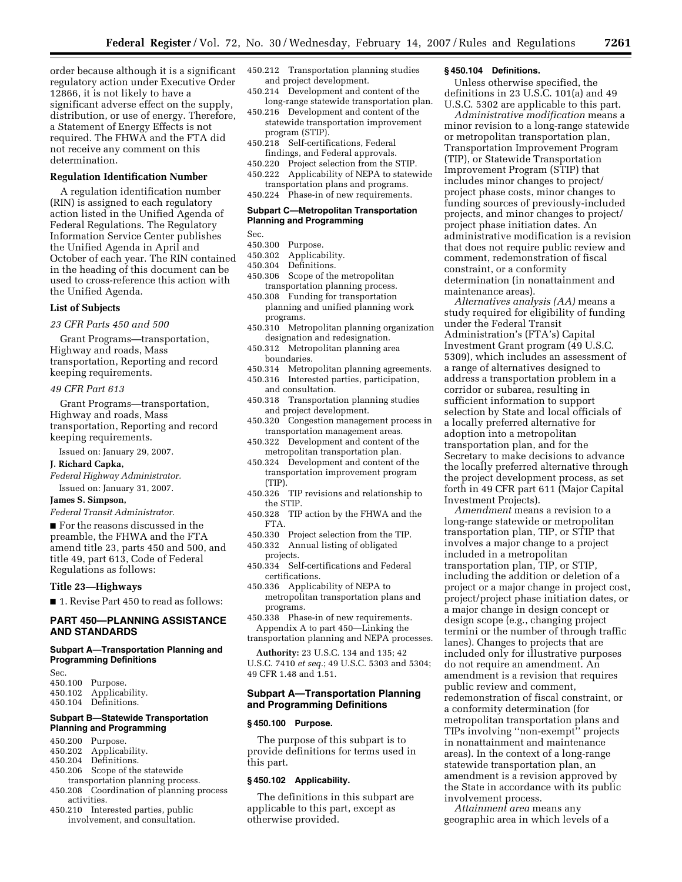order because although it is a significant regulatory action under Executive Order 12866, it is not likely to have a significant adverse effect on the supply, distribution, or use of energy. Therefore, a Statement of Energy Effects is not required. The FHWA and the FTA did not receive any comment on this determination.

**Regulation Identification Number**

A regulation identification number (RIN) is assigned to each regulatory action listed in the Unified Agenda of Federal Regulations. The Regulatory Information Service Center publishes the Unified Agenda in April and October of each year. The RIN contained in the heading of this document can be used to cross-reference this action with the Unified Agenda.

**List of Subjects**

*23 CFR Parts 450 and 500*

Grant Programs—transportation, Highway and roads, Mass transportation, Reporting and record keeping requirements.

*49 CFR Part 613*

Grant Programs—transportation, Highway and roads, Mass transportation, Reporting and record keeping requirements.

Issued on: January 29, 2007.

**J. Richard Capka,**

*Federal Highway Administrator.*

Issued on: January 31, 2007.

**James S. Simpson,**

*Federal Transit Administrator.*

■ For the reasons discussed in the preamble, the FHWA and the FTA amend title 23, parts 450 and 500, and title 49, part 613, Code of Federal Regulations as follows:

**Title 23—Highways**

■ 1. Revise Part 450 to read as follows:

## PART 450—PLANNING ASSISTANCE AND STANDARDS

### Subpart A—Transportation Planning and Programming Definitions

Sec.
450.100 Purpose.
450.102 Applicability.
450.104 Definitions.

### Subpart B—Statewide Transportation Planning and Programming

450.200 Purpose.
450.202 Applicability.
450.204 Definitions.
450.206 Scope of the statewide transportation planning process.
450.208 Coordination of planning process activities.
450.210 Interested parties, public involvement, and consultation.
450.212 Transportation planning studies and project development.
450.214 Development and content of the long-range statewide transportation plan.
450.216 Development and content of the statewide transportation improvement program (STIP).
450.218 Self-certifications, Federal findings, and Federal approvals.
450.220 Project selection from the STIP.
450.222 Applicability of NEPA to statewide transportation plans and programs.
450.224 Phase-in of new requirements.

### Subpart C—Metropolitan Transportation Planning and Programming

Sec.
450.300 Purpose.
450.302 Applicability.
450.304 Definitions.
450.306 Scope of the metropolitan transportation planning process.
450.308 Funding for transportation planning and unified planning work programs.
450.310 Metropolitan planning organization designation and redesignation.
450.312 Metropolitan planning area boundaries.
450.314 Metropolitan planning agreements.
450.316 Interested parties, participation, and consultation.
450.318 Transportation planning studies and project development.
450.320 Congestion management process in transportation management areas.
450.322 Development and content of the metropolitan transportation plan.
450.324 Development and content of the transportation improvement program (TIP).
450.326 TIP revisions and relationship to the STIP.
450.328 TIP action by the FHWA and the FTA.
450.330 Project selection from the TIP.
450.332 Annual listing of obligated projects.
450.334 Self-certifications and Federal certifications.
450.336 Applicability of NEPA to metropolitan transportation plans and programs.
450.338 Phase-in of new requirements.
Appendix A to part 450—Linking the transportation planning and NEPA processes.

**Authority:** 23 U.S.C. 134 and 135; 42 U.S.C. 7410 *et seq.*; 49 U.S.C. 5303 and 5304; 49 CFR 1.48 and 1.51.

### Subpart A—Transportation Planning and Programming Definitions

#### § 450.100 Purpose.

The purpose of this subpart is to provide definitions for terms used in this part.

#### § 450.102 Applicability.

The definitions in this subpart are applicable to this part, except as otherwise provided.

#### § 450.104 Definitions.

Unless otherwise specified, the definitions in 23 U.S.C. 101(a) and 49 U.S.C. 5302 are applicable to this part.

*Administrative modification* means a minor revision to a long-range statewide or metropolitan transportation plan, Transportation Improvement Program (TIP), or Statewide Transportation Improvement Program (STIP) that includes minor changes to project/project phase costs, minor changes to funding sources of previously-included projects, and minor changes to project/project phase initiation dates. An administrative modification is a revision that does not require public review and comment, redemonstration of fiscal constraint, or a conformity determination (in nonattainment and maintenance areas).

*Alternatives analysis (AA)* means a study required for eligibility of funding under the Federal Transit Administration's (FTA's) Capital Investment Grant program (49 U.S.C. 5309), which includes an assessment of a range of alternatives designed to address a transportation problem in a corridor or subarea, resulting in sufficient information to support selection by State and local officials of a locally preferred alternative for adoption into a metropolitan transportation plan, and for the Secretary to make decisions to advance the locally preferred alternative through the project development process, as set forth in 49 CFR part 611 (Major Capital Investment Projects).

*Amendment* means a revision to a long-range statewide or metropolitan transportation plan, TIP, or STIP that involves a major change to a project included in a metropolitan transportation plan, TIP, or STIP, including the addition or deletion of a project or a major change in project cost, project/project phase initiation dates, or a major change in design concept or design scope (e.g., changing project termini or the number of through traffic lanes). Changes to projects that are included only for illustrative purposes do not require an amendment. An amendment is a revision that requires public review and comment, redemonstration of fiscal constraint, or a conformity determination (for metropolitan transportation plans and TIPs involving "non-exempt" projects in nonattainment and maintenance areas). In the context of a long-range statewide transportation plan, an amendment is a revision approved by the State in accordance with its public involvement process.

*Attainment area* means any geographic area in which levels of a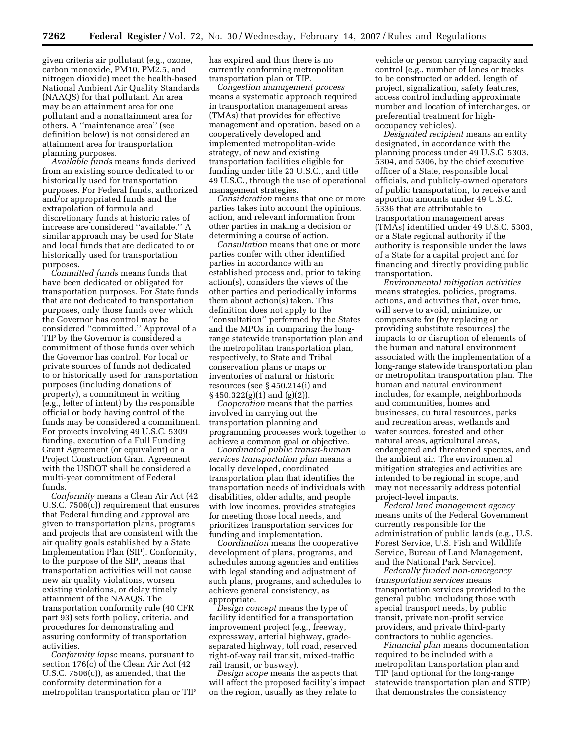given criteria air pollutant (e.g., ozone, carbon monoxide, PM10, PM2.5, and nitrogen dioxide) meet the health-based National Ambient Air Quality Standards (NAAQS) for that pollutant. An area may be an attainment area for one pollutant and a nonattainment area for others. A ''maintenance area'' (see definition below) is not considered an attainment area for transportation planning purposes.

*Available funds* means funds derived from an existing source dedicated to or historically used for transportation purposes. For Federal funds, authorized and/or appropriated funds and the extrapolation of formula and discretionary funds at historic rates of increase are considered ''available.'' A similar approach may be used for State and local funds that are dedicated to or historically used for transportation purposes.

*Committed funds* means funds that have been dedicated or obligated for transportation purposes. For State funds that are not dedicated to transportation purposes, only those funds over which the Governor has control may be considered ''committed.'' Approval of a TIP by the Governor is considered a commitment of those funds over which the Governor has control. For local or private sources of funds not dedicated to or historically used for transportation purposes (including donations of property), a commitment in writing (e.g., letter of intent) by the responsible official or body having control of the funds may be considered a commitment. For projects involving 49 U.S.C. 5309 funding, execution of a Full Funding Grant Agreement (or equivalent) or a Project Construction Grant Agreement with the USDOT shall be considered a multi-year commitment of Federal funds.

*Conformity* means a Clean Air Act (42 U.S.C. 7506(c)) requirement that ensures that Federal funding and approval are given to transportation plans, programs and projects that are consistent with the air quality goals established by a State Implementation Plan (SIP). Conformity, to the purpose of the SIP, means that transportation activities will not cause new air quality violations, worsen existing violations, or delay timely attainment of the NAAQS. The transportation conformity rule (40 CFR part 93) sets forth policy, criteria, and procedures for demonstrating and assuring conformity of transportation activities.

*Conformity lapse* means, pursuant to section 176(c) of the Clean Air Act (42 U.S.C. 7506(c)), as amended, that the conformity determination for a metropolitan transportation plan or TIP has expired and thus there is no currently conforming metropolitan transportation plan or TIP.

*Congestion management process* means a systematic approach required in transportation management areas (TMAs) that provides for effective management and operation, based on a cooperatively developed and implemented metropolitan-wide strategy, of new and existing transportation facilities eligible for funding under title 23 U.S.C., and title 49 U.S.C., through the use of operational management strategies.

*Consideration* means that one or more parties takes into account the opinions, action, and relevant information from other parties in making a decision or determining a course of action.

*Consultation* means that one or more parties confer with other identified parties in accordance with an established process and, prior to taking action(s), considers the views of the other parties and periodically informs them about action(s) taken. This definition does not apply to the ''consultation'' performed by the States and the MPOs in comparing the long-range statewide transportation plan and the metropolitan transportation plan, respectively, to State and Tribal conservation plans or maps or inventories of natural or historic resources (see § 450.214(i) and § 450.322(g)(1) and (g)(2)).

*Cooperation* means that the parties involved in carrying out the transportation planning and programming processes work together to achieve a common goal or objective.

*Coordinated public transit-human services transportation plan* means a locally developed, coordinated transportation plan that identifies the transportation needs of individuals with disabilities, older adults, and people with low incomes, provides strategies for meeting those local needs, and prioritizes transportation services for funding and implementation.

*Coordination* means the cooperative development of plans, programs, and schedules among agencies and entities with legal standing and adjustment of such plans, programs, and schedules to achieve general consistency, as appropriate.

*Design concept* means the type of facility identified for a transportation improvement project (e.g., freeway, expressway, arterial highway, grade-separated highway, toll road, reserved right-of-way rail transit, mixed-traffic rail transit, or busway).

*Design scope* means the aspects that will affect the proposed facility's impact on the region, usually as they relate to vehicle or person carrying capacity and control (e.g., number of lanes or tracks to be constructed or added, length of project, signalization, safety features, access control including approximate number and location of interchanges, or preferential treatment for high-occupancy vehicles).

*Designated recipient* means an entity designated, in accordance with the planning process under 49 U.S.C. 5303, 5304, and 5306, by the chief executive officer of a State, responsible local officials, and publicly-owned operators of public transportation, to receive and apportion amounts under 49 U.S.C. 5336 that are attributable to transportation management areas (TMAs) identified under 49 U.S.C. 5303, or a State regional authority if the authority is responsible under the laws of a State for a capital project and for financing and directly providing public transportation.

*Environmental mitigation activities* means strategies, policies, programs, actions, and activities that, over time, will serve to avoid, minimize, or compensate for (by replacing or providing substitute resources) the impacts to or disruption of elements of the human and natural environment associated with the implementation of a long-range statewide transportation plan or metropolitan transportation plan. The human and natural environment includes, for example, neighborhoods and communities, homes and businesses, cultural resources, parks and recreation areas, wetlands and water sources, forested and other natural areas, agricultural areas, endangered and threatened species, and the ambient air. The environmental mitigation strategies and activities are intended to be regional in scope, and may not necessarily address potential project-level impacts.

*Federal land management agency* means units of the Federal Government currently responsible for the administration of public lands (e.g., U.S. Forest Service, U.S. Fish and Wildlife Service, Bureau of Land Management, and the National Park Service).

*Federally funded non-emergency transportation services* means transportation services provided to the general public, including those with special transport needs, by public transit, private non-profit service providers, and private third-party contractors to public agencies.

*Financial plan* means documentation required to be included with a metropolitan transportation plan and TIP (and optional for the long-range statewide transportation plan and STIP) that demonstrates the consistency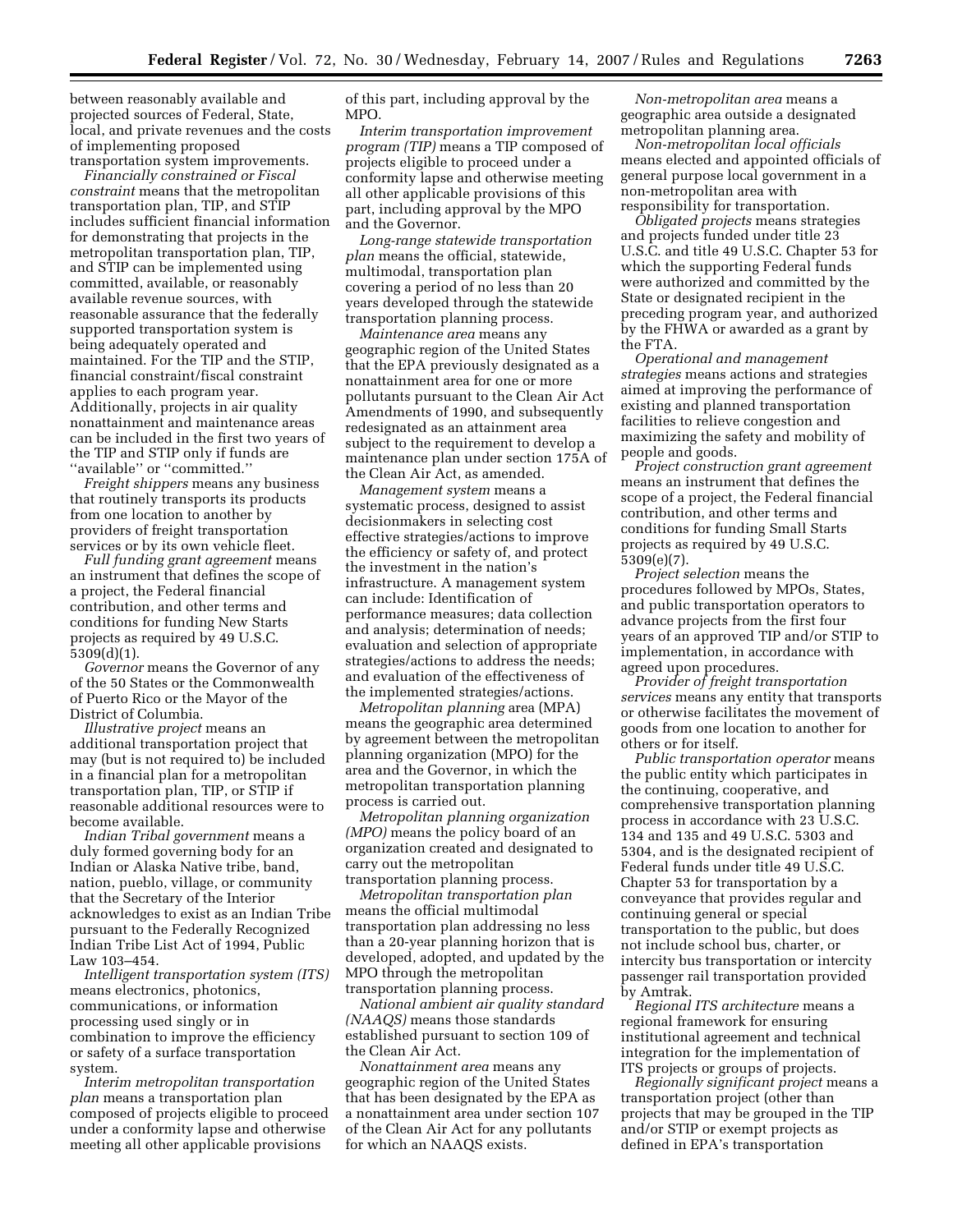between reasonably available and projected sources of Federal, State, local, and private revenues and the costs of implementing proposed transportation system improvements.

*Financially constrained or Fiscal constraint* means that the metropolitan transportation plan, TIP, and STIP includes sufficient financial information for demonstrating that projects in the metropolitan transportation plan, TIP, and STIP can be implemented using committed, available, or reasonably available revenue sources, with reasonable assurance that the federally supported transportation system is being adequately operated and maintained. For the TIP and the STIP, financial constraint/fiscal constraint applies to each program year. Additionally, projects in air quality nonattainment and maintenance areas can be included in the first two years of the TIP and STIP only if funds are ''available'' or ''committed.''

*Freight shippers* means any business that routinely transports its products from one location to another by providers of freight transportation services or by its own vehicle fleet.

*Full funding grant agreement* means an instrument that defines the scope of a project, the Federal financial contribution, and other terms and conditions for funding New Starts projects as required by 49 U.S.C. 5309(d)(1).

*Governor* means the Governor of any of the 50 States or the Commonwealth of Puerto Rico or the Mayor of the District of Columbia.

*Illustrative project* means an additional transportation project that may (but is not required to) be included in a financial plan for a metropolitan transportation plan, TIP, or STIP if reasonable additional resources were to become available.

*Indian Tribal government* means a duly formed governing body for an Indian or Alaska Native tribe, band, nation, pueblo, village, or community that the Secretary of the Interior acknowledges to exist as an Indian Tribe pursuant to the Federally Recognized Indian Tribe List Act of 1994, Public Law 103–454.

*Intelligent transportation system (ITS)* means electronics, photonics, communications, or information processing used singly or in combination to improve the efficiency or safety of a surface transportation system.

*Interim metropolitan transportation plan* means a transportation plan composed of projects eligible to proceed under a conformity lapse and otherwise meeting all other applicable provisions of this part, including approval by the MPO.

*Interim transportation improvement program (TIP)* means a TIP composed of projects eligible to proceed under a conformity lapse and otherwise meeting all other applicable provisions of this part, including approval by the MPO and the Governor.

*Long-range statewide transportation plan* means the official, statewide, multimodal, transportation plan covering a period of no less than 20 years developed through the statewide transportation planning process.

*Maintenance area* means any geographic region of the United States that the EPA previously designated as a nonattainment area for one or more pollutants pursuant to the Clean Air Act Amendments of 1990, and subsequently redesignated as an attainment area subject to the requirement to develop a maintenance plan under section 175A of the Clean Air Act, as amended.

*Management system* means a systematic process, designed to assist decisionmakers in selecting cost effective strategies/actions to improve the efficiency or safety of, and protect the investment in the nation's infrastructure. A management system can include: Identification of performance measures; data collection and analysis; determination of needs; evaluation and selection of appropriate strategies/actions to address the needs; and evaluation of the effectiveness of the implemented strategies/actions.

*Metropolitan planning* area (MPA) means the geographic area determined by agreement between the metropolitan planning organization (MPO) for the area and the Governor, in which the metropolitan transportation planning process is carried out.

*Metropolitan planning organization (MPO)* means the policy board of an organization created and designated to carry out the metropolitan transportation planning process.

*Metropolitan transportation plan* means the official multimodal transportation plan addressing no less than a 20-year planning horizon that is developed, adopted, and updated by the MPO through the metropolitan transportation planning process.

*National ambient air quality standard (NAAQS)* means those standards established pursuant to section 109 of the Clean Air Act.

*Nonattainment area* means any geographic region of the United States that has been designated by the EPA as a nonattainment area under section 107 of the Clean Air Act for any pollutants for which an NAAQS exists.

*Non-metropolitan area* means a geographic area outside a designated metropolitan planning area.

*Non-metropolitan local officials* means elected and appointed officials of general purpose local government in a non-metropolitan area with responsibility for transportation.

*Obligated projects* means strategies and projects funded under title 23 U.S.C. and title 49 U.S.C. Chapter 53 for which the supporting Federal funds were authorized and committed by the State or designated recipient in the preceding program year, and authorized by the FHWA or awarded as a grant by the FTA.

*Operational and management strategies* means actions and strategies aimed at improving the performance of existing and planned transportation facilities to relieve congestion and maximizing the safety and mobility of people and goods.

*Project construction grant agreement* means an instrument that defines the scope of a project, the Federal financial contribution, and other terms and conditions for funding Small Starts projects as required by 49 U.S.C. 5309(e)(7).

*Project selection* means the procedures followed by MPOs, States, and public transportation operators to advance projects from the first four years of an approved TIP and/or STIP to implementation, in accordance with agreed upon procedures.

*Provider of freight transportation services* means any entity that transports or otherwise facilitates the movement of goods from one location to another for others or for itself.

*Public transportation operator* means the public entity which participates in the continuing, cooperative, and comprehensive transportation planning process in accordance with 23 U.S.C. 134 and 135 and 49 U.S.C. 5303 and 5304, and is the designated recipient of Federal funds under title 49 U.S.C. Chapter 53 for transportation by a conveyance that provides regular and continuing general or special transportation to the public, but does not include school bus, charter, or intercity bus transportation or intercity passenger rail transportation provided by Amtrak.

*Regional ITS architecture* means a regional framework for ensuring institutional agreement and technical integration for the implementation of ITS projects or groups of projects.

*Regionally significant project* means a transportation project (other than projects that may be grouped in the TIP and/or STIP or exempt projects as defined in EPA's transportation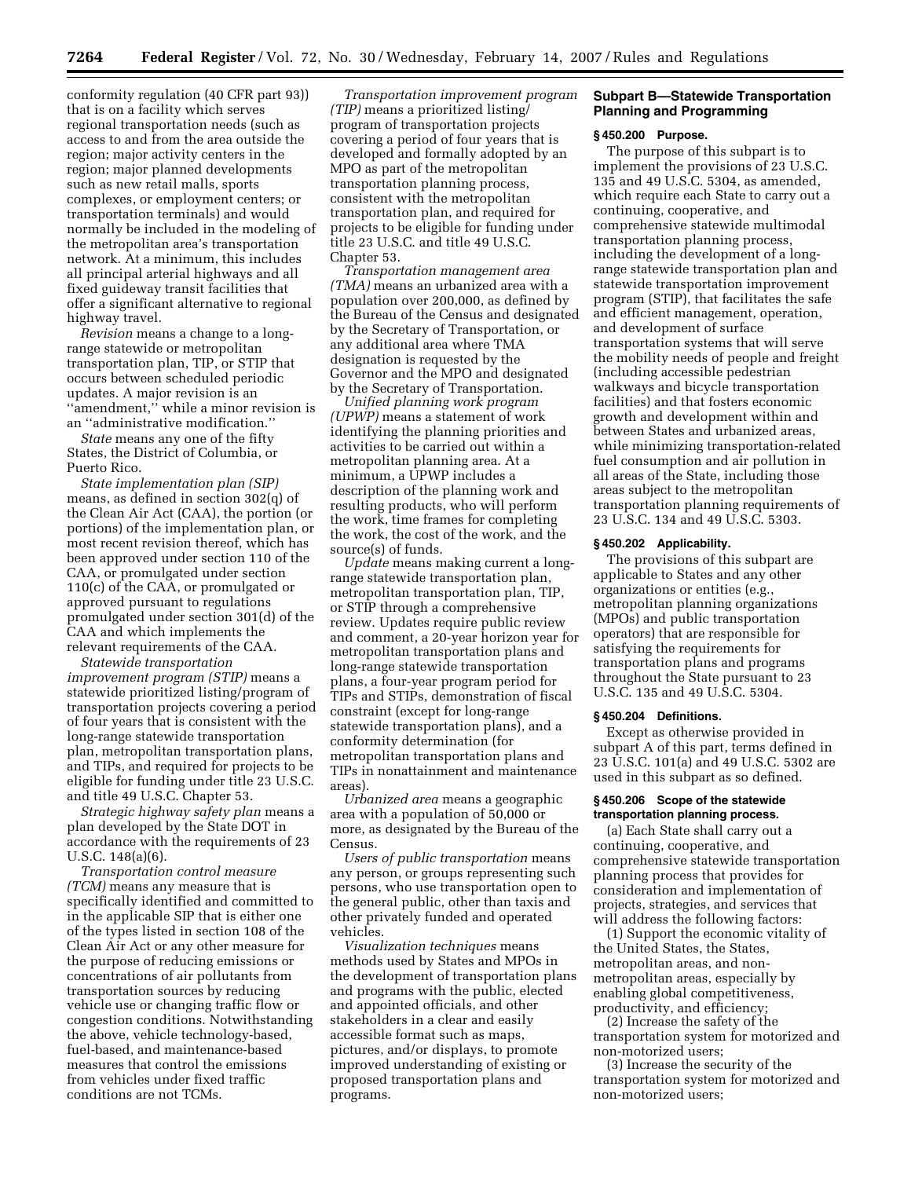conformity regulation (40 CFR part 93)) that is on a facility which serves regional transportation needs (such as access to and from the area outside the region; major activity centers in the region; major planned developments such as new retail malls, sports complexes, or employment centers; or transportation terminals) and would normally be included in the modeling of the metropolitan area's transportation network. At a minimum, this includes all principal arterial highways and all fixed guideway transit facilities that offer a significant alternative to regional highway travel.

*Revision* means a change to a long-range statewide or metropolitan transportation plan, TIP, or STIP that occurs between scheduled periodic updates. A major revision is an ''amendment,'' while a minor revision is an ''administrative modification.''

*State* means any one of the fifty States, the District of Columbia, or Puerto Rico.

*State implementation plan (SIP)* means, as defined in section 302(q) of the Clean Air Act (CAA), the portion (or portions) of the implementation plan, or most recent revision thereof, which has been approved under section 110 of the CAA, or promulgated under section 110(c) of the CAA, or promulgated or approved pursuant to regulations promulgated under section 301(d) of the CAA and which implements the relevant requirements of the CAA.

*Statewide transportation improvement program (STIP)* means a statewide prioritized listing/program of transportation projects covering a period of four years that is consistent with the long-range statewide transportation plan, metropolitan transportation plans, and TIPs, and required for projects to be eligible for funding under title 23 U.S.C. and title 49 U.S.C. Chapter 53.

*Strategic highway safety plan* means a plan developed by the State DOT in accordance with the requirements of 23 U.S.C. 148(a)(6).

*Transportation control measure (TCM)* means any measure that is specifically identified and committed to in the applicable SIP that is either one of the types listed in section 108 of the Clean Air Act or any other measure for the purpose of reducing emissions or concentrations of air pollutants from transportation sources by reducing vehicle use or changing traffic flow or congestion conditions. Notwithstanding the above, vehicle technology-based, fuel-based, and maintenance-based measures that control the emissions from vehicles under fixed traffic conditions are not TCMs.

*Transportation improvement program (TIP)* means a prioritized listing/program of transportation projects covering a period of four years that is developed and formally adopted by an MPO as part of the metropolitan transportation planning process, consistent with the metropolitan transportation plan, and required for projects to be eligible for funding under title 23 U.S.C. and title 49 U.S.C. Chapter 53.

*Transportation management area (TMA)* means an urbanized area with a population over 200,000, as defined by the Bureau of the Census and designated by the Secretary of Transportation, or any additional area where TMA designation is requested by the Governor and the MPO and designated by the Secretary of Transportation.

*Unified planning work program (UPWP)* means a statement of work identifying the planning priorities and activities to be carried out within a metropolitan planning area. At a minimum, a UPWP includes a description of the planning work and resulting products, who will perform the work, time frames for completing the work, the cost of the work, and the source(s) of funds.

*Update* means making current a long-range statewide transportation plan, metropolitan transportation plan, TIP, or STIP through a comprehensive review. Updates require public review and comment, a 20-year horizon year for metropolitan transportation plans and long-range statewide transportation plans, a four-year program period for TIPs and STIPs, demonstration of fiscal constraint (except for long-range statewide transportation plans), and a conformity determination (for metropolitan transportation plans and TIPs in nonattainment and maintenance areas).

*Urbanized area* means a geographic area with a population of 50,000 or more, as designated by the Bureau of the Census.

*Users of public transportation* means any person, or groups representing such persons, who use transportation open to the general public, other than taxis and other privately funded and operated vehicles.

*Visualization techniques* means methods used by States and MPOs in the development of transportation plans and programs with the public, elected and appointed officials, and other stakeholders in a clear and easily accessible format such as maps, pictures, and/or displays, to promote improved understanding of existing or proposed transportation plans and programs.

## Subpart B—Statewide Transportation Planning and Programming

### § 450.200 Purpose.

The purpose of this subpart is to implement the provisions of 23 U.S.C. 135 and 49 U.S.C. 5304, as amended, which require each State to carry out a continuing, cooperative, and comprehensive statewide multimodal transportation planning process, including the development of a long-range statewide transportation plan and statewide transportation improvement program (STIP), that facilitates the safe and efficient management, operation, and development of surface transportation systems that will serve the mobility needs of people and freight (including accessible pedestrian walkways and bicycle transportation facilities) and that fosters economic growth and development within and between States and urbanized areas, while minimizing transportation-related fuel consumption and air pollution in all areas of the State, including those areas subject to the metropolitan transportation planning requirements of 23 U.S.C. 134 and 49 U.S.C. 5303.

### § 450.202 Applicability.

The provisions of this subpart are applicable to States and any other organizations or entities (e.g., metropolitan planning organizations (MPOs) and public transportation operators) that are responsible for satisfying the requirements for transportation plans and programs throughout the State pursuant to 23 U.S.C. 135 and 49 U.S.C. 5304.

### § 450.204 Definitions.

Except as otherwise provided in subpart A of this part, terms defined in 23 U.S.C. 101(a) and 49 U.S.C. 5302 are used in this subpart as so defined.

### § 450.206 Scope of the statewide transportation planning process.

(a) Each State shall carry out a continuing, cooperative, and comprehensive statewide transportation planning process that provides for consideration and implementation of projects, strategies, and services that will address the following factors:

(1) Support the economic vitality of the United States, the States, metropolitan areas, and non-metropolitan areas, especially by enabling global competitiveness, productivity, and efficiency;

(2) Increase the safety of the transportation system for motorized and non-motorized users;

(3) Increase the security of the transportation system for motorized and non-motorized users;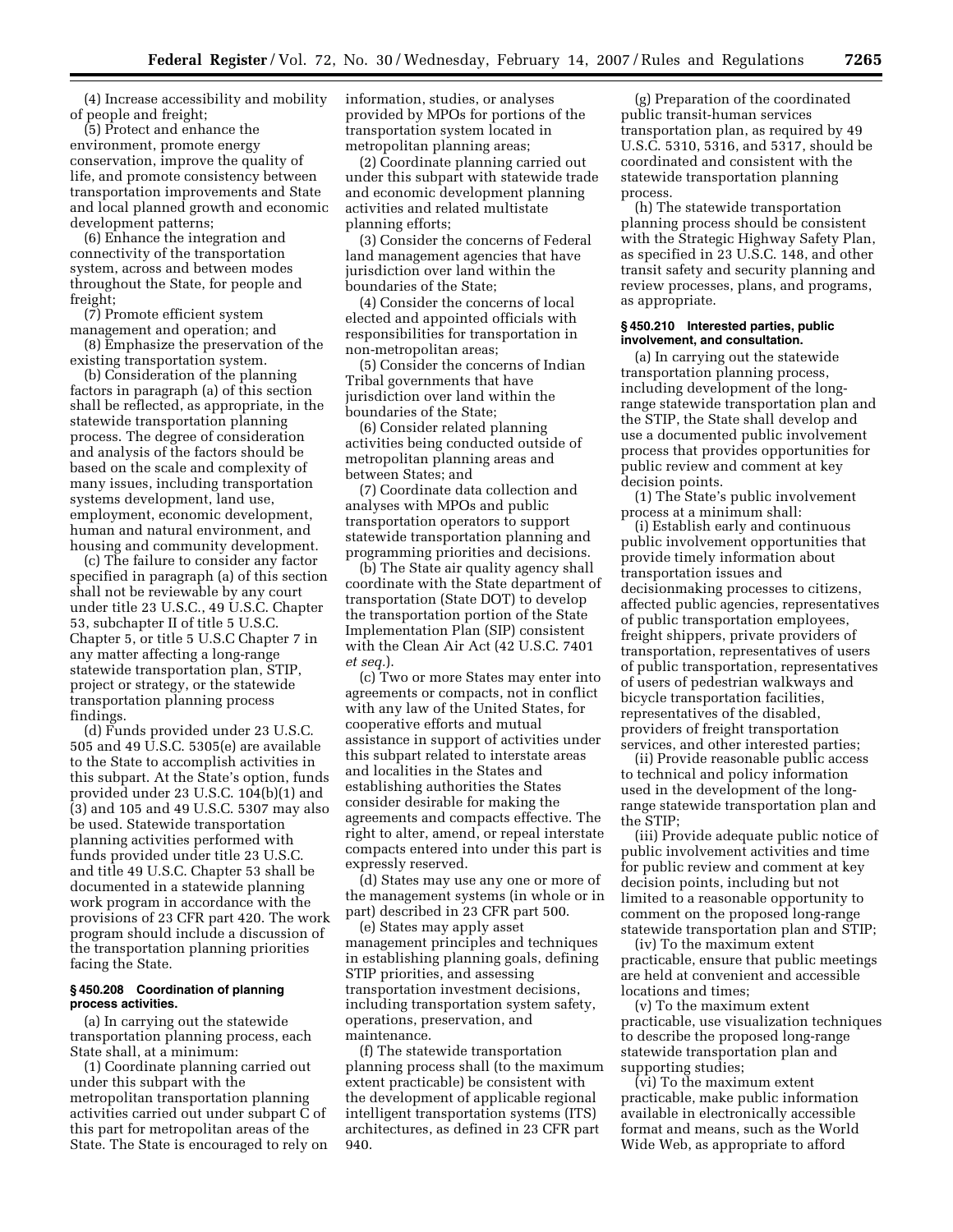(4) Increase accessibility and mobility of people and freight;

(5) Protect and enhance the environment, promote energy conservation, improve the quality of life, and promote consistency between transportation improvements and State and local planned growth and economic development patterns;

(6) Enhance the integration and connectivity of the transportation system, across and between modes throughout the State, for people and freight;

(7) Promote efficient system management and operation; and

(8) Emphasize the preservation of the existing transportation system.

(b) Consideration of the planning factors in paragraph (a) of this section shall be reflected, as appropriate, in the statewide transportation planning process. The degree of consideration and analysis of the factors should be based on the scale and complexity of many issues, including transportation systems development, land use, employment, economic development, human and natural environment, and housing and community development.

(c) The failure to consider any factor specified in paragraph (a) of this section shall not be reviewable by any court under title 23 U.S.C., 49 U.S.C. Chapter 53, subchapter II of title 5 U.S.C. Chapter 5, or title 5 U.S.C Chapter 7 in any matter affecting a long-range statewide transportation plan, STIP, project or strategy, or the statewide transportation planning process findings.

(d) Funds provided under 23 U.S.C. 505 and 49 U.S.C. 5305(e) are available to the State to accomplish activities in this subpart. At the State's option, funds provided under 23 U.S.C. 104(b)(1) and (3) and 105 and 49 U.S.C. 5307 may also be used. Statewide transportation planning activities performed with funds provided under title 23 U.S.C. and title 49 U.S.C. Chapter 53 shall be documented in a statewide planning work program in accordance with the provisions of 23 CFR part 420. The work program should include a discussion of the transportation planning priorities facing the State.

### § 450.208 Coordination of planning process activities.

(a) In carrying out the statewide transportation planning process, each State shall, at a minimum:

(1) Coordinate planning carried out under this subpart with the metropolitan transportation planning activities carried out under subpart C of this part for metropolitan areas of the State. The State is encouraged to rely on information, studies, or analyses provided by MPOs for portions of the transportation system located in metropolitan planning areas;

(2) Coordinate planning carried out under this subpart with statewide trade and economic development planning activities and related multistate planning efforts;

(3) Consider the concerns of Federal land management agencies that have jurisdiction over land within the boundaries of the State;

(4) Consider the concerns of local elected and appointed officials with responsibilities for transportation in non-metropolitan areas;

(5) Consider the concerns of Indian Tribal governments that have jurisdiction over land within the boundaries of the State;

(6) Consider related planning activities being conducted outside of metropolitan planning areas and between States; and

(7) Coordinate data collection and analyses with MPOs and public transportation operators to support statewide transportation planning and programming priorities and decisions.

(b) The State air quality agency shall coordinate with the State department of transportation (State DOT) to develop the transportation portion of the State Implementation Plan (SIP) consistent with the Clean Air Act (42 U.S.C. 7401 *et seq.*).

(c) Two or more States may enter into agreements or compacts, not in conflict with any law of the United States, for cooperative efforts and mutual assistance in support of activities under this subpart related to interstate areas and localities in the States and establishing authorities the States consider desirable for making the agreements and compacts effective. The right to alter, amend, or repeal interstate compacts entered into under this part is expressly reserved.

(d) States may use any one or more of the management systems (in whole or in part) described in 23 CFR part 500.

(e) States may apply asset management principles and techniques in establishing planning goals, defining STIP priorities, and assessing transportation investment decisions, including transportation system safety, operations, preservation, and maintenance.

(f) The statewide transportation planning process shall (to the maximum extent practicable) be consistent with the development of applicable regional intelligent transportation systems (ITS) architectures, as defined in 23 CFR part 940.

(g) Preparation of the coordinated public transit-human services transportation plan, as required by 49 U.S.C. 5310, 5316, and 5317, should be coordinated and consistent with the statewide transportation planning process.

(h) The statewide transportation planning process should be consistent with the Strategic Highway Safety Plan, as specified in 23 U.S.C. 148, and other transit safety and security planning and review processes, plans, and programs, as appropriate.

### § 450.210 Interested parties, public involvement, and consultation.

(a) In carrying out the statewide transportation planning process, including development of the long-range statewide transportation plan and the STIP, the State shall develop and use a documented public involvement process that provides opportunities for public review and comment at key decision points.

(1) The State's public involvement process at a minimum shall:

(i) Establish early and continuous public involvement opportunities that provide timely information about transportation issues and decisionmaking processes to citizens, affected public agencies, representatives of public transportation employees, freight shippers, private providers of transportation, representatives of users of public transportation, representatives of users of pedestrian walkways and bicycle transportation facilities, representatives of the disabled, providers of freight transportation services, and other interested parties;

(ii) Provide reasonable public access to technical and policy information used in the development of the long-range statewide transportation plan and the STIP;

(iii) Provide adequate public notice of public involvement activities and time for public review and comment at key decision points, including but not limited to a reasonable opportunity to comment on the proposed long-range statewide transportation plan and STIP;

(iv) To the maximum extent practicable, ensure that public meetings are held at convenient and accessible locations and times;

(v) To the maximum extent practicable, use visualization techniques to describe the proposed long-range statewide transportation plan and supporting studies;

(vi) To the maximum extent practicable, make public information available in electronically accessible format and means, such as the World Wide Web, as appropriate to afford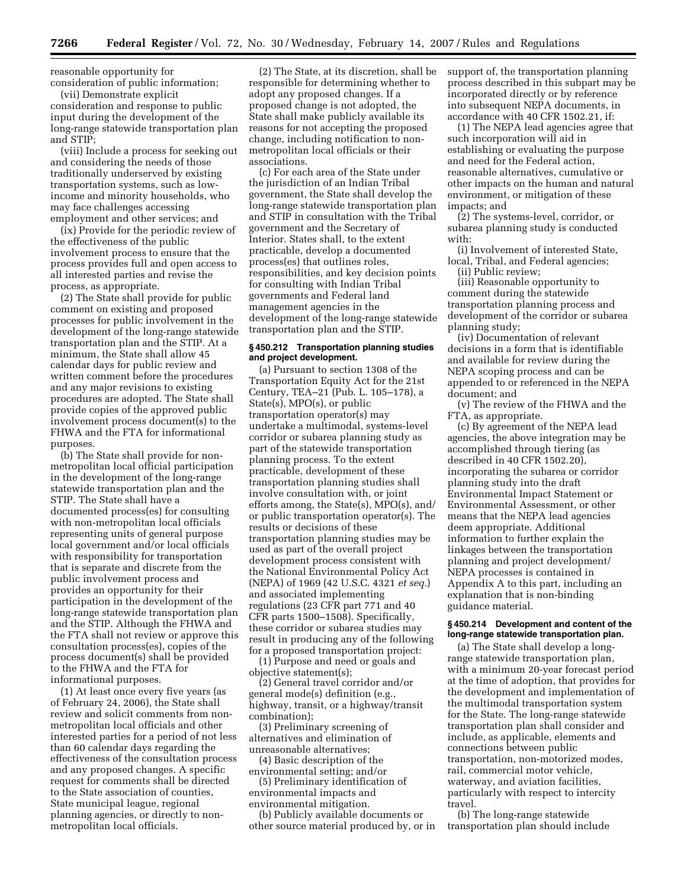reasonable opportunity for consideration of public information;

(vii) Demonstrate explicit consideration and response to public input during the development of the long-range statewide transportation plan and STIP;

(viii) Include a process for seeking out and considering the needs of those traditionally underserved by existing transportation systems, such as low-income and minority households, who may face challenges accessing employment and other services; and

(ix) Provide for the periodic review of the effectiveness of the public involvement process to ensure that the process provides full and open access to all interested parties and revise the process, as appropriate.

(2) The State shall provide for public comment on existing and proposed processes for public involvement in the development of the long-range statewide transportation plan and the STIP. At a minimum, the State shall allow 45 calendar days for public review and written comment before the procedures and any major revisions to existing procedures are adopted. The State shall provide copies of the approved public involvement process document(s) to the FHWA and the FTA for informational purposes.

(b) The State shall provide for non-metropolitan local official participation in the development of the long-range statewide transportation plan and the STIP. The State shall have a documented process(es) for consulting with non-metropolitan local officials representing units of general purpose local government and/or local officials with responsibility for transportation that is separate and discrete from the public involvement process and provides an opportunity for their participation in the development of the long-range statewide transportation plan and the STIP. Although the FHWA and the FTA shall not review or approve this consultation process(es), copies of the process document(s) shall be provided to the FHWA and the FTA for informational purposes.

(1) At least once every five years (as of February 24, 2006), the State shall review and solicit comments from non-metropolitan local officials and other interested parties for a period of not less than 60 calendar days regarding the effectiveness of the consultation process and any proposed changes. A specific request for comments shall be directed to the State association of counties, State municipal league, regional planning agencies, or directly to non-metropolitan local officials.

(2) The State, at its discretion, shall be responsible for determining whether to adopt any proposed changes. If a proposed change is not adopted, the State shall make publicly available its reasons for not accepting the proposed change, including notification to non-metropolitan local officials or their associations.

(c) For each area of the State under the jurisdiction of an Indian Tribal government, the State shall develop the long-range statewide transportation plan and STIP in consultation with the Tribal government and the Secretary of Interior. States shall, to the extent practicable, develop a documented process(es) that outlines roles, responsibilities, and key decision points for consulting with Indian Tribal governments and Federal land management agencies in the development of the long-range statewide transportation plan and the STIP.

### § 450.212 Transportation planning studies and project development.

(a) Pursuant to section 1308 of the Transportation Equity Act for the 21st Century, TEA–21 (Pub. L. 105–178), a State(s), MPO(s), or public transportation operator(s) may undertake a multimodal, systems-level corridor or subarea planning study as part of the statewide transportation planning process. To the extent practicable, development of these transportation planning studies shall involve consultation with, or joint efforts among, the State(s), MPO(s), and/or public transportation operator(s). The results or decisions of these transportation planning studies may be used as part of the overall project development process consistent with the National Environmental Policy Act (NEPA) of 1969 (42 U.S.C. 4321 *et seq.*) and associated implementing regulations (23 CFR part 771 and 40 CFR parts 1500–1508). Specifically, these corridor or subarea studies may result in producing any of the following for a proposed transportation project:

(1) Purpose and need or goals and objective statement(s);

(2) General travel corridor and/or general mode(s) definition (e.g., highway, transit, or a highway/transit combination);

(3) Preliminary screening of alternatives and elimination of unreasonable alternatives;

(4) Basic description of the environmental setting; and/or

(5) Preliminary identification of environmental impacts and environmental mitigation.

(b) Publicly available documents or other source material produced by, or in support of, the transportation planning process described in this subpart may be incorporated directly or by reference into subsequent NEPA documents, in accordance with 40 CFR 1502.21, if:

(1) The NEPA lead agencies agree that such incorporation will aid in establishing or evaluating the purpose and need for the Federal action, reasonable alternatives, cumulative or other impacts on the human and natural environment, or mitigation of these impacts; and

(2) The systems-level, corridor, or subarea planning study is conducted with:

(i) Involvement of interested State, local, Tribal, and Federal agencies;

(ii) Public review;

(iii) Reasonable opportunity to comment during the statewide transportation planning process and development of the corridor or subarea planning study;

(iv) Documentation of relevant decisions in a form that is identifiable and available for review during the NEPA scoping process and can be appended to or referenced in the NEPA document; and

(v) The review of the FHWA and the FTA, as appropriate.

(c) By agreement of the NEPA lead agencies, the above integration may be accomplished through tiering (as described in 40 CFR 1502.20), incorporating the subarea or corridor planning study into the draft Environmental Impact Statement or Environmental Assessment, or other means that the NEPA lead agencies deem appropriate. Additional information to further explain the linkages between the transportation planning and project development/NEPA processes is contained in Appendix A to this part, including an explanation that is non-binding guidance material.

### § 450.214 Development and content of the long-range statewide transportation plan.

(a) The State shall develop a long-range statewide transportation plan, with a minimum 20-year forecast period at the time of adoption, that provides for the development and implementation of the multimodal transportation system for the State. The long-range statewide transportation plan shall consider and include, as applicable, elements and connections between public transportation, non-motorized modes, rail, commercial motor vehicle, waterway, and aviation facilities, particularly with respect to intercity travel.

(b) The long-range statewide transportation plan should include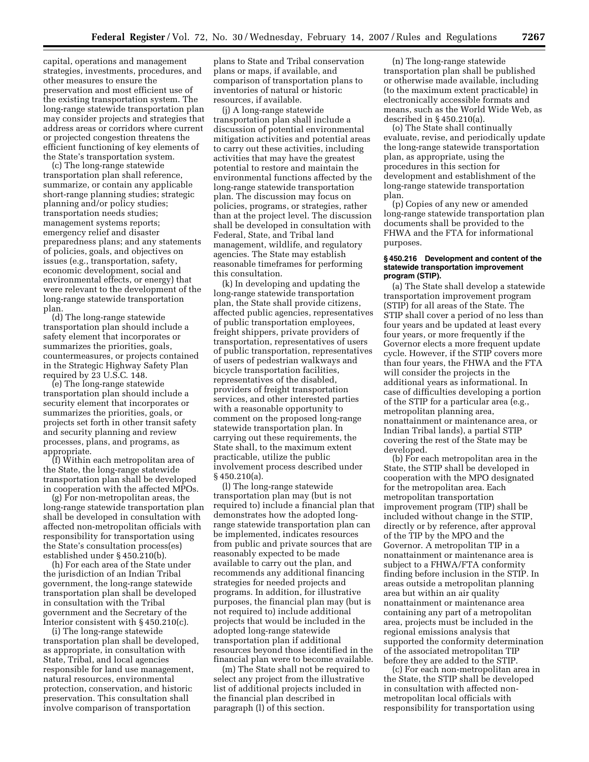capital, operations and management strategies, investments, procedures, and other measures to ensure the preservation and most efficient use of the existing transportation system. The long-range statewide transportation plan may consider projects and strategies that address areas or corridors where current or projected congestion threatens the efficient functioning of key elements of the State's transportation system.

(c) The long-range statewide transportation plan shall reference, summarize, or contain any applicable short-range planning studies; strategic planning and/or policy studies; transportation needs studies; management systems reports; emergency relief and disaster preparedness plans; and any statements of policies, goals, and objectives on issues (e.g., transportation, safety, economic development, social and environmental effects, or energy) that were relevant to the development of the long-range statewide transportation plan.

(d) The long-range statewide transportation plan should include a safety element that incorporates or summarizes the priorities, goals, countermeasures, or projects contained in the Strategic Highway Safety Plan required by 23 U.S.C. 148.

(e) The long-range statewide transportation plan should include a security element that incorporates or summarizes the priorities, goals, or projects set forth in other transit safety and security planning and review processes, plans, and programs, as appropriate.

(f) Within each metropolitan area of the State, the long-range statewide transportation plan shall be developed in cooperation with the affected MPOs.

(g) For non-metropolitan areas, the long-range statewide transportation plan shall be developed in consultation with affected non-metropolitan officials with responsibility for transportation using the State's consultation process(es) established under § 450.210(b).

(h) For each area of the State under the jurisdiction of an Indian Tribal government, the long-range statewide transportation plan shall be developed in consultation with the Tribal government and the Secretary of the Interior consistent with § 450.210(c).

(i) The long-range statewide transportation plan shall be developed, as appropriate, in consultation with State, Tribal, and local agencies responsible for land use management, natural resources, environmental protection, conservation, and historic preservation. This consultation shall involve comparison of transportation plans to State and Tribal conservation plans or maps, if available, and comparison of transportation plans to inventories of natural or historic resources, if available.

(j) A long-range statewide transportation plan shall include a discussion of potential environmental mitigation activities and potential areas to carry out these activities, including activities that may have the greatest potential to restore and maintain the environmental functions affected by the long-range statewide transportation plan. The discussion may focus on policies, programs, or strategies, rather than at the project level. The discussion shall be developed in consultation with Federal, State, and Tribal land management, wildlife, and regulatory agencies. The State may establish reasonable timeframes for performing this consultation.

(k) In developing and updating the long-range statewide transportation plan, the State shall provide citizens, affected public agencies, representatives of public transportation employees, freight shippers, private providers of transportation, representatives of users of public transportation, representatives of users of pedestrian walkways and bicycle transportation facilities, representatives of the disabled, providers of freight transportation services, and other interested parties with a reasonable opportunity to comment on the proposed long-range statewide transportation plan. In carrying out these requirements, the State shall, to the maximum extent practicable, utilize the public involvement process described under § 450.210(a).

(l) The long-range statewide transportation plan may (but is not required to) include a financial plan that demonstrates how the adopted long-range statewide transportation plan can be implemented, indicates resources from public and private sources that are reasonably expected to be made available to carry out the plan, and recommends any additional financing strategies for needed projects and programs. In addition, for illustrative purposes, the financial plan may (but is not required to) include additional projects that would be included in the adopted long-range statewide transportation plan if additional resources beyond those identified in the financial plan were to become available.

(m) The State shall not be required to select any project from the illustrative list of additional projects included in the financial plan described in paragraph (l) of this section.

(n) The long-range statewide transportation plan shall be published or otherwise made available, including (to the maximum extent practicable) in electronically accessible formats and means, such as the World Wide Web, as described in § 450.210(a).

(o) The State shall continually evaluate, revise, and periodically update the long-range statewide transportation plan, as appropriate, using the procedures in this section for development and establishment of the long-range statewide transportation plan.

(p) Copies of any new or amended long-range statewide transportation plan documents shall be provided to the FHWA and the FTA for informational purposes.

#### § 450.216 Development and content of the statewide transportation improvement program (STIP).

(a) The State shall develop a statewide transportation improvement program (STIP) for all areas of the State. The STIP shall cover a period of no less than four years and be updated at least every four years, or more frequently if the Governor elects a more frequent update cycle. However, if the STIP covers more than four years, the FHWA and the FTA will consider the projects in the additional years as informational. In case of difficulties developing a portion of the STIP for a particular area (e.g., metropolitan planning area, nonattainment or maintenance area, or Indian Tribal lands), a partial STIP covering the rest of the State may be developed.

(b) For each metropolitan area in the State, the STIP shall be developed in cooperation with the MPO designated for the metropolitan area. Each metropolitan transportation improvement program (TIP) shall be included without change in the STIP, directly or by reference, after approval of the TIP by the MPO and the Governor. A metropolitan TIP in a nonattainment or maintenance area is subject to a FHWA/FTA conformity finding before inclusion in the STIP. In areas outside a metropolitan planning area but within an air quality nonattainment or maintenance area containing any part of a metropolitan area, projects must be included in the regional emissions analysis that supported the conformity determination of the associated metropolitan TIP before they are added to the STIP.

(c) For each non-metropolitan area in the State, the STIP shall be developed in consultation with affected non-metropolitan local officials with responsibility for transportation using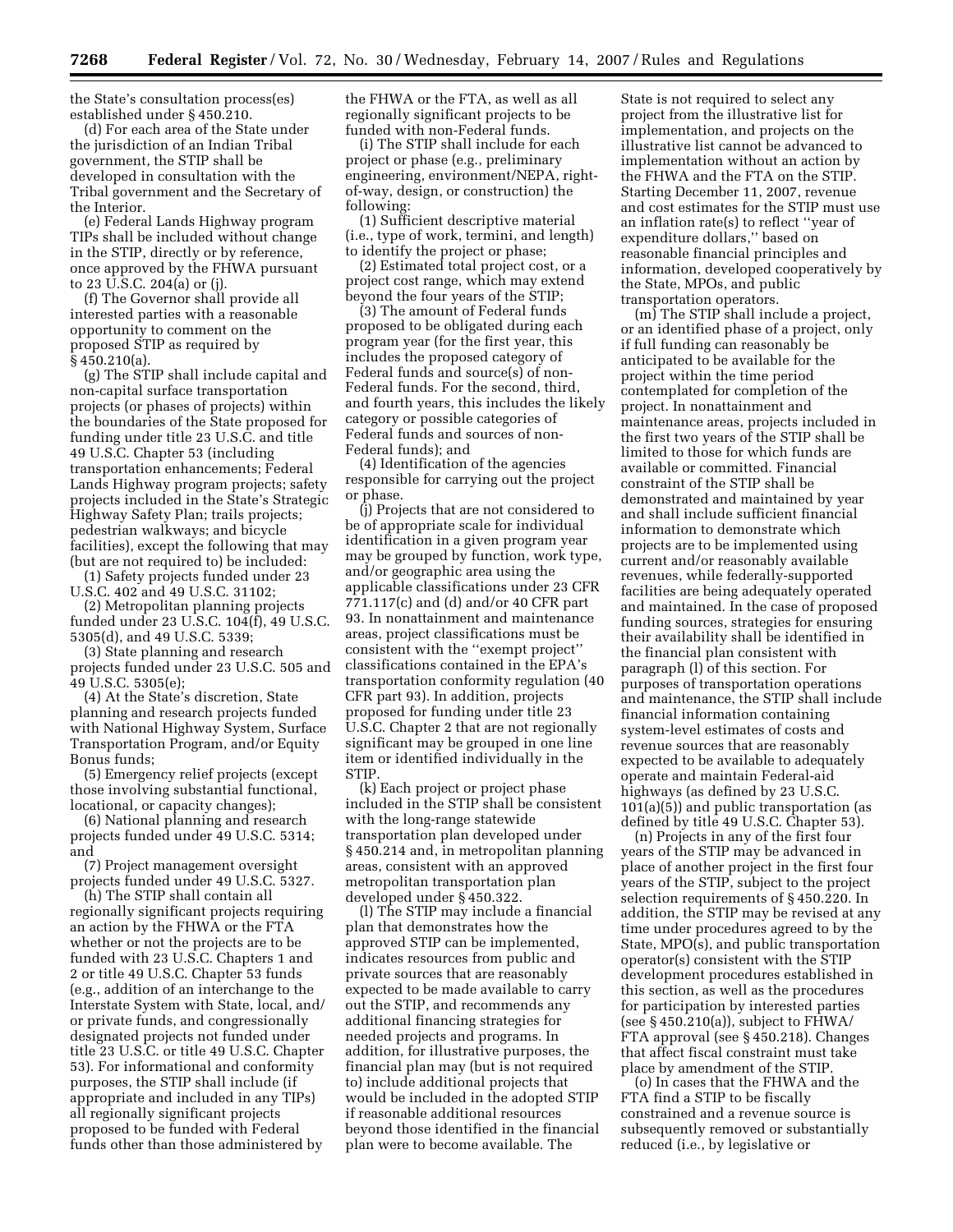the State's consultation process(es) established under § 450.210.

(d) For each area of the State under the jurisdiction of an Indian Tribal government, the STIP shall be developed in consultation with the Tribal government and the Secretary of the Interior.

(e) Federal Lands Highway program TIPs shall be included without change in the STIP, directly or by reference, once approved by the FHWA pursuant to 23 U.S.C. 204(a) or (j).

(f) The Governor shall provide all interested parties with a reasonable opportunity to comment on the proposed STIP as required by § 450.210(a).

(g) The STIP shall include capital and non-capital surface transportation projects (or phases of projects) within the boundaries of the State proposed for funding under title 23 U.S.C. and title 49 U.S.C. Chapter 53 (including transportation enhancements; Federal Lands Highway program projects; safety projects included in the State's Strategic Highway Safety Plan; trails projects; pedestrian walkways; and bicycle facilities), except the following that may (but are not required to) be included:

(1) Safety projects funded under 23 U.S.C. 402 and 49 U.S.C. 31102;

(2) Metropolitan planning projects funded under 23 U.S.C. 104(f), 49 U.S.C. 5305(d), and 49 U.S.C. 5339;

(3) State planning and research projects funded under 23 U.S.C. 505 and 49 U.S.C. 5305(e);

(4) At the State's discretion, State planning and research projects funded with National Highway System, Surface Transportation Program, and/or Equity Bonus funds;

(5) Emergency relief projects (except those involving substantial functional, locational, or capacity changes);

(6) National planning and research projects funded under 49 U.S.C. 5314; and

(7) Project management oversight projects funded under 49 U.S.C. 5327.

(h) The STIP shall contain all regionally significant projects requiring an action by the FHWA or the FTA whether or not the projects are to be funded with 23 U.S.C. Chapters 1 and 2 or title 49 U.S.C. Chapter 53 funds (e.g., addition of an interchange to the Interstate System with State, local, and/or private funds, and congressionally designated projects not funded under title 23 U.S.C. or title 49 U.S.C. Chapter 53). For informational and conformity purposes, the STIP shall include (if appropriate and included in any TIPs) all regionally significant projects proposed to be funded with Federal funds other than those administered by the FHWA or the FTA, as well as all regionally significant projects to be funded with non-Federal funds.

(i) The STIP shall include for each project or phase (e.g., preliminary engineering, environment/NEPA, right-of-way, design, or construction) the following:

(1) Sufficient descriptive material (i.e., type of work, termini, and length) to identify the project or phase;

(2) Estimated total project cost, or a project cost range, which may extend beyond the four years of the STIP;

(3) The amount of Federal funds proposed to be obligated during each program year (for the first year, this includes the proposed category of Federal funds and source(s) of non-Federal funds. For the second, third, and fourth years, this includes the likely category or possible categories of Federal funds and sources of non-Federal funds); and

(4) Identification of the agencies responsible for carrying out the project or phase.

(j) Projects that are not considered to be of appropriate scale for individual identification in a given program year may be grouped by function, work type, and/or geographic area using the applicable classifications under 23 CFR 771.117(c) and (d) and/or 40 CFR part 93. In nonattainment and maintenance areas, project classifications must be consistent with the "exempt project" classifications contained in the EPA's transportation conformity regulation (40 CFR part 93). In addition, projects proposed for funding under title 23 U.S.C. Chapter 2 that are not regionally significant may be grouped in one line item or identified individually in the STIP.

(k) Each project or project phase included in the STIP shall be consistent with the long-range statewide transportation plan developed under § 450.214 and, in metropolitan planning areas, consistent with an approved metropolitan transportation plan developed under § 450.322.

(l) The STIP may include a financial plan that demonstrates how the approved STIP can be implemented, indicates resources from public and private sources that are reasonably expected to be made available to carry out the STIP, and recommends any additional financing strategies for needed projects and programs. In addition, for illustrative purposes, the financial plan may (but is not required to) include additional projects that would be included in the adopted STIP if reasonable additional resources beyond those identified in the financial plan were to become available. The State is not required to select any project from the illustrative list for implementation, and projects on the illustrative list cannot be advanced to implementation without an action by the FHWA and the FTA on the STIP. Starting December 11, 2007, revenue and cost estimates for the STIP must use an inflation rate(s) to reflect "year of expenditure dollars," based on reasonable financial principles and information, developed cooperatively by the State, MPOs, and public transportation operators.

(m) The STIP shall include a project, or an identified phase of a project, only if full funding can reasonably be anticipated to be available for the project within the time period contemplated for completion of the project. In nonattainment and maintenance areas, projects included in the first two years of the STIP shall be limited to those for which funds are available or committed. Financial constraint of the STIP shall be demonstrated and maintained by year and shall include sufficient financial information to demonstrate which projects are to be implemented using current and/or reasonably available revenues, while federally-supported facilities are being adequately operated and maintained. In the case of proposed funding sources, strategies for ensuring their availability shall be identified in the financial plan consistent with paragraph (l) of this section. For purposes of transportation operations and maintenance, the STIP shall include financial information containing system-level estimates of costs and revenue sources that are reasonably expected to be available to adequately operate and maintain Federal-aid highways (as defined by 23 U.S.C. 101(a)(5)) and public transportation (as defined by title 49 U.S.C. Chapter 53).

(n) Projects in any of the first four years of the STIP may be advanced in place of another project in the first four years of the STIP, subject to the project selection requirements of § 450.220. In addition, the STIP may be revised at any time under procedures agreed to by the State, MPO(s), and public transportation operator(s) consistent with the STIP development procedures established in this section, as well as the procedures for participation by interested parties (see § 450.210(a)), subject to FHWA/FTA approval (see § 450.218). Changes that affect fiscal constraint must take place by amendment of the STIP.

(o) In cases that the FHWA and the FTA find a STIP to be fiscally constrained and a revenue source is subsequently removed or substantially reduced (i.e., by legislative or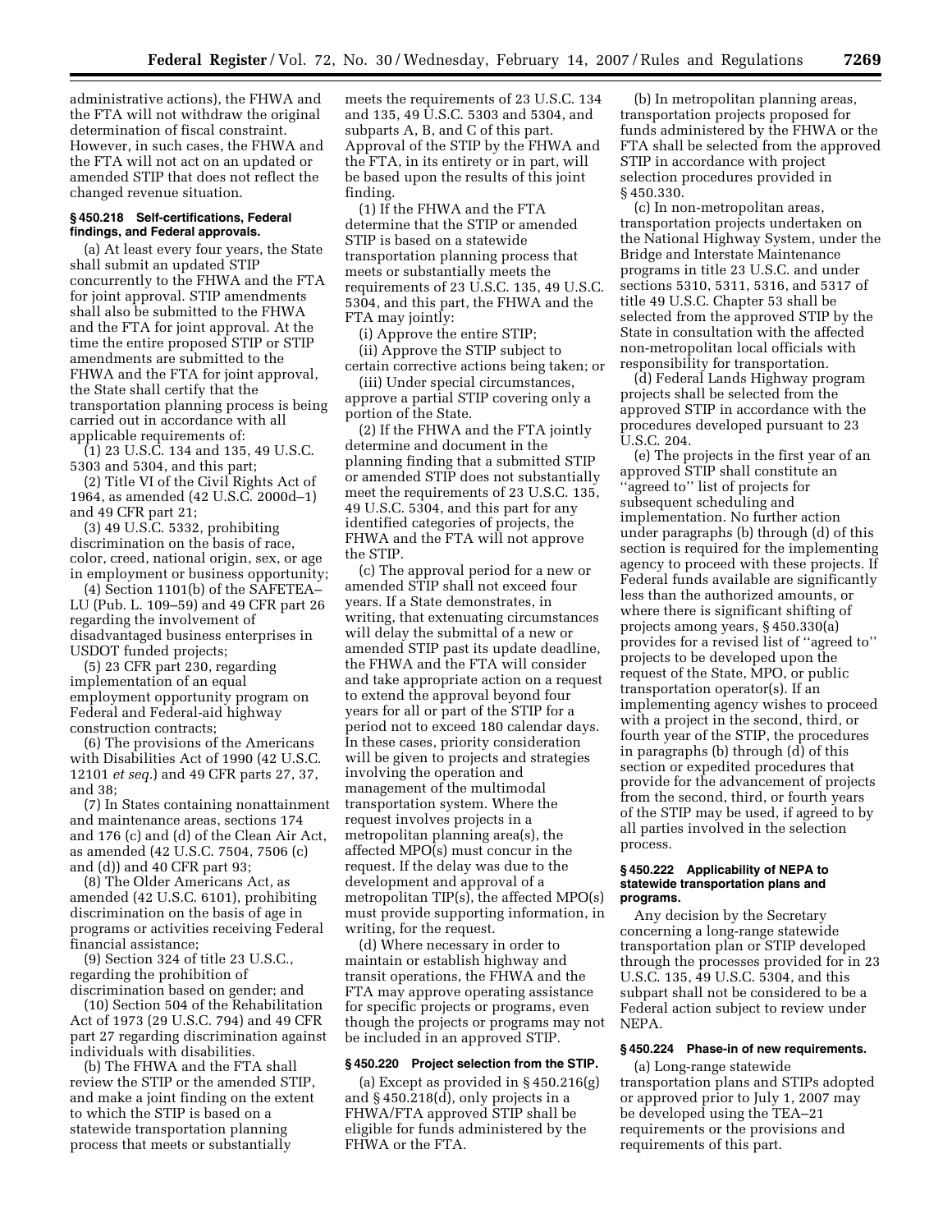administrative actions), the FHWA and the FTA will not withdraw the original determination of fiscal constraint. However, in such cases, the FHWA and the FTA will not act on an updated or amended STIP that does not reflect the changed revenue situation.

### § 450.218 Self-certifications, Federal findings, and Federal approvals.

(a) At least every four years, the State shall submit an updated STIP concurrently to the FHWA and the FTA for joint approval. STIP amendments shall also be submitted to the FHWA and the FTA for joint approval. At the time the entire proposed STIP or STIP amendments are submitted to the FHWA and the FTA for joint approval, the State shall certify that the transportation planning process is being carried out in accordance with all applicable requirements of:

(1) 23 U.S.C. 134 and 135, 49 U.S.C. 5303 and 5304, and this part;

(2) Title VI of the Civil Rights Act of 1964, as amended (42 U.S.C. 2000d–1) and 49 CFR part 21;

(3) 49 U.S.C. 5332, prohibiting discrimination on the basis of race, color, creed, national origin, sex, or age in employment or business opportunity;

(4) Section 1101(b) of the SAFETEA–LU (Pub. L. 109–59) and 49 CFR part 26 regarding the involvement of disadvantaged business enterprises in USDOT funded projects;

(5) 23 CFR part 230, regarding implementation of an equal employment opportunity program on Federal and Federal-aid highway construction contracts;

(6) The provisions of the Americans with Disabilities Act of 1990 (42 U.S.C. 12101 *et seq.*) and 49 CFR parts 27, 37, and 38;

(7) In States containing nonattainment and maintenance areas, sections 174 and 176 (c) and (d) of the Clean Air Act, as amended (42 U.S.C. 7504, 7506 (c) and (d)) and 40 CFR part 93;

(8) The Older Americans Act, as amended (42 U.S.C. 6101), prohibiting discrimination on the basis of age in programs or activities receiving Federal financial assistance;

(9) Section 324 of title 23 U.S.C., regarding the prohibition of discrimination based on gender; and

(10) Section 504 of the Rehabilitation Act of 1973 (29 U.S.C. 794) and 49 CFR part 27 regarding discrimination against individuals with disabilities.

(b) The FHWA and the FTA shall review the STIP or the amended STIP, and make a joint finding on the extent to which the STIP is based on a statewide transportation planning process that meets or substantially meets the requirements of 23 U.S.C. 134 and 135, 49 U.S.C. 5303 and 5304, and subparts A, B, and C of this part. Approval of the STIP by the FHWA and the FTA, in its entirety or in part, will be based upon the results of this joint finding.

(1) If the FHWA and the FTA determine that the STIP or amended STIP is based on a statewide transportation planning process that meets or substantially meets the requirements of 23 U.S.C. 135, 49 U.S.C. 5304, and this part, the FHWA and the FTA may jointly:

(i) Approve the entire STIP;

(ii) Approve the STIP subject to certain corrective actions being taken; or

(iii) Under special circumstances, approve a partial STIP covering only a portion of the State.

(2) If the FHWA and the FTA jointly determine and document in the planning finding that a submitted STIP or amended STIP does not substantially meet the requirements of 23 U.S.C. 135, 49 U.S.C. 5304, and this part for any identified categories of projects, the FHWA and the FTA will not approve the STIP.

(c) The approval period for a new or amended STIP shall not exceed four years. If a State demonstrates, in writing, that extenuating circumstances will delay the submittal of a new or amended STIP past its update deadline, the FHWA and the FTA will consider and take appropriate action on a request to extend the approval beyond four years for all or part of the STIP for a period not to exceed 180 calendar days. In these cases, priority consideration will be given to projects and strategies involving the operation and management of the multimodal transportation system. Where the request involves projects in a metropolitan planning area(s), the affected MPO(s) must concur in the request. If the delay was due to the development and approval of a metropolitan TIP(s), the affected MPO(s) must provide supporting information, in writing, for the request.

(d) Where necessary in order to maintain or establish highway and transit operations, the FHWA and the FTA may approve operating assistance for specific projects or programs, even though the projects or programs may not be included in an approved STIP.

### § 450.220 Project selection from the STIP.

(a) Except as provided in § 450.216(g) and § 450.218(d), only projects in a FHWA/FTA approved STIP shall be eligible for funds administered by the FHWA or the FTA.

(b) In metropolitan planning areas, transportation projects proposed for funds administered by the FHWA or the FTA shall be selected from the approved STIP in accordance with project selection procedures provided in § 450.330.

(c) In non-metropolitan areas, transportation projects undertaken on the National Highway System, under the Bridge and Interstate Maintenance programs in title 23 U.S.C. and under sections 5310, 5311, 5316, and 5317 of title 49 U.S.C. Chapter 53 shall be selected from the approved STIP by the State in consultation with the affected non-metropolitan local officials with responsibility for transportation.

(d) Federal Lands Highway program projects shall be selected from the approved STIP in accordance with the procedures developed pursuant to 23 U.S.C. 204.

(e) The projects in the first year of an approved STIP shall constitute an ''agreed to'' list of projects for subsequent scheduling and implementation. No further action under paragraphs (b) through (d) of this section is required for the implementing agency to proceed with these projects. If Federal funds available are significantly less than the authorized amounts, or where there is significant shifting of projects among years, § 450.330(a) provides for a revised list of ''agreed to'' projects to be developed upon the request of the State, MPO, or public transportation operator(s). If an implementing agency wishes to proceed with a project in the second, third, or fourth year of the STIP, the procedures in paragraphs (b) through (d) of this section or expedited procedures that provide for the advancement of projects from the second, third, or fourth years of the STIP may be used, if agreed to by all parties involved in the selection process.

### § 450.222 Applicability of NEPA to statewide transportation plans and programs.

Any decision by the Secretary concerning a long-range statewide transportation plan or STIP developed through the processes provided for in 23 U.S.C. 135, 49 U.S.C. 5304, and this subpart shall not be considered to be a Federal action subject to review under NEPA.

### § 450.224 Phase-in of new requirements.

(a) Long-range statewide transportation plans and STIPs adopted or approved prior to July 1, 2007 may be developed using the TEA–21 requirements or the provisions and requirements of this part.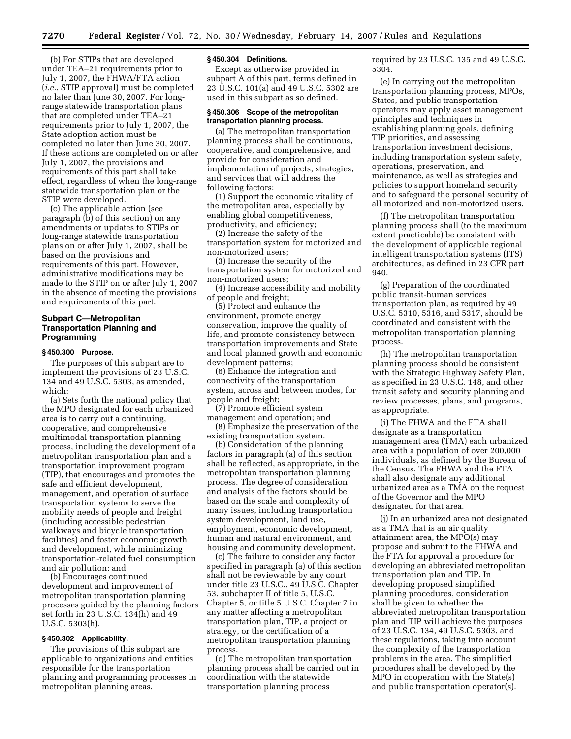(b) For STIPs that are developed under TEA–21 requirements prior to July 1, 2007, the FHWA/FTA action (*i.e.*, STIP approval) must be completed no later than June 30, 2007. For long-range statewide transportation plans that are completed under TEA–21 requirements prior to July 1, 2007, the State adoption action must be completed no later than June 30, 2007. If these actions are completed on or after July 1, 2007, the provisions and requirements of this part shall take effect, regardless of when the long-range statewide transportation plan or the STIP were developed.

(c) The applicable action (see paragraph (b) of this section) on any amendments or updates to STIPs or long-range statewide transportation plans on or after July 1, 2007, shall be based on the provisions and requirements of this part. However, administrative modifications may be made to the STIP on or after July 1, 2007 in the absence of meeting the provisions and requirements of this part.

## Subpart C—Metropolitan Transportation Planning and Programming

### § 450.300 Purpose.

The purposes of this subpart are to implement the provisions of 23 U.S.C. 134 and 49 U.S.C. 5303, as amended, which:

(a) Sets forth the national policy that the MPO designated for each urbanized area is to carry out a continuing, cooperative, and comprehensive multimodal transportation planning process, including the development of a metropolitan transportation plan and a transportation improvement program (TIP), that encourages and promotes the safe and efficient development, management, and operation of surface transportation systems to serve the mobility needs of people and freight (including accessible pedestrian walkways and bicycle transportation facilities) and foster economic growth and development, while minimizing transportation-related fuel consumption and air pollution; and

(b) Encourages continued development and improvement of metropolitan transportation planning processes guided by the planning factors set forth in 23 U.S.C. 134(h) and 49 U.S.C. 5303(h).

### § 450.302 Applicability.

The provisions of this subpart are applicable to organizations and entities responsible for the transportation planning and programming processes in metropolitan planning areas.

### § 450.304 Definitions.

Except as otherwise provided in subpart A of this part, terms defined in 23 U.S.C. 101(a) and 49 U.S.C. 5302 are used in this subpart as so defined.

### § 450.306 Scope of the metropolitan transportation planning process.

(a) The metropolitan transportation planning process shall be continuous, cooperative, and comprehensive, and provide for consideration and implementation of projects, strategies, and services that will address the following factors:

(1) Support the economic vitality of the metropolitan area, especially by enabling global competitiveness, productivity, and efficiency;

(2) Increase the safety of the transportation system for motorized and non-motorized users;

(3) Increase the security of the transportation system for motorized and non-motorized users;

(4) Increase accessibility and mobility of people and freight;

(5) Protect and enhance the environment, promote energy conservation, improve the quality of life, and promote consistency between transportation improvements and State and local planned growth and economic development patterns;

(6) Enhance the integration and connectivity of the transportation system, across and between modes, for people and freight;

(7) Promote efficient system management and operation; and

(8) Emphasize the preservation of the existing transportation system.

(b) Consideration of the planning factors in paragraph (a) of this section shall be reflected, as appropriate, in the metropolitan transportation planning process. The degree of consideration and analysis of the factors should be based on the scale and complexity of many issues, including transportation system development, land use, employment, economic development, human and natural environment, and housing and community development.

(c) The failure to consider any factor specified in paragraph (a) of this section shall not be reviewable by any court under title 23 U.S.C., 49 U.S.C. Chapter 53, subchapter II of title 5, U.S.C. Chapter 5, or title 5 U.S.C. Chapter 7 in any matter affecting a metropolitan transportation plan, TIP, a project or strategy, or the certification of a metropolitan transportation planning process.

(d) The metropolitan transportation planning process shall be carried out in coordination with the statewide transportation planning process required by 23 U.S.C. 135 and 49 U.S.C. 5304.

(e) In carrying out the metropolitan transportation planning process, MPOs, States, and public transportation operators may apply asset management principles and techniques in establishing planning goals, defining TIP priorities, and assessing transportation investment decisions, including transportation system safety, operations, preservation, and maintenance, as well as strategies and policies to support homeland security and to safeguard the personal security of all motorized and non-motorized users.

(f) The metropolitan transportation planning process shall (to the maximum extent practicable) be consistent with the development of applicable regional intelligent transportation systems (ITS) architectures, as defined in 23 CFR part 940.

(g) Preparation of the coordinated public transit-human services transportation plan, as required by 49 U.S.C. 5310, 5316, and 5317, should be coordinated and consistent with the metropolitan transportation planning process.

(h) The metropolitan transportation planning process should be consistent with the Strategic Highway Safety Plan, as specified in 23 U.S.C. 148, and other transit safety and security planning and review processes, plans, and programs, as appropriate.

(i) The FHWA and the FTA shall designate as a transportation management area (TMA) each urbanized area with a population of over 200,000 individuals, as defined by the Bureau of the Census. The FHWA and the FTA shall also designate any additional urbanized area as a TMA on the request of the Governor and the MPO designated for that area.

(j) In an urbanized area not designated as a TMA that is an air quality attainment area, the MPO(s) may propose and submit to the FHWA and the FTA for approval a procedure for developing an abbreviated metropolitan transportation plan and TIP. In developing proposed simplified planning procedures, consideration shall be given to whether the abbreviated metropolitan transportation plan and TIP will achieve the purposes of 23 U.S.C. 134, 49 U.S.C. 5303, and these regulations, taking into account the complexity of the transportation problems in the area. The simplified procedures shall be developed by the MPO in cooperation with the State(s) and public transportation operator(s).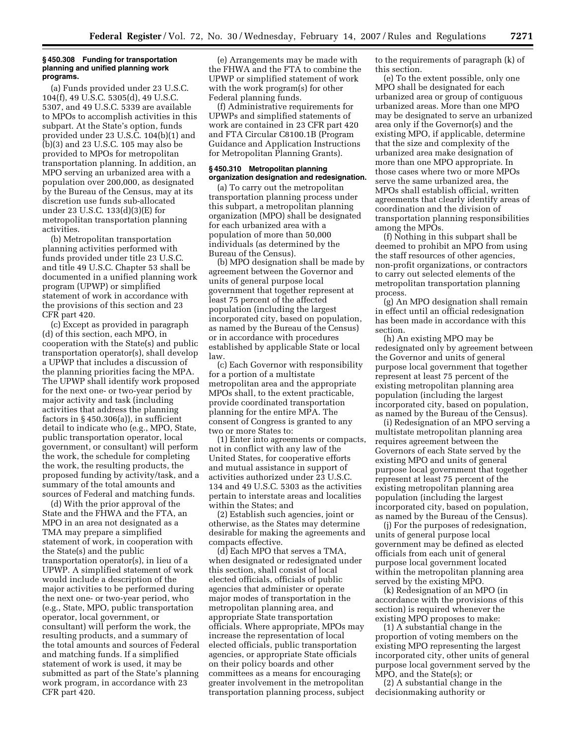### § 450.308 Funding for transportation planning and unified planning work programs.

(a) Funds provided under 23 U.S.C. 104(f), 49 U.S.C. 5305(d), 49 U.S.C. 5307, and 49 U.S.C. 5339 are available to MPOs to accomplish activities in this subpart. At the State's option, funds provided under 23 U.S.C. 104(b)(1) and (b)(3) and 23 U.S.C. 105 may also be provided to MPOs for metropolitan transportation planning. In addition, an MPO serving an urbanized area with a population over 200,000, as designated by the Bureau of the Census, may at its discretion use funds sub-allocated under 23 U.S.C. 133(d)(3)(E) for metropolitan transportation planning activities.

(b) Metropolitan transportation planning activities performed with funds provided under title 23 U.S.C. and title 49 U.S.C. Chapter 53 shall be documented in a unified planning work program (UPWP) or simplified statement of work in accordance with the provisions of this section and 23 CFR part 420.

(c) Except as provided in paragraph (d) of this section, each MPO, in cooperation with the State(s) and public transportation operator(s), shall develop a UPWP that includes a discussion of the planning priorities facing the MPA. The UPWP shall identify work proposed for the next one- or two-year period by major activity and task (including activities that address the planning factors in § 450.306(a)), in sufficient detail to indicate who (e.g., MPO, State, public transportation operator, local government, or consultant) will perform the work, the schedule for completing the work, the resulting products, the proposed funding by activity/task, and a summary of the total amounts and sources of Federal and matching funds.

(d) With the prior approval of the State and the FHWA and the FTA, an MPO in an area not designated as a TMA may prepare a simplified statement of work, in cooperation with the State(s) and the public transportation operator(s), in lieu of a UPWP. A simplified statement of work would include a description of the major activities to be performed during the next one- or two-year period, who (e.g., State, MPO, public transportation operator, local government, or consultant) will perform the work, the resulting products, and a summary of the total amounts and sources of Federal and matching funds. If a simplified statement of work is used, it may be submitted as part of the State's planning work program, in accordance with 23 CFR part 420.

(e) Arrangements may be made with the FHWA and the FTA to combine the UPWP or simplified statement of work with the work program(s) for other Federal planning funds.

(f) Administrative requirements for UPWPs and simplified statements of work are contained in 23 CFR part 420 and FTA Circular C8100.1B (Program Guidance and Application Instructions for Metropolitan Planning Grants).

### § 450.310 Metropolitan planning organization designation and redesignation.

(a) To carry out the metropolitan transportation planning process under this subpart, a metropolitan planning organization (MPO) shall be designated for each urbanized area with a population of more than 50,000 individuals (as determined by the Bureau of the Census).

(b) MPO designation shall be made by agreement between the Governor and units of general purpose local government that together represent at least 75 percent of the affected population (including the largest incorporated city, based on population, as named by the Bureau of the Census) or in accordance with procedures established by applicable State or local law.

(c) Each Governor with responsibility for a portion of a multistate metropolitan area and the appropriate MPOs shall, to the extent practicable, provide coordinated transportation planning for the entire MPA. The consent of Congress is granted to any two or more States to:

(1) Enter into agreements or compacts, not in conflict with any law of the United States, for cooperative efforts and mutual assistance in support of activities authorized under 23 U.S.C. 134 and 49 U.S.C. 5303 as the activities pertain to interstate areas and localities within the States; and

(2) Establish such agencies, joint or otherwise, as the States may determine desirable for making the agreements and compacts effective.

(d) Each MPO that serves a TMA, when designated or redesignated under this section, shall consist of local elected officials, officials of public agencies that administer or operate major modes of transportation in the metropolitan planning area, and appropriate State transportation officials. Where appropriate, MPOs may increase the representation of local elected officials, public transportation agencies, or appropriate State officials on their policy boards and other committees as a means for encouraging greater involvement in the metropolitan transportation planning process, subject to the requirements of paragraph (k) of this section.

(e) To the extent possible, only one MPO shall be designated for each urbanized area or group of contiguous urbanized areas. More than one MPO may be designated to serve an urbanized area only if the Governor(s) and the existing MPO, if applicable, determine that the size and complexity of the urbanized area make designation of more than one MPO appropriate. In those cases where two or more MPOs serve the same urbanized area, the MPOs shall establish official, written agreements that clearly identify areas of coordination and the division of transportation planning responsibilities among the MPOs.

(f) Nothing in this subpart shall be deemed to prohibit an MPO from using the staff resources of other agencies, non-profit organizations, or contractors to carry out selected elements of the metropolitan transportation planning process.

(g) An MPO designation shall remain in effect until an official redesignation has been made in accordance with this section.

(h) An existing MPO may be redesignated only by agreement between the Governor and units of general purpose local government that together represent at least 75 percent of the existing metropolitan planning area population (including the largest incorporated city, based on population, as named by the Bureau of the Census).

(i) Redesignation of an MPO serving a multistate metropolitan planning area requires agreement between the Governors of each State served by the existing MPO and units of general purpose local government that together represent at least 75 percent of the existing metropolitan planning area population (including the largest incorporated city, based on population, as named by the Bureau of the Census).

(j) For the purposes of redesignation, units of general purpose local government may be defined as elected officials from each unit of general purpose local government located within the metropolitan planning area served by the existing MPO.

(k) Redesignation of an MPO (in accordance with the provisions of this section) is required whenever the existing MPO proposes to make:

(1) A substantial change in the proportion of voting members on the existing MPO representing the largest incorporated city, other units of general purpose local government served by the MPO, and the State(s); or

(2) A substantial change in the decisionmaking authority or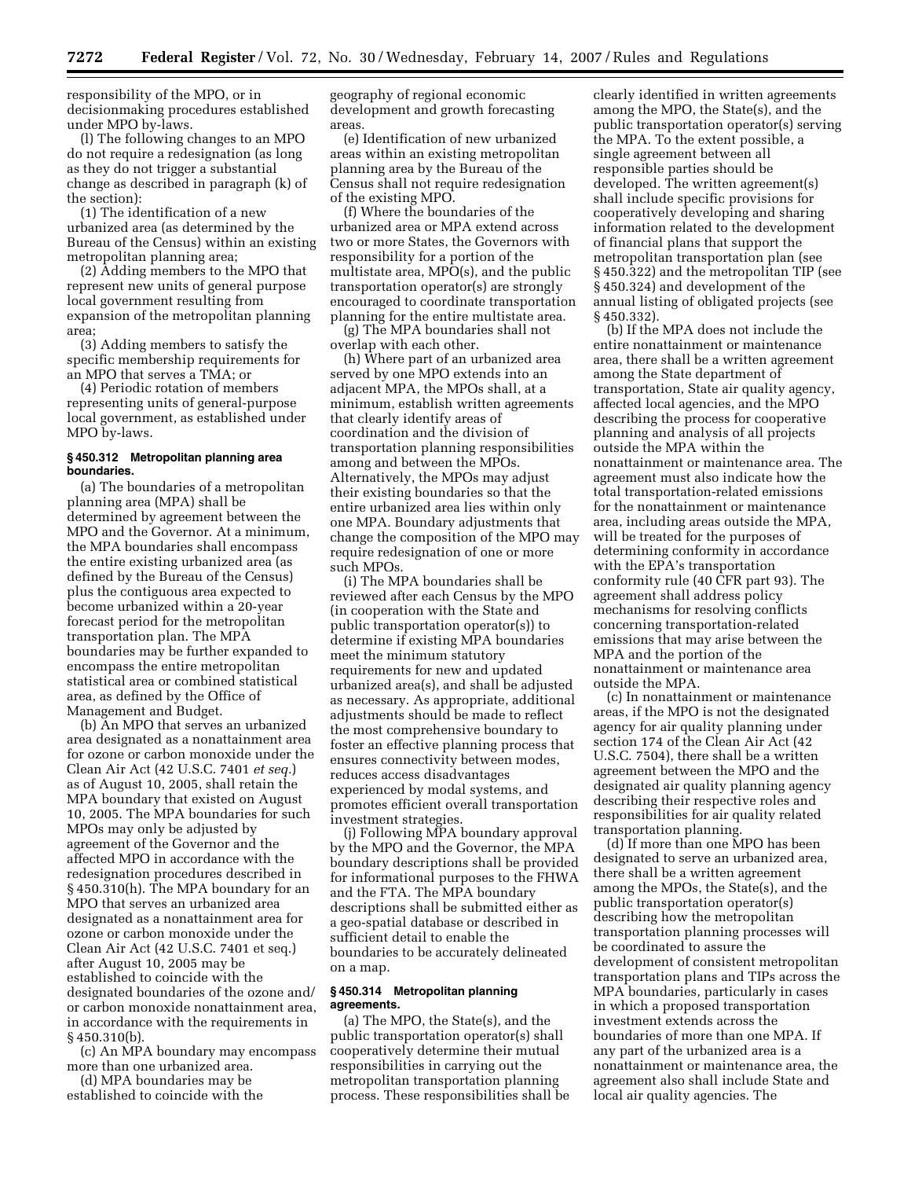responsibility of the MPO, or in decisionmaking procedures established under MPO by-laws.

(l) The following changes to an MPO do not require a redesignation (as long as they do not trigger a substantial change as described in paragraph (k) of the section):

(1) The identification of a new urbanized area (as determined by the Bureau of the Census) within an existing metropolitan planning area;

(2) Adding members to the MPO that represent new units of general purpose local government resulting from expansion of the metropolitan planning area;

(3) Adding members to satisfy the specific membership requirements for an MPO that serves a TMA; or

(4) Periodic rotation of members representing units of general-purpose local government, as established under MPO by-laws.

### § 450.312 Metropolitan planning area boundaries.

(a) The boundaries of a metropolitan planning area (MPA) shall be determined by agreement between the MPO and the Governor. At a minimum, the MPA boundaries shall encompass the entire existing urbanized area (as defined by the Bureau of the Census) plus the contiguous area expected to become urbanized within a 20-year forecast period for the metropolitan transportation plan. The MPA boundaries may be further expanded to encompass the entire metropolitan statistical area or combined statistical area, as defined by the Office of Management and Budget.

(b) An MPO that serves an urbanized area designated as a nonattainment area for ozone or carbon monoxide under the Clean Air Act (42 U.S.C. 7401 *et seq.*) as of August 10, 2005, shall retain the MPA boundary that existed on August 10, 2005. The MPA boundaries for such MPOs may only be adjusted by agreement of the Governor and the affected MPO in accordance with the redesignation procedures described in § 450.310(h). The MPA boundary for an MPO that serves an urbanized area designated as a nonattainment area for ozone or carbon monoxide under the Clean Air Act (42 U.S.C. 7401 et seq.) after August 10, 2005 may be established to coincide with the designated boundaries of the ozone and/or carbon monoxide nonattainment area, in accordance with the requirements in § 450.310(b).

(c) An MPA boundary may encompass more than one urbanized area.

(d) MPA boundaries may be established to coincide with the geography of regional economic development and growth forecasting areas.

(e) Identification of new urbanized areas within an existing metropolitan planning area by the Bureau of the Census shall not require redesignation of the existing MPO.

(f) Where the boundaries of the urbanized area or MPA extend across two or more States, the Governors with responsibility for a portion of the multistate area, MPO(s), and the public transportation operator(s) are strongly encouraged to coordinate transportation planning for the entire multistate area.

(g) The MPA boundaries shall not overlap with each other.

(h) Where part of an urbanized area served by one MPO extends into an adjacent MPA, the MPOs shall, at a minimum, establish written agreements that clearly identify areas of coordination and the division of transportation planning responsibilities among and between the MPOs. Alternatively, the MPOs may adjust their existing boundaries so that the entire urbanized area lies within only one MPA. Boundary adjustments that change the composition of the MPO may require redesignation of one or more such MPOs.

(i) The MPA boundaries shall be reviewed after each Census by the MPO (in cooperation with the State and public transportation operator(s)) to determine if existing MPA boundaries meet the minimum statutory requirements for new and updated urbanized area(s), and shall be adjusted as necessary. As appropriate, additional adjustments should be made to reflect the most comprehensive boundary to foster an effective planning process that ensures connectivity between modes, reduces access disadvantages experienced by modal systems, and promotes efficient overall transportation investment strategies.

(j) Following MPA boundary approval by the MPO and the Governor, the MPA boundary descriptions shall be provided for informational purposes to the FHWA and the FTA. The MPA boundary descriptions shall be submitted either as a geo-spatial database or described in sufficient detail to enable the boundaries to be accurately delineated on a map.

### § 450.314 Metropolitan planning agreements.

(a) The MPO, the State(s), and the public transportation operator(s) shall cooperatively determine their mutual responsibilities in carrying out the metropolitan transportation planning process. These responsibilities shall be clearly identified in written agreements among the MPO, the State(s), and the public transportation operator(s) serving the MPA. To the extent possible, a single agreement between all responsible parties should be developed. The written agreement(s) shall include specific provisions for cooperatively developing and sharing information related to the development of financial plans that support the metropolitan transportation plan (see § 450.322) and the metropolitan TIP (see § 450.324) and development of the annual listing of obligated projects (see § 450.332).

(b) If the MPA does not include the entire nonattainment or maintenance area, there shall be a written agreement among the State department of transportation, State air quality agency, affected local agencies, and the MPO describing the process for cooperative planning and analysis of all projects outside the MPA within the nonattainment or maintenance area. The agreement must also indicate how the total transportation-related emissions for the nonattainment or maintenance area, including areas outside the MPA, will be treated for the purposes of determining conformity in accordance with the EPA's transportation conformity rule (40 CFR part 93). The agreement shall address policy mechanisms for resolving conflicts concerning transportation-related emissions that may arise between the MPA and the portion of the nonattainment or maintenance area outside the MPA.

(c) In nonattainment or maintenance areas, if the MPO is not the designated agency for air quality planning under section 174 of the Clean Air Act (42 U.S.C. 7504), there shall be a written agreement between the MPO and the designated air quality planning agency describing their respective roles and responsibilities for air quality related transportation planning.

(d) If more than one MPO has been designated to serve an urbanized area, there shall be a written agreement among the MPOs, the State(s), and the public transportation operator(s) describing how the metropolitan transportation planning processes will be coordinated to assure the development of consistent metropolitan transportation plans and TIPs across the MPA boundaries, particularly in cases in which a proposed transportation investment extends across the boundaries of more than one MPA. If any part of the urbanized area is a nonattainment or maintenance area, the agreement also shall include State and local air quality agencies. The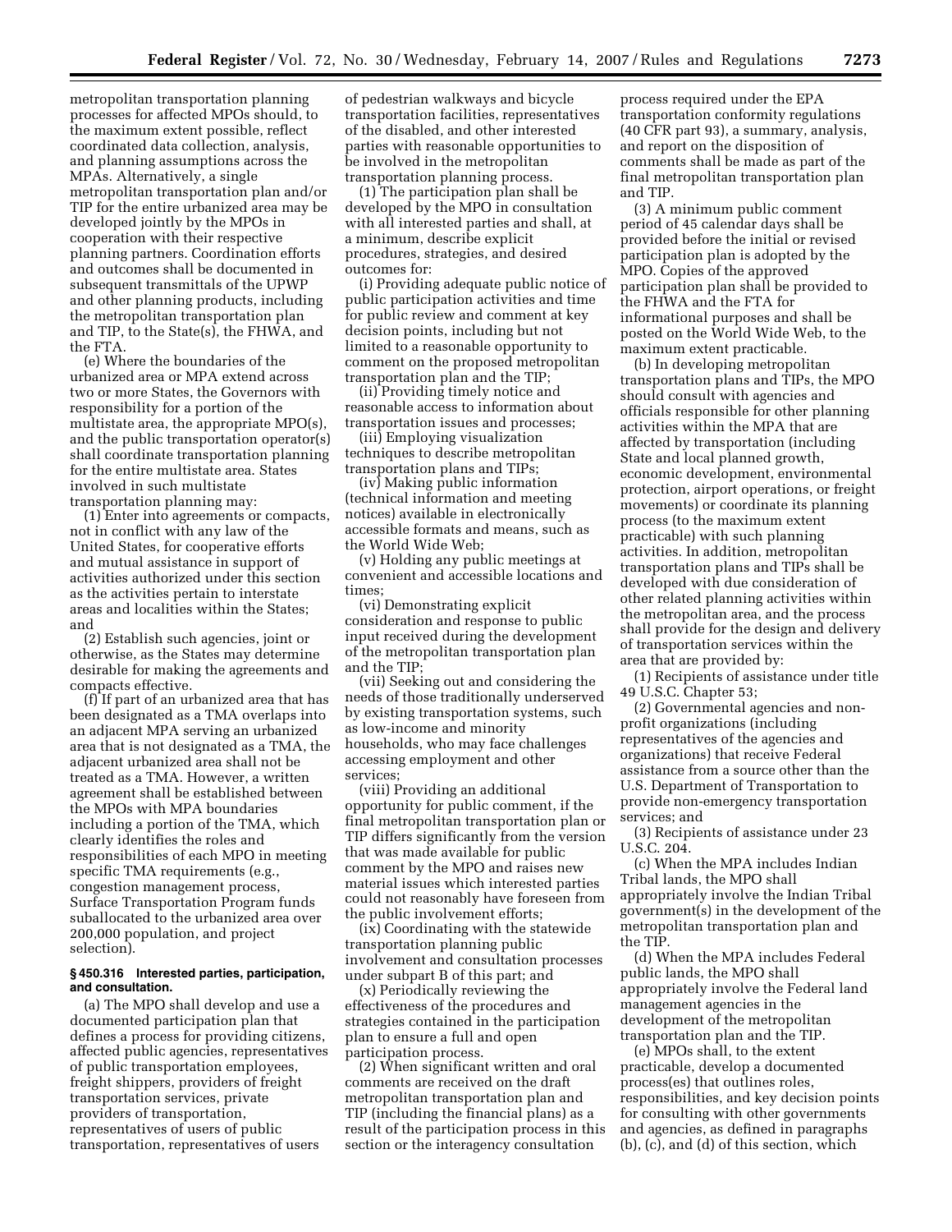metropolitan transportation planning processes for affected MPOs should, to the maximum extent possible, reflect coordinated data collection, analysis, and planning assumptions across the MPAs. Alternatively, a single metropolitan transportation plan and/or TIP for the entire urbanized area may be developed jointly by the MPOs in cooperation with their respective planning partners. Coordination efforts and outcomes shall be documented in subsequent transmittals of the UPWP and other planning products, including the metropolitan transportation plan and TIP, to the State(s), the FHWA, and the FTA.

(e) Where the boundaries of the urbanized area or MPA extend across two or more States, the Governors with responsibility for a portion of the multistate area, the appropriate MPO(s), and the public transportation operator(s) shall coordinate transportation planning for the entire multistate area. States involved in such multistate transportation planning may:

(1) Enter into agreements or compacts, not in conflict with any law of the United States, for cooperative efforts and mutual assistance in support of activities authorized under this section as the activities pertain to interstate areas and localities within the States; and

(2) Establish such agencies, joint or otherwise, as the States may determine desirable for making the agreements and compacts effective.

(f) If part of an urbanized area that has been designated as a TMA overlaps into an adjacent MPA serving an urbanized area that is not designated as a TMA, the adjacent urbanized area shall not be treated as a TMA. However, a written agreement shall be established between the MPOs with MPA boundaries including a portion of the TMA, which clearly identifies the roles and responsibilities of each MPO in meeting specific TMA requirements (e.g., congestion management process, Surface Transportation Program funds suballocated to the urbanized area over 200,000 population, and project selection).

### § 450.316 Interested parties, participation, and consultation.

(a) The MPO shall develop and use a documented participation plan that defines a process for providing citizens, affected public agencies, representatives of public transportation employees, freight shippers, providers of freight transportation services, private providers of transportation, representatives of users of public transportation, representatives of users of pedestrian walkways and bicycle transportation facilities, representatives of the disabled, and other interested parties with reasonable opportunities to be involved in the metropolitan transportation planning process.

(1) The participation plan shall be developed by the MPO in consultation with all interested parties and shall, at a minimum, describe explicit procedures, strategies, and desired outcomes for:

(i) Providing adequate public notice of public participation activities and time for public review and comment at key decision points, including but not limited to a reasonable opportunity to comment on the proposed metropolitan transportation plan and the TIP;

(ii) Providing timely notice and reasonable access to information about transportation issues and processes;

(iii) Employing visualization techniques to describe metropolitan transportation plans and TIPs;

(iv) Making public information (technical information and meeting notices) available in electronically accessible formats and means, such as the World Wide Web;

(v) Holding any public meetings at convenient and accessible locations and times;

(vi) Demonstrating explicit consideration and response to public input received during the development of the metropolitan transportation plan and the TIP;

(vii) Seeking out and considering the needs of those traditionally underserved by existing transportation systems, such as low-income and minority households, who may face challenges accessing employment and other services;

(viii) Providing an additional opportunity for public comment, if the final metropolitan transportation plan or TIP differs significantly from the version that was made available for public comment by the MPO and raises new material issues which interested parties could not reasonably have foreseen from the public involvement efforts;

(ix) Coordinating with the statewide transportation planning public involvement and consultation processes under subpart B of this part; and

(x) Periodically reviewing the effectiveness of the procedures and strategies contained in the participation plan to ensure a full and open participation process.

(2) When significant written and oral comments are received on the draft metropolitan transportation plan and TIP (including the financial plans) as a result of the participation process in this section or the interagency consultation process required under the EPA transportation conformity regulations (40 CFR part 93), a summary, analysis, and report on the disposition of comments shall be made as part of the final metropolitan transportation plan and TIP.

(3) A minimum public comment period of 45 calendar days shall be provided before the initial or revised participation plan is adopted by the MPO. Copies of the approved participation plan shall be provided to the FHWA and the FTA for informational purposes and shall be posted on the World Wide Web, to the maximum extent practicable.

(b) In developing metropolitan transportation plans and TIPs, the MPO should consult with agencies and officials responsible for other planning activities within the MPA that are affected by transportation (including State and local planned growth, economic development, environmental protection, airport operations, or freight movements) or coordinate its planning process (to the maximum extent practicable) with such planning activities. In addition, metropolitan transportation plans and TIPs shall be developed with due consideration of other related planning activities within the metropolitan area, and the process shall provide for the design and delivery of transportation services within the area that are provided by:

(1) Recipients of assistance under title 49 U.S.C. Chapter 53;

(2) Governmental agencies and non-profit organizations (including representatives of the agencies and organizations) that receive Federal assistance from a source other than the U.S. Department of Transportation to provide non-emergency transportation services; and

(3) Recipients of assistance under 23 U.S.C. 204.

(c) When the MPA includes Indian Tribal lands, the MPO shall appropriately involve the Indian Tribal government(s) in the development of the metropolitan transportation plan and the TIP.

(d) When the MPA includes Federal public lands, the MPO shall appropriately involve the Federal land management agencies in the development of the metropolitan transportation plan and the TIP.

(e) MPOs shall, to the extent practicable, develop a documented process(es) that outlines roles, responsibilities, and key decision points for consulting with other governments and agencies, as defined in paragraphs (b), (c), and (d) of this section, which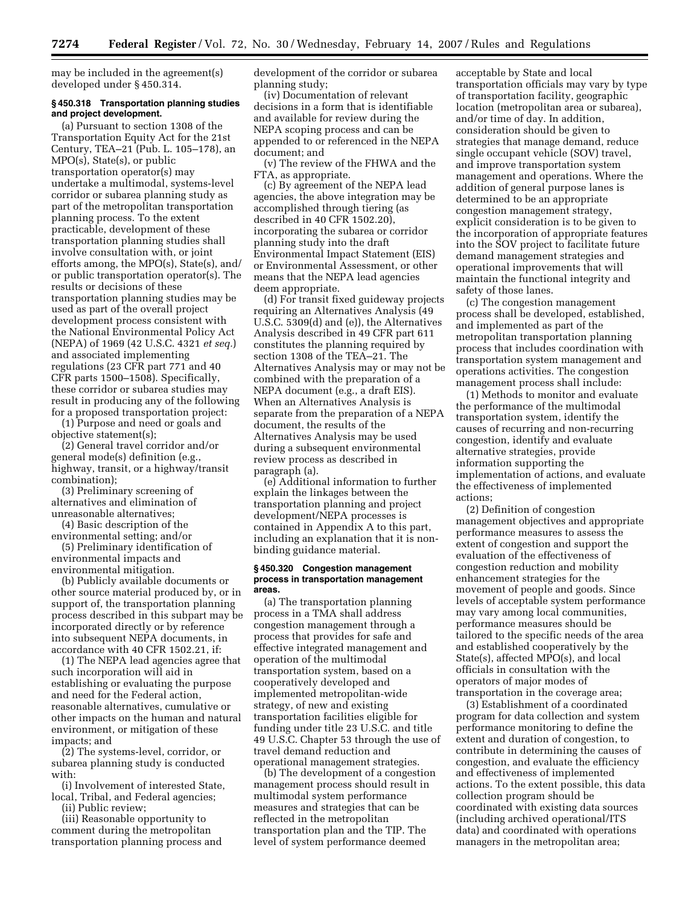may be included in the agreement(s) developed under § 450.314.

### § 450.318 Transportation planning studies and project development.

(a) Pursuant to section 1308 of the Transportation Equity Act for the 21st Century, TEA–21 (Pub. L. 105–178), an MPO(s), State(s), or public transportation operator(s) may undertake a multimodal, systems-level corridor or subarea planning study as part of the metropolitan transportation planning process. To the extent practicable, development of these transportation planning studies shall involve consultation with, or joint efforts among, the MPO(s), State(s), and/or public transportation operator(s). The results or decisions of these transportation planning studies may be used as part of the overall project development process consistent with the National Environmental Policy Act (NEPA) of 1969 (42 U.S.C. 4321 *et seq.*) and associated implementing regulations (23 CFR part 771 and 40 CFR parts 1500–1508). Specifically, these corridor or subarea studies may result in producing any of the following for a proposed transportation project:

(1) Purpose and need or goals and objective statement(s);

(2) General travel corridor and/or general mode(s) definition (e.g., highway, transit, or a highway/transit combination);

(3) Preliminary screening of alternatives and elimination of unreasonable alternatives;

(4) Basic description of the environmental setting; and/or

(5) Preliminary identification of environmental impacts and environmental mitigation.

(b) Publicly available documents or other source material produced by, or in support of, the transportation planning process described in this subpart may be incorporated directly or by reference into subsequent NEPA documents, in accordance with 40 CFR 1502.21, if:

(1) The NEPA lead agencies agree that such incorporation will aid in establishing or evaluating the purpose and need for the Federal action, reasonable alternatives, cumulative or other impacts on the human and natural environment, or mitigation of these impacts; and

(2) The systems-level, corridor, or subarea planning study is conducted with:

(i) Involvement of interested State, local, Tribal, and Federal agencies;

(ii) Public review;

(iii) Reasonable opportunity to comment during the metropolitan transportation planning process and development of the corridor or subarea planning study;

(iv) Documentation of relevant decisions in a form that is identifiable and available for review during the NEPA scoping process and can be appended to or referenced in the NEPA document; and

(v) The review of the FHWA and the FTA, as appropriate.

(c) By agreement of the NEPA lead agencies, the above integration may be accomplished through tiering (as described in 40 CFR 1502.20), incorporating the subarea or corridor planning study into the draft Environmental Impact Statement (EIS) or Environmental Assessment, or other means that the NEPA lead agencies deem appropriate.

(d) For transit fixed guideway projects requiring an Alternatives Analysis (49 U.S.C. 5309(d) and (e)), the Alternatives Analysis described in 49 CFR part 611 constitutes the planning required by section 1308 of the TEA–21. The Alternatives Analysis may or may not be combined with the preparation of a NEPA document (e.g., a draft EIS). When an Alternatives Analysis is separate from the preparation of a NEPA document, the results of the Alternatives Analysis may be used during a subsequent environmental review process as described in paragraph (a).

(e) Additional information to further explain the linkages between the transportation planning and project development/NEPA processes is contained in Appendix A to this part, including an explanation that it is non-binding guidance material.

### § 450.320 Congestion management process in transportation management areas.

(a) The transportation planning process in a TMA shall address congestion management through a process that provides for safe and effective integrated management and operation of the multimodal transportation system, based on a cooperatively developed and implemented metropolitan-wide strategy, of new and existing transportation facilities eligible for funding under title 23 U.S.C. and title 49 U.S.C. Chapter 53 through the use of travel demand reduction and operational management strategies.

(b) The development of a congestion management process should result in multimodal system performance measures and strategies that can be reflected in the metropolitan transportation plan and the TIP. The level of system performance deemed acceptable by State and local transportation officials may vary by type of transportation facility, geographic location (metropolitan area or subarea), and/or time of day. In addition, consideration should be given to strategies that manage demand, reduce single occupant vehicle (SOV) travel, and improve transportation system management and operations. Where the addition of general purpose lanes is determined to be an appropriate congestion management strategy, explicit consideration is to be given to the incorporation of appropriate features into the SOV project to facilitate future demand management strategies and operational improvements that will maintain the functional integrity and safety of those lanes.

(c) The congestion management process shall be developed, established, and implemented as part of the metropolitan transportation planning process that includes coordination with transportation system management and operations activities. The congestion management process shall include:

(1) Methods to monitor and evaluate the performance of the multimodal transportation system, identify the causes of recurring and non-recurring congestion, identify and evaluate alternative strategies, provide information supporting the implementation of actions, and evaluate the effectiveness of implemented actions;

(2) Definition of congestion management objectives and appropriate performance measures to assess the extent of congestion and support the evaluation of the effectiveness of congestion reduction and mobility enhancement strategies for the movement of people and goods. Since levels of acceptable system performance may vary among local communities, performance measures should be tailored to the specific needs of the area and established cooperatively by the State(s), affected MPO(s), and local officials in consultation with the operators of major modes of transportation in the coverage area;

(3) Establishment of a coordinated program for data collection and system performance monitoring to define the extent and duration of congestion, to contribute in determining the causes of congestion, and evaluate the efficiency and effectiveness of implemented actions. To the extent possible, this data collection program should be coordinated with existing data sources (including archived operational/ITS data) and coordinated with operations managers in the metropolitan area;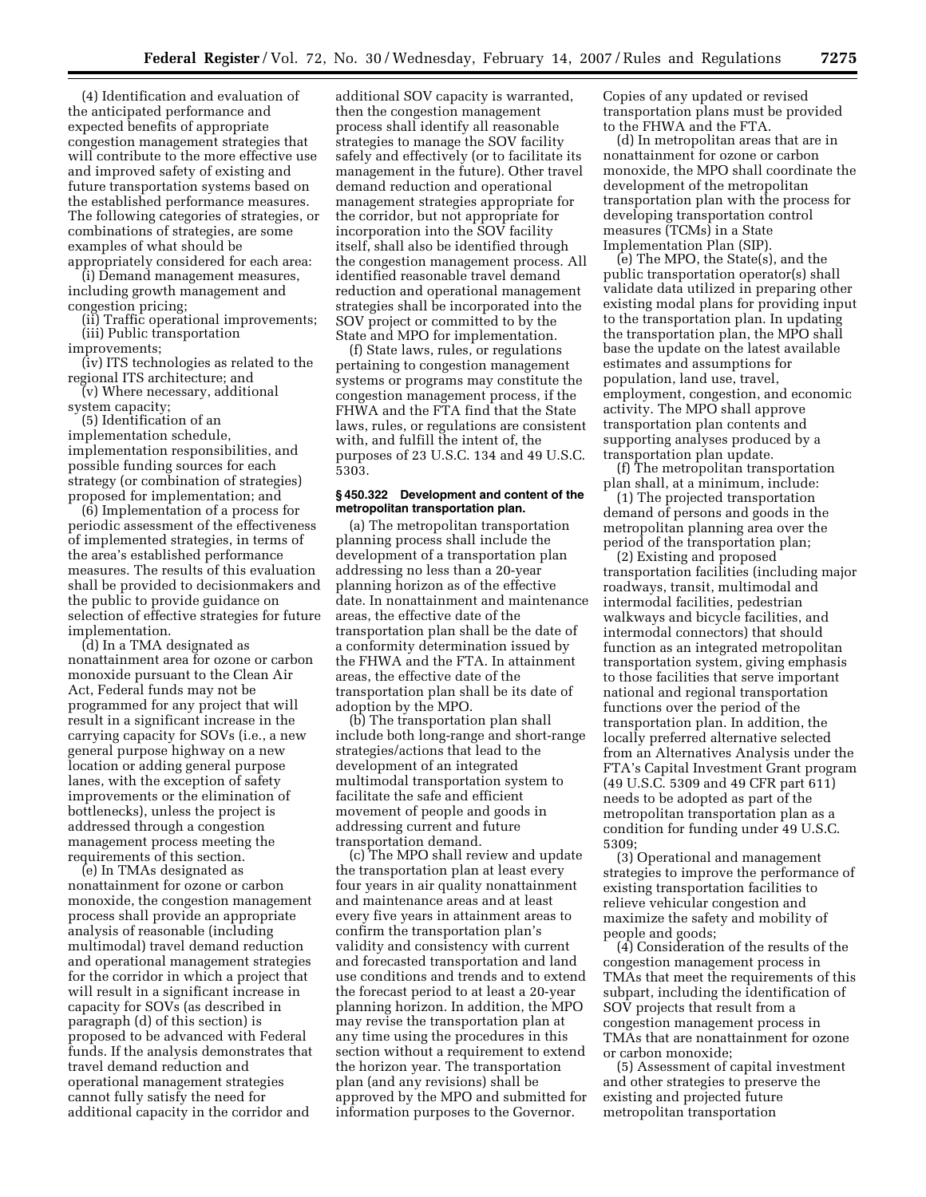(4) Identification and evaluation of the anticipated performance and expected benefits of appropriate congestion management strategies that will contribute to the more effective use and improved safety of existing and future transportation systems based on the established performance measures. The following categories of strategies, or combinations of strategies, are some examples of what should be appropriately considered for each area:

(i) Demand management measures, including growth management and congestion pricing;

(ii) Traffic operational improvements;

(iii) Public transportation improvements;

(iv) ITS technologies as related to the regional ITS architecture; and

(v) Where necessary, additional system capacity;

(5) Identification of an implementation schedule, implementation responsibilities, and possible funding sources for each strategy (or combination of strategies) proposed for implementation; and

(6) Implementation of a process for periodic assessment of the effectiveness of implemented strategies, in terms of the area's established performance measures. The results of this evaluation shall be provided to decisionmakers and the public to provide guidance on selection of effective strategies for future implementation.

(d) In a TMA designated as nonattainment area for ozone or carbon monoxide pursuant to the Clean Air Act, Federal funds may not be programmed for any project that will result in a significant increase in the carrying capacity for SOVs (i.e., a new general purpose highway on a new location or adding general purpose lanes, with the exception of safety improvements or the elimination of bottlenecks), unless the project is addressed through a congestion management process meeting the requirements of this section.

(e) In TMAs designated as nonattainment for ozone or carbon monoxide, the congestion management process shall provide an appropriate analysis of reasonable (including multimodal) travel demand reduction and operational management strategies for the corridor in which a project that will result in a significant increase in capacity for SOVs (as described in paragraph (d) of this section) is proposed to be advanced with Federal funds. If the analysis demonstrates that travel demand reduction and operational management strategies cannot fully satisfy the need for additional capacity in the corridor and additional SOV capacity is warranted, then the congestion management process shall identify all reasonable strategies to manage the SOV facility safely and effectively (or to facilitate its management in the future). Other travel demand reduction and operational management strategies appropriate for the corridor, but not appropriate for incorporation into the SOV facility itself, shall also be identified through the congestion management process. All identified reasonable travel demand reduction and operational management strategies shall be incorporated into the SOV project or committed to by the State and MPO for implementation.

(f) State laws, rules, or regulations pertaining to congestion management systems or programs may constitute the congestion management process, if the FHWA and the FTA find that the State laws, rules, or regulations are consistent with, and fulfill the intent of, the purposes of 23 U.S.C. 134 and 49 U.S.C. 5303.

### § 450.322 Development and content of the metropolitan transportation plan.

(a) The metropolitan transportation planning process shall include the development of a transportation plan addressing no less than a 20-year planning horizon as of the effective date. In nonattainment and maintenance areas, the effective date of the transportation plan shall be the date of a conformity determination issued by the FHWA and the FTA. In attainment areas, the effective date of the transportation plan shall be its date of adoption by the MPO.

(b) The transportation plan shall include both long-range and short-range strategies/actions that lead to the development of an integrated multimodal transportation system to facilitate the safe and efficient movement of people and goods in addressing current and future transportation demand.

(c) The MPO shall review and update the transportation plan at least every four years in air quality nonattainment and maintenance areas and at least every five years in attainment areas to confirm the transportation plan's validity and consistency with current and forecasted transportation and land use conditions and trends and to extend the forecast period to at least a 20-year planning horizon. In addition, the MPO may revise the transportation plan at any time using the procedures in this section without a requirement to extend the horizon year. The transportation plan (and any revisions) shall be approved by the MPO and submitted for information purposes to the Governor. Copies of any updated or revised transportation plans must be provided to the FHWA and the FTA.

(d) In metropolitan areas that are in nonattainment for ozone or carbon monoxide, the MPO shall coordinate the development of the metropolitan transportation plan with the process for developing transportation control measures (TCMs) in a State Implementation Plan (SIP).

(e) The MPO, the State(s), and the public transportation operator(s) shall validate data utilized in preparing other existing modal plans for providing input to the transportation plan. In updating the transportation plan, the MPO shall base the update on the latest available estimates and assumptions for population, land use, travel, employment, congestion, and economic activity. The MPO shall approve transportation plan contents and supporting analyses produced by a transportation plan update.

(f) The metropolitan transportation plan shall, at a minimum, include:

(1) The projected transportation demand of persons and goods in the metropolitan planning area over the period of the transportation plan;

(2) Existing and proposed transportation facilities (including major roadways, transit, multimodal and intermodal facilities, pedestrian walkways and bicycle facilities, and intermodal connectors) that should function as an integrated metropolitan transportation system, giving emphasis to those facilities that serve important national and regional transportation functions over the period of the transportation plan. In addition, the locally preferred alternative selected from an Alternatives Analysis under the FTA's Capital Investment Grant program (49 U.S.C. 5309 and 49 CFR part 611) needs to be adopted as part of the metropolitan transportation plan as a condition for funding under 49 U.S.C. 5309;

(3) Operational and management strategies to improve the performance of existing transportation facilities to relieve vehicular congestion and maximize the safety and mobility of people and goods;

(4) Consideration of the results of the congestion management process in TMAs that meet the requirements of this subpart, including the identification of SOV projects that result from a congestion management process in TMAs that are nonattainment for ozone or carbon monoxide;

(5) Assessment of capital investment and other strategies to preserve the existing and projected future metropolitan transportation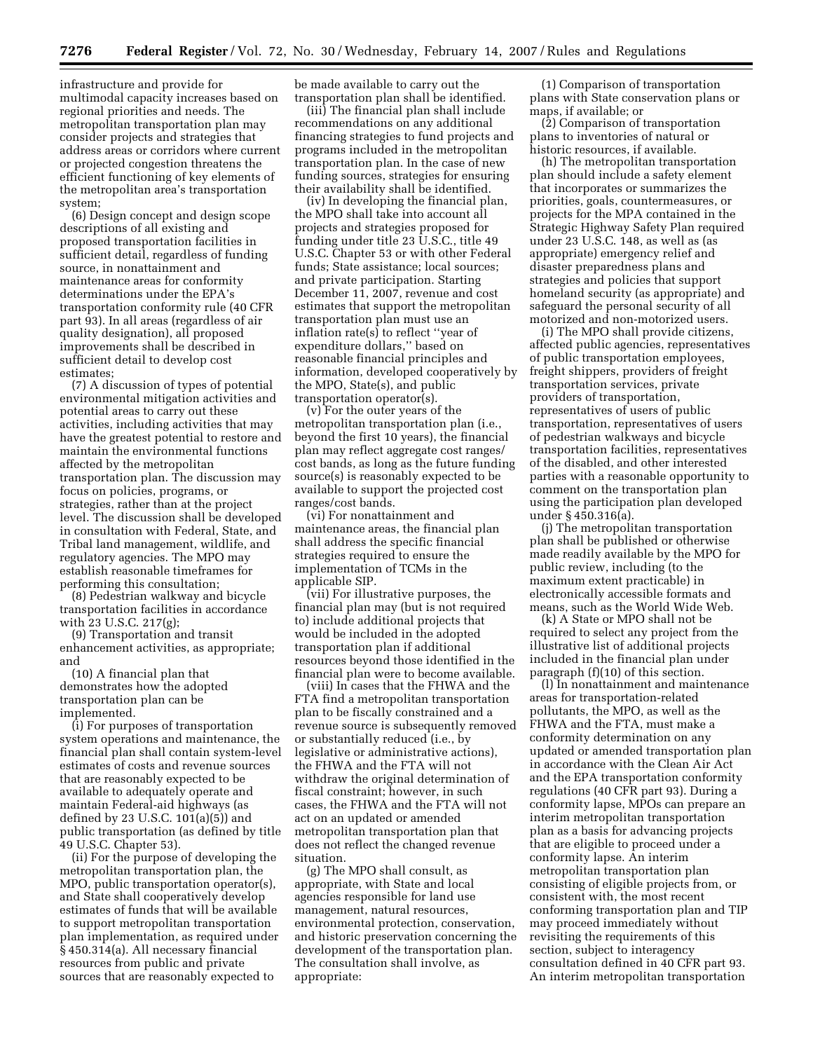infrastructure and provide for multimodal capacity increases based on regional priorities and needs. The metropolitan transportation plan may consider projects and strategies that address areas or corridors where current or projected congestion threatens the efficient functioning of key elements of the metropolitan area's transportation system;

(6) Design concept and design scope descriptions of all existing and proposed transportation facilities in sufficient detail, regardless of funding source, in nonattainment and maintenance areas for conformity determinations under the EPA's transportation conformity rule (40 CFR part 93). In all areas (regardless of air quality designation), all proposed improvements shall be described in sufficient detail to develop cost estimates;

(7) A discussion of types of potential environmental mitigation activities and potential areas to carry out these activities, including activities that may have the greatest potential to restore and maintain the environmental functions affected by the metropolitan transportation plan. The discussion may focus on policies, programs, or strategies, rather than at the project level. The discussion shall be developed in consultation with Federal, State, and Tribal land management, wildlife, and regulatory agencies. The MPO may establish reasonable timeframes for performing this consultation;

(8) Pedestrian walkway and bicycle transportation facilities in accordance with 23 U.S.C. 217(g);

(9) Transportation and transit enhancement activities, as appropriate; and

(10) A financial plan that demonstrates how the adopted transportation plan can be implemented.

(i) For purposes of transportation system operations and maintenance, the financial plan shall contain system-level estimates of costs and revenue sources that are reasonably expected to be available to adequately operate and maintain Federal-aid highways (as defined by 23 U.S.C. 101(a)(5)) and public transportation (as defined by title 49 U.S.C. Chapter 53).

(ii) For the purpose of developing the metropolitan transportation plan, the MPO, public transportation operator(s), and State shall cooperatively develop estimates of funds that will be available to support metropolitan transportation plan implementation, as required under § 450.314(a). All necessary financial resources from public and private sources that are reasonably expected to be made available to carry out the transportation plan shall be identified.

(iii) The financial plan shall include recommendations on any additional financing strategies to fund projects and programs included in the metropolitan transportation plan. In the case of new funding sources, strategies for ensuring their availability shall be identified.

(iv) In developing the financial plan, the MPO shall take into account all projects and strategies proposed for funding under title 23 U.S.C., title 49 U.S.C. Chapter 53 or with other Federal funds; State assistance; local sources; and private participation. Starting December 11, 2007, revenue and cost estimates that support the metropolitan transportation plan must use an inflation rate(s) to reflect "year of expenditure dollars," based on reasonable financial principles and information, developed cooperatively by the MPO, State(s), and public transportation operator(s).

(v) For the outer years of the metropolitan transportation plan (i.e., beyond the first 10 years), the financial plan may reflect aggregate cost ranges/cost bands, as long as the future funding source(s) is reasonably expected to be available to support the projected cost ranges/cost bands.

(vi) For nonattainment and maintenance areas, the financial plan shall address the specific financial strategies required to ensure the implementation of TCMs in the applicable SIP.

(vii) For illustrative purposes, the financial plan may (but is not required to) include additional projects that would be included in the adopted transportation plan if additional resources beyond those identified in the financial plan were to become available.

(viii) In cases that the FHWA and the FTA find a metropolitan transportation plan to be fiscally constrained and a revenue source is subsequently removed or substantially reduced (i.e., by legislative or administrative actions), the FHWA and the FTA will not withdraw the original determination of fiscal constraint; however, in such cases, the FHWA and the FTA will not act on an updated or amended metropolitan transportation plan that does not reflect the changed revenue situation.

(g) The MPO shall consult, as appropriate, with State and local agencies responsible for land use management, natural resources, environmental protection, conservation, and historic preservation concerning the development of the transportation plan. The consultation shall involve, as appropriate:

(1) Comparison of transportation plans with State conservation plans or maps, if available; or

(2) Comparison of transportation plans to inventories of natural or historic resources, if available.

(h) The metropolitan transportation plan should include a safety element that incorporates or summarizes the priorities, goals, countermeasures, or projects for the MPA contained in the Strategic Highway Safety Plan required under 23 U.S.C. 148, as well as (as appropriate) emergency relief and disaster preparedness plans and strategies and policies that support homeland security (as appropriate) and safeguard the personal security of all motorized and non-motorized users.

(i) The MPO shall provide citizens, affected public agencies, representatives of public transportation employees, freight shippers, providers of freight transportation services, private providers of transportation, representatives of users of public transportation, representatives of users of pedestrian walkways and bicycle transportation facilities, representatives of the disabled, and other interested parties with a reasonable opportunity to comment on the transportation plan using the participation plan developed under § 450.316(a).

(j) The metropolitan transportation plan shall be published or otherwise made readily available by the MPO for public review, including (to the maximum extent practicable) in electronically accessible formats and means, such as the World Wide Web.

(k) A State or MPO shall not be required to select any project from the illustrative list of additional projects included in the financial plan under paragraph (f)(10) of this section.

(l) In nonattainment and maintenance areas for transportation-related pollutants, the MPO, as well as the FHWA and the FTA, must make a conformity determination on any updated or amended transportation plan in accordance with the Clean Air Act and the EPA transportation conformity regulations (40 CFR part 93). During a conformity lapse, MPOs can prepare an interim metropolitan transportation plan as a basis for advancing projects that are eligible to proceed under a conformity lapse. An interim metropolitan transportation plan consisting of eligible projects from, or consistent with, the most recent conforming transportation plan and TIP may proceed immediately without revisiting the requirements of this section, subject to interagency consultation defined in 40 CFR part 93. An interim metropolitan transportation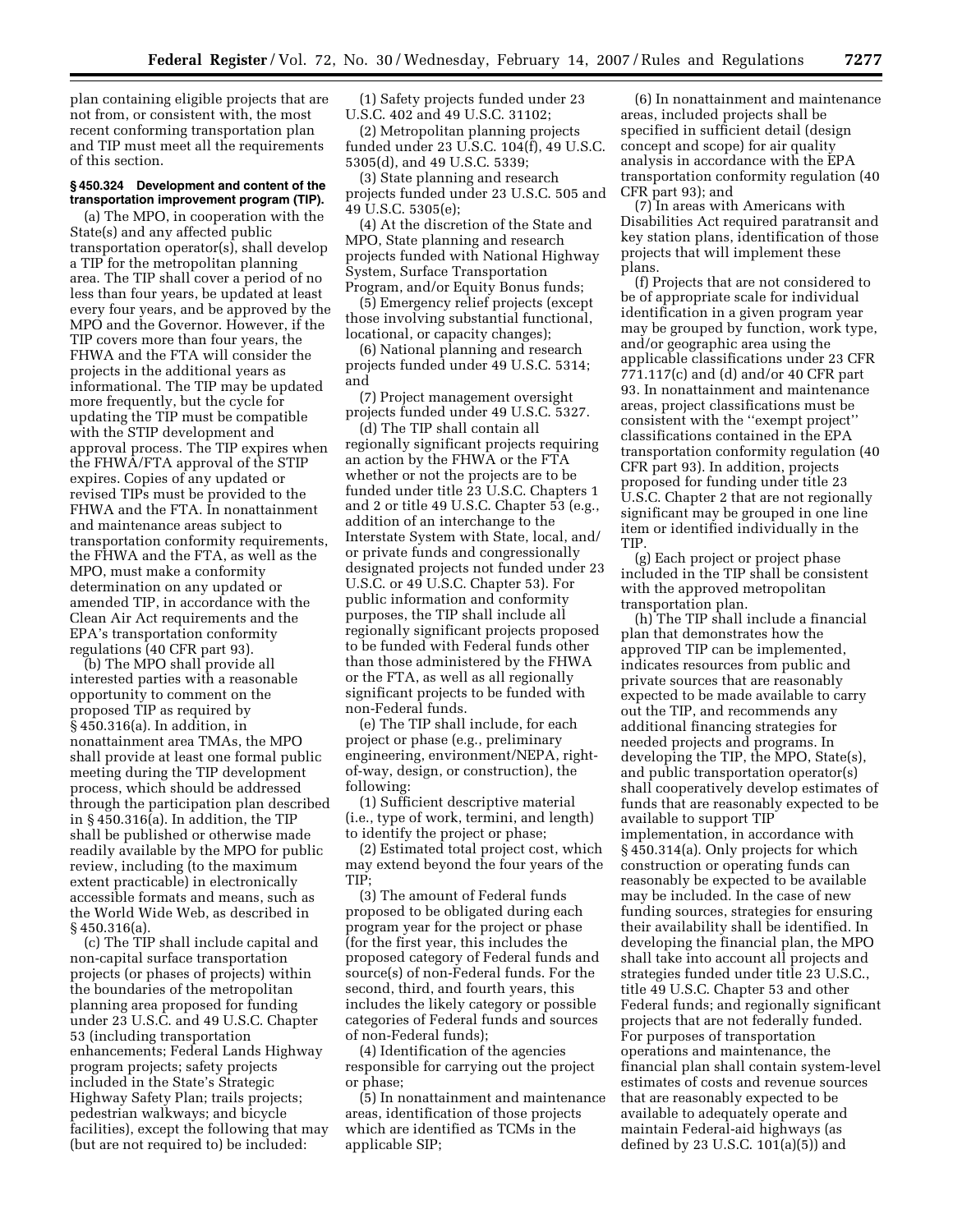plan containing eligible projects that are not from, or consistent with, the most recent conforming transportation plan and TIP must meet all the requirements of this section.

### § 450.324 Development and content of the transportation improvement program (TIP).

(a) The MPO, in cooperation with the State(s) and any affected public transportation operator(s), shall develop a TIP for the metropolitan planning area. The TIP shall cover a period of no less than four years, be updated at least every four years, and be approved by the MPO and the Governor. However, if the TIP covers more than four years, the FHWA and the FTA will consider the projects in the additional years as informational. The TIP may be updated more frequently, but the cycle for updating the TIP must be compatible with the STIP development and approval process. The TIP expires when the FHWA/FTA approval of the STIP expires. Copies of any updated or revised TIPs must be provided to the FHWA and the FTA. In nonattainment and maintenance areas subject to transportation conformity requirements, the FHWA and the FTA, as well as the MPO, must make a conformity determination on any updated or amended TIP, in accordance with the Clean Air Act requirements and the EPA's transportation conformity regulations (40 CFR part 93).

(b) The MPO shall provide all interested parties with a reasonable opportunity to comment on the proposed TIP as required by § 450.316(a). In addition, in nonattainment area TMAs, the MPO shall provide at least one formal public meeting during the TIP development process, which should be addressed through the participation plan described in § 450.316(a). In addition, the TIP shall be published or otherwise made readily available by the MPO for public review, including (to the maximum extent practicable) in electronically accessible formats and means, such as the World Wide Web, as described in § 450.316(a).

(c) The TIP shall include capital and non-capital surface transportation projects (or phases of projects) within the boundaries of the metropolitan planning area proposed for funding under 23 U.S.C. and 49 U.S.C. Chapter 53 (including transportation enhancements; Federal Lands Highway program projects; safety projects included in the State's Strategic Highway Safety Plan; trails projects; pedestrian walkways; and bicycle facilities), except the following that may (but are not required to) be included:

(1) Safety projects funded under 23 U.S.C. 402 and 49 U.S.C. 31102;

(2) Metropolitan planning projects funded under 23 U.S.C. 104(f), 49 U.S.C. 5305(d), and 49 U.S.C. 5339;

(3) State planning and research projects funded under 23 U.S.C. 505 and 49 U.S.C. 5305(e);

(4) At the discretion of the State and MPO, State planning and research projects funded with National Highway System, Surface Transportation Program, and/or Equity Bonus funds;

(5) Emergency relief projects (except those involving substantial functional, locational, or capacity changes);

(6) National planning and research projects funded under 49 U.S.C. 5314; and

(7) Project management oversight projects funded under 49 U.S.C. 5327.

(d) The TIP shall contain all regionally significant projects requiring an action by the FHWA or the FTA whether or not the projects are to be funded under title 23 U.S.C. Chapters 1 and 2 or title 49 U.S.C. Chapter 53 (e.g., addition of an interchange to the Interstate System with State, local, and/or private funds and congressionally designated projects not funded under 23 U.S.C. or 49 U.S.C. Chapter 53). For public information and conformity purposes, the TIP shall include all regionally significant projects proposed to be funded with Federal funds other than those administered by the FHWA or the FTA, as well as all regionally significant projects to be funded with non-Federal funds.

(e) The TIP shall include, for each project or phase (e.g., preliminary engineering, environment/NEPA, right-of-way, design, or construction), the following:

(1) Sufficient descriptive material (i.e., type of work, termini, and length) to identify the project or phase;

(2) Estimated total project cost, which may extend beyond the four years of the TIP;

(3) The amount of Federal funds proposed to be obligated during each program year for the project or phase (for the first year, this includes the proposed category of Federal funds and source(s) of non-Federal funds. For the second, third, and fourth years, this includes the likely category or possible categories of Federal funds and sources of non-Federal funds);

(4) Identification of the agencies responsible for carrying out the project or phase;

(5) In nonattainment and maintenance areas, identification of those projects which are identified as TCMs in the applicable SIP;

(6) In nonattainment and maintenance areas, included projects shall be specified in sufficient detail (design concept and scope) for air quality analysis in accordance with the EPA transportation conformity regulation (40 CFR part 93); and

(7) In areas with Americans with Disabilities Act required paratransit and key station plans, identification of those projects that will implement these plans.

(f) Projects that are not considered to be of appropriate scale for individual identification in a given program year may be grouped by function, work type, and/or geographic area using the applicable classifications under 23 CFR 771.117(c) and (d) and/or 40 CFR part 93. In nonattainment and maintenance areas, project classifications must be consistent with the "exempt project" classifications contained in the EPA transportation conformity regulation (40 CFR part 93). In addition, projects proposed for funding under title 23 U.S.C. Chapter 2 that are not regionally significant may be grouped in one line item or identified individually in the TIP.

(g) Each project or project phase included in the TIP shall be consistent with the approved metropolitan transportation plan.

(h) The TIP shall include a financial plan that demonstrates how the approved TIP can be implemented, indicates resources from public and private sources that are reasonably expected to be made available to carry out the TIP, and recommends any additional financing strategies for needed projects and programs. In developing the TIP, the MPO, State(s), and public transportation operator(s) shall cooperatively develop estimates of funds that are reasonably expected to be available to support TIP implementation, in accordance with § 450.314(a). Only projects for which construction or operating funds can reasonably be expected to be available may be included. In the case of new funding sources, strategies for ensuring their availability shall be identified. In developing the financial plan, the MPO shall take into account all projects and strategies funded under title 23 U.S.C., title 49 U.S.C. Chapter 53 and other Federal funds; and regionally significant projects that are not federally funded. For purposes of transportation operations and maintenance, the financial plan shall contain system-level estimates of costs and revenue sources that are reasonably expected to be available to adequately operate and maintain Federal-aid highways (as defined by 23 U.S.C. 101(a)(5)) and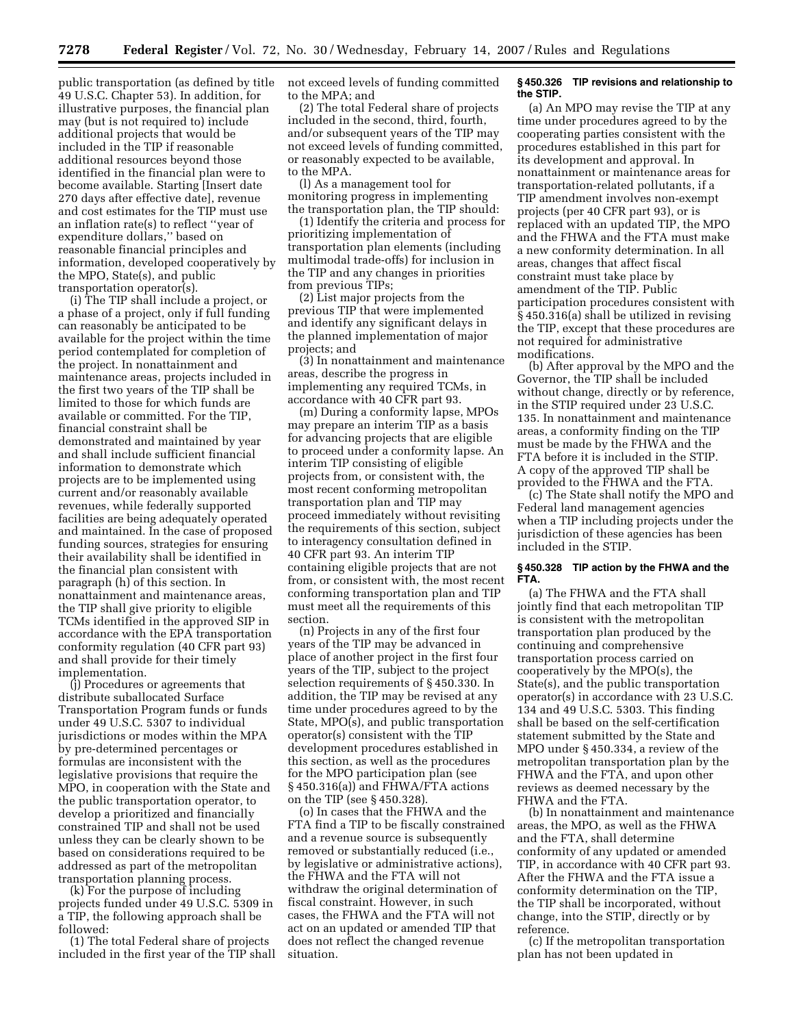public transportation (as defined by title 49 U.S.C. Chapter 53). In addition, for illustrative purposes, the financial plan may (but is not required to) include additional projects that would be included in the TIP if reasonable additional resources beyond those identified in the financial plan were to become available. Starting [Insert date 270 days after effective date], revenue and cost estimates for the TIP must use an inflation rate(s) to reflect ''year of expenditure dollars,'' based on reasonable financial principles and information, developed cooperatively by the MPO, State(s), and public transportation operator(s).

(i) The TIP shall include a project, or a phase of a project, only if full funding can reasonably be anticipated to be available for the project within the time period contemplated for completion of the project. In nonattainment and maintenance areas, projects included in the first two years of the TIP shall be limited to those for which funds are available or committed. For the TIP, financial constraint shall be demonstrated and maintained by year and shall include sufficient financial information to demonstrate which projects are to be implemented using current and/or reasonably available revenues, while federally supported facilities are being adequately operated and maintained. In the case of proposed funding sources, strategies for ensuring their availability shall be identified in the financial plan consistent with paragraph (h) of this section. In nonattainment and maintenance areas, the TIP shall give priority to eligible TCMs identified in the approved SIP in accordance with the EPA transportation conformity regulation (40 CFR part 93) and shall provide for their timely implementation.

(j) Procedures or agreements that distribute suballocated Surface Transportation Program funds or funds under 49 U.S.C. 5307 to individual jurisdictions or modes within the MPA by pre-determined percentages or formulas are inconsistent with the legislative provisions that require the MPO, in cooperation with the State and the public transportation operator, to develop a prioritized and financially constrained TIP and shall not be used unless they can be clearly shown to be based on considerations required to be addressed as part of the metropolitan transportation planning process.

(k) For the purpose of including projects funded under 49 U.S.C. 5309 in a TIP, the following approach shall be followed:

(1) The total Federal share of projects included in the first year of the TIP shall not exceed levels of funding committed to the MPA; and

(2) The total Federal share of projects included in the second, third, fourth, and/or subsequent years of the TIP may not exceed levels of funding committed, or reasonably expected to be available, to the MPA.

(l) As a management tool for monitoring progress in implementing the transportation plan, the TIP should:

(1) Identify the criteria and process for prioritizing implementation of transportation plan elements (including multimodal trade-offs) for inclusion in the TIP and any changes in priorities from previous TIPs;

(2) List major projects from the previous TIP that were implemented and identify any significant delays in the planned implementation of major projects; and

(3) In nonattainment and maintenance areas, describe the progress in implementing any required TCMs, in accordance with 40 CFR part 93.

(m) During a conformity lapse, MPOs may prepare an interim TIP as a basis for advancing projects that are eligible to proceed under a conformity lapse. An interim TIP consisting of eligible projects from, or consistent with, the most recent conforming metropolitan transportation plan and TIP may proceed immediately without revisiting the requirements of this section, subject to interagency consultation defined in 40 CFR part 93. An interim TIP containing eligible projects that are not from, or consistent with, the most recent conforming transportation plan and TIP must meet all the requirements of this section.

(n) Projects in any of the first four years of the TIP may be advanced in place of another project in the first four years of the TIP, subject to the project selection requirements of § 450.330. In addition, the TIP may be revised at any time under procedures agreed to by the State, MPO(s), and public transportation operator(s) consistent with the TIP development procedures established in this section, as well as the procedures for the MPO participation plan (see § 450.316(a)) and FHWA/FTA actions on the TIP (see § 450.328).

(o) In cases that the FHWA and the FTA find a TIP to be fiscally constrained and a revenue source is subsequently removed or substantially reduced (i.e., by legislative or administrative actions), the FHWA and the FTA will not withdraw the original determination of fiscal constraint. However, in such cases, the FHWA and the FTA will not act on an updated or amended TIP that does not reflect the changed revenue situation.

**§ 450.326 TIP revisions and relationship to the STIP.**

(a) An MPO may revise the TIP at any time under procedures agreed to by the cooperating parties consistent with the procedures established in this part for its development and approval. In nonattainment or maintenance areas for transportation-related pollutants, if a TIP amendment involves non-exempt projects (per 40 CFR part 93), or is replaced with an updated TIP, the MPO and the FHWA and the FTA must make a new conformity determination. In all areas, changes that affect fiscal constraint must take place by amendment of the TIP. Public participation procedures consistent with § 450.316(a) shall be utilized in revising the TIP, except that these procedures are not required for administrative modifications.

(b) After approval by the MPO and the Governor, the TIP shall be included without change, directly or by reference, in the STIP required under 23 U.S.C. 135. In nonattainment and maintenance areas, a conformity finding on the TIP must be made by the FHWA and the FTA before it is included in the STIP. A copy of the approved TIP shall be provided to the FHWA and the FTA.

(c) The State shall notify the MPO and Federal land management agencies when a TIP including projects under the jurisdiction of these agencies has been included in the STIP.

**§ 450.328 TIP action by the FHWA and the FTA.**

(a) The FHWA and the FTA shall jointly find that each metropolitan TIP is consistent with the metropolitan transportation plan produced by the continuing and comprehensive transportation process carried on cooperatively by the MPO(s), the State(s), and the public transportation operator(s) in accordance with 23 U.S.C. 134 and 49 U.S.C. 5303. This finding shall be based on the self-certification statement submitted by the State and MPO under § 450.334, a review of the metropolitan transportation plan by the FHWA and the FTA, and upon other reviews as deemed necessary by the FHWA and the FTA.

(b) In nonattainment and maintenance areas, the MPO, as well as the FHWA and the FTA, shall determine conformity of any updated or amended TIP, in accordance with 40 CFR part 93. After the FHWA and the FTA issue a conformity determination on the TIP, the TIP shall be incorporated, without change, into the STIP, directly or by reference.

(c) If the metropolitan transportation plan has not been updated in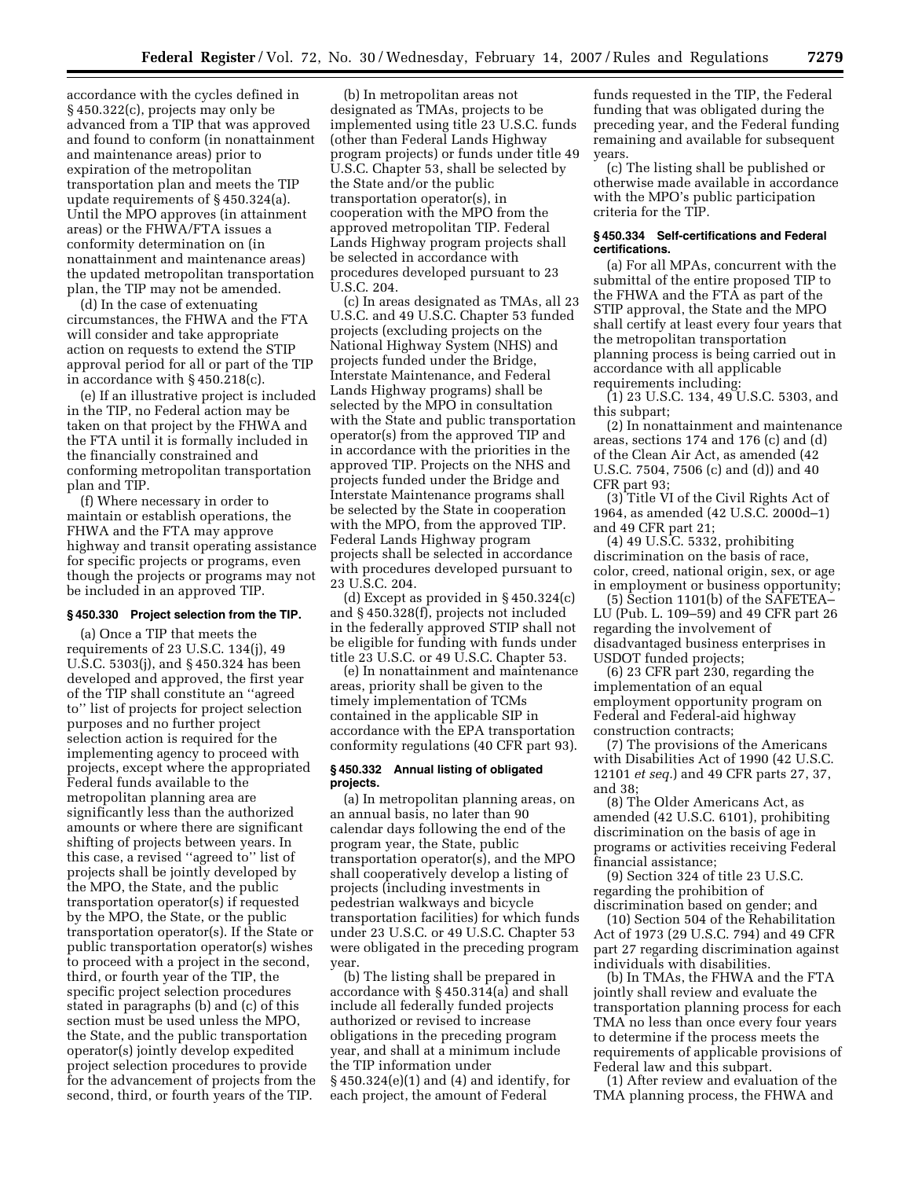accordance with the cycles defined in § 450.322(c), projects may only be advanced from a TIP that was approved and found to conform (in nonattainment and maintenance areas) prior to expiration of the metropolitan transportation plan and meets the TIP update requirements of § 450.324(a). Until the MPO approves (in attainment areas) or the FHWA/FTA issues a conformity determination on (in nonattainment and maintenance areas) the updated metropolitan transportation plan, the TIP may not be amended.

(d) In the case of extenuating circumstances, the FHWA and the FTA will consider and take appropriate action on requests to extend the STIP approval period for all or part of the TIP in accordance with § 450.218(c).

(e) If an illustrative project is included in the TIP, no Federal action may be taken on that project by the FHWA and the FTA until it is formally included in the financially constrained and conforming metropolitan transportation plan and TIP.

(f) Where necessary in order to maintain or establish operations, the FHWA and the FTA may approve highway and transit operating assistance for specific projects or programs, even though the projects or programs may not be included in an approved TIP.

### § 450.330 Project selection from the TIP.

(a) Once a TIP that meets the requirements of 23 U.S.C. 134(j), 49 U.S.C. 5303(j), and § 450.324 has been developed and approved, the first year of the TIP shall constitute an ''agreed to'' list of projects for project selection purposes and no further project selection action is required for the implementing agency to proceed with projects, except where the appropriated Federal funds available to the metropolitan planning area are significantly less than the authorized amounts or where there are significant shifting of projects between years. In this case, a revised ''agreed to'' list of projects shall be jointly developed by the MPO, the State, and the public transportation operator(s) if requested by the MPO, the State, or the public transportation operator(s). If the State or public transportation operator(s) wishes to proceed with a project in the second, third, or fourth year of the TIP, the specific project selection procedures stated in paragraphs (b) and (c) of this section must be used unless the MPO, the State, and the public transportation operator(s) jointly develop expedited project selection procedures to provide for the advancement of projects from the second, third, or fourth years of the TIP.

(b) In metropolitan areas not designated as TMAs, projects to be implemented using title 23 U.S.C. funds (other than Federal Lands Highway program projects) or funds under title 49 U.S.C. Chapter 53, shall be selected by the State and/or the public transportation operator(s), in cooperation with the MPO from the approved metropolitan TIP. Federal Lands Highway program projects shall be selected in accordance with procedures developed pursuant to 23 U.S.C. 204.

(c) In areas designated as TMAs, all 23 U.S.C. and 49 U.S.C. Chapter 53 funded projects (excluding projects on the National Highway System (NHS) and projects funded under the Bridge, Interstate Maintenance, and Federal Lands Highway programs) shall be selected by the MPO in consultation with the State and public transportation operator(s) from the approved TIP and in accordance with the priorities in the approved TIP. Projects on the NHS and projects funded under the Bridge and Interstate Maintenance programs shall be selected by the State in cooperation with the MPO, from the approved TIP. Federal Lands Highway program projects shall be selected in accordance with procedures developed pursuant to 23 U.S.C. 204.

(d) Except as provided in § 450.324(c) and § 450.328(f), projects not included in the federally approved STIP shall not be eligible for funding with funds under title 23 U.S.C. or 49 U.S.C. Chapter 53.

(e) In nonattainment and maintenance areas, priority shall be given to the timely implementation of TCMs contained in the applicable SIP in accordance with the EPA transportation conformity regulations (40 CFR part 93).

### § 450.332 Annual listing of obligated projects.

(a) In metropolitan planning areas, on an annual basis, no later than 90 calendar days following the end of the program year, the State, public transportation operator(s), and the MPO shall cooperatively develop a listing of projects (including investments in pedestrian walkways and bicycle transportation facilities) for which funds under 23 U.S.C. or 49 U.S.C. Chapter 53 were obligated in the preceding program year.

(b) The listing shall be prepared in accordance with § 450.314(a) and shall include all federally funded projects authorized or revised to increase obligations in the preceding program year, and shall at a minimum include the TIP information under § 450.324(e)(1) and (4) and identify, for each project, the amount of Federal funds requested in the TIP, the Federal funding that was obligated during the preceding year, and the Federal funding remaining and available for subsequent years.

(c) The listing shall be published or otherwise made available in accordance with the MPO's public participation criteria for the TIP.

### § 450.334 Self-certifications and Federal certifications.

(a) For all MPAs, concurrent with the submittal of the entire proposed TIP to the FHWA and the FTA as part of the STIP approval, the State and the MPO shall certify at least every four years that the metropolitan transportation planning process is being carried out in accordance with all applicable requirements including:

(1) 23 U.S.C. 134, 49 U.S.C. 5303, and this subpart;

(2) In nonattainment and maintenance areas, sections 174 and 176 (c) and (d) of the Clean Air Act, as amended (42 U.S.C. 7504, 7506 (c) and (d)) and 40 CFR part 93;

(3) Title VI of the Civil Rights Act of 1964, as amended (42 U.S.C. 2000d–1) and 49 CFR part 21;

(4) 49 U.S.C. 5332, prohibiting discrimination on the basis of race, color, creed, national origin, sex, or age in employment or business opportunity;

(5) Section 1101(b) of the SAFETEA–LU (Pub. L. 109–59) and 49 CFR part 26 regarding the involvement of disadvantaged business enterprises in USDOT funded projects;

(6) 23 CFR part 230, regarding the implementation of an equal employment opportunity program on Federal and Federal-aid highway construction contracts;

(7) The provisions of the Americans with Disabilities Act of 1990 (42 U.S.C. 12101 *et seq.*) and 49 CFR parts 27, 37, and 38;

(8) The Older Americans Act, as amended (42 U.S.C. 6101), prohibiting discrimination on the basis of age in programs or activities receiving Federal financial assistance;

(9) Section 324 of title 23 U.S.C. regarding the prohibition of discrimination based on gender; and

(10) Section 504 of the Rehabilitation Act of 1973 (29 U.S.C. 794) and 49 CFR part 27 regarding discrimination against individuals with disabilities.

(b) In TMAs, the FHWA and the FTA jointly shall review and evaluate the transportation planning process for each TMA no less than once every four years to determine if the process meets the requirements of applicable provisions of Federal law and this subpart.

(1) After review and evaluation of the TMA planning process, the FHWA and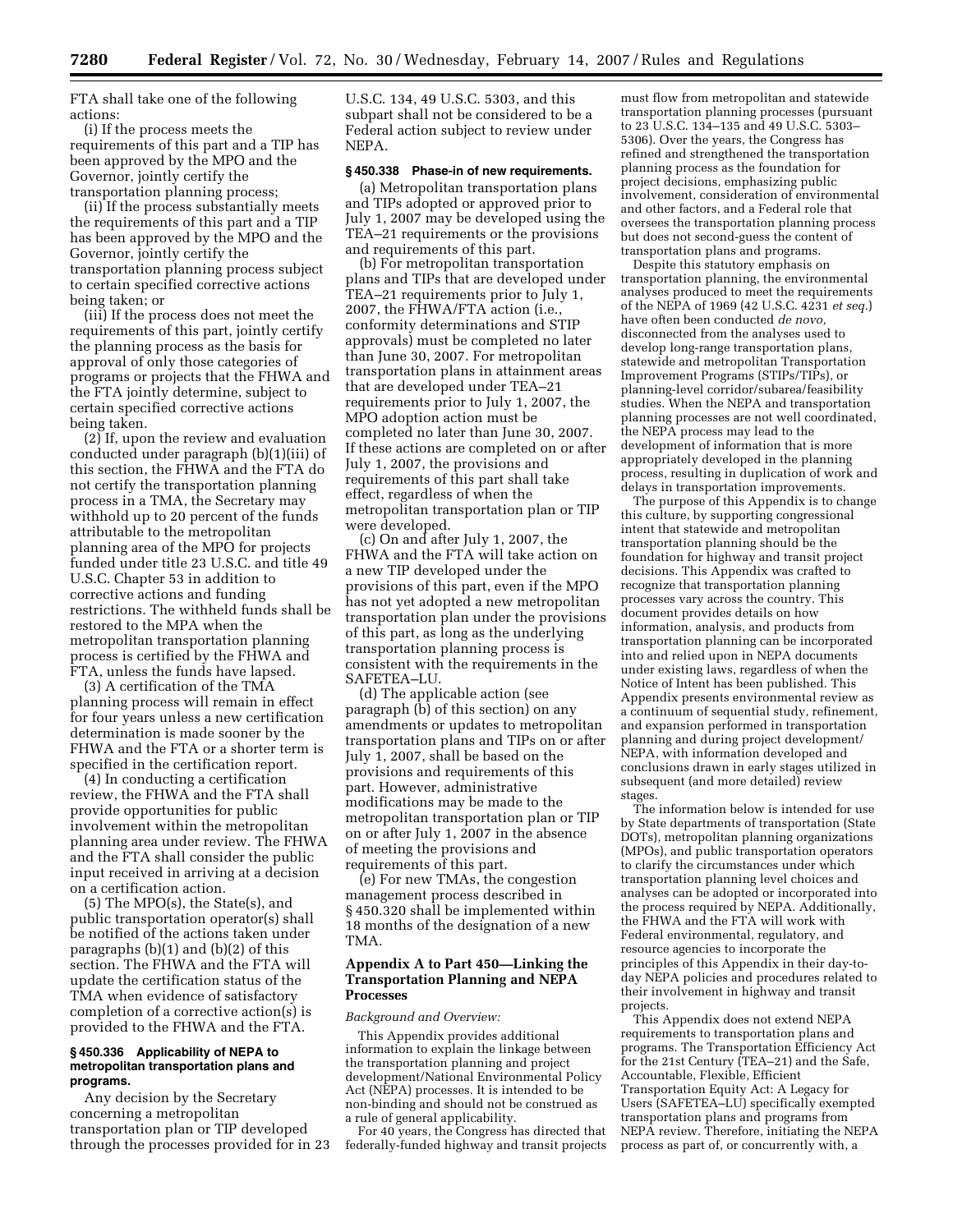FTA shall take one of the following actions:

(i) If the process meets the requirements of this part and a TIP has been approved by the MPO and the Governor, jointly certify the transportation planning process;

(ii) If the process substantially meets the requirements of this part and a TIP has been approved by the MPO and the Governor, jointly certify the transportation planning process subject to certain specified corrective actions being taken; or

(iii) If the process does not meet the requirements of this part, jointly certify the planning process as the basis for approval of only those categories of programs or projects that the FHWA and the FTA jointly determine, subject to certain specified corrective actions being taken.

(2) If, upon the review and evaluation conducted under paragraph (b)(1)(iii) of this section, the FHWA and the FTA do not certify the transportation planning process in a TMA, the Secretary may withhold up to 20 percent of the funds attributable to the metropolitan planning area of the MPO for projects funded under title 23 U.S.C. and title 49 U.S.C. Chapter 53 in addition to corrective actions and funding restrictions. The withheld funds shall be restored to the MPA when the metropolitan transportation planning process is certified by the FHWA and FTA, unless the funds have lapsed.

(3) A certification of the TMA planning process will remain in effect for four years unless a new certification determination is made sooner by the FHWA and the FTA or a shorter term is specified in the certification report.

(4) In conducting a certification review, the FHWA and the FTA shall provide opportunities for public involvement within the metropolitan planning area under review. The FHWA and the FTA shall consider the public input received in arriving at a decision on a certification action.

(5) The MPO(s), the State(s), and public transportation operator(s) shall be notified of the actions taken under paragraphs (b)(1) and (b)(2) of this section. The FHWA and the FTA will update the certification status of the TMA when evidence of satisfactory completion of a corrective action(s) is provided to the FHWA and the FTA.

**§ 450.336 Applicability of NEPA to metropolitan transportation plans and programs.**

Any decision by the Secretary concerning a metropolitan transportation plan or TIP developed through the processes provided for in 23 U.S.C. 134, 49 U.S.C. 5303, and this subpart shall not be considered to be a Federal action subject to review under NEPA.

**§ 450.338 Phase-in of new requirements.**

(a) Metropolitan transportation plans and TIPs adopted or approved prior to July 1, 2007 may be developed using the TEA–21 requirements or the provisions and requirements of this part.

(b) For metropolitan transportation plans and TIPs that are developed under TEA–21 requirements prior to July 1, 2007, the FHWA/FTA action (i.e., conformity determinations and STIP approvals) must be completed no later than June 30, 2007. For metropolitan transportation plans in attainment areas that are developed under TEA–21 requirements prior to July 1, 2007, the MPO adoption action must be completed no later than June 30, 2007. If these actions are completed on or after July 1, 2007, the provisions and requirements of this part shall take effect, regardless of when the metropolitan transportation plan or TIP were developed.

(c) On and after July 1, 2007, the FHWA and the FTA will take action on a new TIP developed under the provisions of this part, even if the MPO has not yet adopted a new metropolitan transportation plan under the provisions of this part, as long as the underlying transportation planning process is consistent with the requirements in the SAFETEA–LU.

(d) The applicable action (see paragraph (b) of this section) on any amendments or updates to metropolitan transportation plans and TIPs on or after July 1, 2007, shall be based on the provisions and requirements of this part. However, administrative modifications may be made to the metropolitan transportation plan or TIP on or after July 1, 2007 in the absence of meeting the provisions and requirements of this part.

(e) For new TMAs, the congestion management process described in § 450.320 shall be implemented within 18 months of the designation of a new TMA.

## Appendix A to Part 450—Linking the Transportation Planning and NEPA Processes

*Background and Overview:*

This Appendix provides additional information to explain the linkage between the transportation planning and project development/National Environmental Policy Act (NEPA) processes. It is intended to be non-binding and should not be construed as a rule of general applicability.

For 40 years, the Congress has directed that federally-funded highway and transit projects must flow from metropolitan and statewide transportation planning processes (pursuant to 23 U.S.C. 134–135 and 49 U.S.C. 5303–5306). Over the years, the Congress has refined and strengthened the transportation planning process as the foundation for project decisions, emphasizing public involvement, consideration of environmental and other factors, and a Federal role that oversees the transportation planning process but does not second-guess the content of transportation plans and programs.

Despite this statutory emphasis on transportation planning, the environmental analyses produced to meet the requirements of the NEPA of 1969 (42 U.S.C. 4231 *et seq.*) have often been conducted *de novo,* disconnected from the analyses used to develop long-range transportation plans, statewide and metropolitan Transportation Improvement Programs (STIPs/TIPs), or planning-level corridor/subarea/feasibility studies. When the NEPA and transportation planning processes are not well coordinated, the NEPA process may lead to the development of information that is more appropriately developed in the planning process, resulting in duplication of work and delays in transportation improvements.

The purpose of this Appendix is to change this culture, by supporting congressional intent that statewide and metropolitan transportation planning should be the foundation for highway and transit project decisions. This Appendix was crafted to recognize that transportation planning processes vary across the country. This document provides details on how information, analysis, and products from transportation planning can be incorporated into and relied upon in NEPA documents under existing laws, regardless of when the Notice of Intent has been published. This Appendix presents environmental review as a continuum of sequential study, refinement, and expansion performed in transportation planning and during project development/NEPA, with information developed and conclusions drawn in early stages utilized in subsequent (and more detailed) review stages.

The information below is intended for use by State departments of transportation (State DOTs), metropolitan planning organizations (MPOs), and public transportation operators to clarify the circumstances under which transportation planning level choices and analyses can be adopted or incorporated into the process required by NEPA. Additionally, the FHWA and the FTA will work with Federal environmental, regulatory, and resource agencies to incorporate the principles of this Appendix in their day-to-day NEPA policies and procedures related to their involvement in highway and transit projects.

This Appendix does not extend NEPA requirements to transportation plans and programs. The Transportation Efficiency Act for the 21st Century (TEA–21) and the Safe, Accountable, Flexible, Efficient Transportation Equity Act: A Legacy for Users (SAFETEA–LU) specifically exempted transportation plans and programs from NEPA review. Therefore, initiating the NEPA process as part of, or concurrently with, a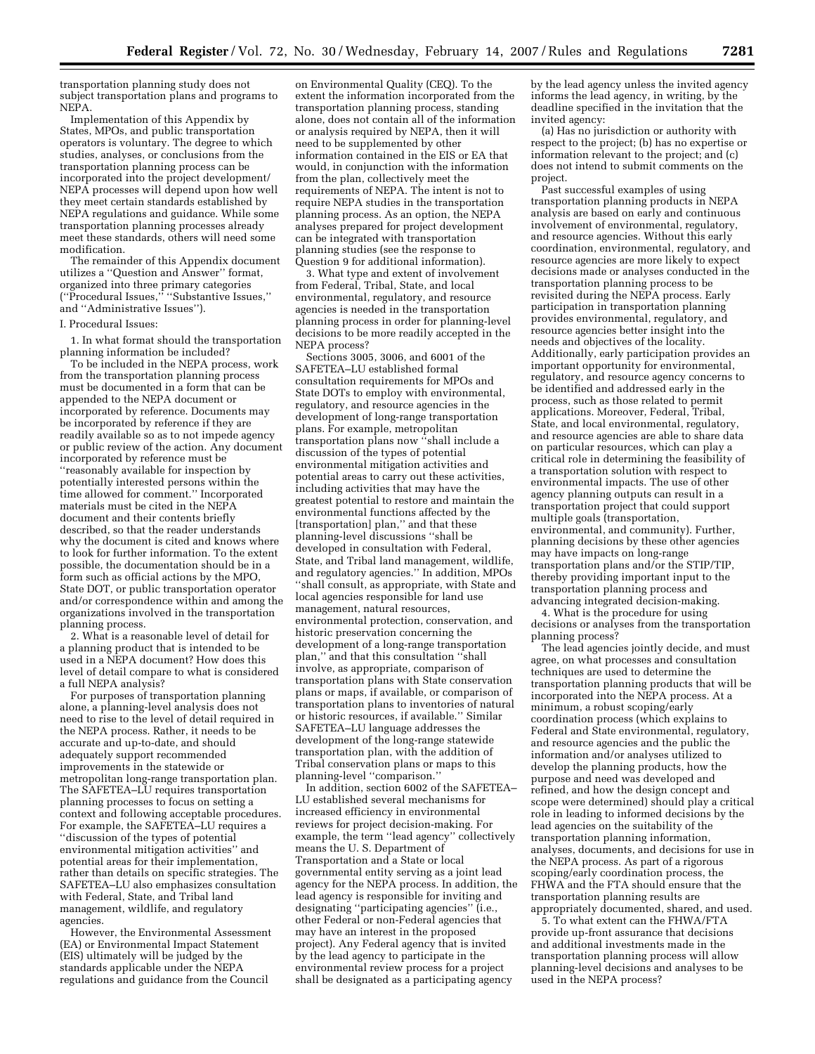transportation planning study does not subject transportation plans and programs to NEPA.

Implementation of this Appendix by States, MPOs, and public transportation operators is voluntary. The degree to which studies, analyses, or conclusions from the transportation planning process can be incorporated into the project development/NEPA processes will depend upon how well they meet certain standards established by NEPA regulations and guidance. While some transportation planning processes already meet these standards, others will need some modification.

The remainder of this Appendix document utilizes a "Question and Answer" format, organized into three primary categories ("Procedural Issues," "Substantive Issues," and "Administrative Issues").

I. Procedural Issues:

1. In what format should the transportation planning information be included?

To be included in the NEPA process, work from the transportation planning process must be documented in a form that can be appended to the NEPA document or incorporated by reference. Documents may be incorporated by reference if they are readily available so as to not impede agency or public review of the action. Any document incorporated by reference must be "reasonably available for inspection by potentially interested persons within the time allowed for comment." Incorporated materials must be cited in the NEPA document and their contents briefly described, so that the reader understands why the document is cited and knows where to look for further information. To the extent possible, the documentation should be in a form such as official actions by the MPO, State DOT, or public transportation operator and/or correspondence within and among the organizations involved in the transportation planning process.

2. What is a reasonable level of detail for a planning product that is intended to be used in a NEPA document? How does this level of detail compare to what is considered a full NEPA analysis?

For purposes of transportation planning alone, a planning-level analysis does not need to rise to the level of detail required in the NEPA process. Rather, it needs to be accurate and up-to-date, and should adequately support recommended improvements in the statewide or metropolitan long-range transportation plan. The SAFETEA–LU requires transportation planning processes to focus on setting a context and following acceptable procedures. For example, the SAFETEA–LU requires a "discussion of the types of potential environmental mitigation activities" and potential areas for their implementation, rather than details on specific strategies. The SAFETEA–LU also emphasizes consultation with Federal, State, and Tribal land management, wildlife, and regulatory agencies.

However, the Environmental Assessment (EA) or Environmental Impact Statement (EIS) ultimately will be judged by the standards applicable under the NEPA regulations and guidance from the Council on Environmental Quality (CEQ). To the extent the information incorporated from the transportation planning process, standing alone, does not contain all of the information or analysis required by NEPA, then it will need to be supplemented by other information contained in the EIS or EA that would, in conjunction with the information from the plan, collectively meet the requirements of NEPA. The intent is not to require NEPA studies in the transportation planning process. As an option, the NEPA analyses prepared for project development can be integrated with transportation planning studies (see the response to Question 9 for additional information).

3. What type and extent of involvement from Federal, Tribal, State, and local environmental, regulatory, and resource agencies is needed in the transportation planning process in order for planning-level decisions to be more readily accepted in the NEPA process?

Sections 3005, 3006, and 6001 of the SAFETEA–LU established formal consultation requirements for MPOs and State DOTs to employ with environmental, regulatory, and resource agencies in the development of long-range transportation plans. For example, metropolitan transportation plans now "shall include a discussion of the types of potential environmental mitigation activities and potential areas to carry out these activities, including activities that may have the greatest potential to restore and maintain the environmental functions affected by the [transportation] plan," and that these planning-level discussions "shall be developed in consultation with Federal, State, and Tribal land management, wildlife, and regulatory agencies." In addition, MPOs "shall consult, as appropriate, with State and local agencies responsible for land use management, natural resources, environmental protection, conservation, and historic preservation concerning the development of a long-range transportation plan," and that this consultation "shall involve, as appropriate, comparison of transportation plans with State conservation plans or maps, if available, or comparison of transportation plans to inventories of natural or historic resources, if available." Similar SAFETEA–LU language addresses the development of the long-range statewide transportation plan, with the addition of Tribal conservation plans or maps to this planning-level "comparison."

In addition, section 6002 of the SAFETEA–LU established several mechanisms for increased efficiency in environmental reviews for project decision-making. For example, the term "lead agency" collectively means the U. S. Department of Transportation and a State or local governmental entity serving as a joint lead agency for the NEPA process. In addition, the lead agency is responsible for inviting and designating "participating agencies" (i.e., other Federal or non-Federal agencies that may have an interest in the proposed project). Any Federal agency that is invited by the lead agency to participate in the environmental review process for a project shall be designated as a participating agency by the lead agency unless the invited agency informs the lead agency, in writing, by the deadline specified in the invitation that the invited agency:

(a) Has no jurisdiction or authority with respect to the project; (b) has no expertise or information relevant to the project; and (c) does not intend to submit comments on the project.

Past successful examples of using transportation planning products in NEPA analysis are based on early and continuous involvement of environmental, regulatory, and resource agencies. Without this early coordination, environmental, regulatory, and resource agencies are more likely to expect decisions made or analyses conducted in the transportation planning process to be revisited during the NEPA process. Early participation in transportation planning provides environmental, regulatory, and resource agencies better insight into the needs and objectives of the locality. Additionally, early participation provides an important opportunity for environmental, regulatory, and resource agency concerns to be identified and addressed early in the process, such as those related to permit applications. Moreover, Federal, Tribal, State, and local environmental, regulatory, and resource agencies are able to share data on particular resources, which can play a critical role in determining the feasibility of a transportation solution with respect to environmental impacts. The use of other agency planning outputs can result in a transportation project that could support multiple goals (transportation, environmental, and community). Further, planning decisions by these other agencies may have impacts on long-range transportation plans and/or the STIP/TIP, thereby providing important input to the transportation planning process and advancing integrated decision-making.

4. What is the procedure for using decisions or analyses from the transportation planning process?

The lead agencies jointly decide, and must agree, on what processes and consultation techniques are used to determine the transportation planning products that will be incorporated into the NEPA process. At a minimum, a robust scoping/early coordination process (which explains to Federal and State environmental, regulatory, and resource agencies and the public the information and/or analyses utilized to develop the planning products, how the purpose and need was developed and refined, and how the design concept and scope were determined) should play a critical role in leading to informed decisions by the lead agencies on the suitability of the transportation planning information, analyses, documents, and decisions for use in the NEPA process. As part of a rigorous scoping/early coordination process, the FHWA and the FTA should ensure that the transportation planning results are appropriately documented, shared, and used.

5. To what extent can the FHWA/FTA provide up-front assurance that decisions and additional investments made in the transportation planning process will allow planning-level decisions and analyses to be used in the NEPA process?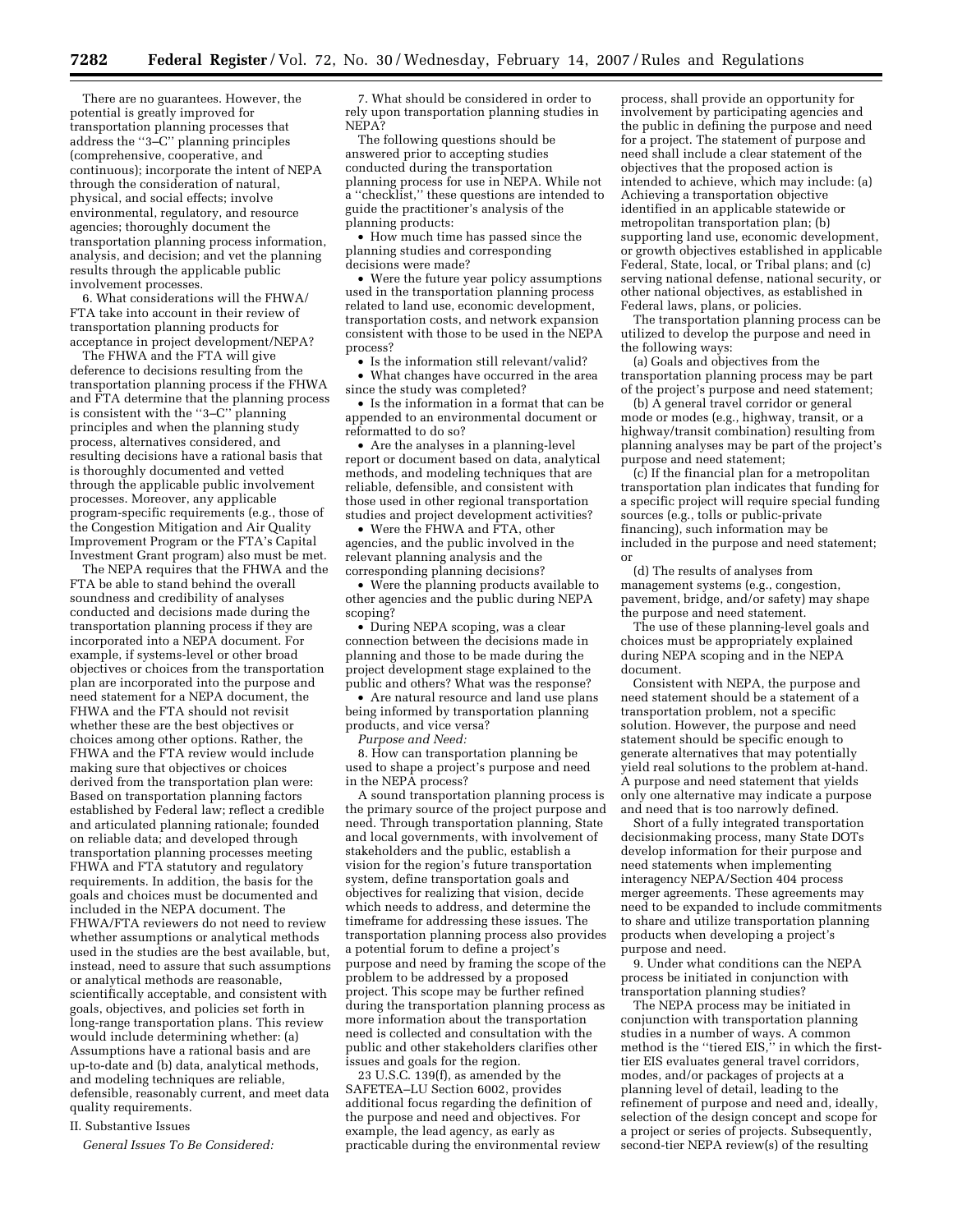There are no guarantees. However, the potential is greatly improved for transportation planning processes that address the ''3–C'' planning principles (comprehensive, cooperative, and continuous); incorporate the intent of NEPA through the consideration of natural, physical, and social effects; involve environmental, regulatory, and resource agencies; thoroughly document the transportation planning process information, analysis, and decision; and vet the planning results through the applicable public involvement processes.

6. What considerations will the FHWA/FTA take into account in their review of transportation planning products for acceptance in project development/NEPA?

The FHWA and the FTA will give deference to decisions resulting from the transportation planning process if the FHWA and FTA determine that the planning process is consistent with the ''3–C'' planning principles and when the planning study process, alternatives considered, and resulting decisions have a rational basis that is thoroughly documented and vetted through the applicable public involvement processes. Moreover, any applicable program-specific requirements (e.g., those of the Congestion Mitigation and Air Quality Improvement Program or the FTA's Capital Investment Grant program) also must be met.

The NEPA requires that the FHWA and the FTA be able to stand behind the overall soundness and credibility of analyses conducted and decisions made during the transportation planning process if they are incorporated into a NEPA document. For example, if systems-level or other broad objectives or choices from the transportation plan are incorporated into the purpose and need statement for a NEPA document, the FHWA and the FTA should not revisit whether these are the best objectives or choices among other options. Rather, the FHWA and the FTA review would include making sure that objectives or choices derived from the transportation plan were: Based on transportation planning factors established by Federal law; reflect a credible and articulated planning rationale; founded on reliable data; and developed through transportation planning processes meeting FHWA and FTA statutory and regulatory requirements. In addition, the basis for the goals and choices must be documented and included in the NEPA document. The FHWA/FTA reviewers do not need to review whether assumptions or analytical methods used in the studies are the best available, but, instead, need to assure that such assumptions or analytical methods are reasonable, scientifically acceptable, and consistent with goals, objectives, and policies set forth in long-range transportation plans. This review would include determining whether: (a) Assumptions have a rational basis and are up-to-date and (b) data, analytical methods, and modeling techniques are reliable, defensible, reasonably current, and meet data quality requirements.

II. Substantive Issues

*General Issues To Be Considered:*

7. What should be considered in order to rely upon transportation planning studies in NEPA?

The following questions should be answered prior to accepting studies conducted during the transportation planning process for use in NEPA. While not a ''checklist,'' these questions are intended to guide the practitioner's analysis of the planning products:

- How much time has passed since the planning studies and corresponding decisions were made?
- Were the future year policy assumptions used in the transportation planning process related to land use, economic development, transportation costs, and network expansion consistent with those to be used in the NEPA process?
- Is the information still relevant/valid?
- What changes have occurred in the area since the study was completed?
- Is the information in a format that can be appended to an environmental document or reformatted to do so?
- Are the analyses in a planning-level report or document based on data, analytical methods, and modeling techniques that are reliable, defensible, and consistent with those used in other regional transportation studies and project development activities?
- Were the FHWA and FTA, other agencies, and the public involved in the relevant planning analysis and the corresponding planning decisions?
- Were the planning products available to other agencies and the public during NEPA scoping?
- During NEPA scoping, was a clear connection between the decisions made in planning and those to be made during the project development stage explained to the public and others? What was the response?
- Are natural resource and land use plans being informed by transportation planning products, and vice versa?

*Purpose and Need:*

8. How can transportation planning be used to shape a project's purpose and need in the NEPA process?

A sound transportation planning process is the primary source of the project purpose and need. Through transportation planning, State and local governments, with involvement of stakeholders and the public, establish a vision for the region's future transportation system, define transportation goals and objectives for realizing that vision, decide which needs to address, and determine the timeframe for addressing these issues. The transportation planning process also provides a potential forum to define a project's purpose and need by framing the scope of the problem to be addressed by a proposed project. This scope may be further refined during the transportation planning process as more information about the transportation need is collected and consultation with the public and other stakeholders clarifies other issues and goals for the region.

23 U.S.C. 139(f), as amended by the SAFETEA–LU Section 6002, provides additional focus regarding the definition of the purpose and need and objectives. For example, the lead agency, as early as practicable during the environmental review process, shall provide an opportunity for involvement by participating agencies and the public in defining the purpose and need for a project. The statement of purpose and need shall include a clear statement of the objectives that the proposed action is intended to achieve, which may include: (a) Achieving a transportation objective identified in an applicable statewide or metropolitan transportation plan; (b) supporting land use, economic development, or growth objectives established in applicable Federal, State, local, or Tribal plans; and (c) serving national defense, national security, or other national objectives, as established in Federal laws, plans, or policies.

The transportation planning process can be utilized to develop the purpose and need in the following ways:

(a) Goals and objectives from the transportation planning process may be part of the project's purpose and need statement;

(b) A general travel corridor or general mode or modes (e.g., highway, transit, or a highway/transit combination) resulting from planning analyses may be part of the project's purpose and need statement;

(c) If the financial plan for a metropolitan transportation plan indicates that funding for a specific project will require special funding sources (e.g., tolls or public-private financing), such information may be included in the purpose and need statement; or

(d) The results of analyses from management systems (e.g., congestion, pavement, bridge, and/or safety) may shape the purpose and need statement.

The use of these planning-level goals and choices must be appropriately explained during NEPA scoping and in the NEPA document.

Consistent with NEPA, the purpose and need statement should be a statement of a transportation problem, not a specific solution. However, the purpose and need statement should be specific enough to generate alternatives that may potentially yield real solutions to the problem at-hand. A purpose and need statement that yields only one alternative may indicate a purpose and need that is too narrowly defined.

Short of a fully integrated transportation decisionmaking process, many State DOTs develop information for their purpose and need statements when implementing interagency NEPA/Section 404 process merger agreements. These agreements may need to be expanded to include commitments to share and utilize transportation planning products when developing a project's purpose and need.

9. Under what conditions can the NEPA process be initiated in conjunction with transportation planning studies?

The NEPA process may be initiated in conjunction with transportation planning studies in a number of ways. A common method is the ''tiered EIS,'' in which the first-tier EIS evaluates general travel corridors, modes, and/or packages of projects at a planning level of detail, leading to the refinement of purpose and need and, ideally, selection of the design concept and scope for a project or series of projects. Subsequently, second-tier NEPA review(s) of the resulting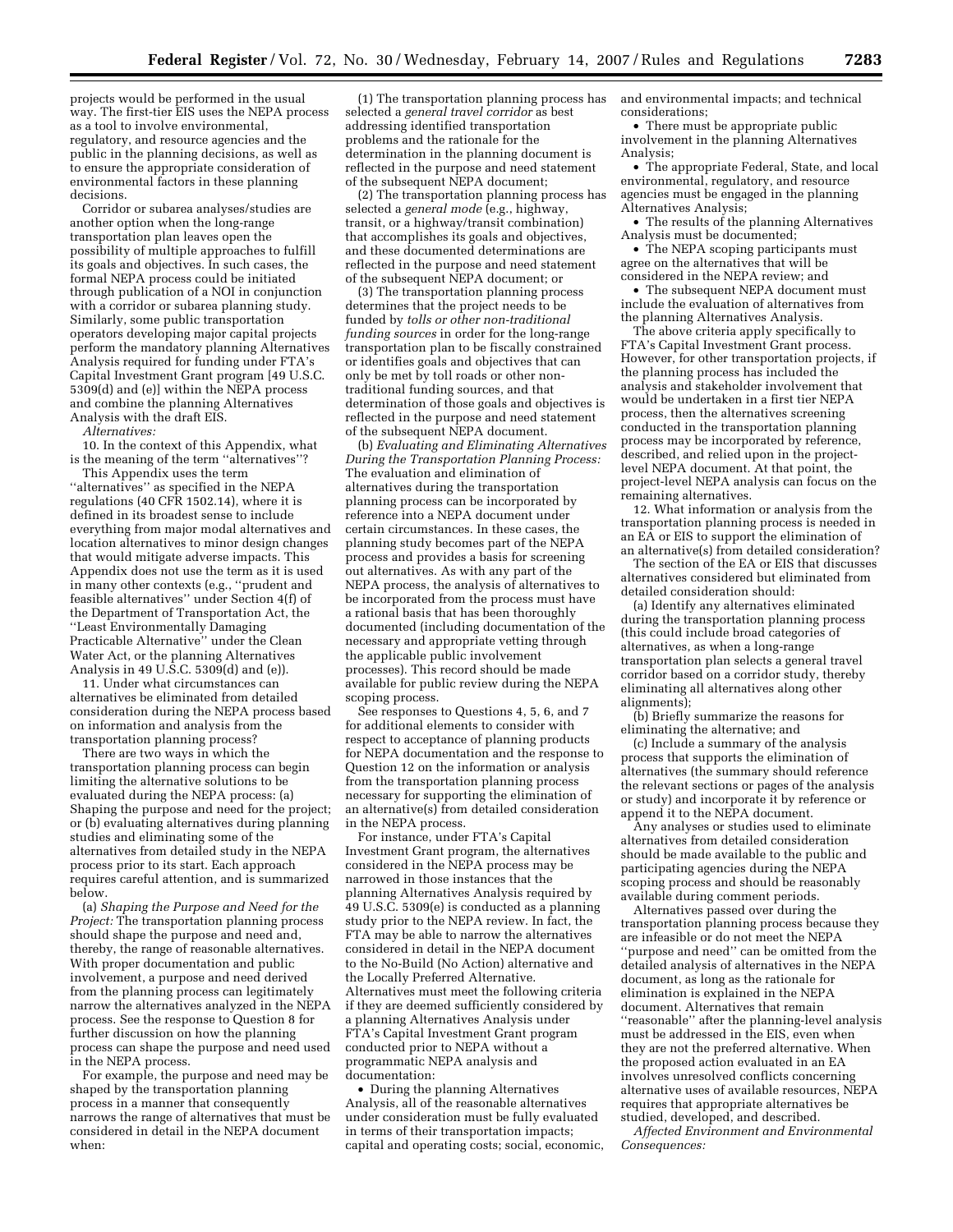projects would be performed in the usual way. The first-tier EIS uses the NEPA process as a tool to involve environmental, regulatory, and resource agencies and the public in the planning decisions, as well as to ensure the appropriate consideration of environmental factors in these planning decisions.

Corridor or subarea analyses/studies are another option when the long-range transportation plan leaves open the possibility of multiple approaches to fulfill its goals and objectives. In such cases, the formal NEPA process could be initiated through publication of a NOI in conjunction with a corridor or subarea planning study. Similarly, some public transportation operators developing major capital projects perform the mandatory planning Alternatives Analysis required for funding under FTA's Capital Investment Grant program [49 U.S.C. 5309(d) and (e)] within the NEPA process and combine the planning Alternatives Analysis with the draft EIS.

*Alternatives:*

10. In the context of this Appendix, what is the meaning of the term "alternatives"?

This Appendix uses the term "alternatives" as specified in the NEPA regulations (40 CFR 1502.14), where it is defined in its broadest sense to include everything from major modal alternatives and location alternatives to minor design changes that would mitigate adverse impacts. This Appendix does not use the term as it is used in many other contexts (e.g., "prudent and feasible alternatives" under Section 4(f) of the Department of Transportation Act, the "Least Environmentally Damaging Practicable Alternative" under the Clean Water Act, or the planning Alternatives Analysis in 49 U.S.C. 5309(d) and (e)).

11. Under what circumstances can alternatives be eliminated from detailed consideration during the NEPA process based on information and analysis from the transportation planning process?

There are two ways in which the transportation planning process can begin limiting the alternative solutions to be evaluated during the NEPA process: (a) Shaping the purpose and need for the project; or (b) evaluating alternatives during planning studies and eliminating some of the alternatives from detailed study in the NEPA process prior to its start. Each approach requires careful attention, and is summarized below.

(a) *Shaping the Purpose and Need for the Project:* The transportation planning process should shape the purpose and need and, thereby, the range of reasonable alternatives. With proper documentation and public involvement, a purpose and need derived from the planning process can legitimately narrow the alternatives analyzed in the NEPA process. See the response to Question 8 for further discussion on how the planning process can shape the purpose and need used in the NEPA process.

For example, the purpose and need may be shaped by the transportation planning process in a manner that consequently narrows the range of alternatives that must be considered in detail in the NEPA document when:

(1) The transportation planning process has selected a *general travel corridor* as best addressing identified transportation problems and the rationale for the determination in the planning document is reflected in the purpose and need statement of the subsequent NEPA document;

(2) The transportation planning process has selected a *general mode* (e.g., highway, transit, or a highway/transit combination) that accomplishes its goals and objectives, and these documented determinations are reflected in the purpose and need statement of the subsequent NEPA document; or

(3) The transportation planning process determines that the project needs to be funded by *tolls or other non-traditional funding sources* in order for the long-range transportation plan to be fiscally constrained or identifies goals and objectives that can only be met by toll roads or other non-traditional funding sources, and that determination of those goals and objectives is reflected in the purpose and need statement of the subsequent NEPA document.

(b) *Evaluating and Eliminating Alternatives During the Transportation Planning Process:* The evaluation and elimination of alternatives during the transportation planning process can be incorporated by reference into a NEPA document under certain circumstances. In these cases, the planning study becomes part of the NEPA process and provides a basis for screening out alternatives. As with any part of the NEPA process, the analysis of alternatives to be incorporated from the process must have a rational basis that has been thoroughly documented (including documentation of the necessary and appropriate vetting through the applicable public involvement processes). This record should be made available for public review during the NEPA scoping process.

See responses to Questions 4, 5, 6, and 7 for additional elements to consider with respect to acceptance of planning products for NEPA documentation and the response to Question 12 on the information or analysis from the transportation planning process necessary for supporting the elimination of an alternative(s) from detailed consideration in the NEPA process.

For instance, under FTA's Capital Investment Grant program, the alternatives considered in the NEPA process may be narrowed in those instances that the planning Alternatives Analysis required by 49 U.S.C. 5309(e) is conducted as a planning study prior to the NEPA review. In fact, the FTA may be able to narrow the alternatives considered in detail in the NEPA document to the No-Build (No Action) alternative and the Locally Preferred Alternative. Alternatives must meet the following criteria if they are deemed sufficiently considered by a planning Alternatives Analysis under FTA's Capital Investment Grant program conducted prior to NEPA without a programmatic NEPA analysis and documentation:

- During the planning Alternatives Analysis, all of the reasonable alternatives under consideration must be fully evaluated in terms of their transportation impacts; capital and operating costs; social, economic, and environmental impacts; and technical considerations;
- There must be appropriate public involvement in the planning Alternatives Analysis;
- The appropriate Federal, State, and local environmental, regulatory, and resource agencies must be engaged in the planning Alternatives Analysis;
- The results of the planning Alternatives Analysis must be documented;
- The NEPA scoping participants must agree on the alternatives that will be considered in the NEPA review; and
- The subsequent NEPA document must include the evaluation of alternatives from the planning Alternatives Analysis.

The above criteria apply specifically to FTA's Capital Investment Grant process. However, for other transportation projects, if the planning process has included the analysis and stakeholder involvement that would be undertaken in a first tier NEPA process, then the alternatives screening conducted in the transportation planning process may be incorporated by reference, described, and relied upon in the project-level NEPA document. At that point, the project-level NEPA analysis can focus on the remaining alternatives.

12. What information or analysis from the transportation planning process is needed in an EA or EIS to support the elimination of an alternative(s) from detailed consideration?

The section of the EA or EIS that discusses alternatives considered but eliminated from detailed consideration should:

(a) Identify any alternatives eliminated during the transportation planning process (this could include broad categories of alternatives, as when a long-range transportation plan selects a general travel corridor based on a corridor study, thereby eliminating all alternatives along other alignments);

(b) Briefly summarize the reasons for eliminating the alternative; and

(c) Include a summary of the analysis process that supports the elimination of alternatives (the summary should reference the relevant sections or pages of the analysis or study) and incorporate it by reference or append it to the NEPA document.

Any analyses or studies used to eliminate alternatives from detailed consideration should be made available to the public and participating agencies during the NEPA scoping process and should be reasonably available during comment periods.

Alternatives passed over during the transportation planning process because they are infeasible or do not meet the NEPA "purpose and need" can be omitted from the detailed analysis of alternatives in the NEPA document, as long as the rationale for elimination is explained in the NEPA document. Alternatives that remain "reasonable" after the planning-level analysis must be addressed in the EIS, even when they are not the preferred alternative. When the proposed action evaluated in an EA involves unresolved conflicts concerning alternative uses of available resources, NEPA requires that appropriate alternatives be studied, developed, and described.

*Affected Environment and Environmental Consequences:*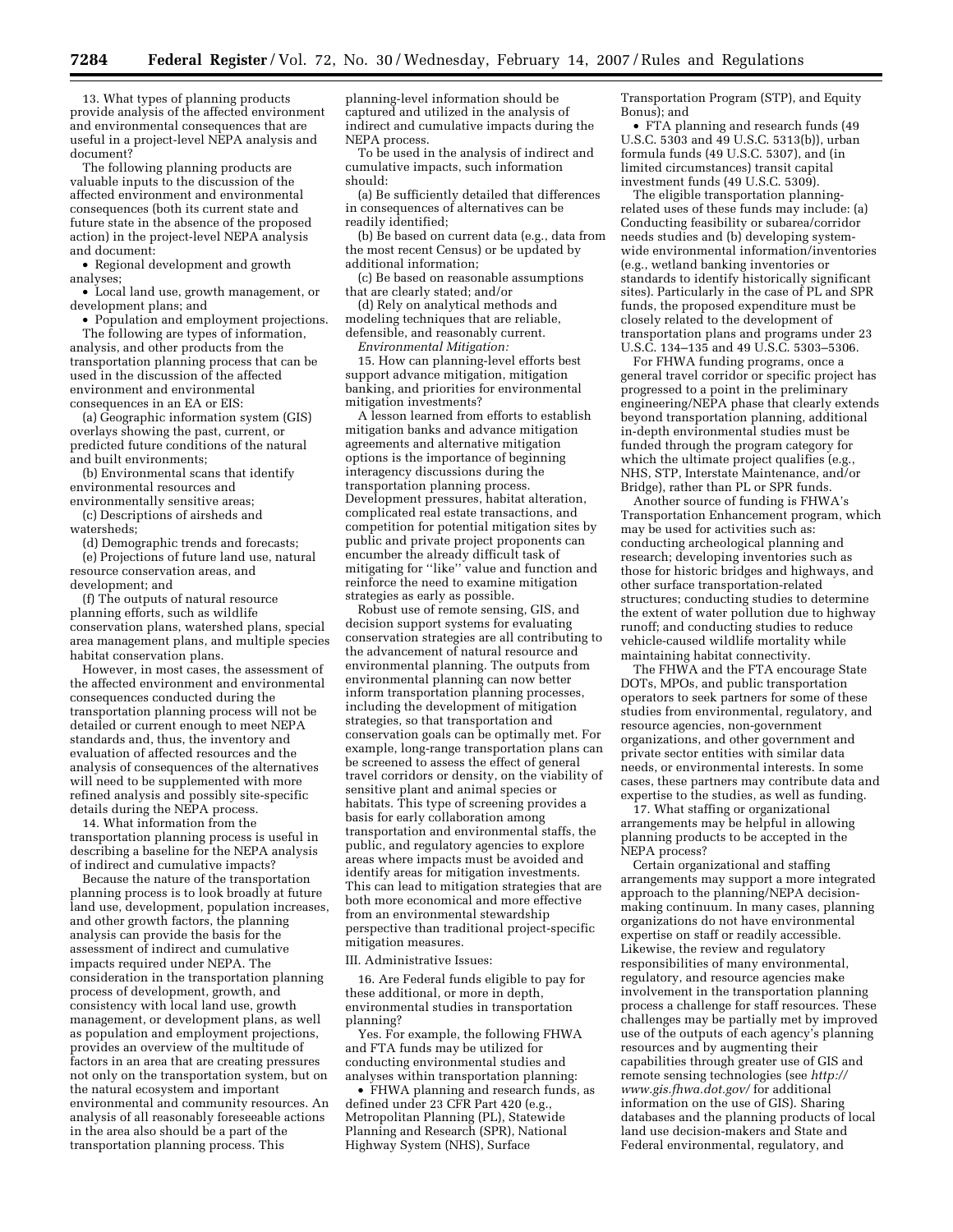13. What types of planning products provide analysis of the affected environment and environmental consequences that are useful in a project-level NEPA analysis and document?

The following planning products are valuable inputs to the discussion of the affected environment and environmental consequences (both its current state and future state in the absence of the proposed action) in the project-level NEPA analysis and document:

- Regional development and growth analyses;
- Local land use, growth management, or development plans; and
- Population and employment projections.

The following are types of information, analysis, and other products from the transportation planning process that can be used in the discussion of the affected environment and environmental consequences in an EA or EIS:

(a) Geographic information system (GIS) overlays showing the past, current, or predicted future conditions of the natural and built environments;

(b) Environmental scans that identify environmental resources and environmentally sensitive areas;

(c) Descriptions of airsheds and watersheds;

(d) Demographic trends and forecasts;

(e) Projections of future land use, natural resource conservation areas, and development; and

(f) The outputs of natural resource planning efforts, such as wildlife conservation plans, watershed plans, special area management plans, and multiple species habitat conservation plans.

However, in most cases, the assessment of the affected environment and environmental consequences conducted during the transportation planning process will not be detailed or current enough to meet NEPA standards and, thus, the inventory and evaluation of affected resources and the analysis of consequences of the alternatives will need to be supplemented with more refined analysis and possibly site-specific details during the NEPA process.

14. What information from the transportation planning process is useful in describing a baseline for the NEPA analysis of indirect and cumulative impacts?

Because the nature of the transportation planning process is to look broadly at future land use, development, population increases, and other growth factors, the planning analysis can provide the basis for the assessment of indirect and cumulative impacts required under NEPA. The consideration in the transportation planning process of development, growth, and consistency with local land use, growth management, or development plans, as well as population and employment projections, provides an overview of the multitude of factors in an area that are creating pressures not only on the transportation system, but on the natural ecosystem and important environmental and community resources. An analysis of all reasonably foreseeable actions in the area also should be a part of the transportation planning process. This planning-level information should be captured and utilized in the analysis of indirect and cumulative impacts during the NEPA process.

To be used in the analysis of indirect and cumulative impacts, such information should:

(a) Be sufficiently detailed that differences in consequences of alternatives can be readily identified;

(b) Be based on current data (e.g., data from the most recent Census) or be updated by additional information;

(c) Be based on reasonable assumptions that are clearly stated; and/or

(d) Rely on analytical methods and modeling techniques that are reliable, defensible, and reasonably current.

*Environmental Mitigation:*

15. How can planning-level efforts best support advance mitigation, mitigation banking, and priorities for environmental mitigation investments?

A lesson learned from efforts to establish mitigation banks and advance mitigation agreements and alternative mitigation options is the importance of beginning interagency discussions during the transportation planning process. Development pressures, habitat alteration, complicated real estate transactions, and competition for potential mitigation sites by public and private project proponents can encumber the already difficult task of mitigating for ''like'' value and function and reinforce the need to examine mitigation strategies as early as possible.

Robust use of remote sensing, GIS, and decision support systems for evaluating conservation strategies are all contributing to the advancement of natural resource and environmental planning. The outputs from environmental planning can now better inform transportation planning processes, including the development of mitigation strategies, so that transportation and conservation goals can be optimally met. For example, long-range transportation plans can be screened to assess the effect of general travel corridors or density, on the viability of sensitive plant and animal species or habitats. This type of screening provides a basis for early collaboration among transportation and environmental staffs, the public, and regulatory agencies to explore areas where impacts must be avoided and identify areas for mitigation investments. This can lead to mitigation strategies that are both more economical and more effective from an environmental stewardship perspective than traditional project-specific mitigation measures.

III. Administrative Issues:

16. Are Federal funds eligible to pay for these additional, or more in depth, environmental studies in transportation planning?

Yes. For example, the following FHWA and FTA funds may be utilized for conducting environmental studies and analyses within transportation planning:

- FHWA planning and research funds, as defined under 23 CFR Part 420 (e.g., Metropolitan Planning (PL), Statewide Planning and Research (SPR), National Highway System (NHS), Surface Transportation Program (STP), and Equity Bonus); and
- FTA planning and research funds (49 U.S.C. 5303 and 49 U.S.C. 5313(b)), urban formula funds (49 U.S.C. 5307), and (in limited circumstances) transit capital investment funds (49 U.S.C. 5309).

The eligible transportation planning-related uses of these funds may include: (a) Conducting feasibility or subarea/corridor needs studies and (b) developing system-wide environmental information/inventories (e.g., wetland banking inventories or standards to identify historically significant sites). Particularly in the case of PL and SPR funds, the proposed expenditure must be closely related to the development of transportation plans and programs under 23 U.S.C. 134–135 and 49 U.S.C. 5303–5306.

For FHWA funding programs, once a general travel corridor or specific project has progressed to a point in the preliminary engineering/NEPA phase that clearly extends beyond transportation planning, additional in-depth environmental studies must be funded through the program category for which the ultimate project qualifies (e.g., NHS, STP, Interstate Maintenance, and/or Bridge), rather than PL or SPR funds.

Another source of funding is FHWA's Transportation Enhancement program, which may be used for activities such as: conducting archeological planning and research; developing inventories such as those for historic bridges and highways, and other surface transportation-related structures; conducting studies to determine the extent of water pollution due to highway runoff; and conducting studies to reduce vehicle-caused wildlife mortality while maintaining habitat connectivity.

The FHWA and the FTA encourage State DOTs, MPOs, and public transportation operators to seek partners for some of these studies from environmental, regulatory, and resource agencies, non-government organizations, and other government and private sector entities with similar data needs, or environmental interests. In some cases, these partners may contribute data and expertise to the studies, as well as funding.

17. What staffing or organizational arrangements may be helpful in allowing planning products to be accepted in the NEPA process?

Certain organizational and staffing arrangements may support a more integrated approach to the planning/NEPA decision-making continuum. In many cases, planning organizations do not have environmental expertise on staff or readily accessible. Likewise, the review and regulatory responsibilities of many environmental, regulatory, and resource agencies make involvement in the transportation planning process a challenge for staff resources. These challenges may be partially met by improved use of the outputs of each agency's planning resources and by augmenting their capabilities through greater use of GIS and remote sensing technologies (see *http://www.gis.fhwa.dot.gov/* for additional information on the use of GIS). Sharing databases and the planning products of local land use decision-makers and State and Federal environmental, regulatory, and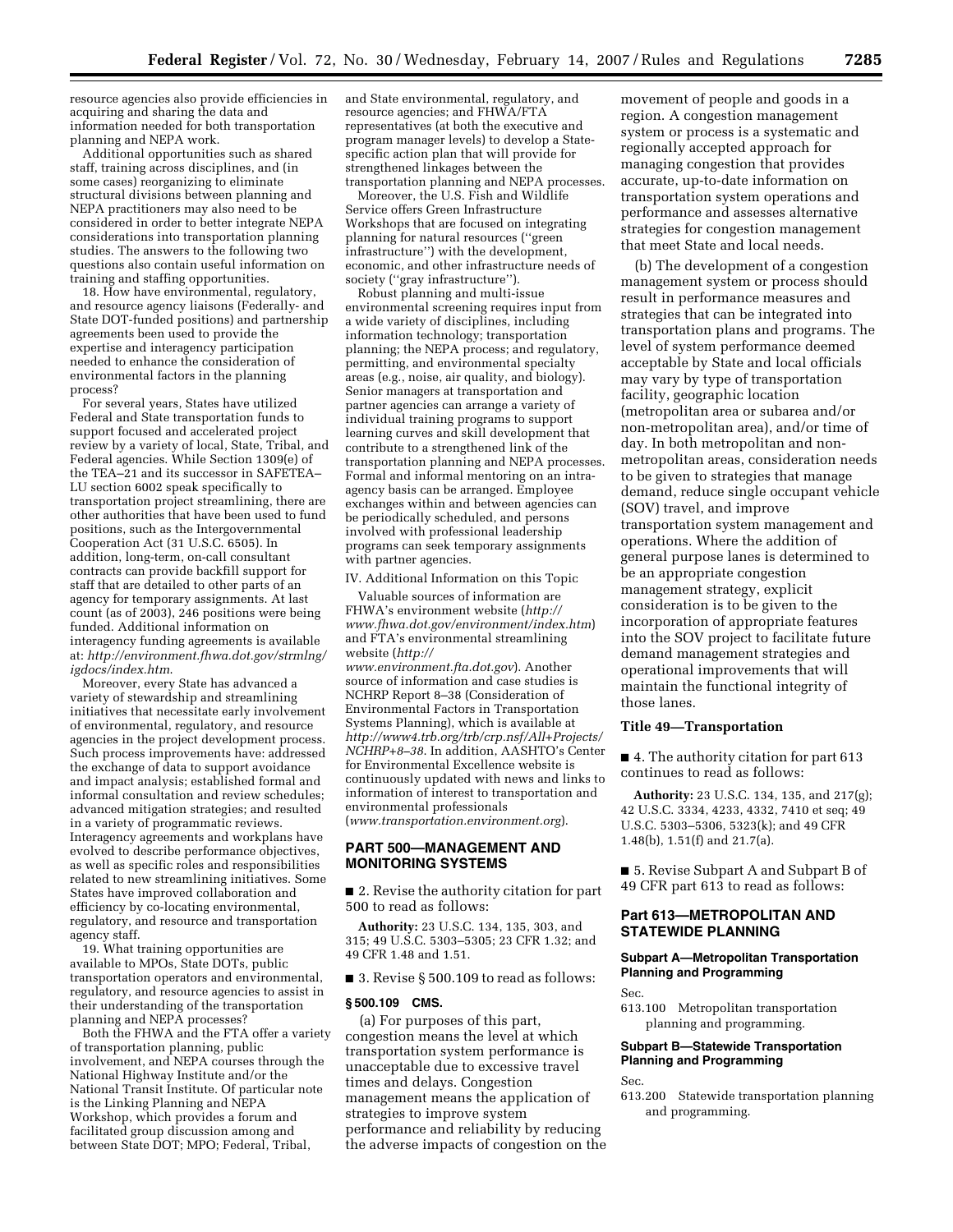resource agencies also provide efficiencies in acquiring and sharing the data and information needed for both transportation planning and NEPA work.

Additional opportunities such as shared staff, training across disciplines, and (in some cases) reorganizing to eliminate structural divisions between planning and NEPA practitioners may also need to be considered in order to better integrate NEPA considerations into transportation planning studies. The answers to the following two questions also contain useful information on training and staffing opportunities.

18. How have environmental, regulatory, and resource agency liaisons (Federally- and State DOT-funded positions) and partnership agreements been used to provide the expertise and interagency participation needed to enhance the consideration of environmental factors in the planning process?

For several years, States have utilized Federal and State transportation funds to support focused and accelerated project review by a variety of local, State, Tribal, and Federal agencies. While Section 1309(e) of the TEA–21 and its successor in SAFETEA–LU section 6002 speak specifically to transportation project streamlining, there are other authorities that have been used to fund positions, such as the Intergovernmental Cooperation Act (31 U.S.C. 6505). In addition, long-term, on-call consultant contracts can provide backfill support for staff that are detailed to other parts of an agency for temporary assignments. At last count (as of 2003), 246 positions were being funded. Additional information on interagency funding agreements is available at: *http://environment.fhwa.dot.gov/strmlng/igdocs/index.htm*.

Moreover, every State has advanced a variety of stewardship and streamlining initiatives that necessitate early involvement of environmental, regulatory, and resource agencies in the project development process. Such process improvements have: addressed the exchange of data to support avoidance and impact analysis; established formal and informal consultation and review schedules; advanced mitigation strategies; and resulted in a variety of programmatic reviews. Interagency agreements and workplans have evolved to describe performance objectives, as well as specific roles and responsibilities related to new streamlining initiatives. Some States have improved collaboration and efficiency by co-locating environmental, regulatory, and resource and transportation agency staff.

19. What training opportunities are available to MPOs, State DOTs, public transportation operators and environmental, regulatory, and resource agencies to assist in their understanding of the transportation planning and NEPA processes?

Both the FHWA and the FTA offer a variety of transportation planning, public involvement, and NEPA courses through the National Highway Institute and/or the National Transit Institute. Of particular note is the Linking Planning and NEPA Workshop, which provides a forum and facilitated group discussion among and between State DOT; MPO; Federal, Tribal, and State environmental, regulatory, and resource agencies; and FHWA/FTA representatives (at both the executive and program manager levels) to develop a State-specific action plan that will provide for strengthened linkages between the transportation planning and NEPA processes.

Moreover, the U.S. Fish and Wildlife Service offers Green Infrastructure Workshops that are focused on integrating planning for natural resources (''green infrastructure'') with the development, economic, and other infrastructure needs of society (''gray infrastructure'').

Robust planning and multi-issue environmental screening requires input from a wide variety of disciplines, including information technology; transportation planning; the NEPA process; and regulatory, permitting, and environmental specialty areas (e.g., noise, air quality, and biology). Senior managers at transportation and partner agencies can arrange a variety of individual training programs to support learning curves and skill development that contribute to a strengthened link of the transportation planning and NEPA processes. Formal and informal mentoring on an intra-agency basis can be arranged. Employee exchanges within and between agencies can be periodically scheduled, and persons involved with professional leadership programs can seek temporary assignments with partner agencies.

IV. Additional Information on this Topic

Valuable sources of information are FHWA's environment website (*http://www.fhwa.dot.gov/environment/index.htm*) and FTA's environmental streamlining website (*http://www.environment.fta.dot.gov*). Another source of information and case studies is NCHRP Report 8–38 (Consideration of Environmental Factors in Transportation Systems Planning), which is available at *http://www4.trb.org/trb/crp.nsf/All+Projects/NCHRP+8–38*. In addition, AASHTO's Center for Environmental Excellence website is continuously updated with news and links to information of interest to transportation and environmental professionals (*www.transportation.environment.org*).

## PART 500—MANAGEMENT AND MONITORING SYSTEMS

■ 2. Revise the authority citation for part 500 to read as follows:

**Authority:** 23 U.S.C. 134, 135, 303, and 315; 49 U.S.C. 5303–5305; 23 CFR 1.32; and 49 CFR 1.48 and 1.51.

■ 3. Revise § 500.109 to read as follows:

### § 500.109 CMS.

(a) For purposes of this part, congestion means the level at which transportation system performance is unacceptable due to excessive travel times and delays. Congestion management means the application of strategies to improve system performance and reliability by reducing the adverse impacts of congestion on the movement of people and goods in a region. A congestion management system or process is a systematic and regionally accepted approach for managing congestion that provides accurate, up-to-date information on transportation system operations and performance and assesses alternative strategies for congestion management that meet State and local needs.

(b) The development of a congestion management system or process should result in performance measures and strategies that can be integrated into transportation plans and programs. The level of system performance deemed acceptable by State and local officials may vary by type of transportation facility, geographic location (metropolitan area or subarea and/or non-metropolitan area), and/or time of day. In both metropolitan and non-metropolitan areas, consideration needs to be given to strategies that manage demand, reduce single occupant vehicle (SOV) travel, and improve transportation system management and operations. Where the addition of general purpose lanes is determined to be an appropriate congestion management strategy, explicit consideration is to be given to the incorporation of appropriate features into the SOV project to facilitate future demand management strategies and operational improvements that will maintain the functional integrity of those lanes.

## Title 49—Transportation

■ 4. The authority citation for part 613 continues to read as follows:

**Authority:** 23 U.S.C. 134, 135, and 217(g); 42 U.S.C. 3334, 4233, 4332, 7410 et seq; 49 U.S.C. 5303–5306, 5323(k); and 49 CFR 1.48(b), 1.51(f) and 21.7(a).

■ 5. Revise Subpart A and Subpart B of 49 CFR part 613 to read as follows:

## Part 613—METROPOLITAN AND STATEWIDE PLANNING

### Subpart A—Metropolitan Transportation Planning and Programming

Sec.

613.100 Metropolitan transportation planning and programming.

### Subpart B—Statewide Transportation Planning and Programming

Sec.

613.200 Statewide transportation planning and programming.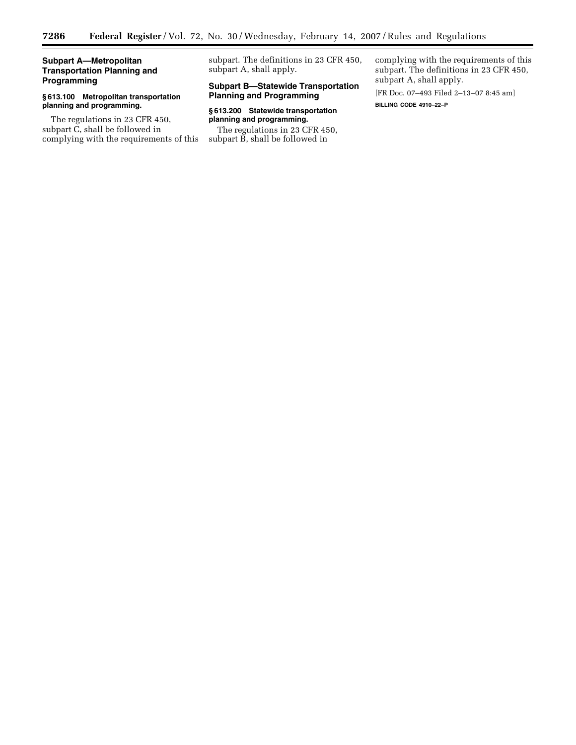## Subpart A—Metropolitan Transportation Planning and Programming

### § 613.100 Metropolitan transportation planning and programming.

The regulations in 23 CFR 450, subpart C, shall be followed in complying with the requirements of this subpart. The definitions in 23 CFR 450, subpart A, shall apply.

## Subpart B—Statewide Transportation Planning and Programming

### § 613.200 Statewide transportation planning and programming.

The regulations in 23 CFR 450, subpart B, shall be followed in complying with the requirements of this subpart. The definitions in 23 CFR 450, subpart A, shall apply.

[FR Doc. 07–493 Filed 2–13–07 8:45 am]

**BILLING CODE 4910–22–P**